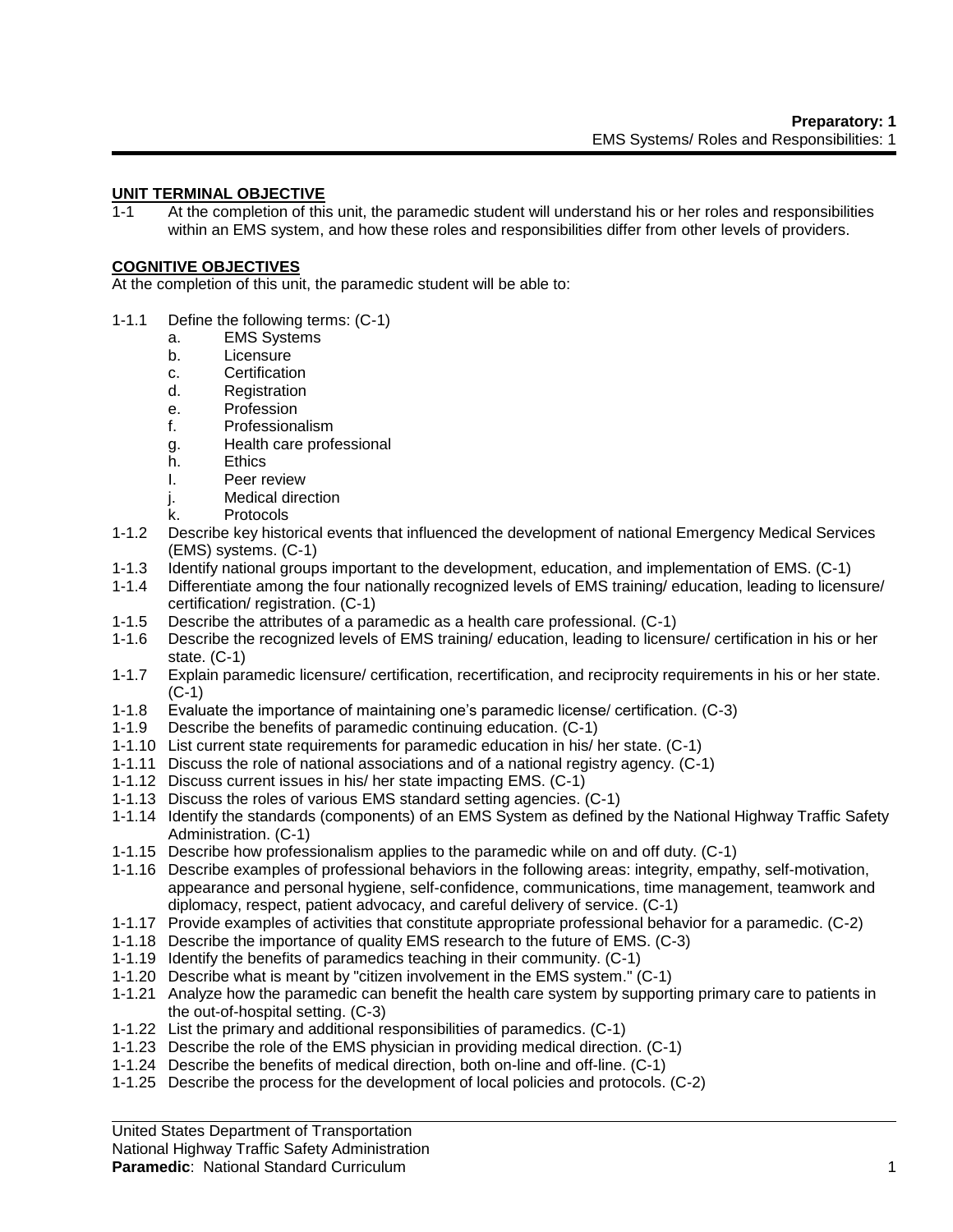## UNIT TERMINAL OBJECTIVE

1-1 At the completion of this unit, the paramedic student will understand his or her roles and responsibilities within an EMS system, and how these roles and responsibilities differ from other levels of providers.

## COGNITIVE OBJECTIVES

At the completion of this unit, the paramedic student will be able to:

- 1-1.1 Define the following terms: (C-1)
  - a. EMS Systems
  - b. Licensure
  - c. Certification
  - d. Registration
  - e. Profession
  - f. Professionalism
  - g. Health care professional
  - h. Ethics
  - I. Peer review
  - j. Medical direction
  - k. Protocols
- 1-1.2 Describe key historical events that influenced the development of national Emergency Medical Services (EMS) systems. (C-1)
- 1-1.3 Identify national groups important to the development, education, and implementation of EMS. (C-1)
- 1-1.4 Differentiate among the four nationally recognized levels of EMS training/ education, leading to licensure/ certification/ registration. (C-1)
- 1-1.5 Describe the attributes of a paramedic as a health care professional. (C-1)
- 1-1.6 Describe the recognized levels of EMS training/ education, leading to licensure/ certification in his or her state. (C-1)
- 1-1.7 Explain paramedic licensure/ certification, recertification, and reciprocity requirements in his or her state. (C-1)
- 1-1.8 Evaluate the importance of maintaining one's paramedic license/ certification. (C-3)
- 1-1.9 Describe the benefits of paramedic continuing education. (C-1)
- 1-1.10 List current state requirements for paramedic education in his/ her state. (C-1)
- 1-1.11 Discuss the role of national associations and of a national registry agency. (C-1)
- 1-1.12 Discuss current issues in his/ her state impacting EMS. (C-1)
- 1-1.13 Discuss the roles of various EMS standard setting agencies. (C-1)
- 1-1.14 Identify the standards (components) of an EMS System as defined by the National Highway Traffic Safety Administration. (C-1)
- 1-1.15 Describe how professionalism applies to the paramedic while on and off duty. (C-1)
- 1-1.16 Describe examples of professional behaviors in the following areas: integrity, empathy, self-motivation, appearance and personal hygiene, self-confidence, communications, time management, teamwork and diplomacy, respect, patient advocacy, and careful delivery of service. (C-1)
- 1-1.17 Provide examples of activities that constitute appropriate professional behavior for a paramedic. (C-2)
- 1-1.18 Describe the importance of quality EMS research to the future of EMS. (C-3)
- 1-1.19 Identify the benefits of paramedics teaching in their community. (C-1)
- 1-1.20 Describe what is meant by "citizen involvement in the EMS system." (C-1)
- 1-1.21 Analyze how the paramedic can benefit the health care system by supporting primary care to patients in the out-of-hospital setting. (C-3)
- 1-1.22 List the primary and additional responsibilities of paramedics. (C-1)
- 1-1.23 Describe the role of the EMS physician in providing medical direction. (C-1)
- 1-1.24 Describe the benefits of medical direction, both on-line and off-line. (C-1)
- 1-1.25 Describe the process for the development of local policies and protocols. (C-2)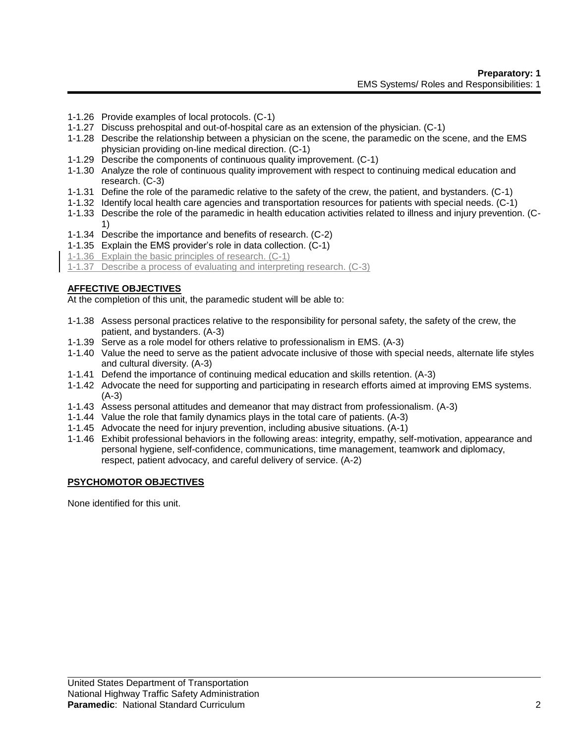1-1.26 Provide examples of local protocols. (C-1)
1-1.27 Discuss prehospital and out-of-hospital care as an extension of the physician. (C-1)
1-1.28 Describe the relationship between a physician on the scene, the paramedic on the scene, and the EMS physician providing on-line medical direction. (C-1)
1-1.29 Describe the components of continuous quality improvement. (C-1)
1-1.30 Analyze the role of continuous quality improvement with respect to continuing medical education and research. (C-3)
1-1.31 Define the role of the paramedic relative to the safety of the crew, the patient, and bystanders. (C-1)
1-1.32 Identify local health care agencies and transportation resources for patients with special needs. (C-1)
1-1.33 Describe the role of the paramedic in health education activities related to illness and injury prevention. (C-1)
1-1.34 Describe the importance and benefits of research. (C-2)
1-1.35 Explain the EMS provider's role in data collection. (C-1)
1-1.36 Explain the basic principles of research. (C-1)
1-1.37 Describe a process of evaluating and interpreting research. (C-3)

**AFFECTIVE OBJECTIVES**

At the completion of this unit, the paramedic student will be able to:

1-1.38 Assess personal practices relative to the responsibility for personal safety, the safety of the crew, the patient, and bystanders. (A-3)
1-1.39 Serve as a role model for others relative to professionalism in EMS. (A-3)
1-1.40 Value the need to serve as the patient advocate inclusive of those with special needs, alternate life styles and cultural diversity. (A-3)
1-1.41 Defend the importance of continuing medical education and skills retention. (A-3)
1-1.42 Advocate the need for supporting and participating in research efforts aimed at improving EMS systems. (A-3)
1-1.43 Assess personal attitudes and demeanor that may distract from professionalism. (A-3)
1-1.44 Value the role that family dynamics plays in the total care of patients. (A-3)
1-1.45 Advocate the need for injury prevention, including abusive situations. (A-1)
1-1.46 Exhibit professional behaviors in the following areas: integrity, empathy, self-motivation, appearance and personal hygiene, self-confidence, communications, time management, teamwork and diplomacy, respect, patient advocacy, and careful delivery of service. (A-2)

**PSYCHOMOTOR OBJECTIVES**

None identified for this unit.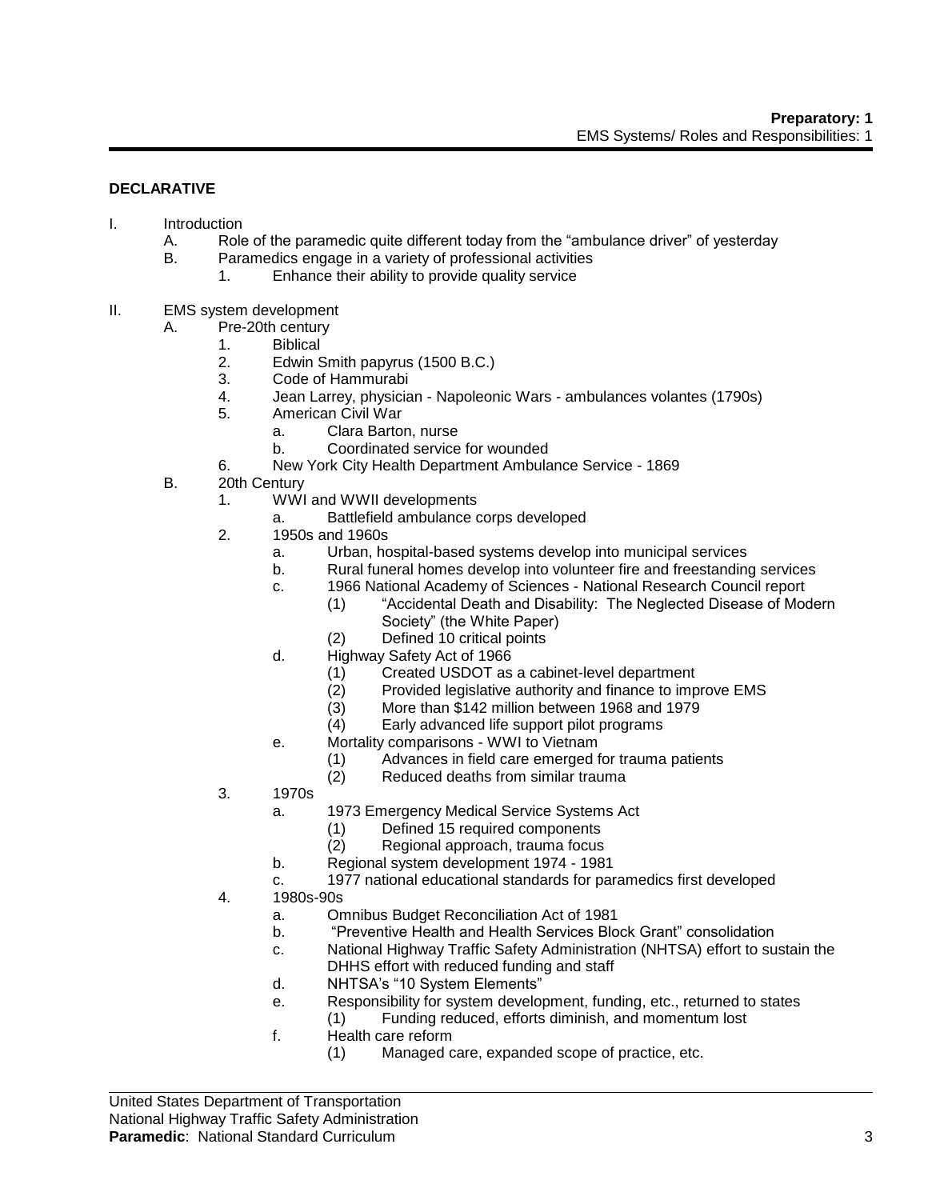**DECLARATIVE**

I. Introduction
   A. Role of the paramedic quite different today from the "ambulance driver" of yesterday
   B. Paramedics engage in a variety of professional activities
      1. Enhance their ability to provide quality service

II. EMS system development
   A. Pre-20th century
      1. Biblical
      2. Edwin Smith papyrus (1500 B.C.)
      3. Code of Hammurabi
      4. Jean Larrey, physician - Napoleonic Wars - ambulances volantes (1790s)
      5. American Civil War
         a. Clara Barton, nurse
         b. Coordinated service for wounded
      6. New York City Health Department Ambulance Service - 1869
   B. 20th Century
      1. WWI and WWII developments
         a. Battlefield ambulance corps developed
      2. 1950s and 1960s
         a. Urban, hospital-based systems develop into municipal services
         b. Rural funeral homes develop into volunteer fire and freestanding services
         c. 1966 National Academy of Sciences - National Research Council report
            (1) "Accidental Death and Disability: The Neglected Disease of Modern Society" (the White Paper)
            (2) Defined 10 critical points
         d. Highway Safety Act of 1966
            (1) Created USDOT as a cabinet-level department
            (2) Provided legislative authority and finance to improve EMS
            (3) More than $142 million between 1968 and 1979
            (4) Early advanced life support pilot programs
         e. Mortality comparisons - WWI to Vietnam
            (1) Advances in field care emerged for trauma patients
            (2) Reduced deaths from similar trauma
      3. 1970s
         a. 1973 Emergency Medical Service Systems Act
            (1) Defined 15 required components
            (2) Regional approach, trauma focus
         b. Regional system development 1974 - 1981
         c. 1977 national educational standards for paramedics first developed
      4. 1980s-90s
         a. Omnibus Budget Reconciliation Act of 1981
         b. "Preventive Health and Health Services Block Grant" consolidation
         c. National Highway Traffic Safety Administration (NHTSA) effort to sustain the DHHS effort with reduced funding and staff
         d. NHTSA's "10 System Elements"
         e. Responsibility for system development, funding, etc., returned to states
            (1) Funding reduced, efforts diminish, and momentum lost
         f. Health care reform
            (1) Managed care, expanded scope of practice, etc.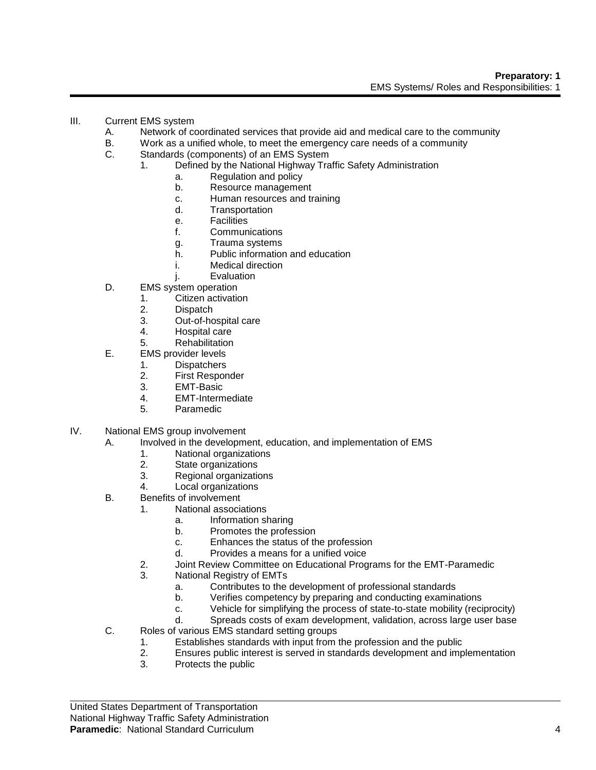III. Current EMS system
   A. Network of coordinated services that provide aid and medical care to the community
   B. Work as a unified whole, to meet the emergency care needs of a community
   C. Standards (components) of an EMS System
      1. Defined by the National Highway Traffic Safety Administration
         a. Regulation and policy
         b. Resource management
         c. Human resources and training
         d. Transportation
         e. Facilities
         f. Communications
         g. Trauma systems
         h. Public information and education
         i. Medical direction
         j. Evaluation
   D. EMS system operation
      1. Citizen activation
      2. Dispatch
      3. Out-of-hospital care
      4. Hospital care
      5. Rehabilitation
   E. EMS provider levels
      1. Dispatchers
      2. First Responder
      3. EMT-Basic
      4. EMT-Intermediate
      5. Paramedic

IV. National EMS group involvement
   A. Involved in the development, education, and implementation of EMS
      1. National organizations
      2. State organizations
      3. Regional organizations
      4. Local organizations
   B. Benefits of involvement
      1. National associations
         a. Information sharing
         b. Promotes the profession
         c. Enhances the status of the profession
         d. Provides a means for a unified voice
      2. Joint Review Committee on Educational Programs for the EMT-Paramedic
      3. National Registry of EMTs
         a. Contributes to the development of professional standards
         b. Verifies competency by preparing and conducting examinations
         c. Vehicle for simplifying the process of state-to-state mobility (reciprocity)
         d. Spreads costs of exam development, validation, across large user base
   C. Roles of various EMS standard setting groups
      1. Establishes standards with input from the profession and the public
      2. Ensures public interest is served in standards development and implementation
      3. Protects the public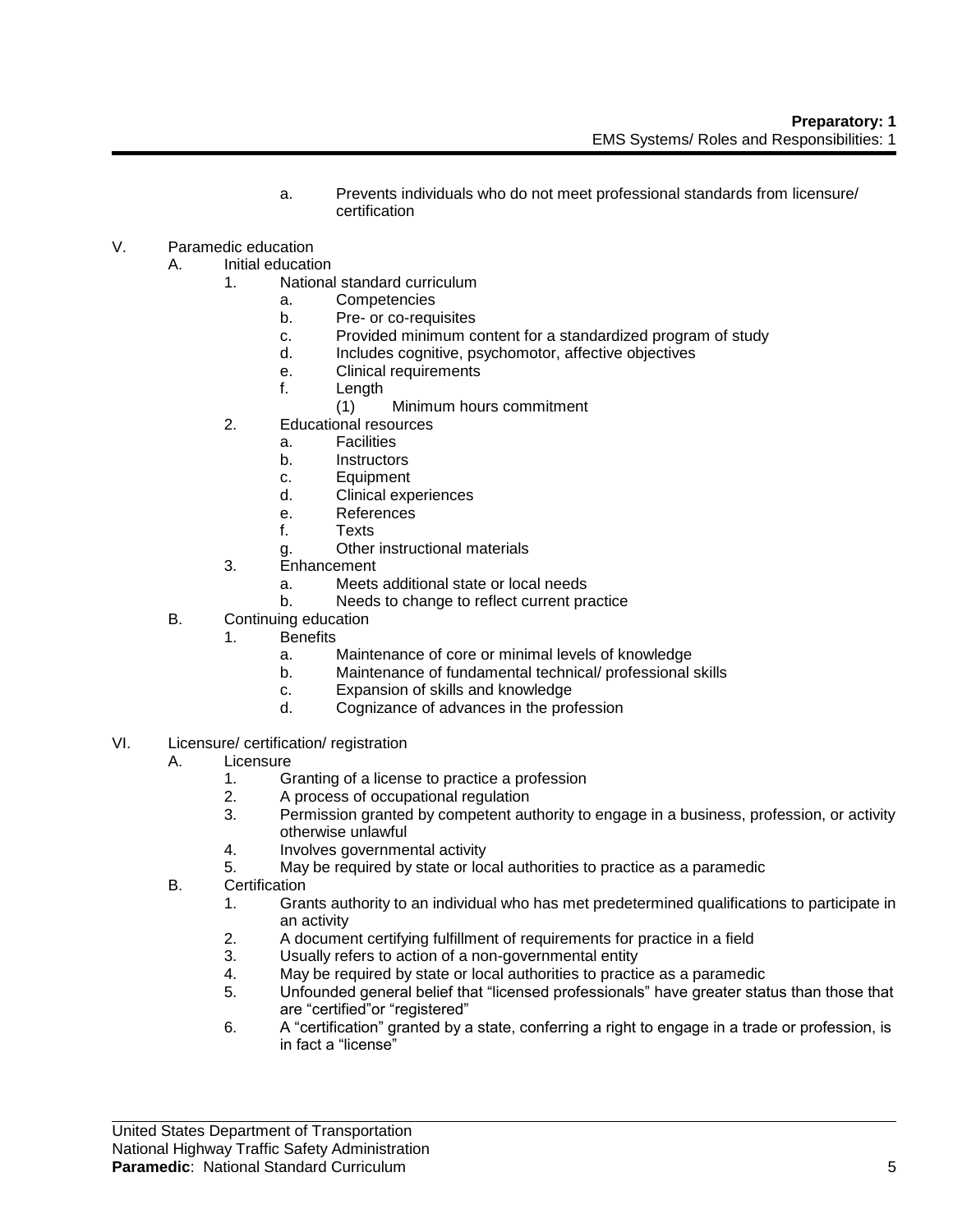a. Prevents individuals who do not meet professional standards from licensure/ certification

V. Paramedic education
   A. Initial education
      1. National standard curriculum
         a. Competencies
         b. Pre- or co-requisites
         c. Provided minimum content for a standardized program of study
         d. Includes cognitive, psychomotor, affective objectives
         e. Clinical requirements
         f. Length
            (1) Minimum hours commitment
      2. Educational resources
         a. Facilities
         b. Instructors
         c. Equipment
         d. Clinical experiences
         e. References
         f. Texts
         g. Other instructional materials
      3. Enhancement
         a. Meets additional state or local needs
         b. Needs to change to reflect current practice
   B. Continuing education
      1. Benefits
         a. Maintenance of core or minimal levels of knowledge
         b. Maintenance of fundamental technical/ professional skills
         c. Expansion of skills and knowledge
         d. Cognizance of advances in the profession

VI. Licensure/ certification/ registration
   A. Licensure
      1. Granting of a license to practice a profession
      2. A process of occupational regulation
      3. Permission granted by competent authority to engage in a business, profession, or activity otherwise unlawful
      4. Involves governmental activity
      5. May be required by state or local authorities to practice as a paramedic
   B. Certification
      1. Grants authority to an individual who has met predetermined qualifications to participate in an activity
      2. A document certifying fulfillment of requirements for practice in a field
      3. Usually refers to action of a non-governmental entity
      4. May be required by state or local authorities to practice as a paramedic
      5. Unfounded general belief that "licensed professionals" have greater status than those that are "certified"or "registered"
      6. A "certification" granted by a state, conferring a right to engage in a trade or profession, is in fact a "license"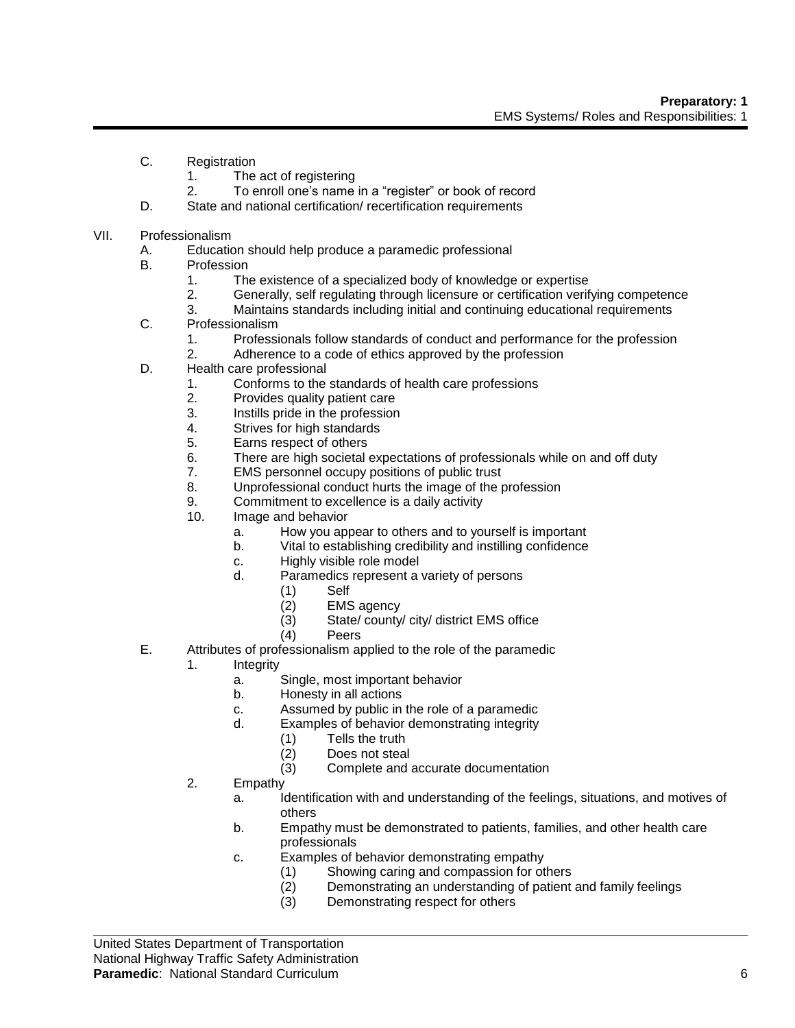C. Registration
   1. The act of registering
   2. To enroll one's name in a "register" or book of record

D. State and national certification/ recertification requirements

VII. Professionalism
   A. Education should help produce a paramedic professional
   B. Profession
      1. The existence of a specialized body of knowledge or expertise
      2. Generally, self regulating through licensure or certification verifying competence
      3. Maintains standards including initial and continuing educational requirements
   C. Professionalism
      1. Professionals follow standards of conduct and performance for the profession
      2. Adherence to a code of ethics approved by the profession
   D. Health care professional
      1. Conforms to the standards of health care professions
      2. Provides quality patient care
      3. Instills pride in the profession
      4. Strives for high standards
      5. Earns respect of others
      6. There are high societal expectations of professionals while on and off duty
      7. EMS personnel occupy positions of public trust
      8. Unprofessional conduct hurts the image of the profession
      9. Commitment to excellence is a daily activity
      10. Image and behavior
         a. How you appear to others and to yourself is important
         b. Vital to establishing credibility and instilling confidence
         c. Highly visible role model
         d. Paramedics represent a variety of persons
            (1) Self
            (2) EMS agency
            (3) State/ county/ city/ district EMS office
            (4) Peers
   E. Attributes of professionalism applied to the role of the paramedic
      1. Integrity
         a. Single, most important behavior
         b. Honesty in all actions
         c. Assumed by public in the role of a paramedic
         d. Examples of behavior demonstrating integrity
            (1) Tells the truth
            (2) Does not steal
            (3) Complete and accurate documentation
      2. Empathy
         a. Identification with and understanding of the feelings, situations, and motives of others
         b. Empathy must be demonstrated to patients, families, and other health care professionals
         c. Examples of behavior demonstrating empathy
            (1) Showing caring and compassion for others
            (2) Demonstrating an understanding of patient and family feelings
            (3) Demonstrating respect for others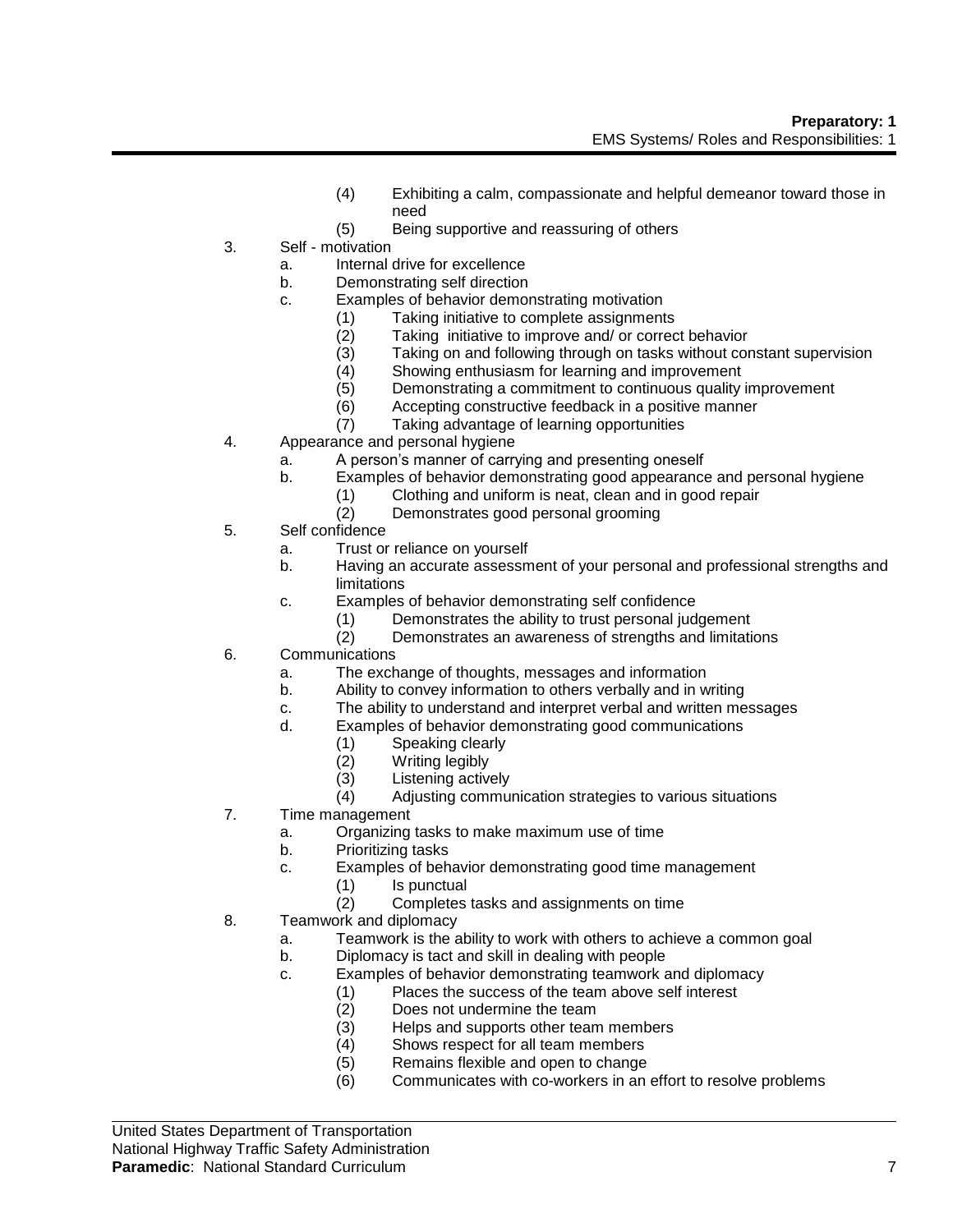(4) Exhibiting a calm, compassionate and helpful demeanor toward those in need
(5) Being supportive and reassuring of others

3. Self - motivation
    a. Internal drive for excellence
    b. Demonstrating self direction
    c. Examples of behavior demonstrating motivation
        (1) Taking initiative to complete assignments
        (2) Taking initiative to improve and/ or correct behavior
        (3) Taking on and following through on tasks without constant supervision
        (4) Showing enthusiasm for learning and improvement
        (5) Demonstrating a commitment to continuous quality improvement
        (6) Accepting constructive feedback in a positive manner
        (7) Taking advantage of learning opportunities
4. Appearance and personal hygiene
    a. A person's manner of carrying and presenting oneself
    b. Examples of behavior demonstrating good appearance and personal hygiene
        (1) Clothing and uniform is neat, clean and in good repair
        (2) Demonstrates good personal grooming
5. Self confidence
    a. Trust or reliance on yourself
    b. Having an accurate assessment of your personal and professional strengths and limitations
    c. Examples of behavior demonstrating self confidence
        (1) Demonstrates the ability to trust personal judgement
        (2) Demonstrates an awareness of strengths and limitations
6. Communications
    a. The exchange of thoughts, messages and information
    b. Ability to convey information to others verbally and in writing
    c. The ability to understand and interpret verbal and written messages
    d. Examples of behavior demonstrating good communications
        (1) Speaking clearly
        (2) Writing legibly
        (3) Listening actively
        (4) Adjusting communication strategies to various situations
7. Time management
    a. Organizing tasks to make maximum use of time
    b. Prioritizing tasks
    c. Examples of behavior demonstrating good time management
        (1) Is punctual
        (2) Completes tasks and assignments on time
8. Teamwork and diplomacy
    a. Teamwork is the ability to work with others to achieve a common goal
    b. Diplomacy is tact and skill in dealing with people
    c. Examples of behavior demonstrating teamwork and diplomacy
        (1) Places the success of the team above self interest
        (2) Does not undermine the team
        (3) Helps and supports other team members
        (4) Shows respect for all team members
        (5) Remains flexible and open to change
        (6) Communicates with co-workers in an effort to resolve problems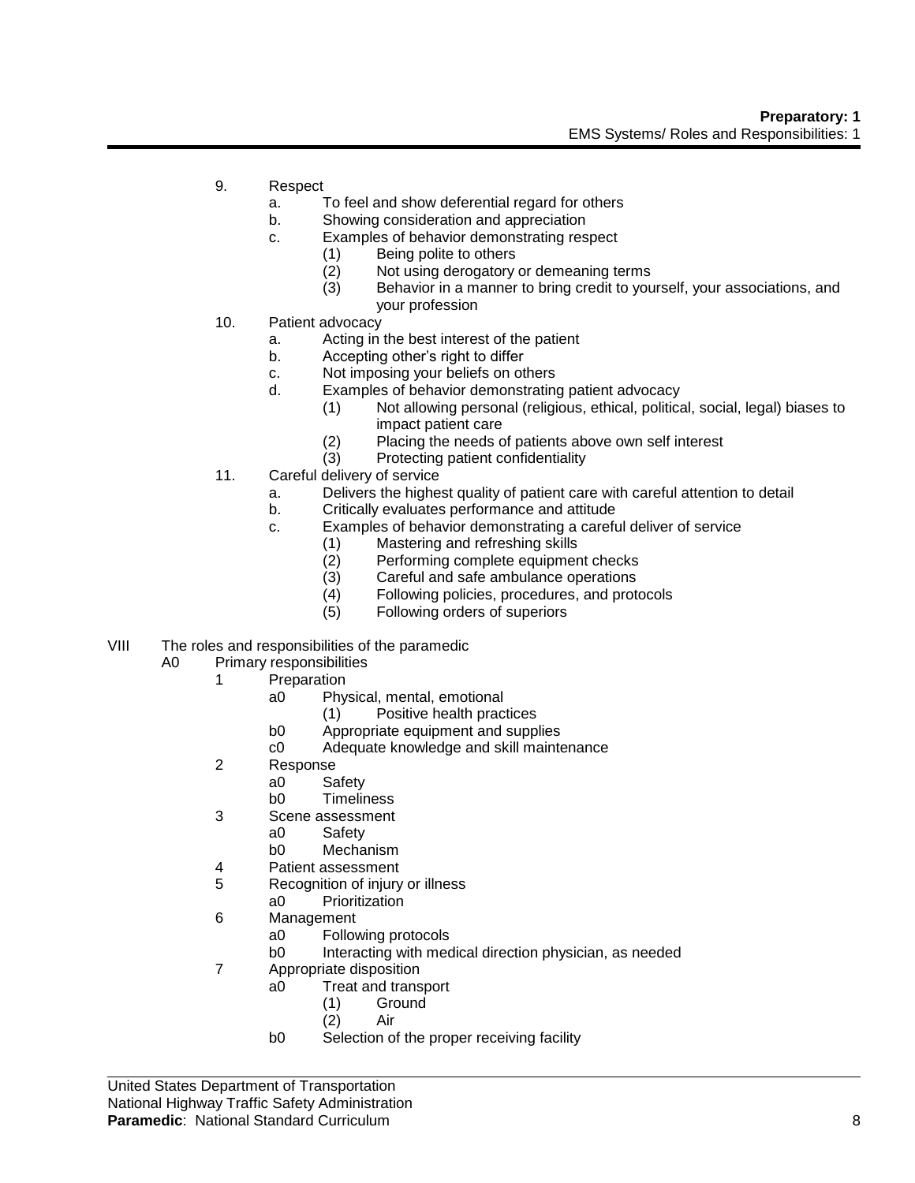9. Respect
    a. To feel and show deferential regard for others
    b. Showing consideration and appreciation
    c. Examples of behavior demonstrating respect
        (1) Being polite to others
        (2) Not using derogatory or demeaning terms
        (3) Behavior in a manner to bring credit to yourself, your associations, and your profession
10. Patient advocacy
    a. Acting in the best interest of the patient
    b. Accepting other's right to differ
    c. Not imposing your beliefs on others
    d. Examples of behavior demonstrating patient advocacy
        (1) Not allowing personal (religious, ethical, political, social, legal) biases to impact patient care
        (2) Placing the needs of patients above own self interest
        (3) Protecting patient confidentiality
11. Careful delivery of service
    a. Delivers the highest quality of patient care with careful attention to detail
    b. Critically evaluates performance and attitude
    c. Examples of behavior demonstrating a careful deliver of service
        (1) Mastering and refreshing skills
        (2) Performing complete equipment checks
        (3) Careful and safe ambulance operations
        (4) Following policies, procedures, and protocols
        (5) Following orders of superiors

VIII The roles and responsibilities of the paramedic
- A0 Primary responsibilities
    - 1 Preparation
        - a0 Physical, mental, emotional
            - (1) Positive health practices
        - b0 Appropriate equipment and supplies
        - c0 Adequate knowledge and skill maintenance
    - 2 Response
        - a0 Safety
        - b0 Timeliness
    - 3 Scene assessment
        - a0 Safety
        - b0 Mechanism
    - 4 Patient assessment
    - 5 Recognition of injury or illness
        - a0 Prioritization
    - 6 Management
        - a0 Following protocols
        - b0 Interacting with medical direction physician, as needed
    - 7 Appropriate disposition
        - a0 Treat and transport
            - (1) Ground
            - (2) Air
        - b0 Selection of the proper receiving facility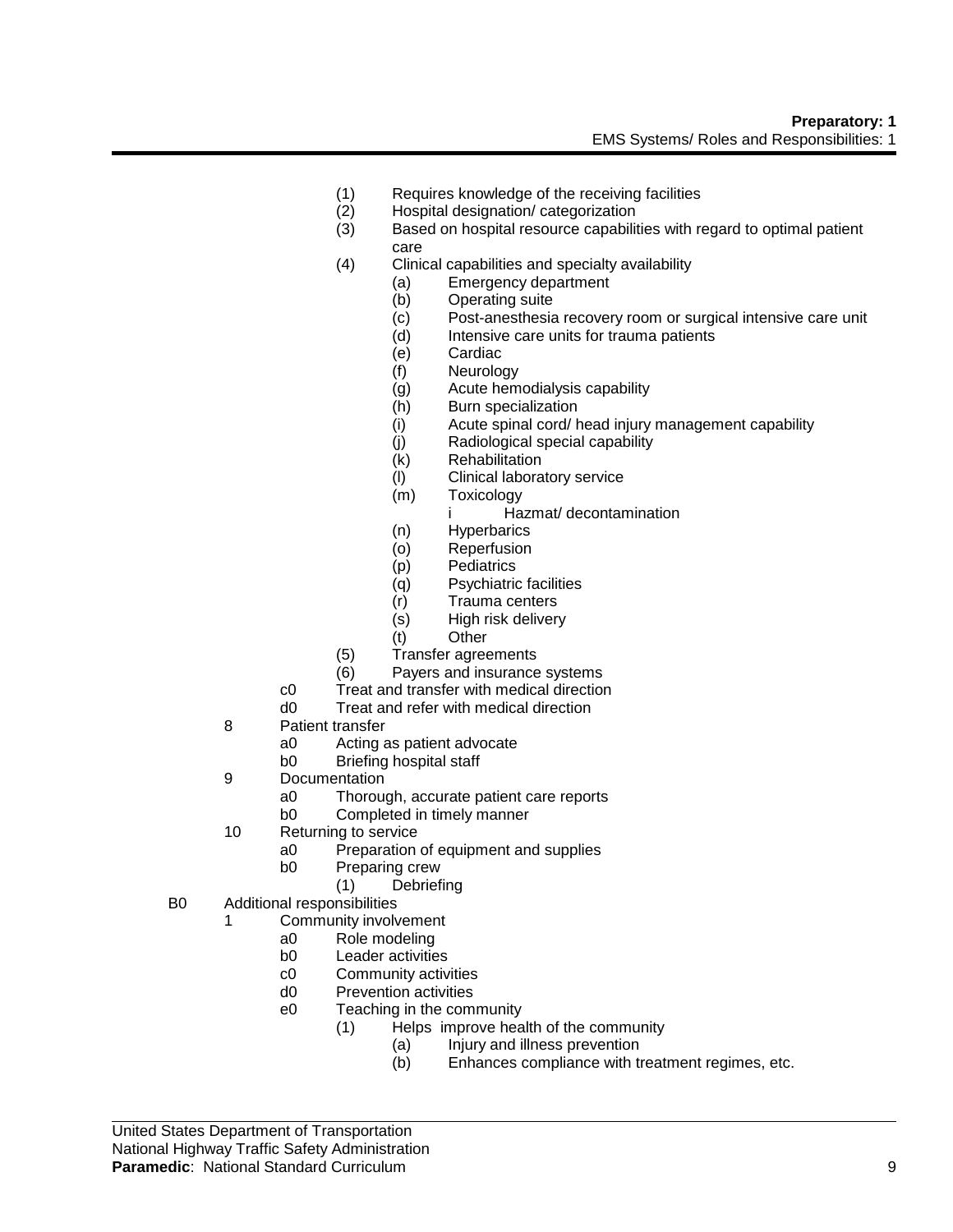- (1) Requires knowledge of the receiving facilities
- (2) Hospital designation/ categorization
- (3) Based on hospital resource capabilities with regard to optimal patient care
- (4) Clinical capabilities and specialty availability
  - (a) Emergency department
  - (b) Operating suite
  - (c) Post-anesthesia recovery room or surgical intensive care unit
  - (d) Intensive care units for trauma patients
  - (e) Cardiac
  - (f) Neurology
  - (g) Acute hemodialysis capability
  - (h) Burn specialization
  - (i) Acute spinal cord/ head injury management capability
  - (j) Radiological special capability
  - (k) Rehabilitation
  - (l) Clinical laboratory service
  - (m) Toxicology
    - i Hazmat/ decontamination
  - (n) Hyperbarics
  - (o) Reperfusion
  - (p) Pediatrics
  - (q) Psychiatric facilities
  - (r) Trauma centers
  - (s) High risk delivery
  - (t) Other
- (5) Transfer agreements
- (6) Payers and insurance systems

c0 Treat and transfer with medical direction

d0 Treat and refer with medical direction

8 Patient transfer
- a0 Acting as patient advocate
- b0 Briefing hospital staff

9 Documentation
- a0 Thorough, accurate patient care reports
- b0 Completed in timely manner

10 Returning to service
- a0 Preparation of equipment and supplies
- b0 Preparing crew
  - (1) Debriefing

B0 Additional responsibilities

1 Community involvement
- a0 Role modeling
- b0 Leader activities
- c0 Community activities
- d0 Prevention activities
- e0 Teaching in the community
  - (1) Helps improve health of the community
    - (a) Injury and illness prevention
    - (b) Enhances compliance with treatment regimes, etc.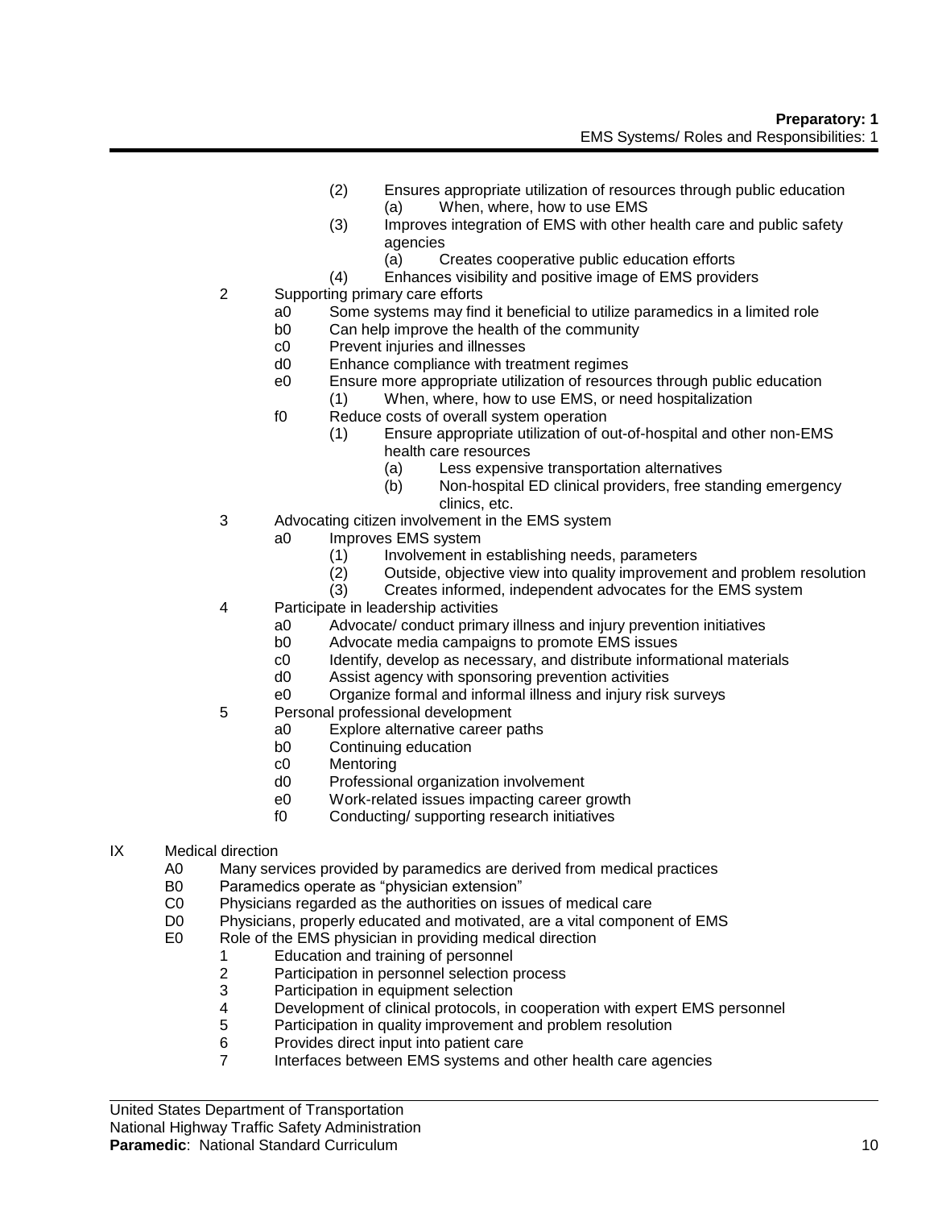- (2) Ensures appropriate utilization of resources through public education
  - (a) When, where, how to use EMS
- (3) Improves integration of EMS with other health care and public safety agencies
  - (a) Creates cooperative public education efforts
- (4) Enhances visibility and positive image of EMS providers

2 Supporting primary care efforts
- a0 Some systems may find it beneficial to utilize paramedics in a limited role
- b0 Can help improve the health of the community
- c0 Prevent injuries and illnesses
- d0 Enhance compliance with treatment regimes
- e0 Ensure more appropriate utilization of resources through public education
  - (1) When, where, how to use EMS, or need hospitalization
- f0 Reduce costs of overall system operation
  - (1) Ensure appropriate utilization of out-of-hospital and other non-EMS health care resources
    - (a) Less expensive transportation alternatives
    - (b) Non-hospital ED clinical providers, free standing emergency clinics, etc.

3 Advocating citizen involvement in the EMS system
- a0 Improves EMS system
  - (1) Involvement in establishing needs, parameters
  - (2) Outside, objective view into quality improvement and problem resolution
  - (3) Creates informed, independent advocates for the EMS system

4 Participate in leadership activities
- a0 Advocate/ conduct primary illness and injury prevention initiatives
- b0 Advocate media campaigns to promote EMS issues
- c0 Identify, develop as necessary, and distribute informational materials
- d0 Assist agency with sponsoring prevention activities
- e0 Organize formal and informal illness and injury risk surveys

5 Personal professional development
- a0 Explore alternative career paths
- b0 Continuing education
- c0 Mentoring
- d0 Professional organization involvement
- e0 Work-related issues impacting career growth
- f0 Conducting/ supporting research initiatives

IX Medical direction
- A0 Many services provided by paramedics are derived from medical practices
- B0 Paramedics operate as "physician extension"
- C0 Physicians regarded as the authorities on issues of medical care
- D0 Physicians, properly educated and motivated, are a vital component of EMS
- E0 Role of the EMS physician in providing medical direction
  - 1 Education and training of personnel
  - 2 Participation in personnel selection process
  - 3 Participation in equipment selection
  - 4 Development of clinical protocols, in cooperation with expert EMS personnel
  - 5 Participation in quality improvement and problem resolution
  - 6 Provides direct input into patient care
  - 7 Interfaces between EMS systems and other health care agencies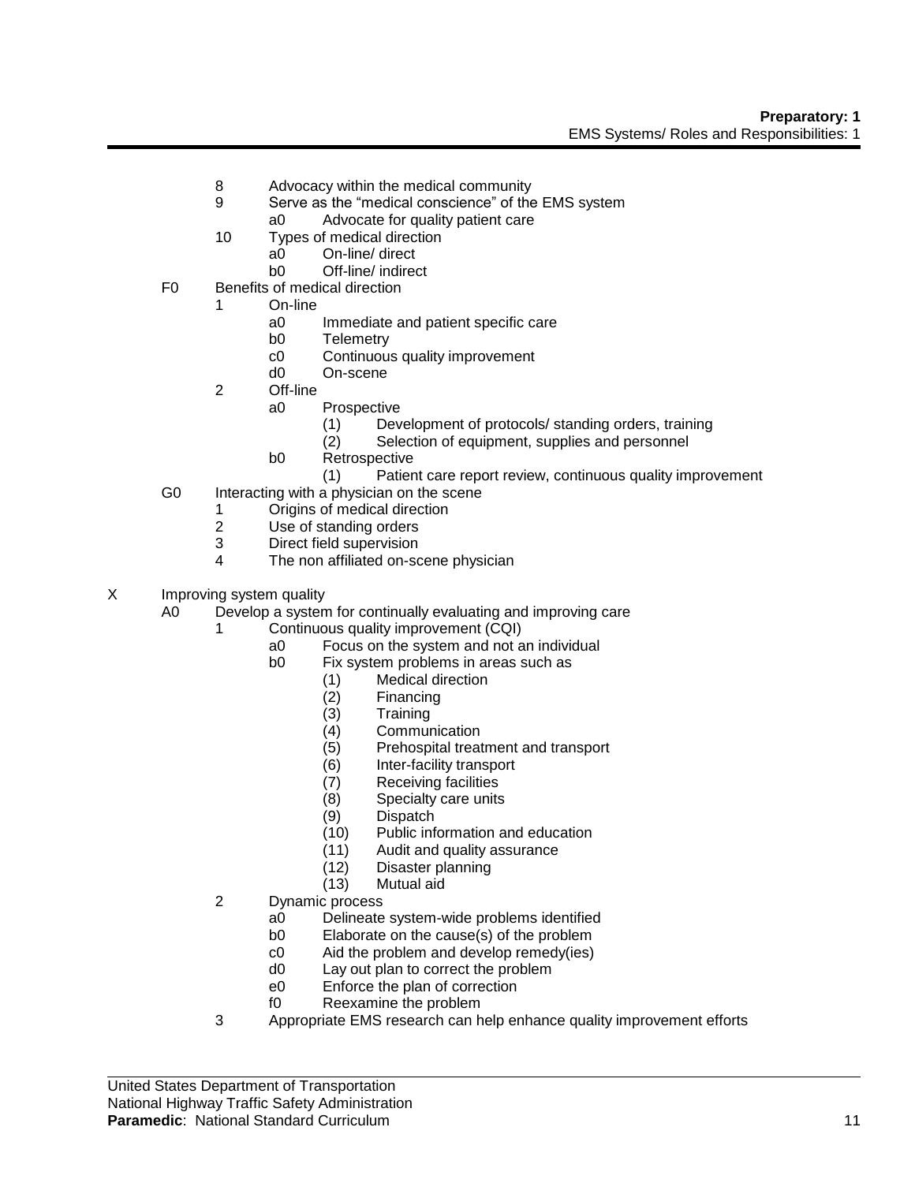8 Advocacy within the medical community
9 Serve as the "medical conscience" of the EMS system
   a0 Advocate for quality patient care
10 Types of medical direction
   a0 On-line/ direct
   b0 Off-line/ indirect

F0 Benefits of medical direction
1 On-line
   a0 Immediate and patient specific care
   b0 Telemetry
   c0 Continuous quality improvement
   d0 On-scene
2 Off-line
   a0 Prospective
      (1) Development of protocols/ standing orders, training
      (2) Selection of equipment, supplies and personnel
   b0 Retrospective
      (1) Patient care report review, continuous quality improvement

G0 Interacting with a physician on the scene
1 Origins of medical direction
2 Use of standing orders
3 Direct field supervision
4 The non affiliated on-scene physician

X Improving system quality

A0 Develop a system for continually evaluating and improving care
1 Continuous quality improvement (CQI)
   a0 Focus on the system and not an individual
   b0 Fix system problems in areas such as
      (1) Medical direction
      (2) Financing
      (3) Training
      (4) Communication
      (5) Prehospital treatment and transport
      (6) Inter-facility transport
      (7) Receiving facilities
      (8) Specialty care units
      (9) Dispatch
      (10) Public information and education
      (11) Audit and quality assurance
      (12) Disaster planning
      (13) Mutual aid
2 Dynamic process
   a0 Delineate system-wide problems identified
   b0 Elaborate on the cause(s) of the problem
   c0 Aid the problem and develop remedy(ies)
   d0 Lay out plan to correct the problem
   e0 Enforce the plan of correction
   f0 Reexamine the problem
3 Appropriate EMS research can help enhance quality improvement efforts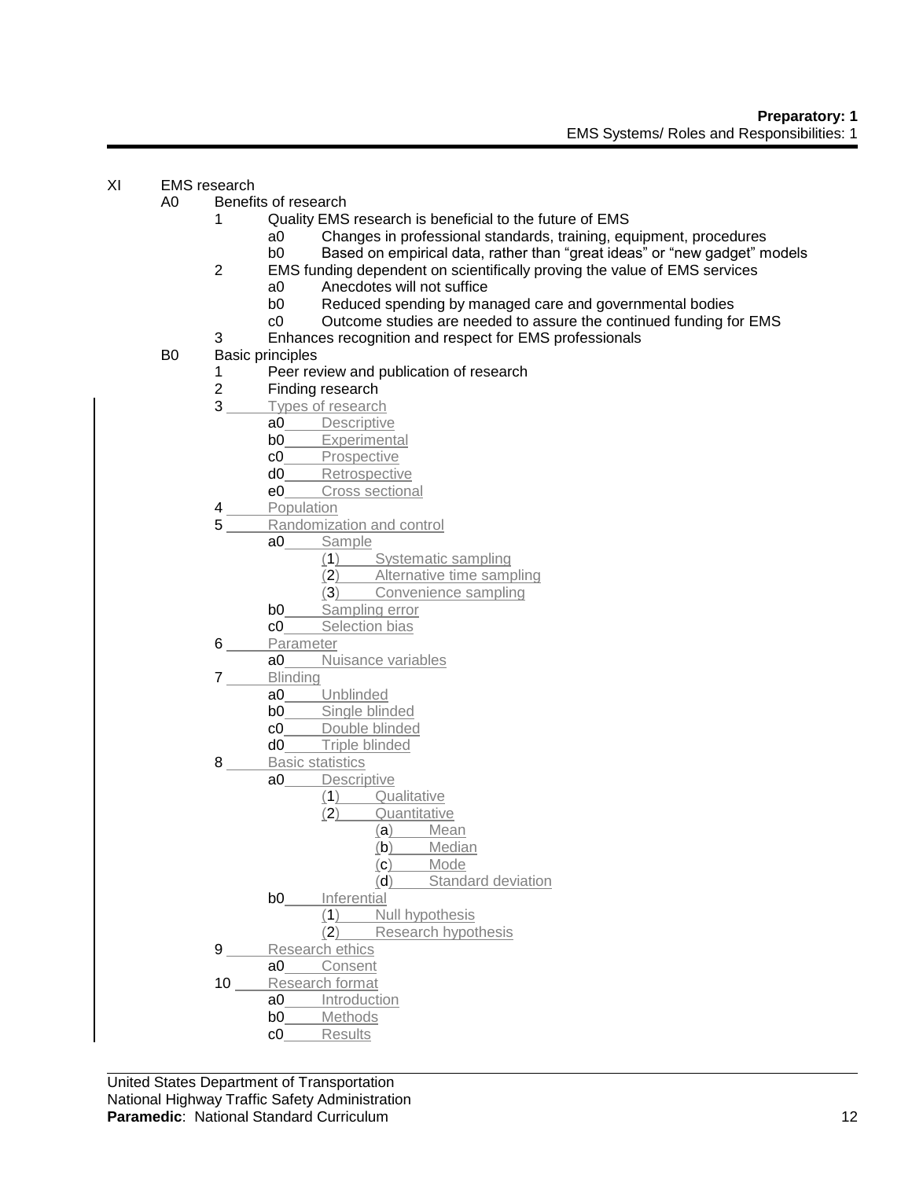XI EMS research

- A0 Benefits of research
    - 1 Quality EMS research is beneficial to the future of EMS
        - a0 Changes in professional standards, training, equipment, procedures
        - b0 Based on empirical data, rather than "great ideas" or "new gadget" models
    - 2 EMS funding dependent on scientifically proving the value of EMS services
        - a0 Anecdotes will not suffice
        - b0 Reduced spending by managed care and governmental bodies
        - c0 Outcome studies are needed to assure the continued funding for EMS
    - 3 Enhances recognition and respect for EMS professionals
- B0 Basic principles
    - 1 Peer review and publication of research
    - 2 Finding research
    - 3 Types of research
        - a0 Descriptive
        - b0 Experimental
        - c0 Prospective
        - d0 Retrospective
        - e0 Cross sectional
    - 4 Population
    - 5 Randomization and control
        - a0 Sample
            - (1) Systematic sampling
            - (2) Alternative time sampling
            - (3) Convenience sampling
        - b0 Sampling error
        - c0 Selection bias
    - 6 Parameter
        - a0 Nuisance variables
    - 7 Blinding
        - a0 Unblinded
        - b0 Single blinded
        - c0 Double blinded
        - d0 Triple blinded
    - 8 Basic statistics
        - a0 Descriptive
            - (1) Qualitative
            - (2) Quantitative
                - (a) Mean
                - (b) Median
                - (c) Mode
                - (d) Standard deviation
        - b0 Inferential
            - (1) Null hypothesis
            - (2) Research hypothesis
    - 9 Research ethics
        - a0 Consent
    - 10 Research format
        - a0 Introduction
        - b0 Methods
        - c0 Results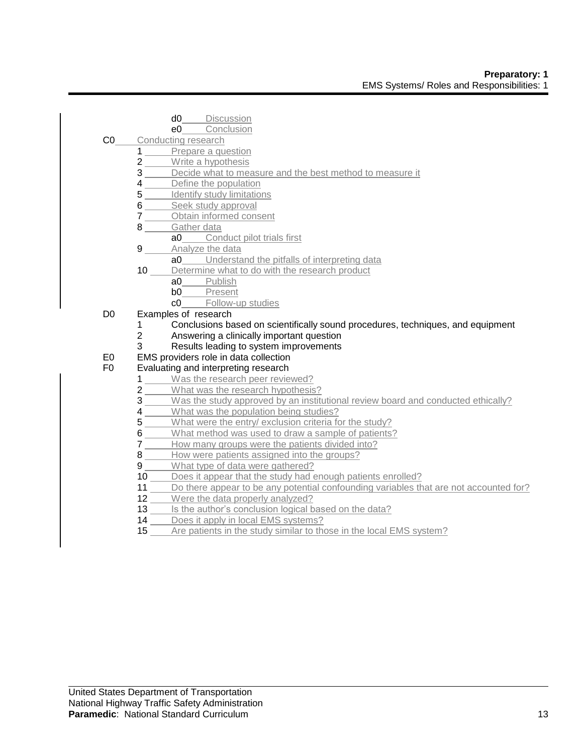d0 Discussion

e0 Conclusion

C0 Conducting research

1 Prepare a question
2 Write a hypothesis
3 Decide what to measure and the best method to measure it
4 Define the population
5 Identify study limitations
6 Seek study approval
7 Obtain informed consent
8 Gather data
    a0 Conduct pilot trials first
9 Analyze the data
    a0 Understand the pitfalls of interpreting data
10 Determine what to do with the research product
    a0 Publish
    b0 Present
    c0 Follow-up studies

D0 Examples of research

1 Conclusions based on scientifically sound procedures, techniques, and equipment
2 Answering a clinically important question
3 Results leading to system improvements

E0 EMS providers role in data collection

F0 Evaluating and interpreting research

1 Was the research peer reviewed?
2 What was the research hypothesis?
3 Was the study approved by an institutional review board and conducted ethically?
4 What was the population being studies?
5 What were the entry/ exclusion criteria for the study?
6 What method was used to draw a sample of patients?
7 How many groups were the patients divided into?
8 How were patients assigned into the groups?
9 What type of data were gathered?
10 Does it appear that the study had enough patients enrolled?
11 Do there appear to be any potential confounding variables that are not accounted for?
12 Were the data properly analyzed?
13 Is the author's conclusion logical based on the data?
14 Does it apply in local EMS systems?
15 Are patients in the study similar to those in the local EMS system?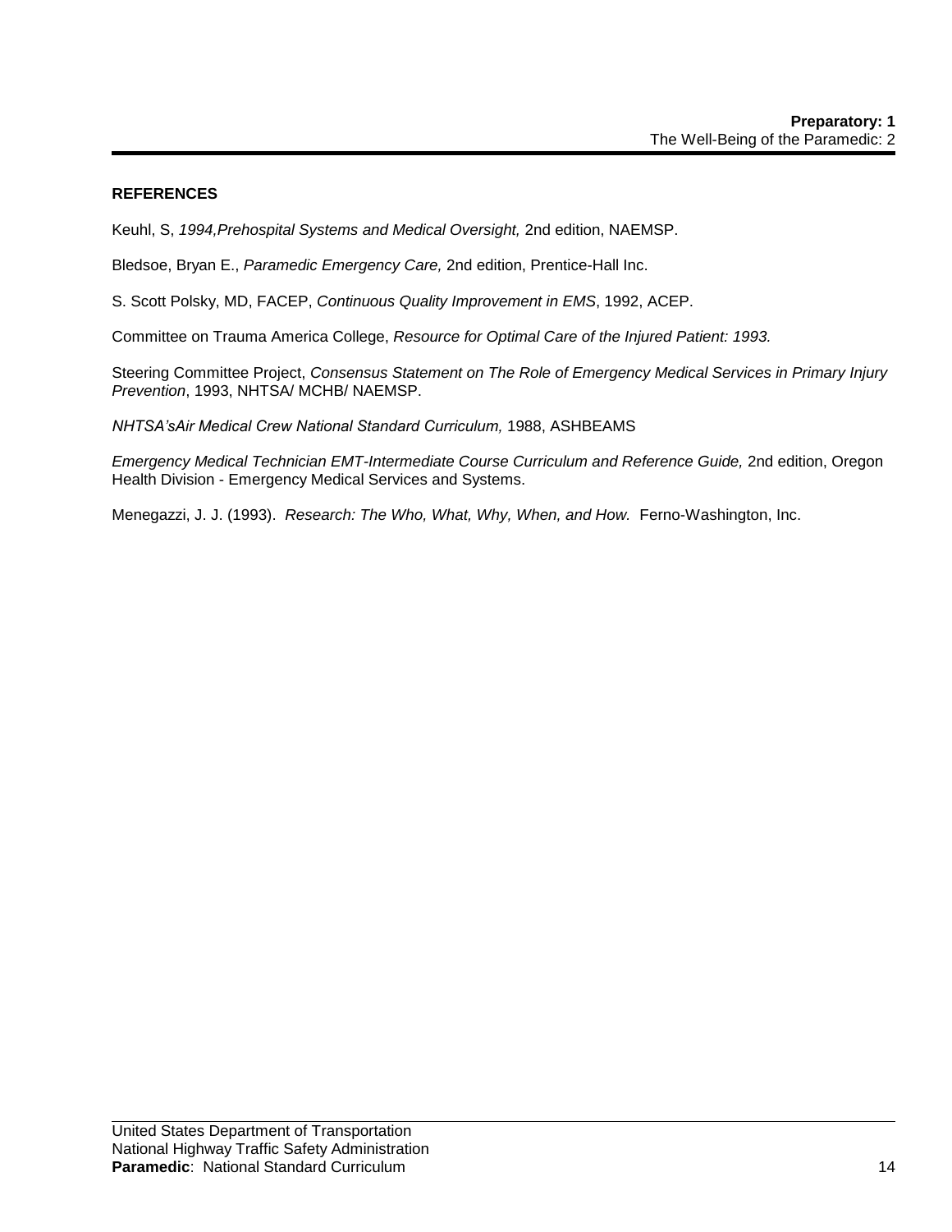## REFERENCES

Keuhl, S, *1994,Prehospital Systems and Medical Oversight,* 2nd edition, NAEMSP.

Bledsoe, Bryan E., *Paramedic Emergency Care,* 2nd edition, Prentice-Hall Inc.

S. Scott Polsky, MD, FACEP, *Continuous Quality Improvement in EMS*, 1992, ACEP.

Committee on Trauma America College, *Resource for Optimal Care of the Injured Patient: 1993.*

Steering Committee Project, *Consensus Statement on The Role of Emergency Medical Services in Primary Injury Prevention*, 1993, NHTSA/ MCHB/ NAEMSP.

*NHTSA'sAir Medical Crew National Standard Curriculum,* 1988, ASHBEAMS

*Emergency Medical Technician EMT-Intermediate Course Curriculum and Reference Guide,* 2nd edition, Oregon Health Division - Emergency Medical Services and Systems.

Menegazzi, J. J. (1993). *Research: The Who, What, Why, When, and How.* Ferno-Washington, Inc.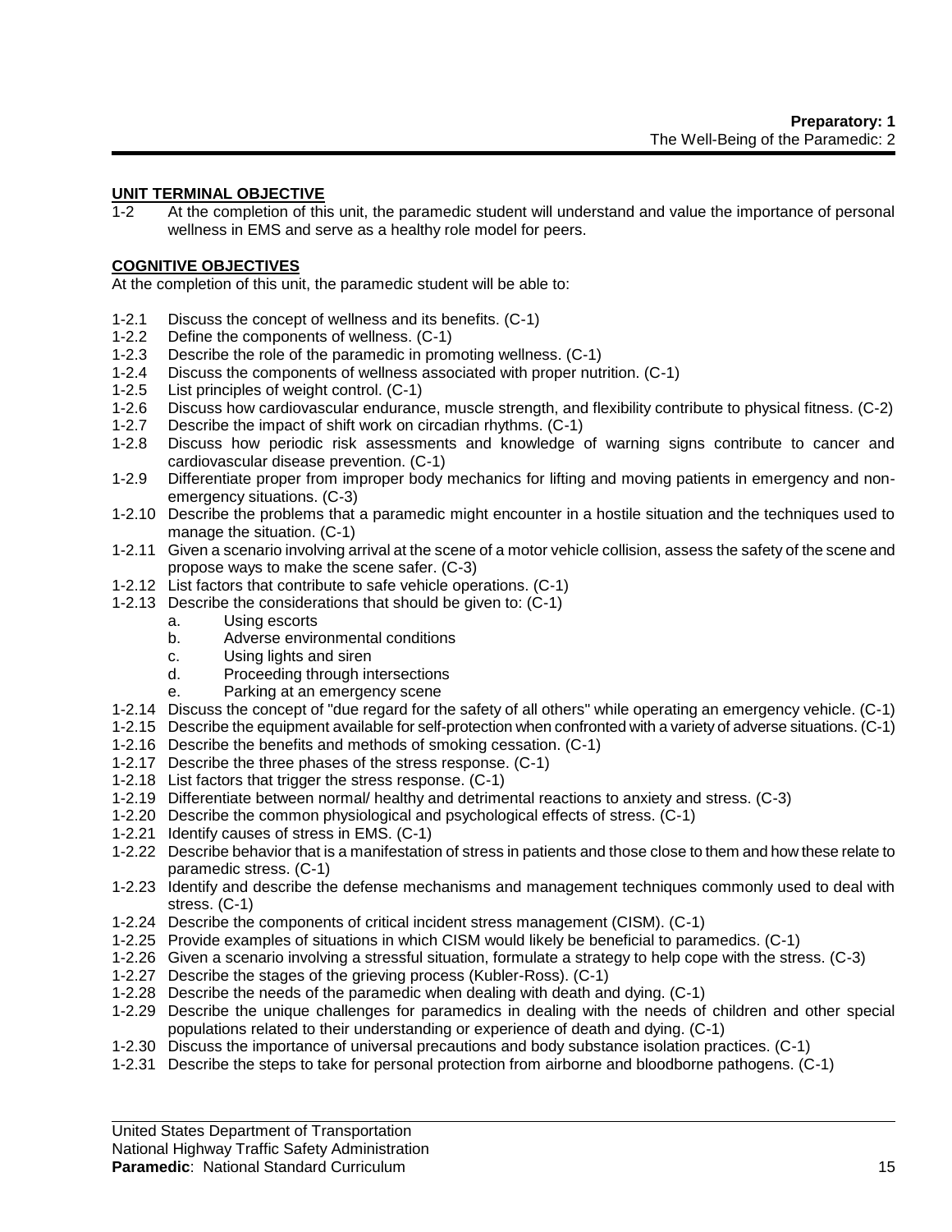**Preparatory: 1**
The Well-Being of the Paramedic: 2

## UNIT TERMINAL OBJECTIVE

1-2 At the completion of this unit, the paramedic student will understand and value the importance of personal wellness in EMS and serve as a healthy role model for peers.

## COGNITIVE OBJECTIVES

At the completion of this unit, the paramedic student will be able to:

- 1-2.1 Discuss the concept of wellness and its benefits. (C-1)
- 1-2.2 Define the components of wellness. (C-1)
- 1-2.3 Describe the role of the paramedic in promoting wellness. (C-1)
- 1-2.4 Discuss the components of wellness associated with proper nutrition. (C-1)
- 1-2.5 List principles of weight control. (C-1)
- 1-2.6 Discuss how cardiovascular endurance, muscle strength, and flexibility contribute to physical fitness. (C-2)
- 1-2.7 Describe the impact of shift work on circadian rhythms. (C-1)
- 1-2.8 Discuss how periodic risk assessments and knowledge of warning signs contribute to cancer and cardiovascular disease prevention. (C-1)
- 1-2.9 Differentiate proper from improper body mechanics for lifting and moving patients in emergency and non-emergency situations. (C-3)
- 1-2.10 Describe the problems that a paramedic might encounter in a hostile situation and the techniques used to manage the situation. (C-1)
- 1-2.11 Given a scenario involving arrival at the scene of a motor vehicle collision, assess the safety of the scene and propose ways to make the scene safer. (C-3)
- 1-2.12 List factors that contribute to safe vehicle operations. (C-1)
- 1-2.13 Describe the considerations that should be given to: (C-1)
  - a. Using escorts
  - b. Adverse environmental conditions
  - c. Using lights and siren
  - d. Proceeding through intersections
  - e. Parking at an emergency scene
- 1-2.14 Discuss the concept of "due regard for the safety of all others" while operating an emergency vehicle. (C-1)
- 1-2.15 Describe the equipment available for self-protection when confronted with a variety of adverse situations. (C-1)
- 1-2.16 Describe the benefits and methods of smoking cessation. (C-1)
- 1-2.17 Describe the three phases of the stress response. (C-1)
- 1-2.18 List factors that trigger the stress response. (C-1)
- 1-2.19 Differentiate between normal/ healthy and detrimental reactions to anxiety and stress. (C-3)
- 1-2.20 Describe the common physiological and psychological effects of stress. (C-1)
- 1-2.21 Identify causes of stress in EMS. (C-1)
- 1-2.22 Describe behavior that is a manifestation of stress in patients and those close to them and how these relate to paramedic stress. (C-1)
- 1-2.23 Identify and describe the defense mechanisms and management techniques commonly used to deal with stress. (C-1)
- 1-2.24 Describe the components of critical incident stress management (CISM). (C-1)
- 1-2.25 Provide examples of situations in which CISM would likely be beneficial to paramedics. (C-1)
- 1-2.26 Given a scenario involving a stressful situation, formulate a strategy to help cope with the stress. (C-3)
- 1-2.27 Describe the stages of the grieving process (Kubler-Ross). (C-1)
- 1-2.28 Describe the needs of the paramedic when dealing with death and dying. (C-1)
- 1-2.29 Describe the unique challenges for paramedics in dealing with the needs of children and other special populations related to their understanding or experience of death and dying. (C-1)
- 1-2.30 Discuss the importance of universal precautions and body substance isolation practices. (C-1)
- 1-2.31 Describe the steps to take for personal protection from airborne and bloodborne pathogens. (C-1)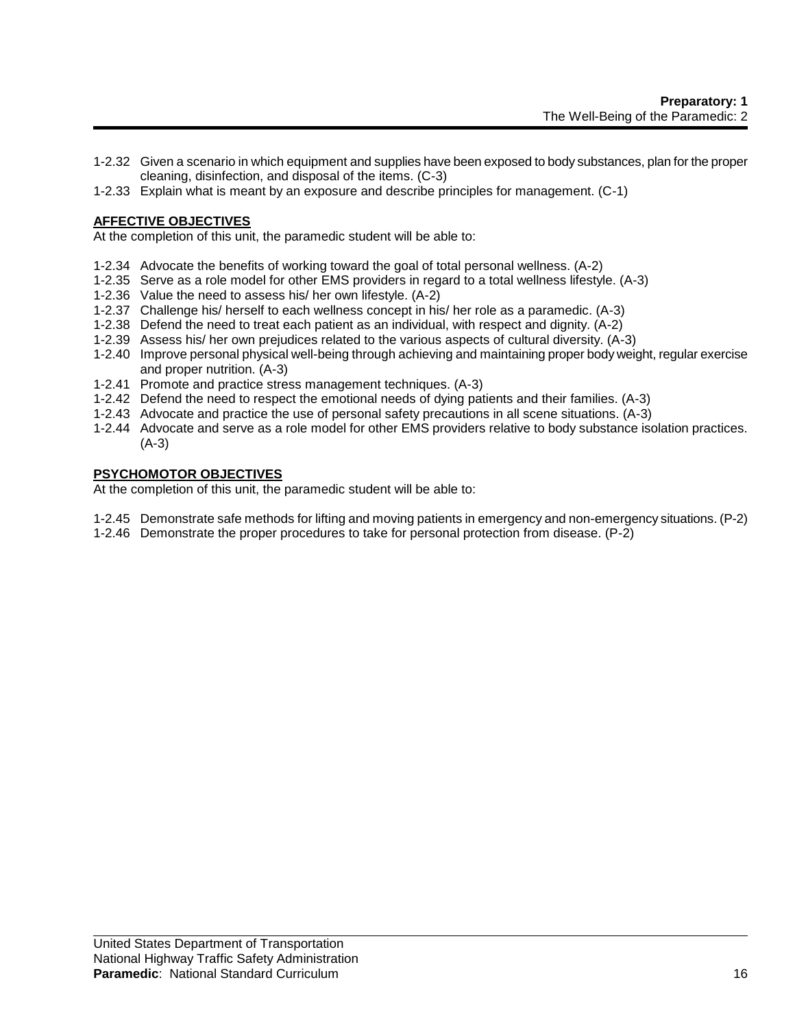1-2.32 Given a scenario in which equipment and supplies have been exposed to body substances, plan for the proper cleaning, disinfection, and disposal of the items. (C-3)
1-2.33 Explain what is meant by an exposure and describe principles for management. (C-1)

**AFFECTIVE OBJECTIVES**

At the completion of this unit, the paramedic student will be able to:

1-2.34 Advocate the benefits of working toward the goal of total personal wellness. (A-2)
1-2.35 Serve as a role model for other EMS providers in regard to a total wellness lifestyle. (A-3)
1-2.36 Value the need to assess his/ her own lifestyle. (A-2)
1-2.37 Challenge his/ herself to each wellness concept in his/ her role as a paramedic. (A-3)
1-2.38 Defend the need to treat each patient as an individual, with respect and dignity. (A-2)
1-2.39 Assess his/ her own prejudices related to the various aspects of cultural diversity. (A-3)
1-2.40 Improve personal physical well-being through achieving and maintaining proper body weight, regular exercise and proper nutrition. (A-3)
1-2.41 Promote and practice stress management techniques. (A-3)
1-2.42 Defend the need to respect the emotional needs of dying patients and their families. (A-3)
1-2.43 Advocate and practice the use of personal safety precautions in all scene situations. (A-3)
1-2.44 Advocate and serve as a role model for other EMS providers relative to body substance isolation practices. (A-3)

**PSYCHOMOTOR OBJECTIVES**

At the completion of this unit, the paramedic student will be able to:

1-2.45 Demonstrate safe methods for lifting and moving patients in emergency and non-emergency situations. (P-2)
1-2.46 Demonstrate the proper procedures to take for personal protection from disease. (P-2)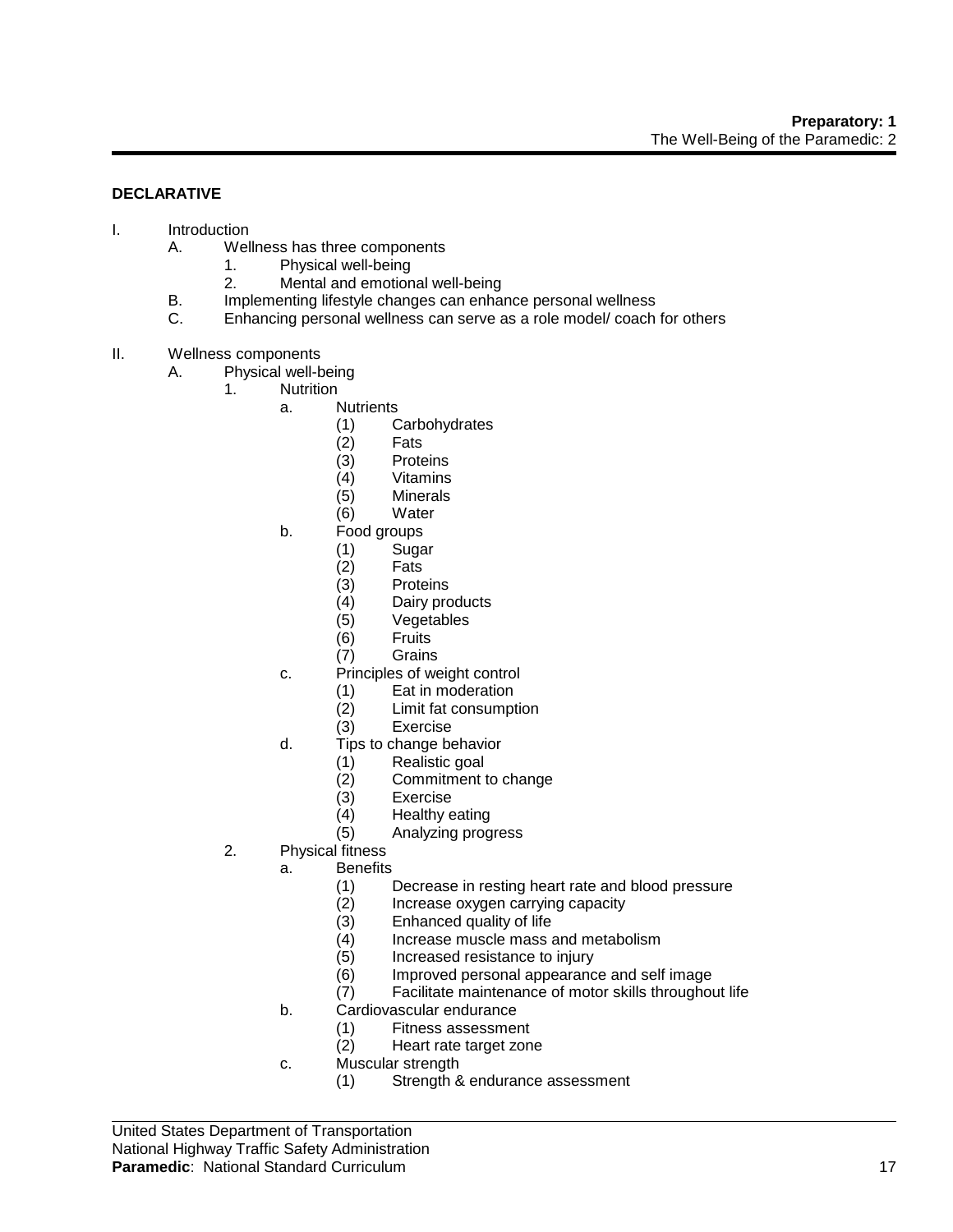**DECLARATIVE**

- I. Introduction
  - A. Wellness has three components
    - 1. Physical well-being
    - 2. Mental and emotional well-being
  - B. Implementing lifestyle changes can enhance personal wellness
  - C. Enhancing personal wellness can serve as a role model/ coach for others

- II. Wellness components
  - A. Physical well-being
    - 1. Nutrition
      - a. Nutrients
        - (1) Carbohydrates
        - (2) Fats
        - (3) Proteins
        - (4) Vitamins
        - (5) Minerals
        - (6) Water
      - b. Food groups
        - (1) Sugar
        - (2) Fats
        - (3) Proteins
        - (4) Dairy products
        - (5) Vegetables
        - (6) Fruits
        - (7) Grains
      - c. Principles of weight control
        - (1) Eat in moderation
        - (2) Limit fat consumption
        - (3) Exercise
      - d. Tips to change behavior
        - (1) Realistic goal
        - (2) Commitment to change
        - (3) Exercise
        - (4) Healthy eating
        - (5) Analyzing progress
    - 2. Physical fitness
      - a. Benefits
        - (1) Decrease in resting heart rate and blood pressure
        - (2) Increase oxygen carrying capacity
        - (3) Enhanced quality of life
        - (4) Increase muscle mass and metabolism
        - (5) Increased resistance to injury
        - (6) Improved personal appearance and self image
        - (7) Facilitate maintenance of motor skills throughout life
      - b. Cardiovascular endurance
        - (1) Fitness assessment
        - (2) Heart rate target zone
      - c. Muscular strength
        - (1) Strength & endurance assessment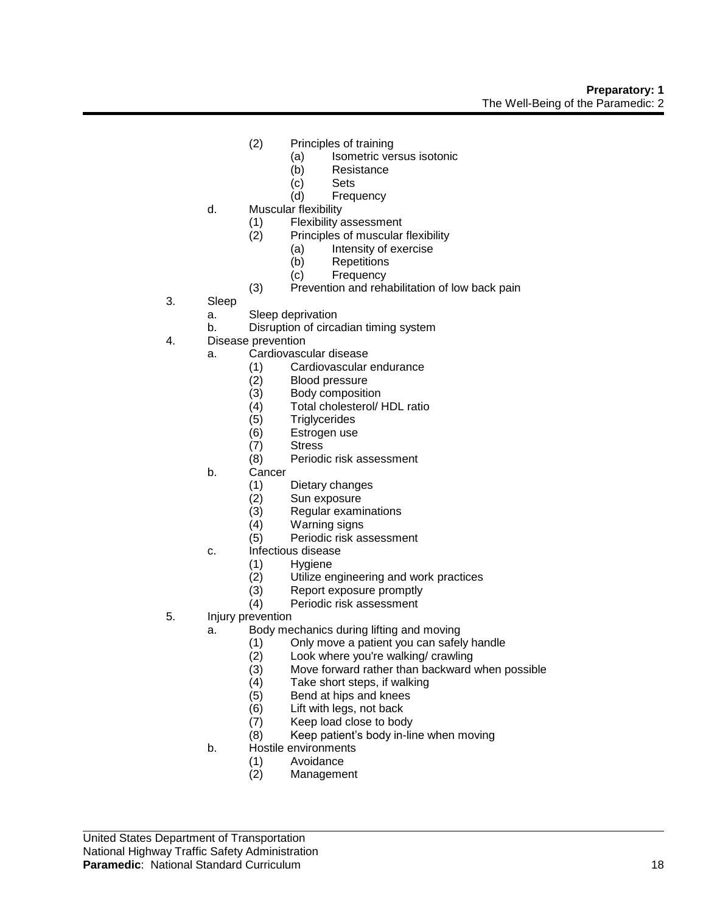- (2) Principles of training
  - (a) Isometric versus isotonic
  - (b) Resistance
  - (c) Sets
  - (d) Frequency
- d. Muscular flexibility
  - (1) Flexibility assessment
  - (2) Principles of muscular flexibility
    - (a) Intensity of exercise
    - (b) Repetitions
    - (c) Frequency
  - (3) Prevention and rehabilitation of low back pain

3. Sleep
   - a. Sleep deprivation
   - b. Disruption of circadian timing system
4. Disease prevention
   - a. Cardiovascular disease
     - (1) Cardiovascular endurance
     - (2) Blood pressure
     - (3) Body composition
     - (4) Total cholesterol/ HDL ratio
     - (5) Triglycerides
     - (6) Estrogen use
     - (7) Stress
     - (8) Periodic risk assessment
   - b. Cancer
     - (1) Dietary changes
     - (2) Sun exposure
     - (3) Regular examinations
     - (4) Warning signs
     - (5) Periodic risk assessment
   - c. Infectious disease
     - (1) Hygiene
     - (2) Utilize engineering and work practices
     - (3) Report exposure promptly
     - (4) Periodic risk assessment
5. Injury prevention
   - a. Body mechanics during lifting and moving
     - (1) Only move a patient you can safely handle
     - (2) Look where you're walking/ crawling
     - (3) Move forward rather than backward when possible
     - (4) Take short steps, if walking
     - (5) Bend at hips and knees
     - (6) Lift with legs, not back
     - (7) Keep load close to body
     - (8) Keep patient's body in-line when moving
   - b. Hostile environments
     - (1) Avoidance
     - (2) Management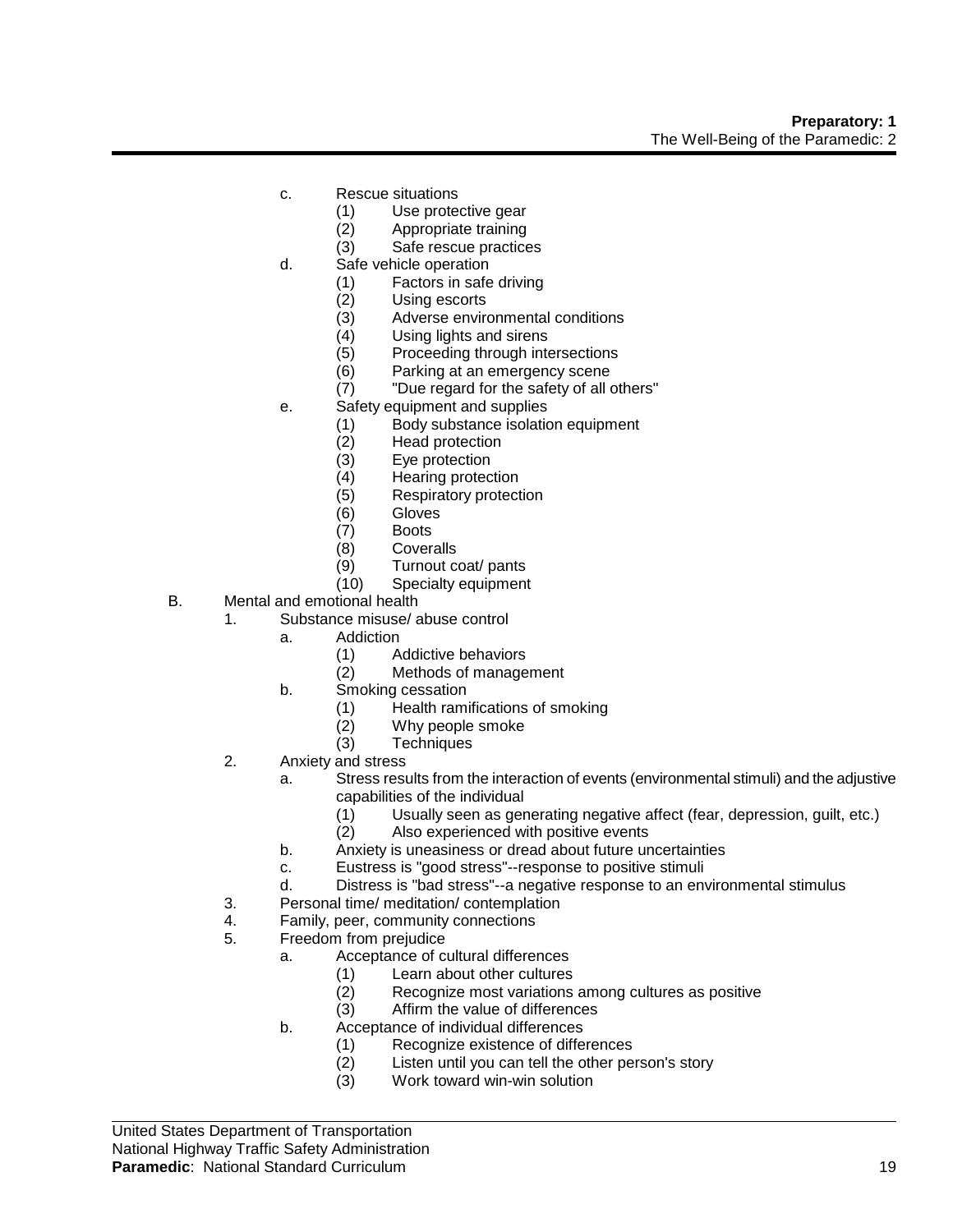c. Rescue situations
   (1) Use protective gear
   (2) Appropriate training
   (3) Safe rescue practices

d. Safe vehicle operation
   (1) Factors in safe driving
   (2) Using escorts
   (3) Adverse environmental conditions
   (4) Using lights and sirens
   (5) Proceeding through intersections
   (6) Parking at an emergency scene
   (7) "Due regard for the safety of all others"

e. Safety equipment and supplies
   (1) Body substance isolation equipment
   (2) Head protection
   (3) Eye protection
   (4) Hearing protection
   (5) Respiratory protection
   (6) Gloves
   (7) Boots
   (8) Coveralls
   (9) Turnout coat/ pants
   (10) Specialty equipment

B. Mental and emotional health
   1. Substance misuse/ abuse control
      a. Addiction
         (1) Addictive behaviors
         (2) Methods of management
      b. Smoking cessation
         (1) Health ramifications of smoking
         (2) Why people smoke
         (3) Techniques
   2. Anxiety and stress
      a. Stress results from the interaction of events (environmental stimuli) and the adjustive capabilities of the individual
         (1) Usually seen as generating negative affect (fear, depression, guilt, etc.)
         (2) Also experienced with positive events
      b. Anxiety is uneasiness or dread about future uncertainties
      c. Eustress is "good stress"--response to positive stimuli
      d. Distress is "bad stress"--a negative response to an environmental stimulus
   3. Personal time/ meditation/ contemplation
   4. Family, peer, community connections
   5. Freedom from prejudice
      a. Acceptance of cultural differences
         (1) Learn about other cultures
         (2) Recognize most variations among cultures as positive
         (3) Affirm the value of differences
      b. Acceptance of individual differences
         (1) Recognize existence of differences
         (2) Listen until you can tell the other person's story
         (3) Work toward win-win solution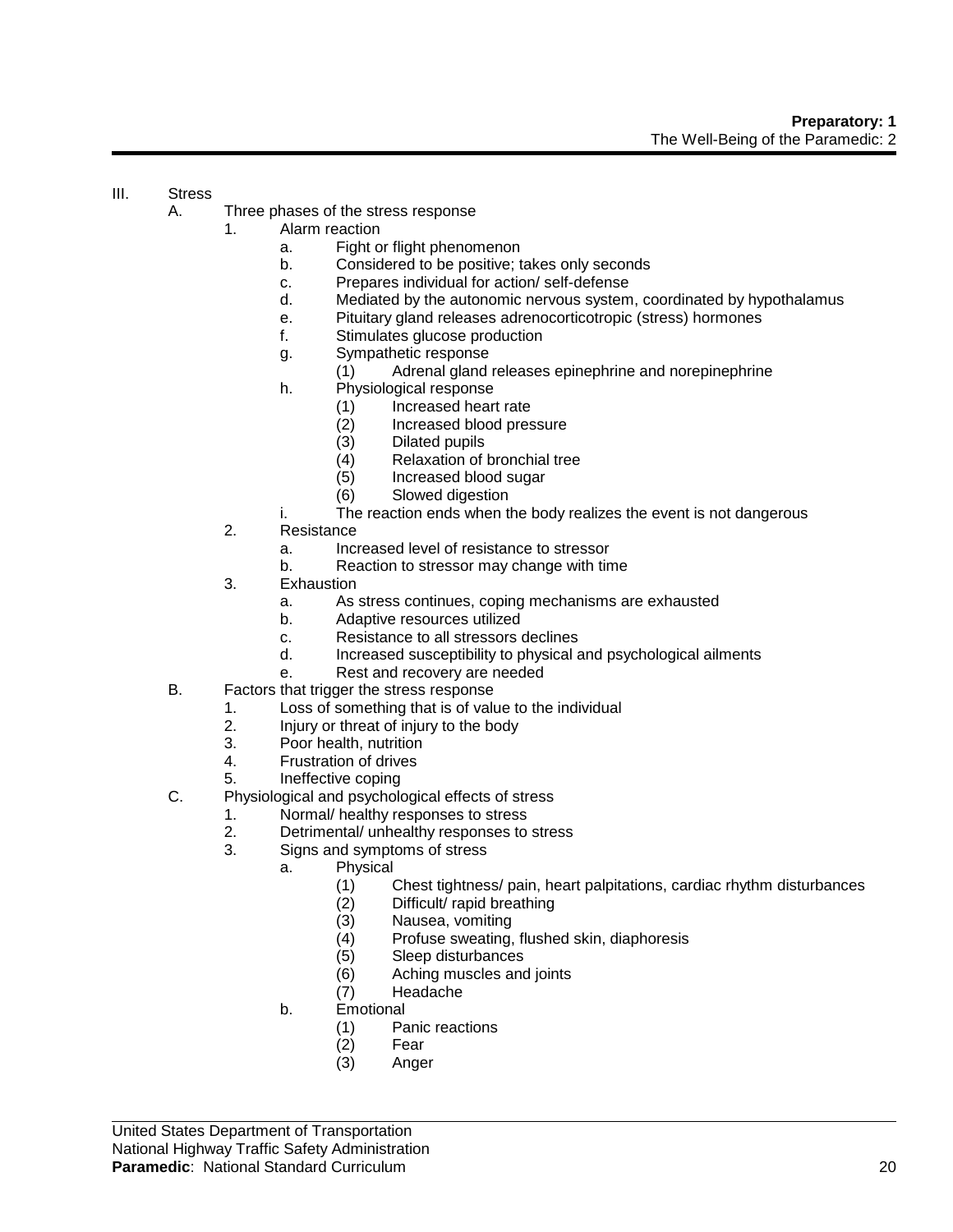III. Stress
   A. Three phases of the stress response
      1. Alarm reaction
         a. Fight or flight phenomenon
         b. Considered to be positive; takes only seconds
         c. Prepares individual for action/ self-defense
         d. Mediated by the autonomic nervous system, coordinated by hypothalamus
         e. Pituitary gland releases adrenocorticotropic (stress) hormones
         f. Stimulates glucose production
         g. Sympathetic response
            (1) Adrenal gland releases epinephrine and norepinephrine
         h. Physiological response
            (1) Increased heart rate
            (2) Increased blood pressure
            (3) Dilated pupils
            (4) Relaxation of bronchial tree
            (5) Increased blood sugar
            (6) Slowed digestion
         i. The reaction ends when the body realizes the event is not dangerous
      2. Resistance
         a. Increased level of resistance to stressor
         b. Reaction to stressor may change with time
      3. Exhaustion
         a. As stress continues, coping mechanisms are exhausted
         b. Adaptive resources utilized
         c. Resistance to all stressors declines
         d. Increased susceptibility to physical and psychological ailments
         e. Rest and recovery are needed
   B. Factors that trigger the stress response
      1. Loss of something that is of value to the individual
      2. Injury or threat of injury to the body
      3. Poor health, nutrition
      4. Frustration of drives
      5. Ineffective coping
   C. Physiological and psychological effects of stress
      1. Normal/ healthy responses to stress
      2. Detrimental/ unhealthy responses to stress
      3. Signs and symptoms of stress
         a. Physical
            (1) Chest tightness/ pain, heart palpitations, cardiac rhythm disturbances
            (2) Difficult/ rapid breathing
            (3) Nausea, vomiting
            (4) Profuse sweating, flushed skin, diaphoresis
            (5) Sleep disturbances
            (6) Aching muscles and joints
            (7) Headache
         b. Emotional
            (1) Panic reactions
            (2) Fear
            (3) Anger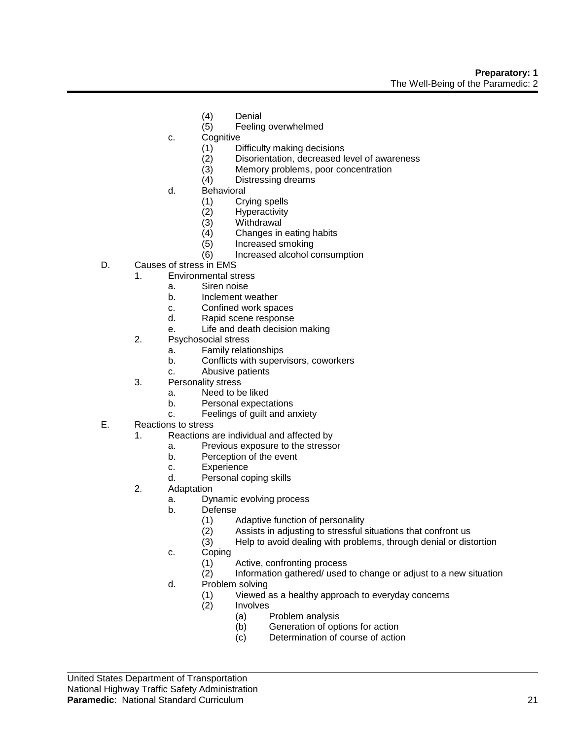- (4) Denial
- (5) Feeling overwhelmed

c. Cognitive
- (1) Difficulty making decisions
- (2) Disorientation, decreased level of awareness
- (3) Memory problems, poor concentration
- (4) Distressing dreams

d. Behavioral
- (1) Crying spells
- (2) Hyperactivity
- (3) Withdrawal
- (4) Changes in eating habits
- (5) Increased smoking
- (6) Increased alcohol consumption

D. Causes of stress in EMS
1. Environmental stress
   - a. Siren noise
   - b. Inclement weather
   - c. Confined work spaces
   - d. Rapid scene response
   - e. Life and death decision making
2. Psychosocial stress
   - a. Family relationships
   - b. Conflicts with supervisors, coworkers
   - c. Abusive patients
3. Personality stress
   - a. Need to be liked
   - b. Personal expectations
   - c. Feelings of guilt and anxiety

E. Reactions to stress
1. Reactions are individual and affected by
   - a. Previous exposure to the stressor
   - b. Perception of the event
   - c. Experience
   - d. Personal coping skills
2. Adaptation
   - a. Dynamic evolving process
   - b. Defense
     - (1) Adaptive function of personality
     - (2) Assists in adjusting to stressful situations that confront us
     - (3) Help to avoid dealing with problems, through denial or distortion
   - c. Coping
     - (1) Active, confronting process
     - (2) Information gathered/ used to change or adjust to a new situation
   - d. Problem solving
     - (1) Viewed as a healthy approach to everyday concerns
     - (2) Involves
       - (a) Problem analysis
       - (b) Generation of options for action
       - (c) Determination of course of action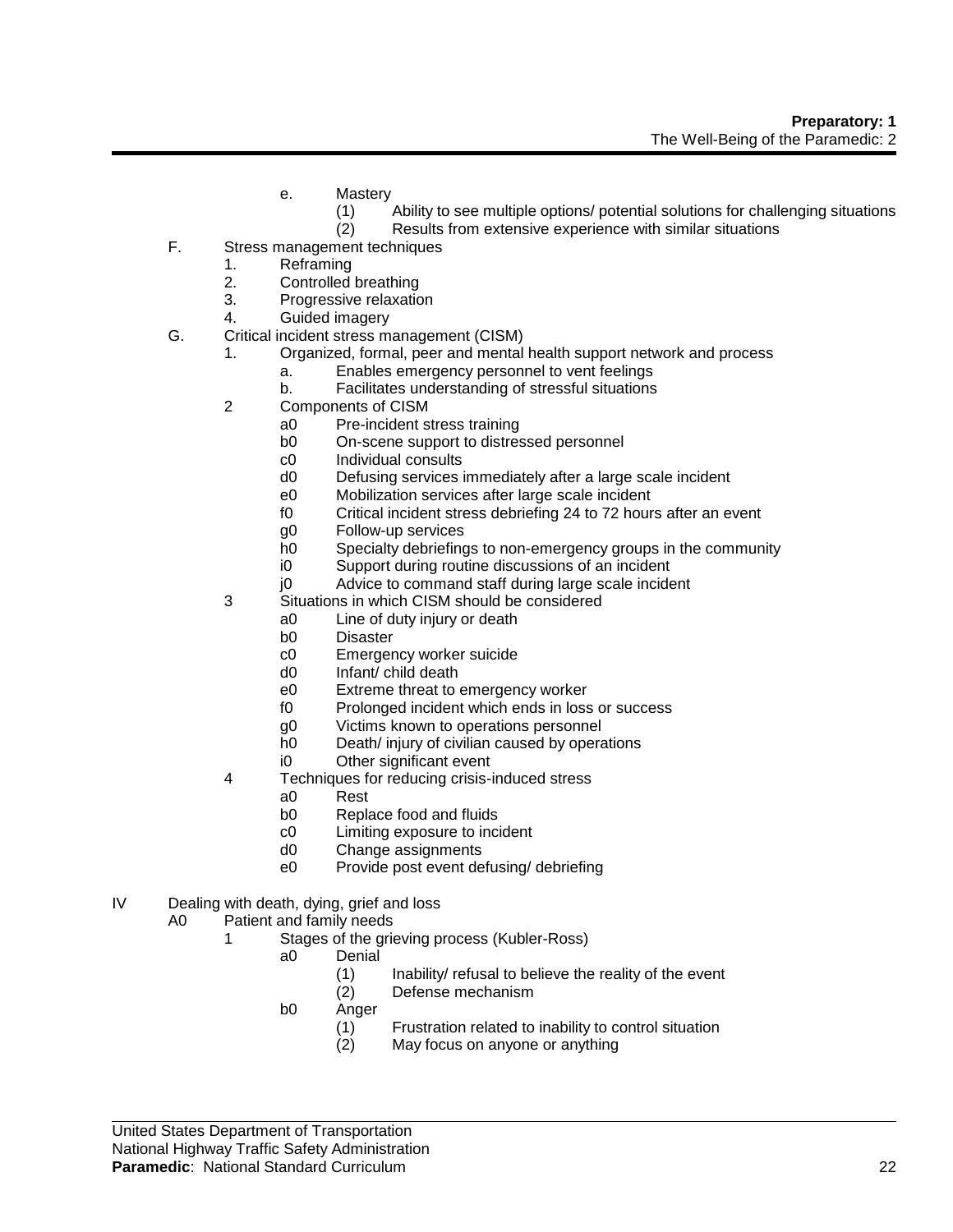e. Mastery
   (1) Ability to see multiple options/ potential solutions for challenging situations
   (2) Results from extensive experience with similar situations

F. Stress management techniques
   1. Reframing
   2. Controlled breathing
   3. Progressive relaxation
   4. Guided imagery

G. Critical incident stress management (CISM)
   1. Organized, formal, peer and mental health support network and process
      a. Enables emergency personnel to vent feelings
      b. Facilitates understanding of stressful situations
   2 Components of CISM
      a0 Pre-incident stress training
      b0 On-scene support to distressed personnel
      c0 Individual consults
      d0 Defusing services immediately after a large scale incident
      e0 Mobilization services after large scale incident
      f0 Critical incident stress debriefing 24 to 72 hours after an event
      g0 Follow-up services
      h0 Specialty debriefings to non-emergency groups in the community
      i0 Support during routine discussions of an incident
      j0 Advice to command staff during large scale incident
   3 Situations in which CISM should be considered
      a0 Line of duty injury or death
      b0 Disaster
      c0 Emergency worker suicide
      d0 Infant/ child death
      e0 Extreme threat to emergency worker
      f0 Prolonged incident which ends in loss or success
      g0 Victims known to operations personnel
      h0 Death/ injury of civilian caused by operations
      i0 Other significant event
   4 Techniques for reducing crisis-induced stress
      a0 Rest
      b0 Replace food and fluids
      c0 Limiting exposure to incident
      d0 Change assignments
      e0 Provide post event defusing/ debriefing

IV Dealing with death, dying, grief and loss
   A0 Patient and family needs
      1 Stages of the grieving process (Kubler-Ross)
         a0 Denial
            (1) Inability/ refusal to believe the reality of the event
            (2) Defense mechanism
         b0 Anger
            (1) Frustration related to inability to control situation
            (2) May focus on anyone or anything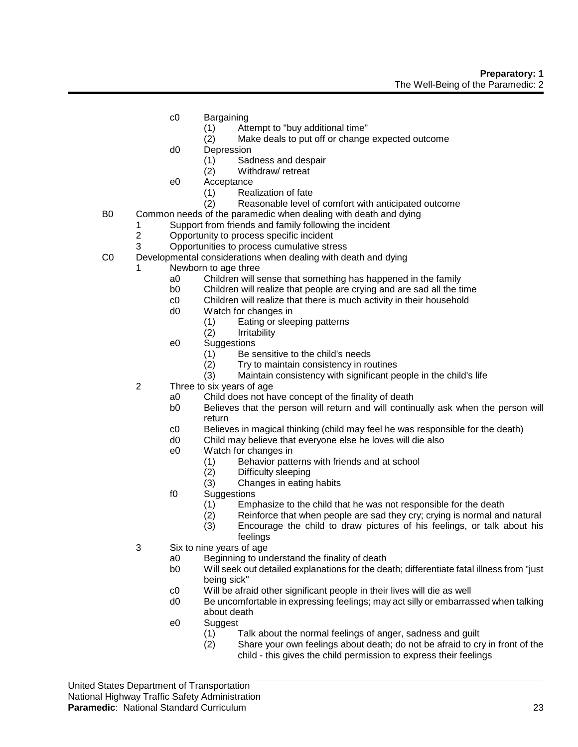- c0 Bargaining
  - (1) Attempt to "buy additional time"
  - (2) Make deals to put off or change expected outcome
- d0 Depression
  - (1) Sadness and despair
  - (2) Withdraw/ retreat
- e0 Acceptance
  - (1) Realization of fate
  - (2) Reasonable level of comfort with anticipated outcome

B0 Common needs of the paramedic when dealing with death and dying

1. Support from friends and family following the incident
2. Opportunity to process specific incident
3. Opportunities to process cumulative stress

C0 Developmental considerations when dealing with death and dying

1. Newborn to age three
   - a0 Children will sense that something has happened in the family
   - b0 Children will realize that people are crying and are sad all the time
   - c0 Children will realize that there is much activity in their household
   - d0 Watch for changes in
     - (1) Eating or sleeping patterns
     - (2) Irritability
   - e0 Suggestions
     - (1) Be sensitive to the child's needs
     - (2) Try to maintain consistency in routines
     - (3) Maintain consistency with significant people in the child's life
2. Three to six years of age
   - a0 Child does not have concept of the finality of death
   - b0 Believes that the person will return and will continually ask when the person will return
   - c0 Believes in magical thinking (child may feel he was responsible for the death)
   - d0 Child may believe that everyone else he loves will die also
   - e0 Watch for changes in
     - (1) Behavior patterns with friends and at school
     - (2) Difficulty sleeping
     - (3) Changes in eating habits
   - f0 Suggestions
     - (1) Emphasize to the child that he was not responsible for the death
     - (2) Reinforce that when people are sad they cry; crying is normal and natural
     - (3) Encourage the child to draw pictures of his feelings, or talk about his feelings
3. Six to nine years of age
   - a0 Beginning to understand the finality of death
   - b0 Will seek out detailed explanations for the death; differentiate fatal illness from "just being sick"
   - c0 Will be afraid other significant people in their lives will die as well
   - d0 Be uncomfortable in expressing feelings; may act silly or embarrassed when talking about death
   - e0 Suggest
     - (1) Talk about the normal feelings of anger, sadness and guilt
     - (2) Share your own feelings about death; do not be afraid to cry in front of the child - this gives the child permission to express their feelings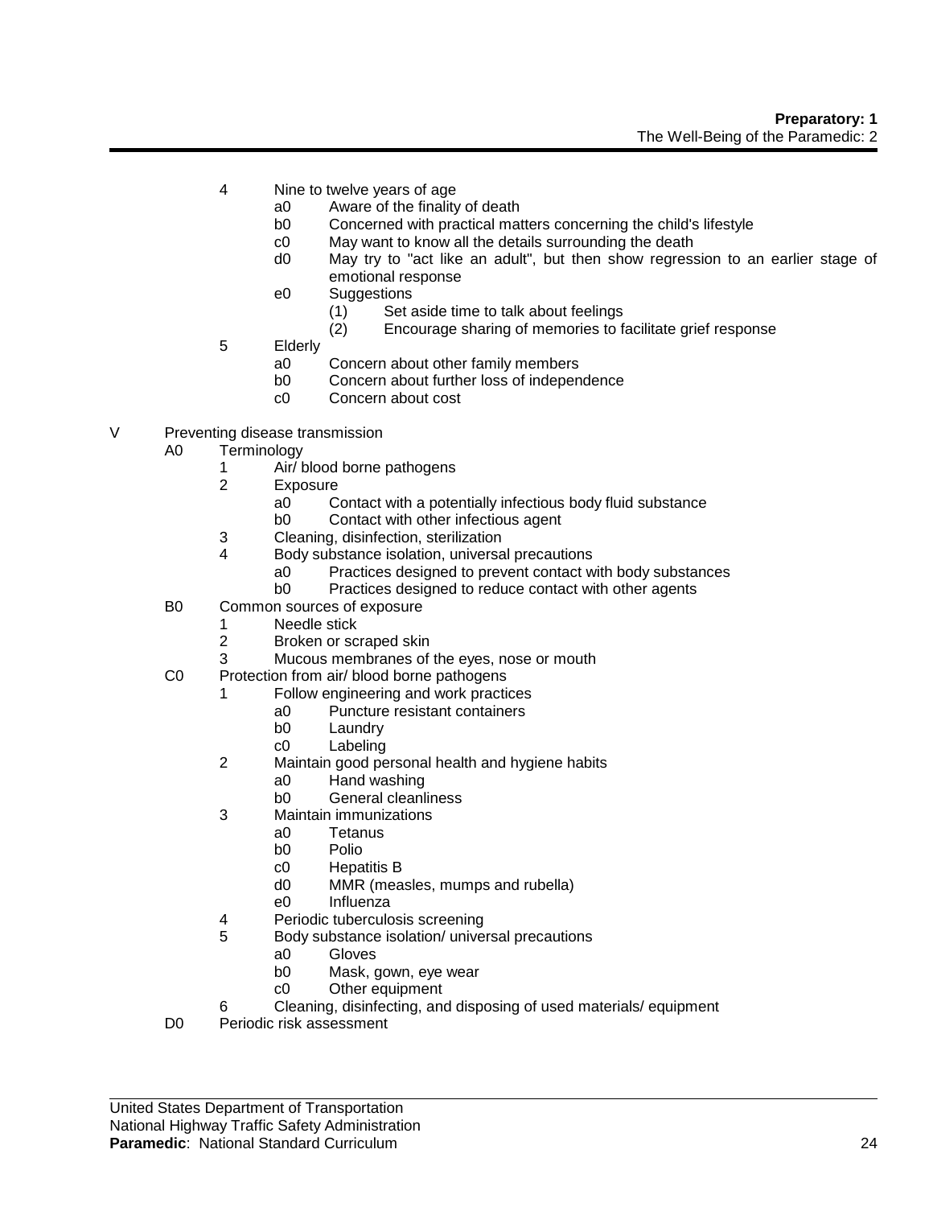4 Nine to twelve years of age
   - a0 Aware of the finality of death
   - b0 Concerned with practical matters concerning the child's lifestyle
   - c0 May want to know all the details surrounding the death
   - d0 May try to "act like an adult", but then show regression to an earlier stage of emotional response
   - e0 Suggestions
     - (1) Set aside time to talk about feelings
     - (2) Encourage sharing of memories to facilitate grief response

5 Elderly
   - a0 Concern about other family members
   - b0 Concern about further loss of independence
   - c0 Concern about cost

V Preventing disease transmission

- A0 Terminology
  - 1 Air/ blood borne pathogens
  - 2 Exposure
    - a0 Contact with a potentially infectious body fluid substance
    - b0 Contact with other infectious agent
  - 3 Cleaning, disinfection, sterilization
  - 4 Body substance isolation, universal precautions
    - a0 Practices designed to prevent contact with body substances
    - b0 Practices designed to reduce contact with other agents
- B0 Common sources of exposure
  - 1 Needle stick
  - 2 Broken or scraped skin
  - 3 Mucous membranes of the eyes, nose or mouth
- C0 Protection from air/ blood borne pathogens
  - 1 Follow engineering and work practices
    - a0 Puncture resistant containers
    - b0 Laundry
    - c0 Labeling
  - 2 Maintain good personal health and hygiene habits
    - a0 Hand washing
    - b0 General cleanliness
  - 3 Maintain immunizations
    - a0 Tetanus
    - b0 Polio
    - c0 Hepatitis B
    - d0 MMR (measles, mumps and rubella)
    - e0 Influenza
  - 4 Periodic tuberculosis screening
  - 5 Body substance isolation/ universal precautions
    - a0 Gloves
    - b0 Mask, gown, eye wear
    - c0 Other equipment
  - 6 Cleaning, disinfecting, and disposing of used materials/ equipment
- D0 Periodic risk assessment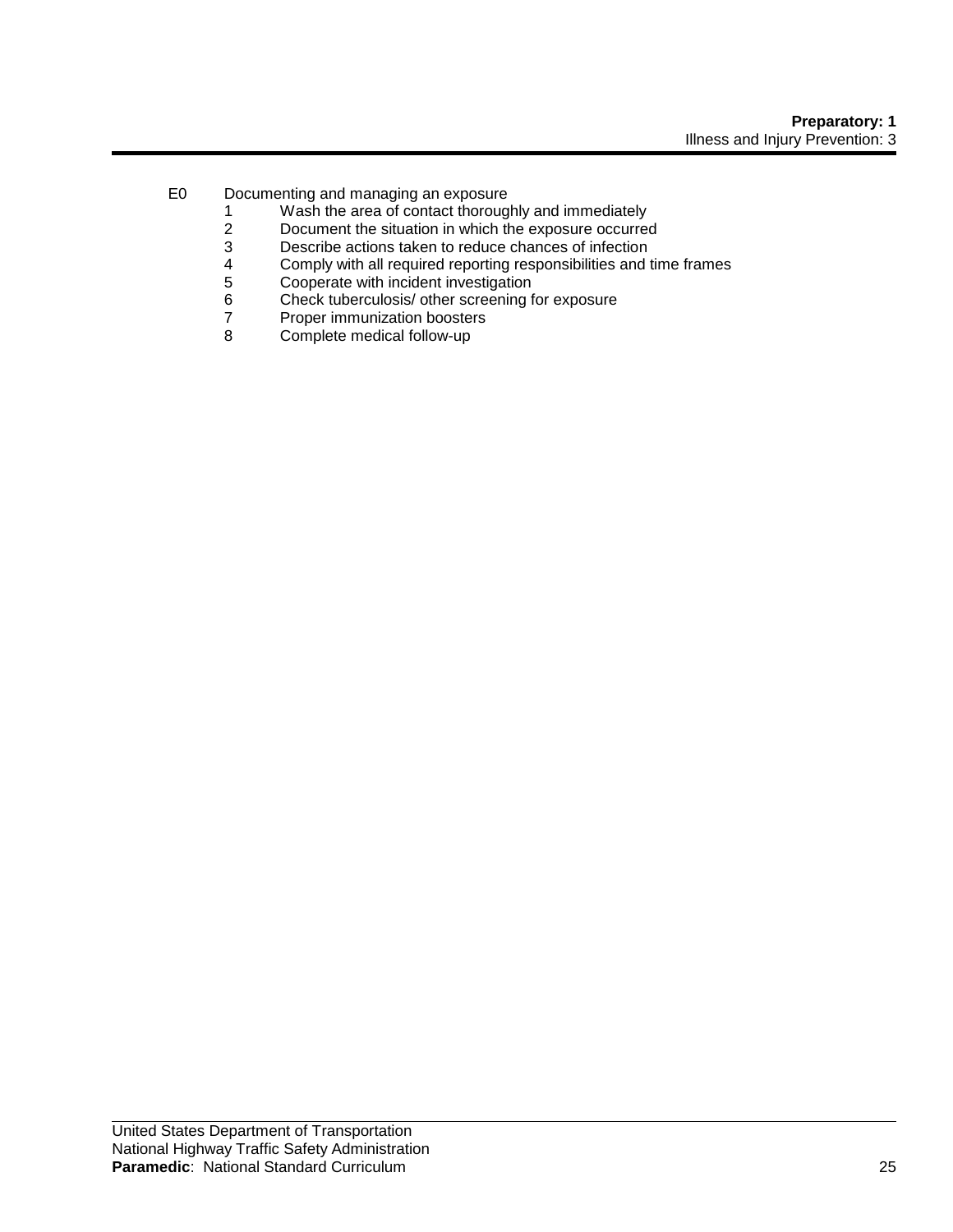E0 Documenting and managing an exposure

1. Wash the area of contact thoroughly and immediately
2. Document the situation in which the exposure occurred
3. Describe actions taken to reduce chances of infection
4. Comply with all required reporting responsibilities and time frames
5. Cooperate with incident investigation
6. Check tuberculosis/ other screening for exposure
7. Proper immunization boosters
8. Complete medical follow-up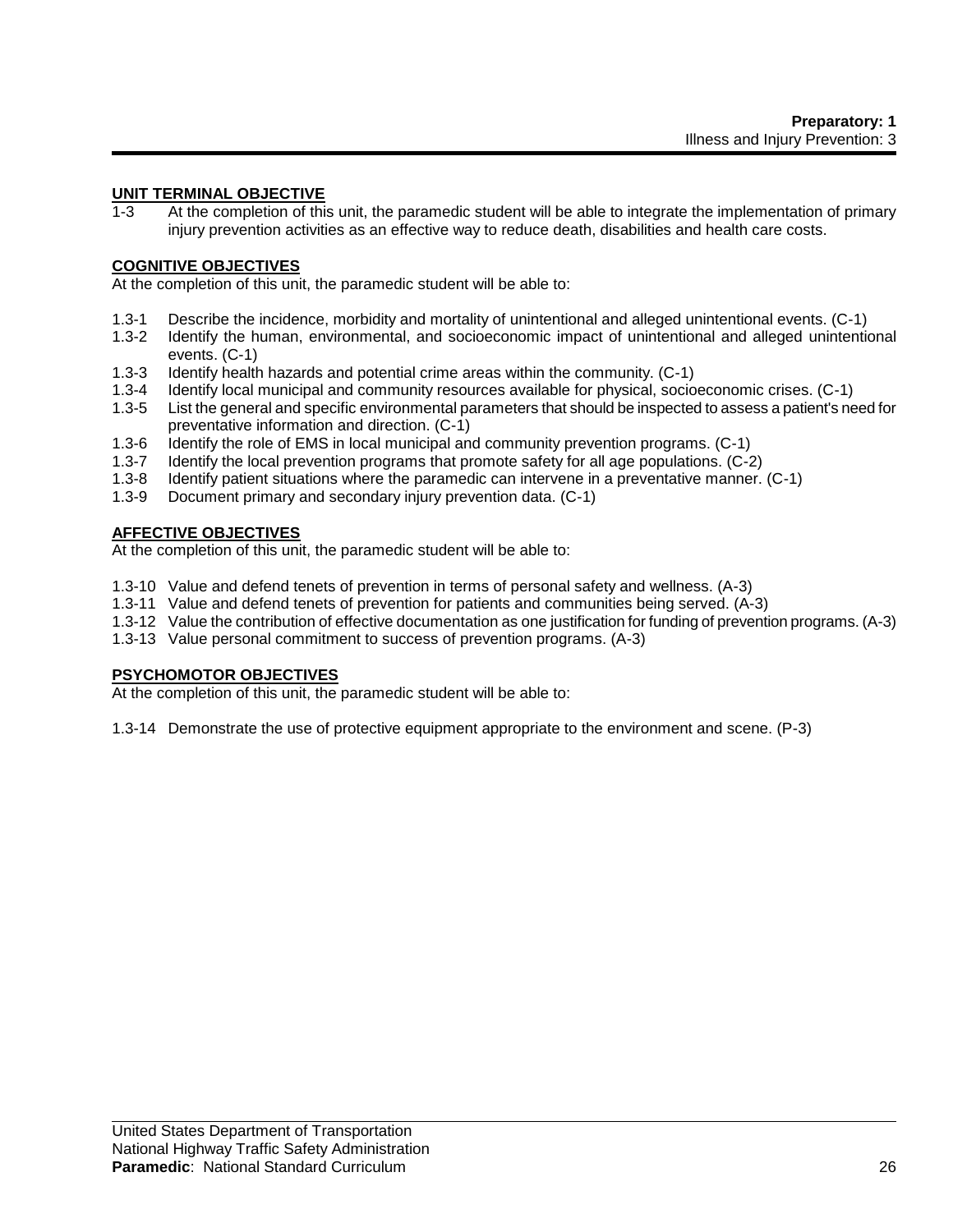## UNIT TERMINAL OBJECTIVE

1-3 At the completion of this unit, the paramedic student will be able to integrate the implementation of primary injury prevention activities as an effective way to reduce death, disabilities and health care costs.

## COGNITIVE OBJECTIVES

At the completion of this unit, the paramedic student will be able to:

1.3-1 Describe the incidence, morbidity and mortality of unintentional and alleged unintentional events. (C-1)
1.3-2 Identify the human, environmental, and socioeconomic impact of unintentional and alleged unintentional events. (C-1)
1.3-3 Identify health hazards and potential crime areas within the community. (C-1)
1.3-4 Identify local municipal and community resources available for physical, socioeconomic crises. (C-1)
1.3-5 List the general and specific environmental parameters that should be inspected to assess a patient's need for preventative information and direction. (C-1)
1.3-6 Identify the role of EMS in local municipal and community prevention programs. (C-1)
1.3-7 Identify the local prevention programs that promote safety for all age populations. (C-2)
1.3-8 Identify patient situations where the paramedic can intervene in a preventative manner. (C-1)
1.3-9 Document primary and secondary injury prevention data. (C-1)

## AFFECTIVE OBJECTIVES

At the completion of this unit, the paramedic student will be able to:

1.3-10 Value and defend tenets of prevention in terms of personal safety and wellness. (A-3)
1.3-11 Value and defend tenets of prevention for patients and communities being served. (A-3)
1.3-12 Value the contribution of effective documentation as one justification for funding of prevention programs. (A-3)
1.3-13 Value personal commitment to success of prevention programs. (A-3)

## PSYCHOMOTOR OBJECTIVES

At the completion of this unit, the paramedic student will be able to:

1.3-14 Demonstrate the use of protective equipment appropriate to the environment and scene. (P-3)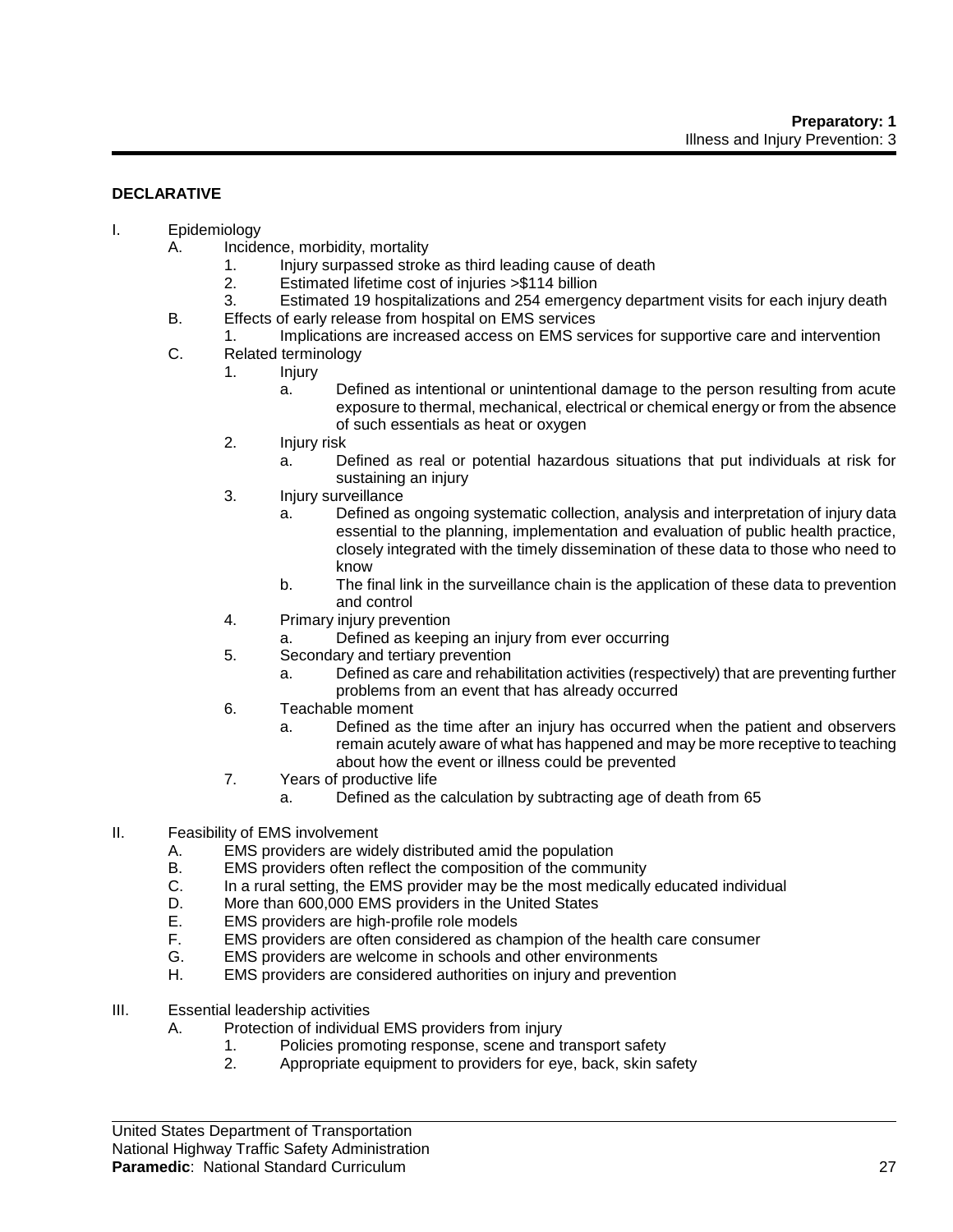**DECLARATIVE**

I. Epidemiology
    A. Incidence, morbidity, mortality
        1. Injury surpassed stroke as third leading cause of death
        2. Estimated lifetime cost of injuries >$114 billion
        3. Estimated 19 hospitalizations and 254 emergency department visits for each injury death
    B. Effects of early release from hospital on EMS services
        1. Implications are increased access on EMS services for supportive care and intervention
    C. Related terminology
        1. Injury
            a. Defined as intentional or unintentional damage to the person resulting from acute exposure to thermal, mechanical, electrical or chemical energy or from the absence of such essentials as heat or oxygen
        2. Injury risk
            a. Defined as real or potential hazardous situations that put individuals at risk for sustaining an injury
        3. Injury surveillance
            a. Defined as ongoing systematic collection, analysis and interpretation of injury data essential to the planning, implementation and evaluation of public health practice, closely integrated with the timely dissemination of these data to those who need to know
            b. The final link in the surveillance chain is the application of these data to prevention and control
        4. Primary injury prevention
            a. Defined as keeping an injury from ever occurring
        5. Secondary and tertiary prevention
            a. Defined as care and rehabilitation activities (respectively) that are preventing further problems from an event that has already occurred
        6. Teachable moment
            a. Defined as the time after an injury has occurred when the patient and observers remain acutely aware of what has happened and may be more receptive to teaching about how the event or illness could be prevented
        7. Years of productive life
            a. Defined as the calculation by subtracting age of death from 65

II. Feasibility of EMS involvement
    A. EMS providers are widely distributed amid the population
    B. EMS providers often reflect the composition of the community
    C. In a rural setting, the EMS provider may be the most medically educated individual
    D. More than 600,000 EMS providers in the United States
    E. EMS providers are high-profile role models
    F. EMS providers are often considered as champion of the health care consumer
    G. EMS providers are welcome in schools and other environments
    H. EMS providers are considered authorities on injury and prevention

III. Essential leadership activities
    A. Protection of individual EMS providers from injury
        1. Policies promoting response, scene and transport safety
        2. Appropriate equipment to providers for eye, back, skin safety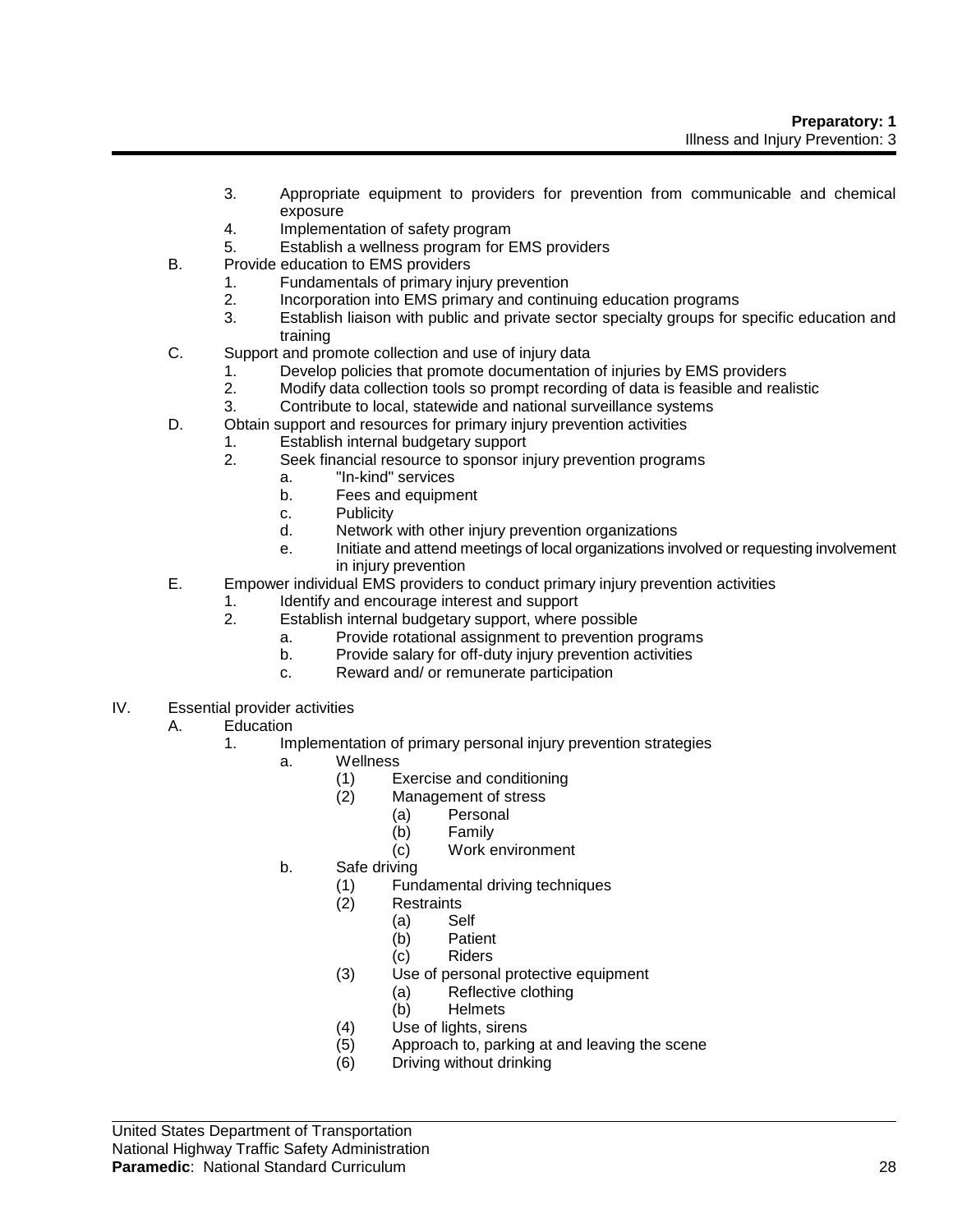3. Appropriate equipment to providers for prevention from communicable and chemical exposure
4. Implementation of safety program
5. Establish a wellness program for EMS providers

B. Provide education to EMS providers
   1. Fundamentals of primary injury prevention
   2. Incorporation into EMS primary and continuing education programs
   3. Establish liaison with public and private sector specialty groups for specific education and training

C. Support and promote collection and use of injury data
   1. Develop policies that promote documentation of injuries by EMS providers
   2. Modify data collection tools so prompt recording of data is feasible and realistic
   3. Contribute to local, statewide and national surveillance systems

D. Obtain support and resources for primary injury prevention activities
   1. Establish internal budgetary support
   2. Seek financial resource to sponsor injury prevention programs
      a. "In-kind" services
      b. Fees and equipment
      c. Publicity
      d. Network with other injury prevention organizations
      e. Initiate and attend meetings of local organizations involved or requesting involvement in injury prevention

E. Empower individual EMS providers to conduct primary injury prevention activities
   1. Identify and encourage interest and support
   2. Establish internal budgetary support, where possible
      a. Provide rotational assignment to prevention programs
      b. Provide salary for off-duty injury prevention activities
      c. Reward and/ or remunerate participation

IV. Essential provider activities

A. Education
   1. Implementation of primary personal injury prevention strategies
      a. Wellness
         (1) Exercise and conditioning
         (2) Management of stress
            (a) Personal
            (b) Family
            (c) Work environment
      b. Safe driving
         (1) Fundamental driving techniques
         (2) Restraints
            (a) Self
            (b) Patient
            (c) Riders
         (3) Use of personal protective equipment
            (a) Reflective clothing
            (b) Helmets
         (4) Use of lights, sirens
         (5) Approach to, parking at and leaving the scene
         (6) Driving without drinking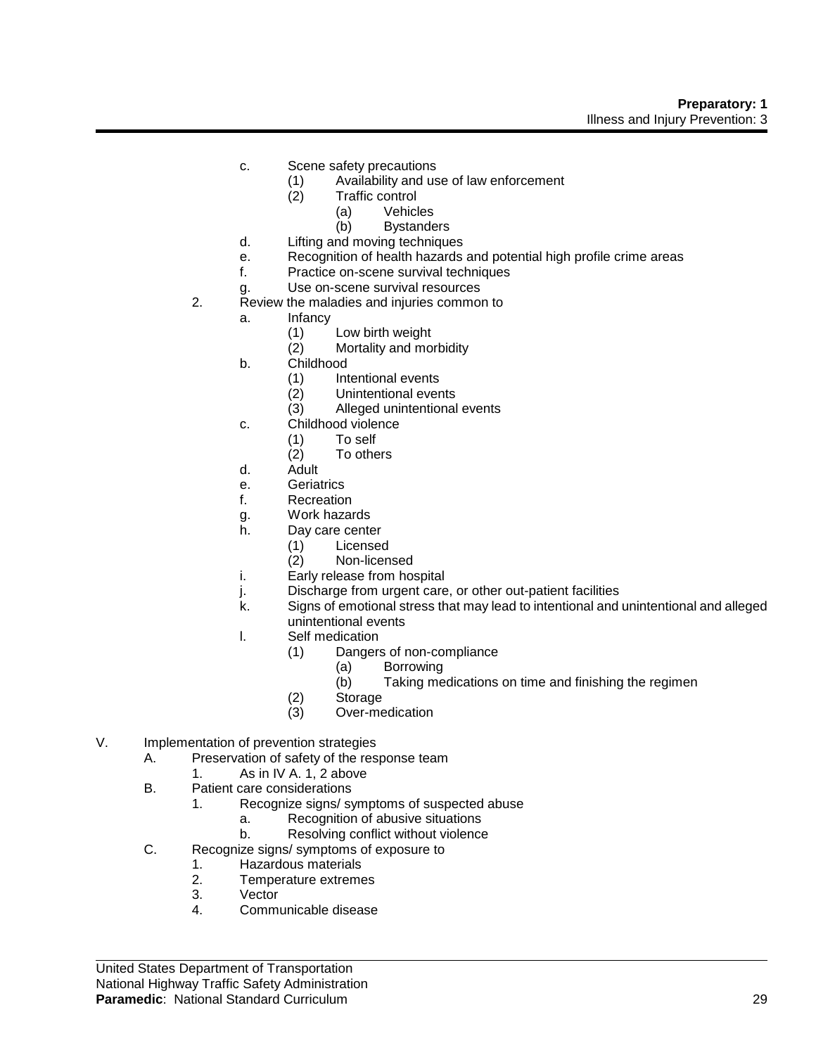- c. Scene safety precautions
  - (1) Availability and use of law enforcement
  - (2) Traffic control
    - (a) Vehicles
    - (b) Bystanders
- d. Lifting and moving techniques
- e. Recognition of health hazards and potential high profile crime areas
- f. Practice on-scene survival techniques
- g. Use on-scene survival resources

2. Review the maladies and injuries common to
   - a. Infancy
     - (1) Low birth weight
     - (2) Mortality and morbidity
   - b. Childhood
     - (1) Intentional events
     - (2) Unintentional events
     - (3) Alleged unintentional events
   - c. Childhood violence
     - (1) To self
     - (2) To others
   - d. Adult
   - e. Geriatrics
   - f. Recreation
   - g. Work hazards
   - h. Day care center
     - (1) Licensed
     - (2) Non-licensed
   - i. Early release from hospital
   - j. Discharge from urgent care, or other out-patient facilities
   - k. Signs of emotional stress that may lead to intentional and unintentional and alleged unintentional events
   - l. Self medication
     - (1) Dangers of non-compliance
       - (a) Borrowing
       - (b) Taking medications on time and finishing the regimen
     - (2) Storage
     - (3) Over-medication

V. Implementation of prevention strategies
   - A. Preservation of safety of the response team
     - 1. As in IV A. 1, 2 above
   - B. Patient care considerations
     - 1. Recognize signs/ symptoms of suspected abuse
       - a. Recognition of abusive situations
       - b. Resolving conflict without violence
   - C. Recognize signs/ symptoms of exposure to
     - 1. Hazardous materials
     - 2. Temperature extremes
     - 3. Vector
     - 4. Communicable disease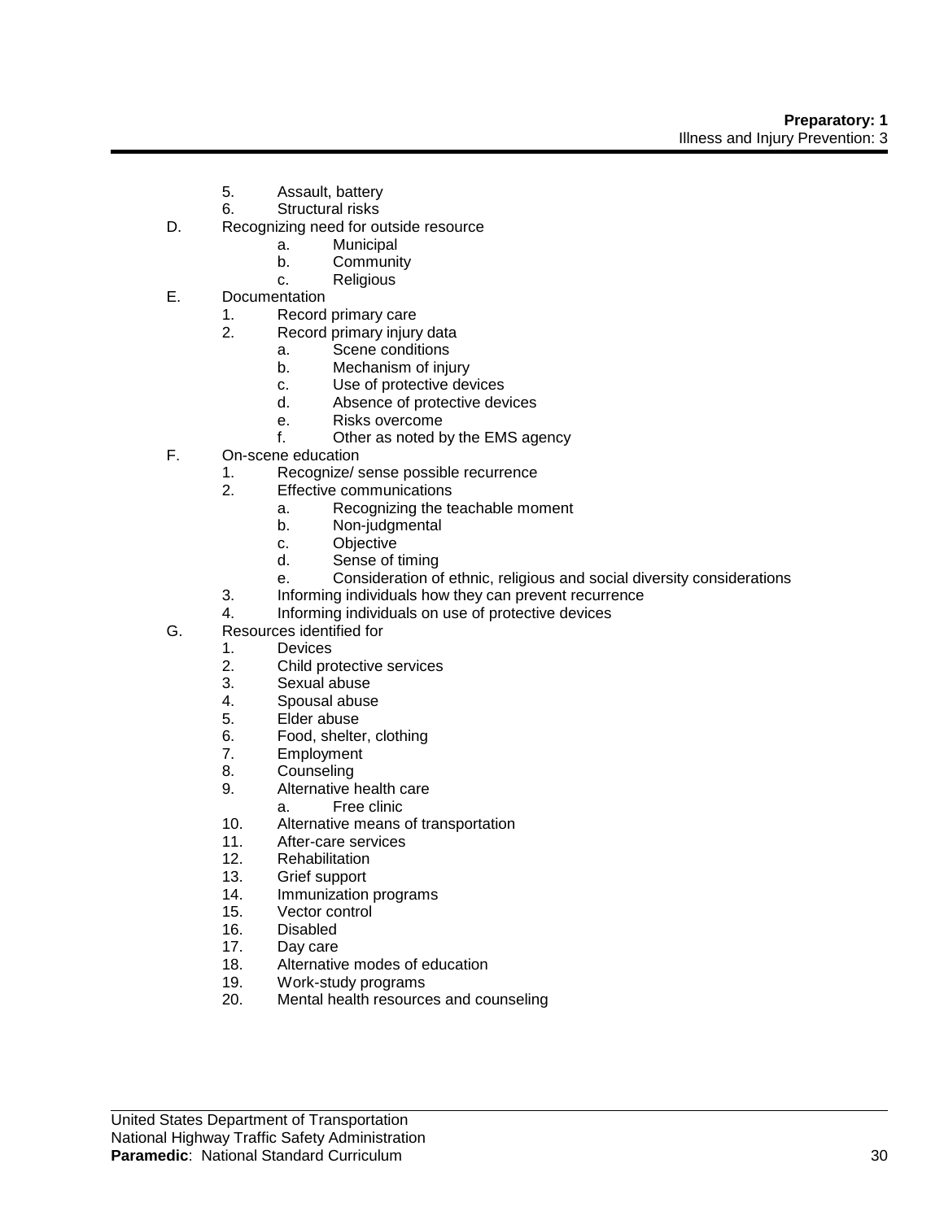5. Assault, battery
6. Structural risks

D. Recognizing need for outside resource
   a. Municipal
   b. Community
   c. Religious

E. Documentation
   1. Record primary care
   2. Record primary injury data
      a. Scene conditions
      b. Mechanism of injury
      c. Use of protective devices
      d. Absence of protective devices
      e. Risks overcome
      f. Other as noted by the EMS agency

F. On-scene education
   1. Recognize/ sense possible recurrence
   2. Effective communications
      a. Recognizing the teachable moment
      b. Non-judgmental
      c. Objective
      d. Sense of timing
      e. Consideration of ethnic, religious and social diversity considerations
   3. Informing individuals how they can prevent recurrence
   4. Informing individuals on use of protective devices

G. Resources identified for
   1. Devices
   2. Child protective services
   3. Sexual abuse
   4. Spousal abuse
   5. Elder abuse
   6. Food, shelter, clothing
   7. Employment
   8. Counseling
   9. Alternative health care
      a. Free clinic
   10. Alternative means of transportation
   11. After-care services
   12. Rehabilitation
   13. Grief support
   14. Immunization programs
   15. Vector control
   16. Disabled
   17. Day care
   18. Alternative modes of education
   19. Work-study programs
   20. Mental health resources and counseling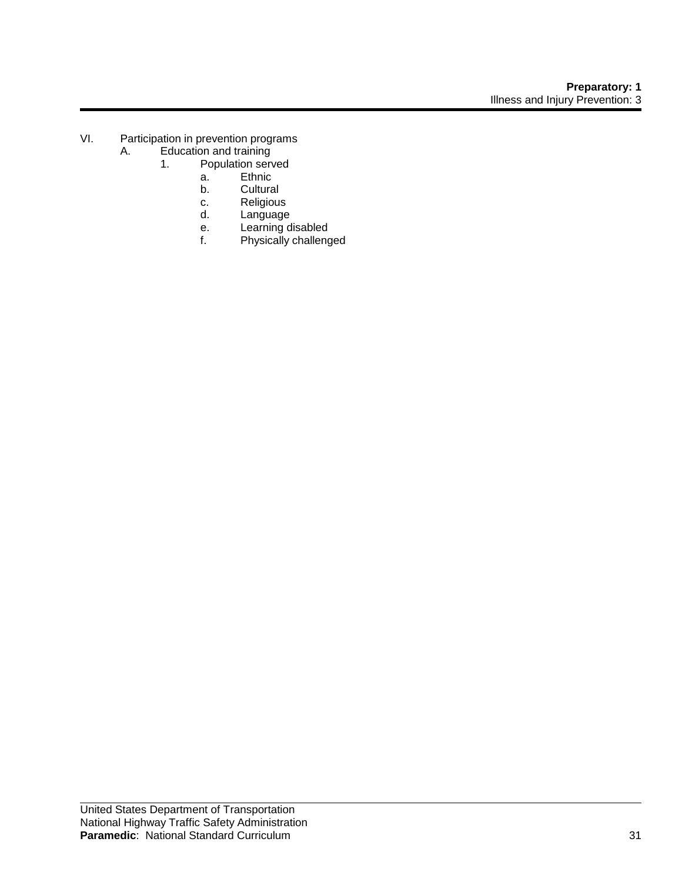VI. Participation in prevention programs
   A. Education and training
      1. Population served
         a. Ethnic
         b. Cultural
         c. Religious
         d. Language
         e. Learning disabled
         f. Physically challenged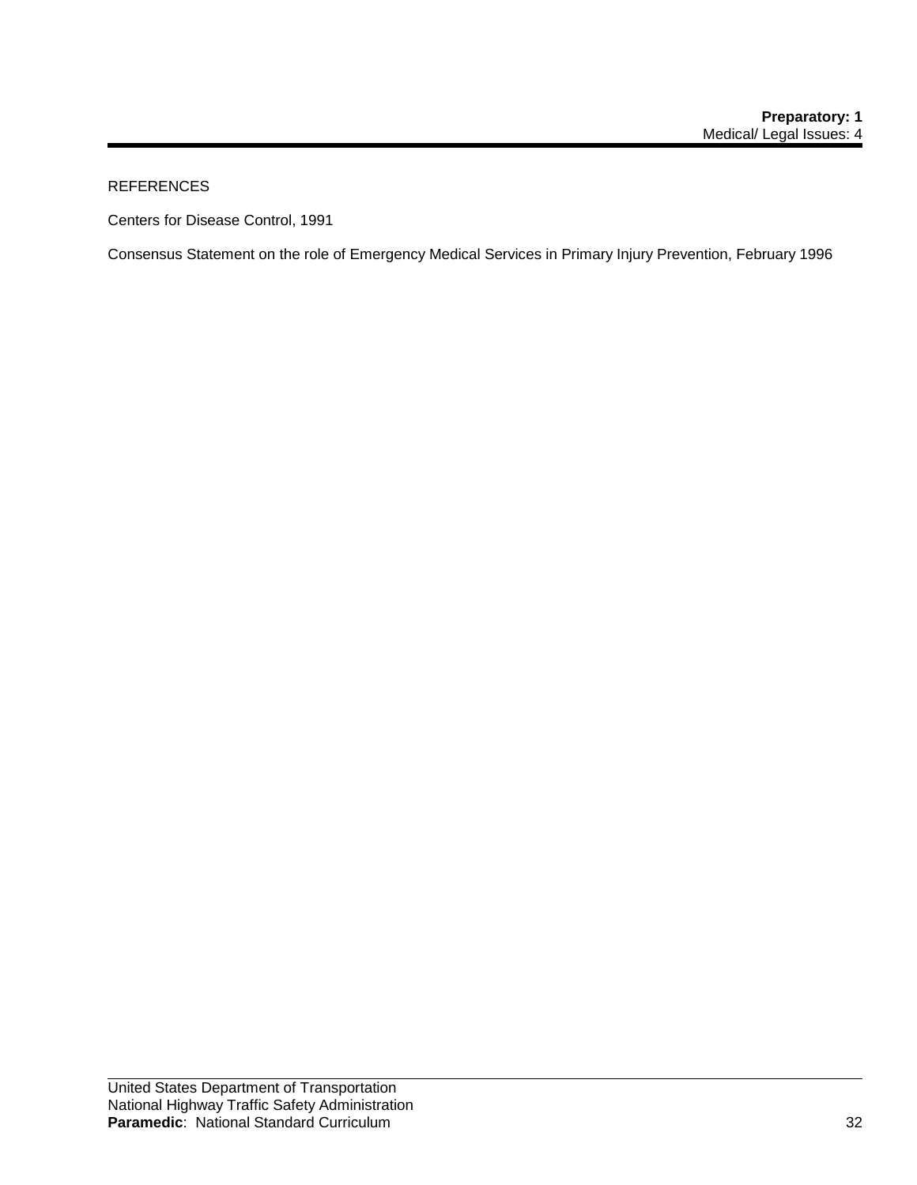REFERENCES

Centers for Disease Control, 1991

Consensus Statement on the role of Emergency Medical Services in Primary Injury Prevention, February 1996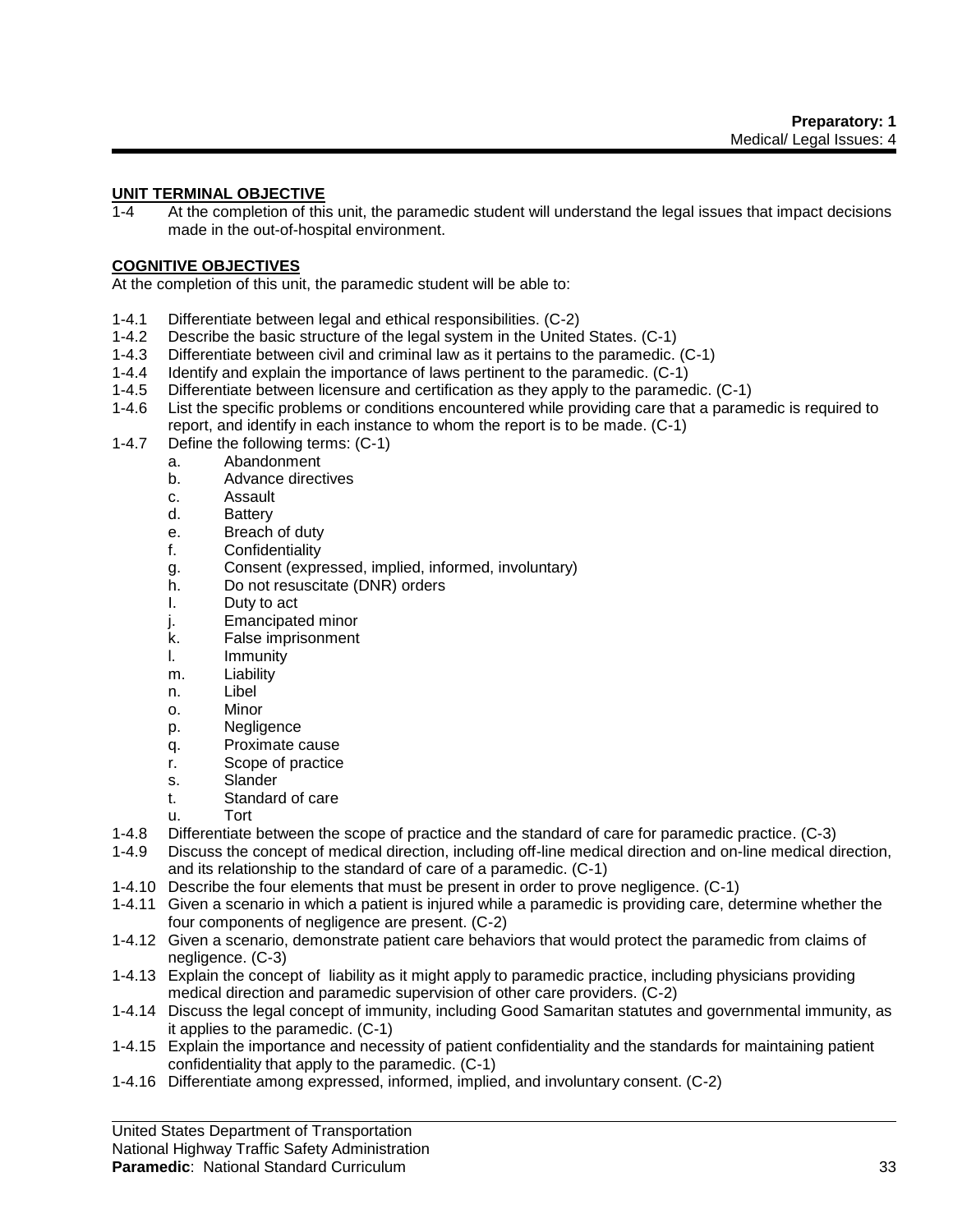## UNIT TERMINAL OBJECTIVE

1-4 At the completion of this unit, the paramedic student will understand the legal issues that impact decisions made in the out-of-hospital environment.

## COGNITIVE OBJECTIVES

At the completion of this unit, the paramedic student will be able to:

1-4.1 Differentiate between legal and ethical responsibilities. (C-2)
1-4.2 Describe the basic structure of the legal system in the United States. (C-1)
1-4.3 Differentiate between civil and criminal law as it pertains to the paramedic. (C-1)
1-4.4 Identify and explain the importance of laws pertinent to the paramedic. (C-1)
1-4.5 Differentiate between licensure and certification as they apply to the paramedic. (C-1)
1-4.6 List the specific problems or conditions encountered while providing care that a paramedic is required to report, and identify in each instance to whom the report is to be made. (C-1)
1-4.7 Define the following terms: (C-1)
   a. Abandonment
   b. Advance directives
   c. Assault
   d. Battery
   e. Breach of duty
   f. Confidentiality
   g. Consent (expressed, implied, informed, involuntary)
   h. Do not resuscitate (DNR) orders
   I. Duty to act
   j. Emancipated minor
   k. False imprisonment
   l. Immunity
   m. Liability
   n. Libel
   o. Minor
   p. Negligence
   q. Proximate cause
   r. Scope of practice
   s. Slander
   t. Standard of care
   u. Tort
1-4.8 Differentiate between the scope of practice and the standard of care for paramedic practice. (C-3)
1-4.9 Discuss the concept of medical direction, including off-line medical direction and on-line medical direction, and its relationship to the standard of care of a paramedic. (C-1)
1-4.10 Describe the four elements that must be present in order to prove negligence. (C-1)
1-4.11 Given a scenario in which a patient is injured while a paramedic is providing care, determine whether the four components of negligence are present. (C-2)
1-4.12 Given a scenario, demonstrate patient care behaviors that would protect the paramedic from claims of negligence. (C-3)
1-4.13 Explain the concept of liability as it might apply to paramedic practice, including physicians providing medical direction and paramedic supervision of other care providers. (C-2)
1-4.14 Discuss the legal concept of immunity, including Good Samaritan statutes and governmental immunity, as it applies to the paramedic. (C-1)
1-4.15 Explain the importance and necessity of patient confidentiality and the standards for maintaining patient confidentiality that apply to the paramedic. (C-1)
1-4.16 Differentiate among expressed, informed, implied, and involuntary consent. (C-2)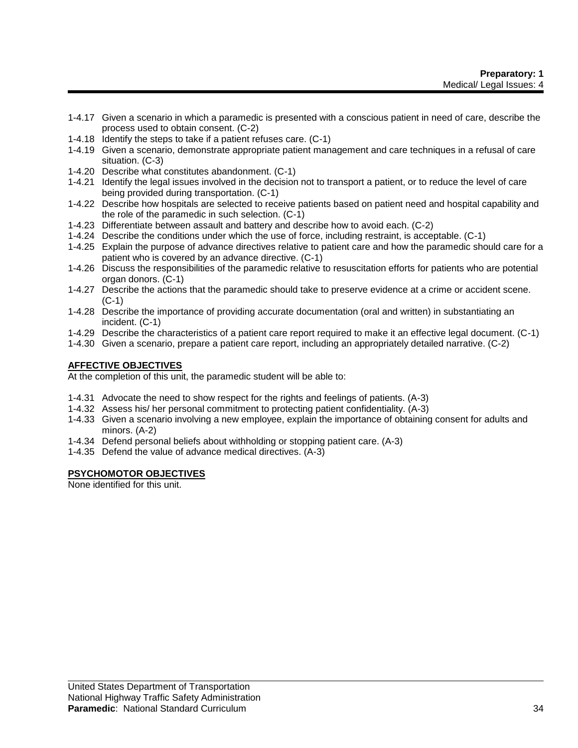- 1-4.17 Given a scenario in which a paramedic is presented with a conscious patient in need of care, describe the process used to obtain consent. (C-2)
- 1-4.18 Identify the steps to take if a patient refuses care. (C-1)
- 1-4.19 Given a scenario, demonstrate appropriate patient management and care techniques in a refusal of care situation. (C-3)
- 1-4.20 Describe what constitutes abandonment. (C-1)
- 1-4.21 Identify the legal issues involved in the decision not to transport a patient, or to reduce the level of care being provided during transportation. (C-1)
- 1-4.22 Describe how hospitals are selected to receive patients based on patient need and hospital capability and the role of the paramedic in such selection. (C-1)
- 1-4.23 Differentiate between assault and battery and describe how to avoid each. (C-2)
- 1-4.24 Describe the conditions under which the use of force, including restraint, is acceptable. (C-1)
- 1-4.25 Explain the purpose of advance directives relative to patient care and how the paramedic should care for a patient who is covered by an advance directive. (C-1)
- 1-4.26 Discuss the responsibilities of the paramedic relative to resuscitation efforts for patients who are potential organ donors. (C-1)
- 1-4.27 Describe the actions that the paramedic should take to preserve evidence at a crime or accident scene. (C-1)
- 1-4.28 Describe the importance of providing accurate documentation (oral and written) in substantiating an incident. (C-1)
- 1-4.29 Describe the characteristics of a patient care report required to make it an effective legal document. (C-1)
- 1-4.30 Given a scenario, prepare a patient care report, including an appropriately detailed narrative. (C-2)

**AFFECTIVE OBJECTIVES**

At the completion of this unit, the paramedic student will be able to:

- 1-4.31 Advocate the need to show respect for the rights and feelings of patients. (A-3)
- 1-4.32 Assess his/ her personal commitment to protecting patient confidentiality. (A-3)
- 1-4.33 Given a scenario involving a new employee, explain the importance of obtaining consent for adults and minors. (A-2)
- 1-4.34 Defend personal beliefs about withholding or stopping patient care. (A-3)
- 1-4.35 Defend the value of advance medical directives. (A-3)

**PSYCHOMOTOR OBJECTIVES**

None identified for this unit.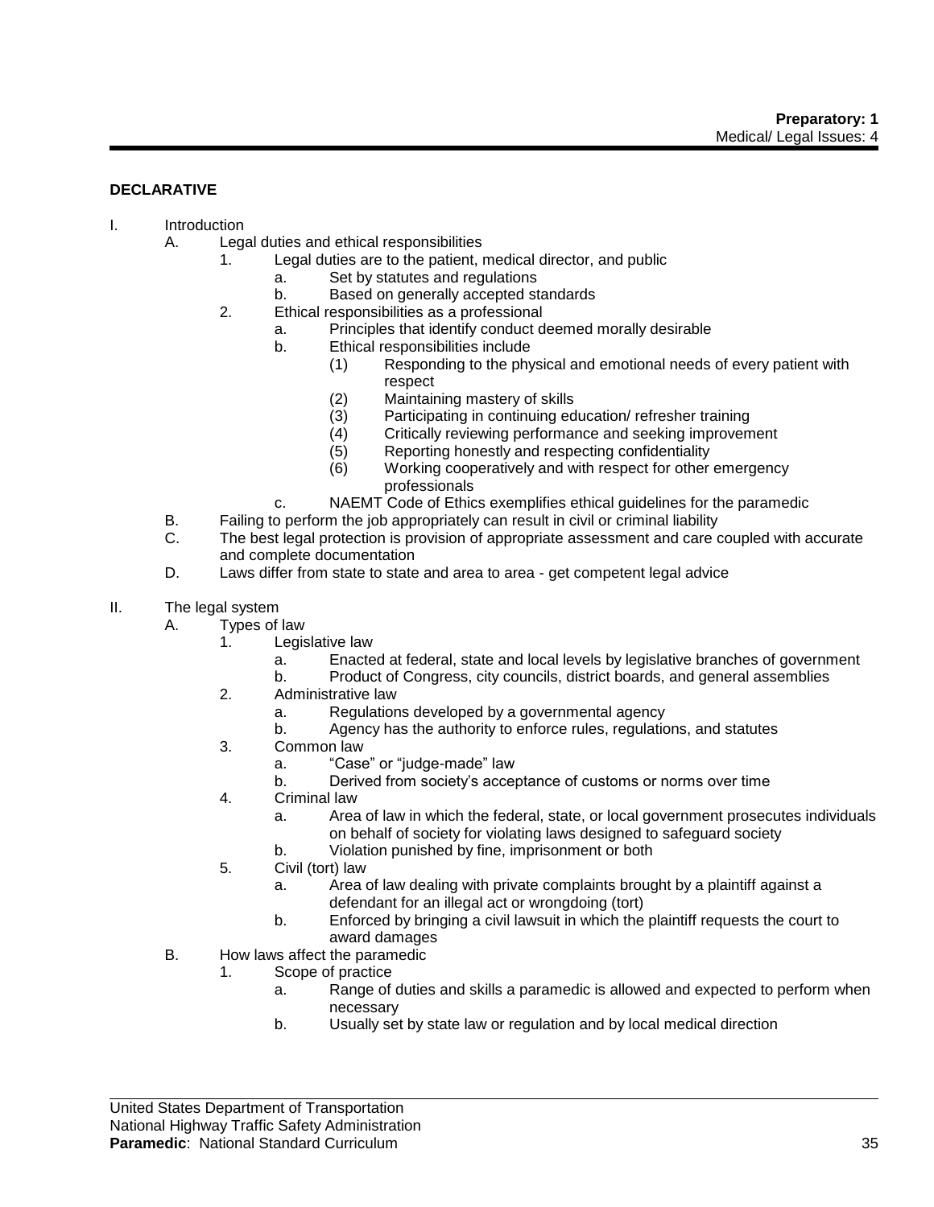**DECLARATIVE**

I. Introduction
  A. Legal duties and ethical responsibilities
    1. Legal duties are to the patient, medical director, and public
      a. Set by statutes and regulations
      b. Based on generally accepted standards
    2. Ethical responsibilities as a professional
      a. Principles that identify conduct deemed morally desirable
      b. Ethical responsibilities include
        (1) Responding to the physical and emotional needs of every patient with respect
        (2) Maintaining mastery of skills
        (3) Participating in continuing education/ refresher training
        (4) Critically reviewing performance and seeking improvement
        (5) Reporting honestly and respecting confidentiality
        (6) Working cooperatively and with respect for other emergency professionals
      c. NAEMT Code of Ethics exemplifies ethical guidelines for the paramedic
  B. Failing to perform the job appropriately can result in civil or criminal liability
  C. The best legal protection is provision of appropriate assessment and care coupled with accurate and complete documentation
  D. Laws differ from state to state and area to area - get competent legal advice

II. The legal system
  A. Types of law
    1. Legislative law
      a. Enacted at federal, state and local levels by legislative branches of government
      b. Product of Congress, city councils, district boards, and general assemblies
    2. Administrative law
      a. Regulations developed by a governmental agency
      b. Agency has the authority to enforce rules, regulations, and statutes
    3. Common law
      a. "Case" or "judge-made" law
      b. Derived from society's acceptance of customs or norms over time
    4. Criminal law
      a. Area of law in which the federal, state, or local government prosecutes individuals on behalf of society for violating laws designed to safeguard society
      b. Violation punished by fine, imprisonment or both
    5. Civil (tort) law
      a. Area of law dealing with private complaints brought by a plaintiff against a defendant for an illegal act or wrongdoing (tort)
      b. Enforced by bringing a civil lawsuit in which the plaintiff requests the court to award damages
  B. How laws affect the paramedic
    1. Scope of practice
      a. Range of duties and skills a paramedic is allowed and expected to perform when necessary
      b. Usually set by state law or regulation and by local medical direction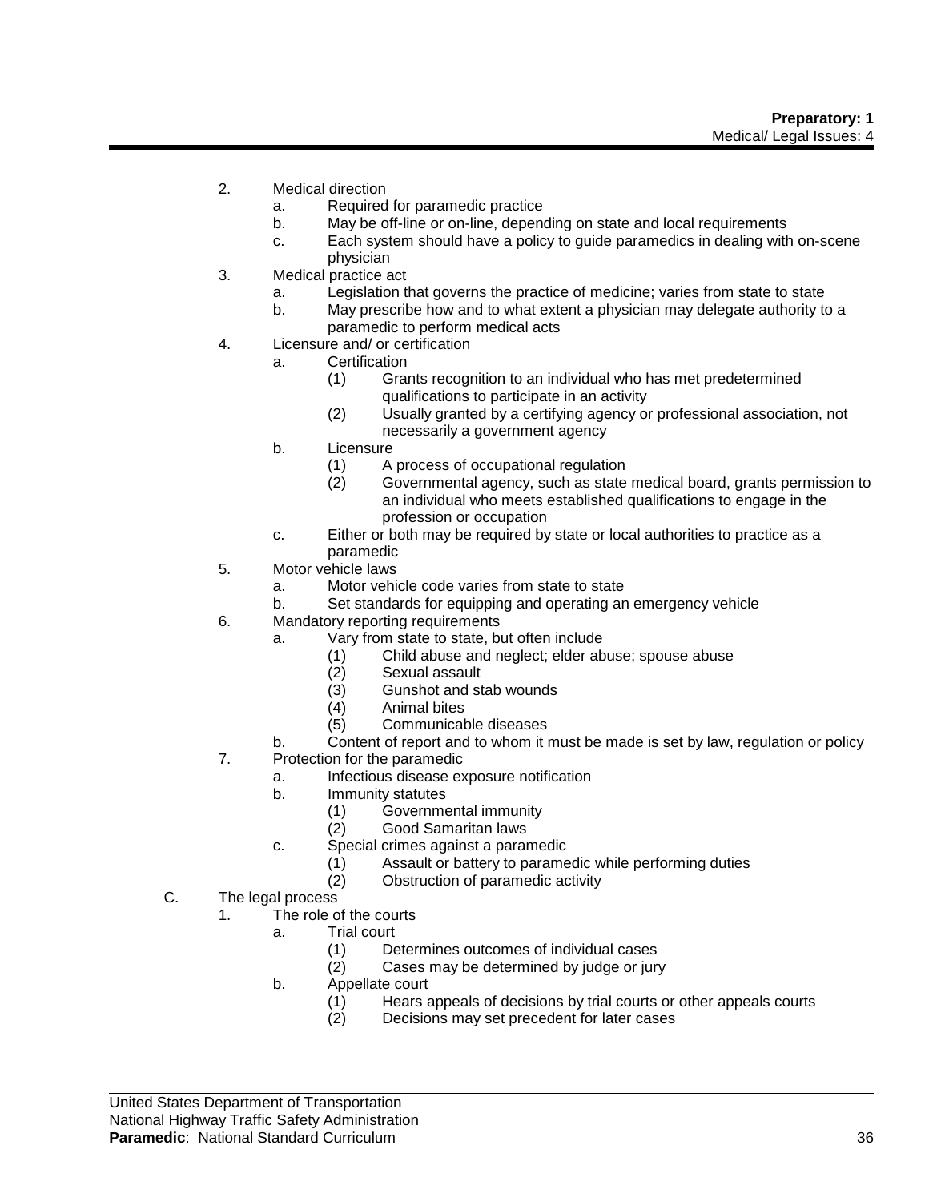2. Medical direction
    a. Required for paramedic practice
    b. May be off-line or on-line, depending on state and local requirements
    c. Each system should have a policy to guide paramedics in dealing with on-scene physician
3. Medical practice act
    a. Legislation that governs the practice of medicine; varies from state to state
    b. May prescribe how and to what extent a physician may delegate authority to a paramedic to perform medical acts
4. Licensure and/ or certification
    a. Certification
        (1) Grants recognition to an individual who has met predetermined qualifications to participate in an activity
        (2) Usually granted by a certifying agency or professional association, not necessarily a government agency
    b. Licensure
        (1) A process of occupational regulation
        (2) Governmental agency, such as state medical board, grants permission to an individual who meets established qualifications to engage in the profession or occupation
    c. Either or both may be required by state or local authorities to practice as a paramedic
5. Motor vehicle laws
    a. Motor vehicle code varies from state to state
    b. Set standards for equipping and operating an emergency vehicle
6. Mandatory reporting requirements
    a. Vary from state to state, but often include
        (1) Child abuse and neglect; elder abuse; spouse abuse
        (2) Sexual assault
        (3) Gunshot and stab wounds
        (4) Animal bites
        (5) Communicable diseases
    b. Content of report and to whom it must be made is set by law, regulation or policy
7. Protection for the paramedic
    a. Infectious disease exposure notification
    b. Immunity statutes
        (1) Governmental immunity
        (2) Good Samaritan laws
    c. Special crimes against a paramedic
        (1) Assault or battery to paramedic while performing duties
        (2) Obstruction of paramedic activity

C. The legal process
1. The role of the courts
    a. Trial court
        (1) Determines outcomes of individual cases
        (2) Cases may be determined by judge or jury
    b. Appellate court
        (1) Hears appeals of decisions by trial courts or other appeals courts
        (2) Decisions may set precedent for later cases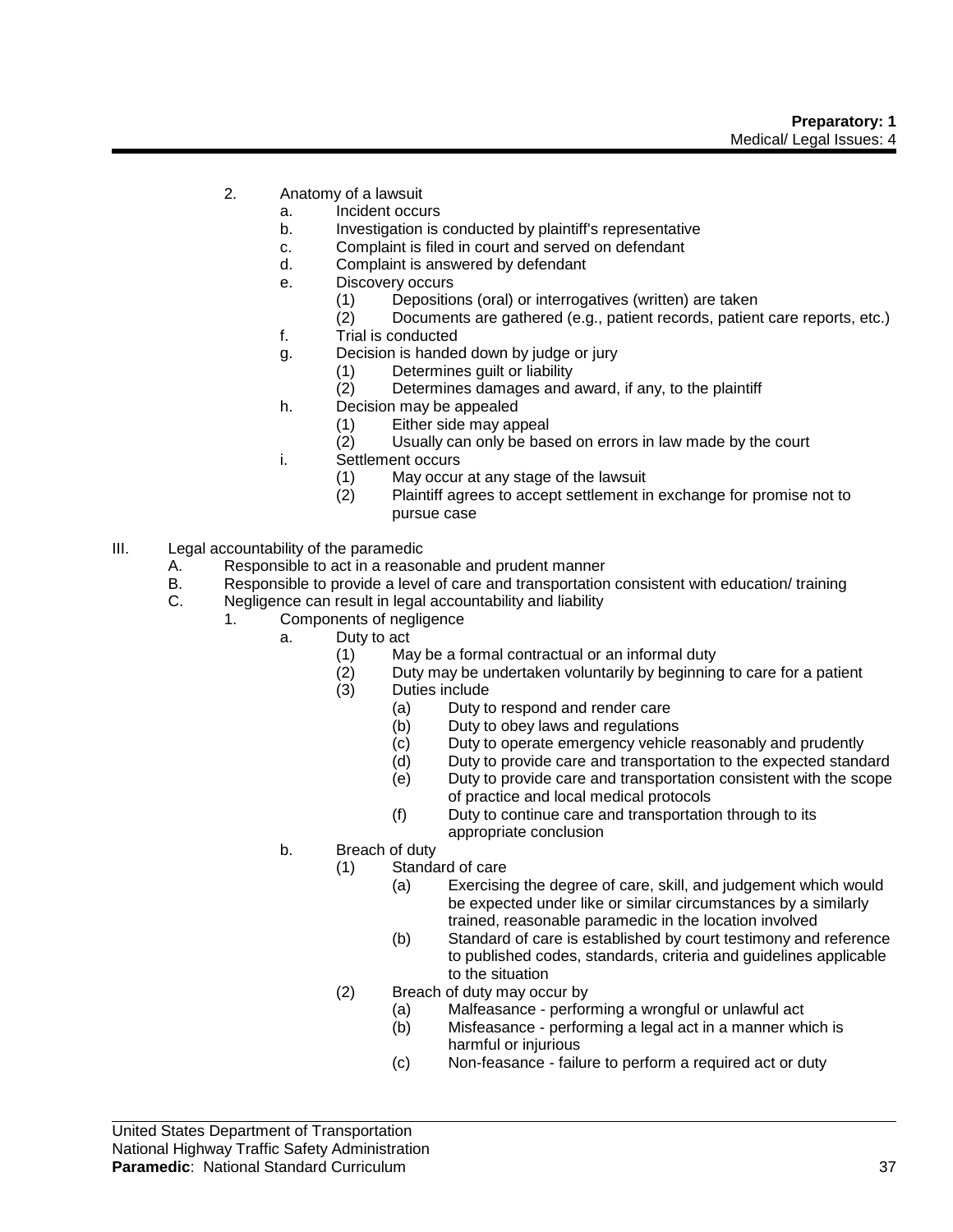2. Anatomy of a lawsuit
    a. Incident occurs
    b. Investigation is conducted by plaintiff's representative
    c. Complaint is filed in court and served on defendant
    d. Complaint is answered by defendant
    e. Discovery occurs
        (1) Depositions (oral) or interrogatives (written) are taken
        (2) Documents are gathered (e.g., patient records, patient care reports, etc.)
    f. Trial is conducted
    g. Decision is handed down by judge or jury
        (1) Determines guilt or liability
        (2) Determines damages and award, if any, to the plaintiff
    h. Decision may be appealed
        (1) Either side may appeal
        (2) Usually can only be based on errors in law made by the court
    i. Settlement occurs
        (1) May occur at any stage of the lawsuit
        (2) Plaintiff agrees to accept settlement in exchange for promise not to pursue case

III. Legal accountability of the paramedic
    A. Responsible to act in a reasonable and prudent manner
    B. Responsible to provide a level of care and transportation consistent with education/ training
    C. Negligence can result in legal accountability and liability
        1. Components of negligence
            a. Duty to act
                (1) May be a formal contractual or an informal duty
                (2) Duty may be undertaken voluntarily by beginning to care for a patient
                (3) Duties include
                    (a) Duty to respond and render care
                    (b) Duty to obey laws and regulations
                    (c) Duty to operate emergency vehicle reasonably and prudently
                    (d) Duty to provide care and transportation to the expected standard
                    (e) Duty to provide care and transportation consistent with the scope of practice and local medical protocols
                    (f) Duty to continue care and transportation through to its appropriate conclusion
            b. Breach of duty
                (1) Standard of care
                    (a) Exercising the degree of care, skill, and judgement which would be expected under like or similar circumstances by a similarly trained, reasonable paramedic in the location involved
                    (b) Standard of care is established by court testimony and reference to published codes, standards, criteria and guidelines applicable to the situation
                (2) Breach of duty may occur by
                    (a) Malfeasance - performing a wrongful or unlawful act
                    (b) Misfeasance - performing a legal act in a manner which is harmful or injurious
                    (c) Non-feasance - failure to perform a required act or duty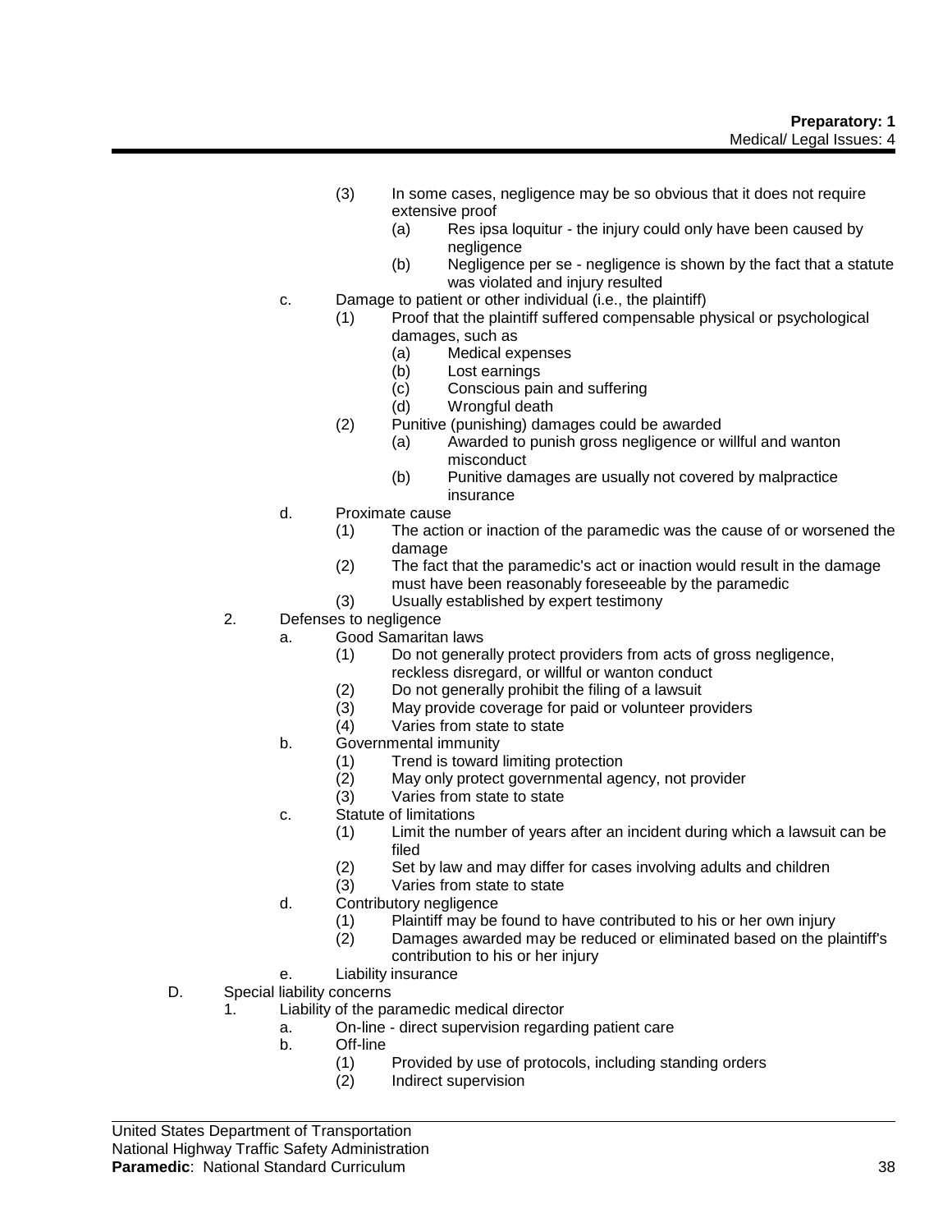(3) In some cases, negligence may be so obvious that it does not require extensive proof
    (a) Res ipsa loquitur - the injury could only have been caused by negligence
    (b) Negligence per se - negligence is shown by the fact that a statute was violated and injury resulted

c. Damage to patient or other individual (i.e., the plaintiff)
    (1) Proof that the plaintiff suffered compensable physical or psychological damages, such as
        (a) Medical expenses
        (b) Lost earnings
        (c) Conscious pain and suffering
        (d) Wrongful death
    (2) Punitive (punishing) damages could be awarded
        (a) Awarded to punish gross negligence or willful and wanton misconduct
        (b) Punitive damages are usually not covered by malpractice insurance

d. Proximate cause
    (1) The action or inaction of the paramedic was the cause of or worsened the damage
    (2) The fact that the paramedic's act or inaction would result in the damage must have been reasonably foreseeable by the paramedic
    (3) Usually established by expert testimony

2. Defenses to negligence
    a. Good Samaritan laws
        (1) Do not generally protect providers from acts of gross negligence, reckless disregard, or willful or wanton conduct
        (2) Do not generally prohibit the filing of a lawsuit
        (3) May provide coverage for paid or volunteer providers
        (4) Varies from state to state
    b. Governmental immunity
        (1) Trend is toward limiting protection
        (2) May only protect governmental agency, not provider
        (3) Varies from state to state
    c. Statute of limitations
        (1) Limit the number of years after an incident during which a lawsuit can be filed
        (2) Set by law and may differ for cases involving adults and children
        (3) Varies from state to state
    d. Contributory negligence
        (1) Plaintiff may be found to have contributed to his or her own injury
        (2) Damages awarded may be reduced or eliminated based on the plaintiff's contribution to his or her injury
    e. Liability insurance

D. Special liability concerns
    1. Liability of the paramedic medical director
        a. On-line - direct supervision regarding patient care
        b. Off-line
            (1) Provided by use of protocols, including standing orders
            (2) Indirect supervision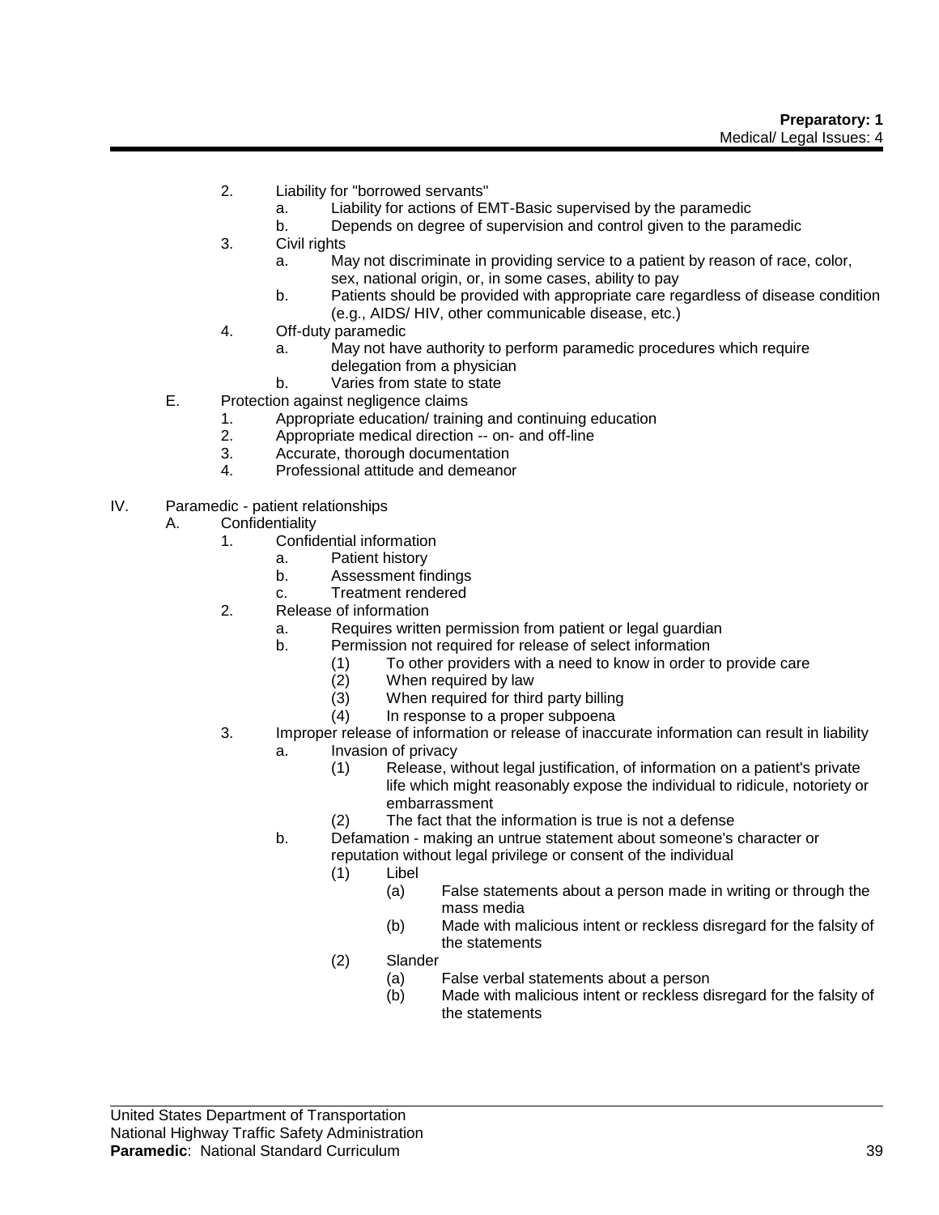2. Liability for "borrowed servants"
    a. Liability for actions of EMT-Basic supervised by the paramedic
    b. Depends on degree of supervision and control given to the paramedic
3. Civil rights
    a. May not discriminate in providing service to a patient by reason of race, color, sex, national origin, or, in some cases, ability to pay
    b. Patients should be provided with appropriate care regardless of disease condition (e.g., AIDS/ HIV, other communicable disease, etc.)
4. Off-duty paramedic
    a. May not have authority to perform paramedic procedures which require delegation from a physician
    b. Varies from state to state

E. Protection against negligence claims
    1. Appropriate education/ training and continuing education
    2. Appropriate medical direction -- on- and off-line
    3. Accurate, thorough documentation
    4. Professional attitude and demeanor

IV. Paramedic - patient relationships
- A. Confidentiality
    1. Confidential information
        a. Patient history
        b. Assessment findings
        c. Treatment rendered
    2. Release of information
        a. Requires written permission from patient or legal guardian
        b. Permission not required for release of select information
            (1) To other providers with a need to know in order to provide care
            (2) When required by law
            (3) When required for third party billing
            (4) In response to a proper subpoena
    3. Improper release of information or release of inaccurate information can result in liability
        a. Invasion of privacy
            (1) Release, without legal justification, of information on a patient's private life which might reasonably expose the individual to ridicule, notoriety or embarrassment
            (2) The fact that the information is true is not a defense
        b. Defamation - making an untrue statement about someone's character or reputation without legal privilege or consent of the individual
            (1) Libel
                (a) False statements about a person made in writing or through the mass media
                (b) Made with malicious intent or reckless disregard for the falsity of the statements
            (2) Slander
                (a) False verbal statements about a person
                (b) Made with malicious intent or reckless disregard for the falsity of the statements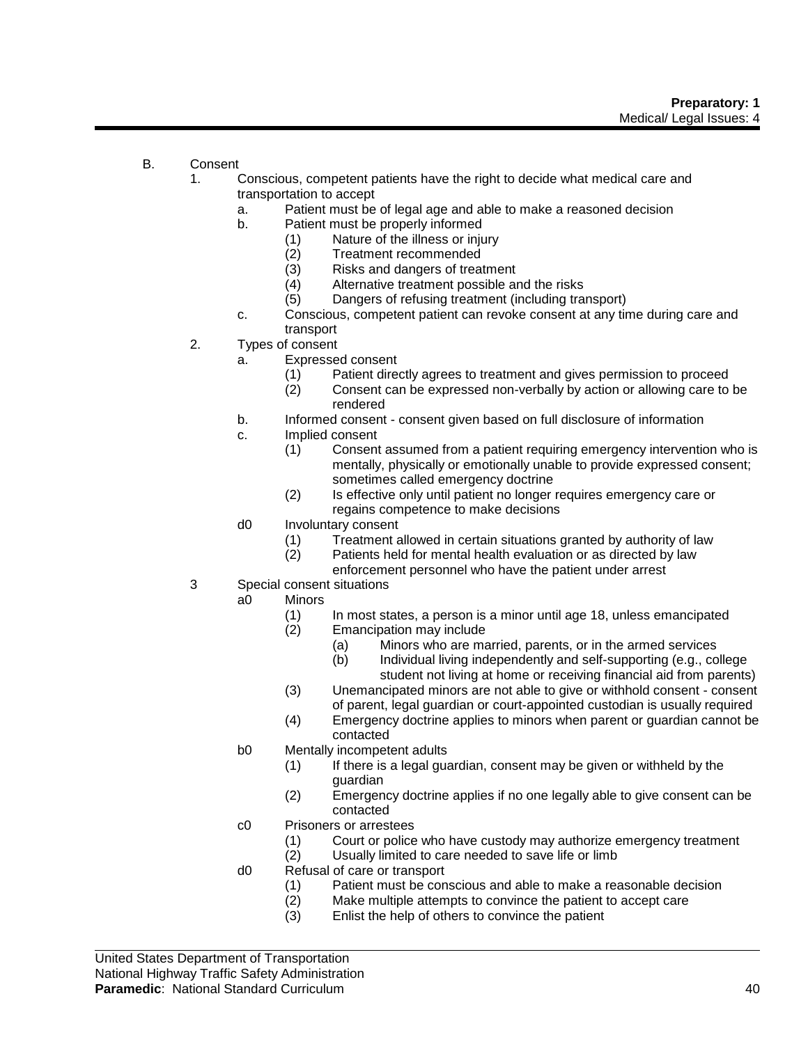B. Consent

1. Conscious, competent patients have the right to decide what medical care and transportation to accept
    a. Patient must be of legal age and able to make a reasoned decision
    b. Patient must be properly informed
        (1) Nature of the illness or injury
        (2) Treatment recommended
        (3) Risks and dangers of treatment
        (4) Alternative treatment possible and the risks
        (5) Dangers of refusing treatment (including transport)
    c. Conscious, competent patient can revoke consent at any time during care and transport
2. Types of consent
    a. Expressed consent
        (1) Patient directly agrees to treatment and gives permission to proceed
        (2) Consent can be expressed non-verbally by action or allowing care to be rendered
    b. Informed consent - consent given based on full disclosure of information
    c. Implied consent
        (1) Consent assumed from a patient requiring emergency intervention who is mentally, physically or emotionally unable to provide expressed consent; sometimes called emergency doctrine
        (2) Is effective only until patient no longer requires emergency care or regains competence to make decisions
    d0 Involuntary consent
        (1) Treatment allowed in certain situations granted by authority of law
        (2) Patients held for mental health evaluation or as directed by law enforcement personnel who have the patient under arrest
3 Special consent situations
    a0 Minors
        (1) In most states, a person is a minor until age 18, unless emancipated
        (2) Emancipation may include
            (a) Minors who are married, parents, or in the armed services
            (b) Individual living independently and self-supporting (e.g., college student not living at home or receiving financial aid from parents)
        (3) Unemancipated minors are not able to give or withhold consent - consent of parent, legal guardian or court-appointed custodian is usually required
        (4) Emergency doctrine applies to minors when parent or guardian cannot be contacted
    b0 Mentally incompetent adults
        (1) If there is a legal guardian, consent may be given or withheld by the guardian
        (2) Emergency doctrine applies if no one legally able to give consent can be contacted
    c0 Prisoners or arrestees
        (1) Court or police who have custody may authorize emergency treatment
        (2) Usually limited to care needed to save life or limb
    d0 Refusal of care or transport
        (1) Patient must be conscious and able to make a reasonable decision
        (2) Make multiple attempts to convince the patient to accept care
        (3) Enlist the help of others to convince the patient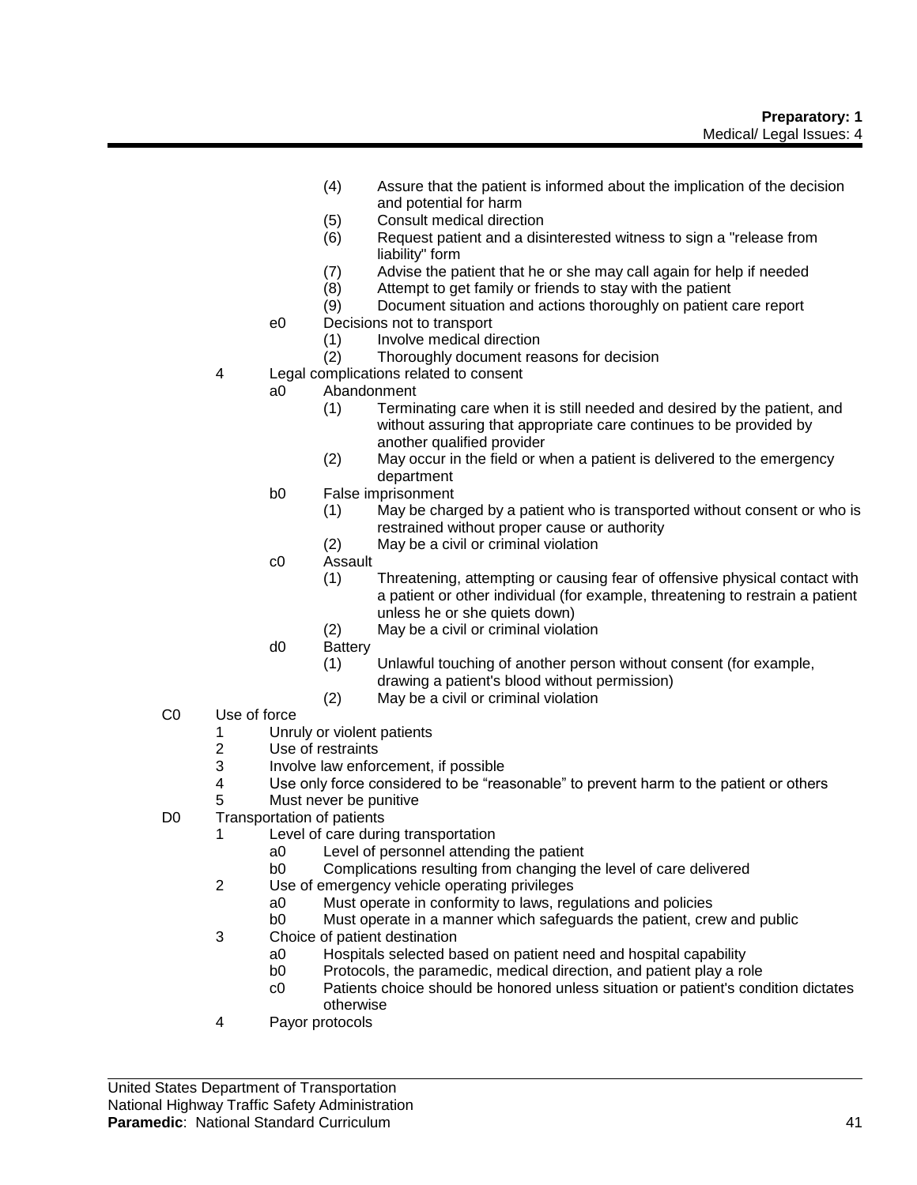- (4) Assure that the patient is informed about the implication of the decision and potential for harm
- (5) Consult medical direction
- (6) Request patient and a disinterested witness to sign a "release from liability" form
- (7) Advise the patient that he or she may call again for help if needed
- (8) Attempt to get family or friends to stay with the patient
- (9) Document situation and actions thoroughly on patient care report

e0 Decisions not to transport
- (1) Involve medical direction
- (2) Thoroughly document reasons for decision

4 Legal complications related to consent

a0 Abandonment
- (1) Terminating care when it is still needed and desired by the patient, and without assuring that appropriate care continues to be provided by another qualified provider
- (2) May occur in the field or when a patient is delivered to the emergency department

b0 False imprisonment
- (1) May be charged by a patient who is transported without consent or who is restrained without proper cause or authority
- (2) May be a civil or criminal violation

c0 Assault
- (1) Threatening, attempting or causing fear of offensive physical contact with a patient or other individual (for example, threatening to restrain a patient unless he or she quiets down)
- (2) May be a civil or criminal violation

d0 Battery
- (1) Unlawful touching of another person without consent (for example, drawing a patient's blood without permission)
- (2) May be a civil or criminal violation

C0 Use of force
- 1 Unruly or violent patients
- 2 Use of restraints
- 3 Involve law enforcement, if possible
- 4 Use only force considered to be “reasonable” to prevent harm to the patient or others
- 5 Must never be punitive

D0 Transportation of patients

1 Level of care during transportation
- a0 Level of personnel attending the patient
- b0 Complications resulting from changing the level of care delivered

2 Use of emergency vehicle operating privileges
- a0 Must operate in conformity to laws, regulations and policies
- b0 Must operate in a manner which safeguards the patient, crew and public

3 Choice of patient destination
- a0 Hospitals selected based on patient need and hospital capability
- b0 Protocols, the paramedic, medical direction, and patient play a role
- c0 Patients choice should be honored unless situation or patient's condition dictates otherwise

4 Payor protocols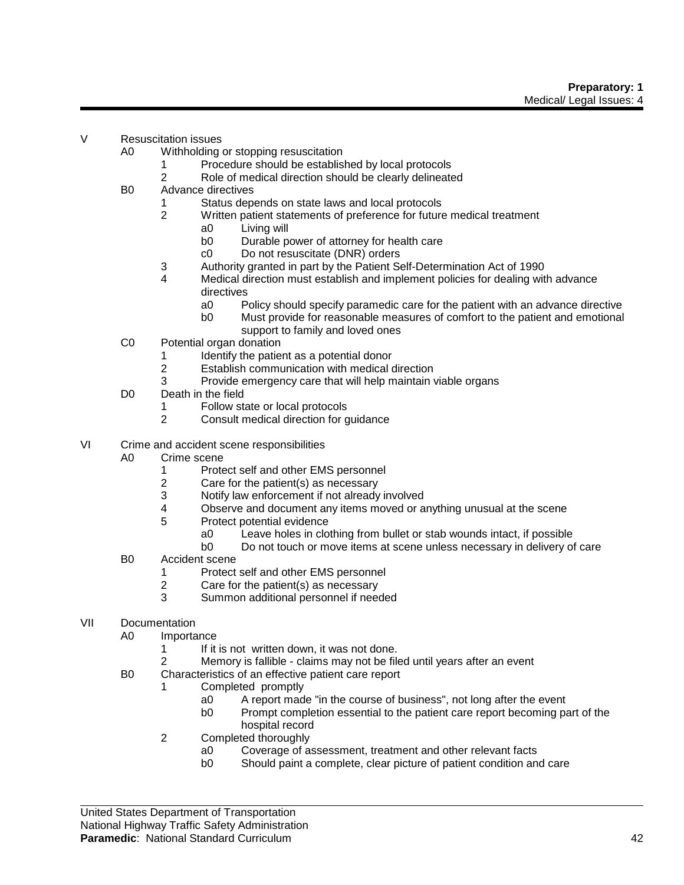V Resuscitation issues
- A0 Withholding or stopping resuscitation
  - 1 Procedure should be established by local protocols
  - 2 Role of medical direction should be clearly delineated
- B0 Advance directives
  - 1 Status depends on state laws and local protocols
  - 2 Written patient statements of preference for future medical treatment
    - a0 Living will
    - b0 Durable power of attorney for health care
    - c0 Do not resuscitate (DNR) orders
  - 3 Authority granted in part by the Patient Self-Determination Act of 1990
  - 4 Medical direction must establish and implement policies for dealing with advance directives
    - a0 Policy should specify paramedic care for the patient with an advance directive
    - b0 Must provide for reasonable measures of comfort to the patient and emotional support to family and loved ones
- C0 Potential organ donation
  - 1 Identify the patient as a potential donor
  - 2 Establish communication with medical direction
  - 3 Provide emergency care that will help maintain viable organs
- D0 Death in the field
  - 1 Follow state or local protocols
  - 2 Consult medical direction for guidance

VI Crime and accident scene responsibilities
- A0 Crime scene
  - 1 Protect self and other EMS personnel
  - 2 Care for the patient(s) as necessary
  - 3 Notify law enforcement if not already involved
  - 4 Observe and document any items moved or anything unusual at the scene
  - 5 Protect potential evidence
    - a0 Leave holes in clothing from bullet or stab wounds intact, if possible
    - b0 Do not touch or move items at scene unless necessary in delivery of care
- B0 Accident scene
  - 1 Protect self and other EMS personnel
  - 2 Care for the patient(s) as necessary
  - 3 Summon additional personnel if needed

VII Documentation
- A0 Importance
  - 1 If it is not written down, it was not done.
  - 2 Memory is fallible - claims may not be filed until years after an event
- B0 Characteristics of an effective patient care report
  - 1 Completed promptly
    - a0 A report made "in the course of business", not long after the event
    - b0 Prompt completion essential to the patient care report becoming part of the hospital record
  - 2 Completed thoroughly
    - a0 Coverage of assessment, treatment and other relevant facts
    - b0 Should paint a complete, clear picture of patient condition and care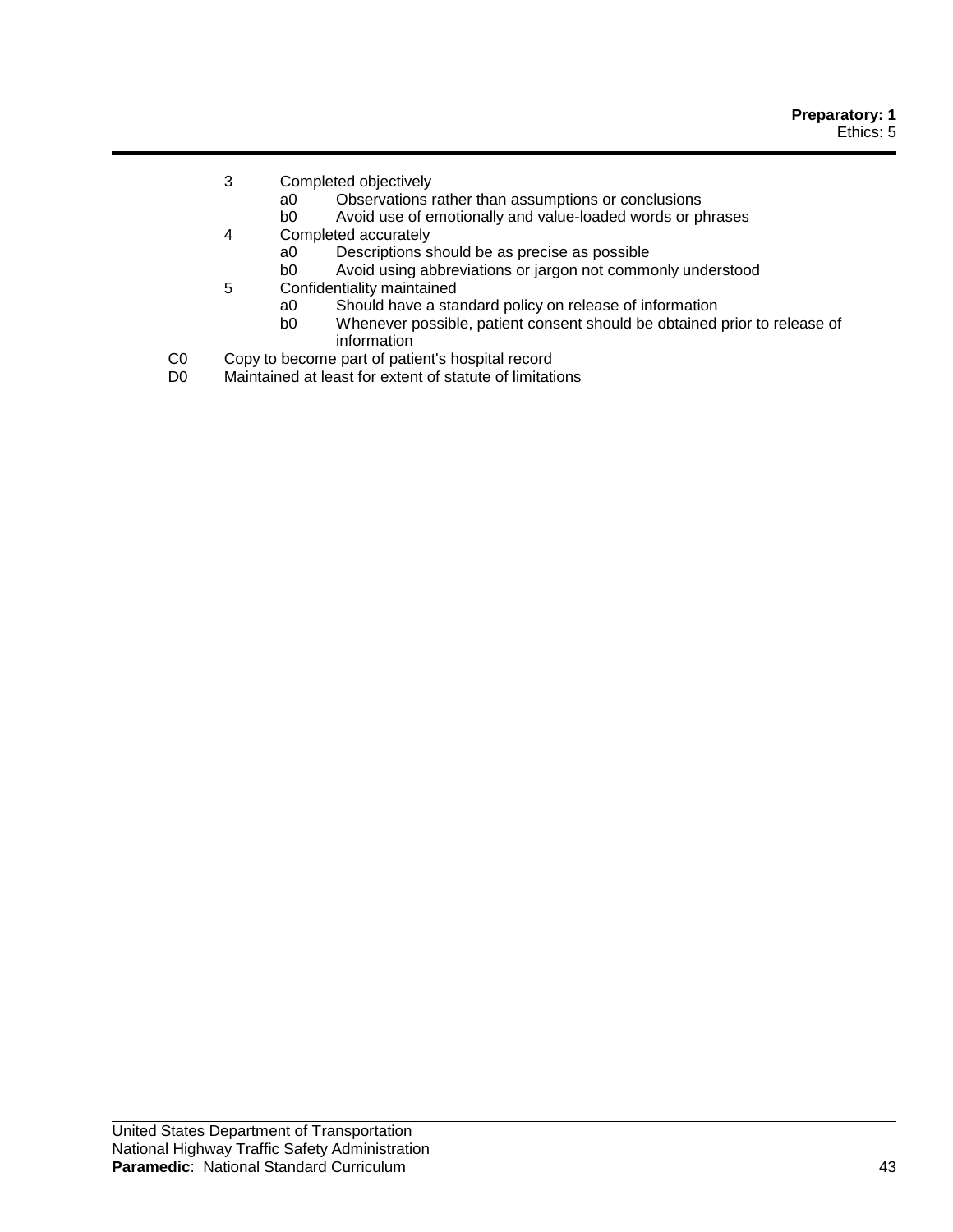3 Completed objectively
   - a0 Observations rather than assumptions or conclusions
   - b0 Avoid use of emotionally and value-loaded words or phrases

4 Completed accurately
   - a0 Descriptions should be as precise as possible
   - b0 Avoid using abbreviations or jargon not commonly understood

5 Confidentiality maintained
   - a0 Should have a standard policy on release of information
   - b0 Whenever possible, patient consent should be obtained prior to release of information

C0 Copy to become part of patient's hospital record

D0 Maintained at least for extent of statute of limitations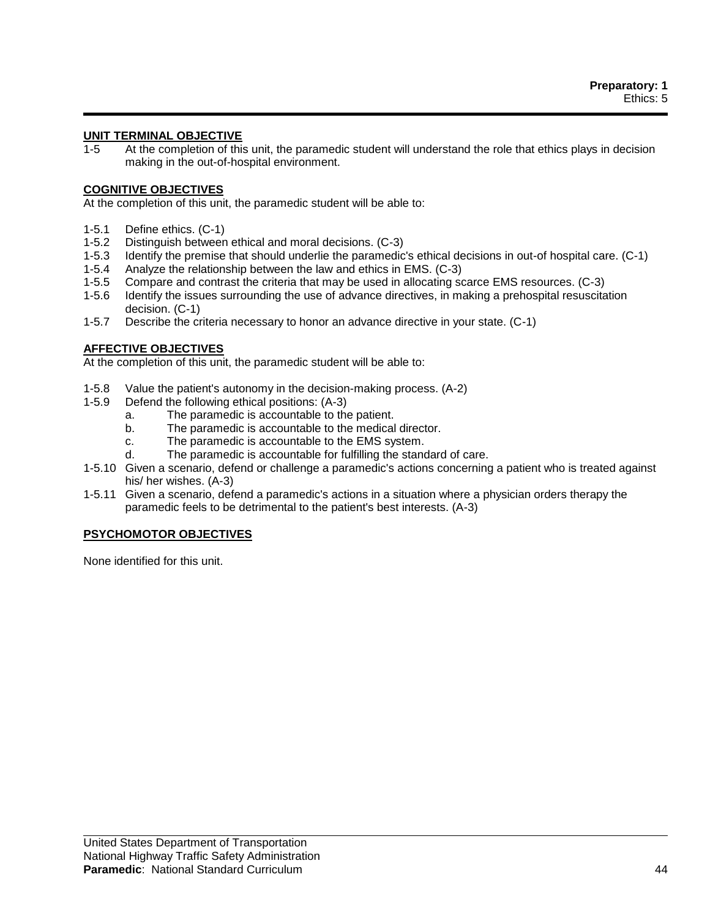**Preparatory: 1**
Ethics: 5

---

## UNIT TERMINAL OBJECTIVE

1-5 At the completion of this unit, the paramedic student will understand the role that ethics plays in decision making in the out-of-hospital environment.

## COGNITIVE OBJECTIVES

At the completion of this unit, the paramedic student will be able to:

1-5.1 Define ethics. (C-1)
1-5.2 Distinguish between ethical and moral decisions. (C-3)
1-5.3 Identify the premise that should underlie the paramedic's ethical decisions in out-of hospital care. (C-1)
1-5.4 Analyze the relationship between the law and ethics in EMS. (C-3)
1-5.5 Compare and contrast the criteria that may be used in allocating scarce EMS resources. (C-3)
1-5.6 Identify the issues surrounding the use of advance directives, in making a prehospital resuscitation decision. (C-1)
1-5.7 Describe the criteria necessary to honor an advance directive in your state. (C-1)

## AFFECTIVE OBJECTIVES

At the completion of this unit, the paramedic student will be able to:

1-5.8 Value the patient's autonomy in the decision-making process. (A-2)
1-5.9 Defend the following ethical positions: (A-3)
 a. The paramedic is accountable to the patient.
 b. The paramedic is accountable to the medical director.
 c. The paramedic is accountable to the EMS system.
 d. The paramedic is accountable for fulfilling the standard of care.
1-5.10 Given a scenario, defend or challenge a paramedic's actions concerning a patient who is treated against his/ her wishes. (A-3)
1-5.11 Given a scenario, defend a paramedic's actions in a situation where a physician orders therapy the paramedic feels to be detrimental to the patient's best interests. (A-3)

## PSYCHOMOTOR OBJECTIVES

None identified for this unit.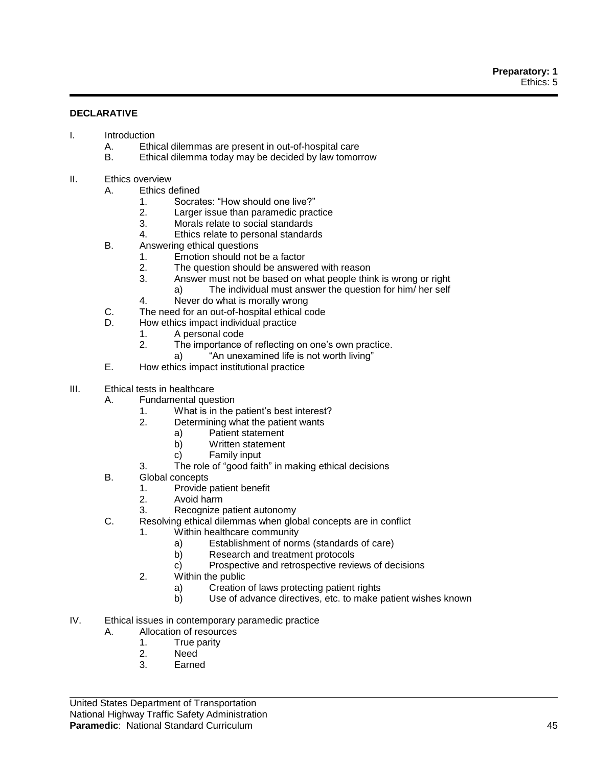## DECLARATIVE

I. Introduction
   A. Ethical dilemmas are present in out-of-hospital care
   B. Ethical dilemma today may be decided by law tomorrow

II. Ethics overview
   A. Ethics defined
      1. Socrates: "How should one live?"
      2. Larger issue than paramedic practice
      3. Morals relate to social standards
      4. Ethics relate to personal standards
   B. Answering ethical questions
      1. Emotion should not be a factor
      2. The question should be answered with reason
      3. Answer must not be based on what people think is wrong or right
         a) The individual must answer the question for him/ her self
      4. Never do what is morally wrong
   C. The need for an out-of-hospital ethical code
   D. How ethics impact individual practice
      1. A personal code
      2. The importance of reflecting on one's own practice.
         a) "An unexamined life is not worth living"
   E. How ethics impact institutional practice

III. Ethical tests in healthcare
   A. Fundamental question
      1. What is in the patient's best interest?
      2. Determining what the patient wants
         a) Patient statement
         b) Written statement
         c) Family input
      3. The role of "good faith" in making ethical decisions
   B. Global concepts
      1. Provide patient benefit
      2. Avoid harm
      3. Recognize patient autonomy
   C. Resolving ethical dilemmas when global concepts are in conflict
      1. Within healthcare community
         a) Establishment of norms (standards of care)
         b) Research and treatment protocols
         c) Prospective and retrospective reviews of decisions
      2. Within the public
         a) Creation of laws protecting patient rights
         b) Use of advance directives, etc. to make patient wishes known

IV. Ethical issues in contemporary paramedic practice
   A. Allocation of resources
      1. True parity
      2. Need
      3. Earned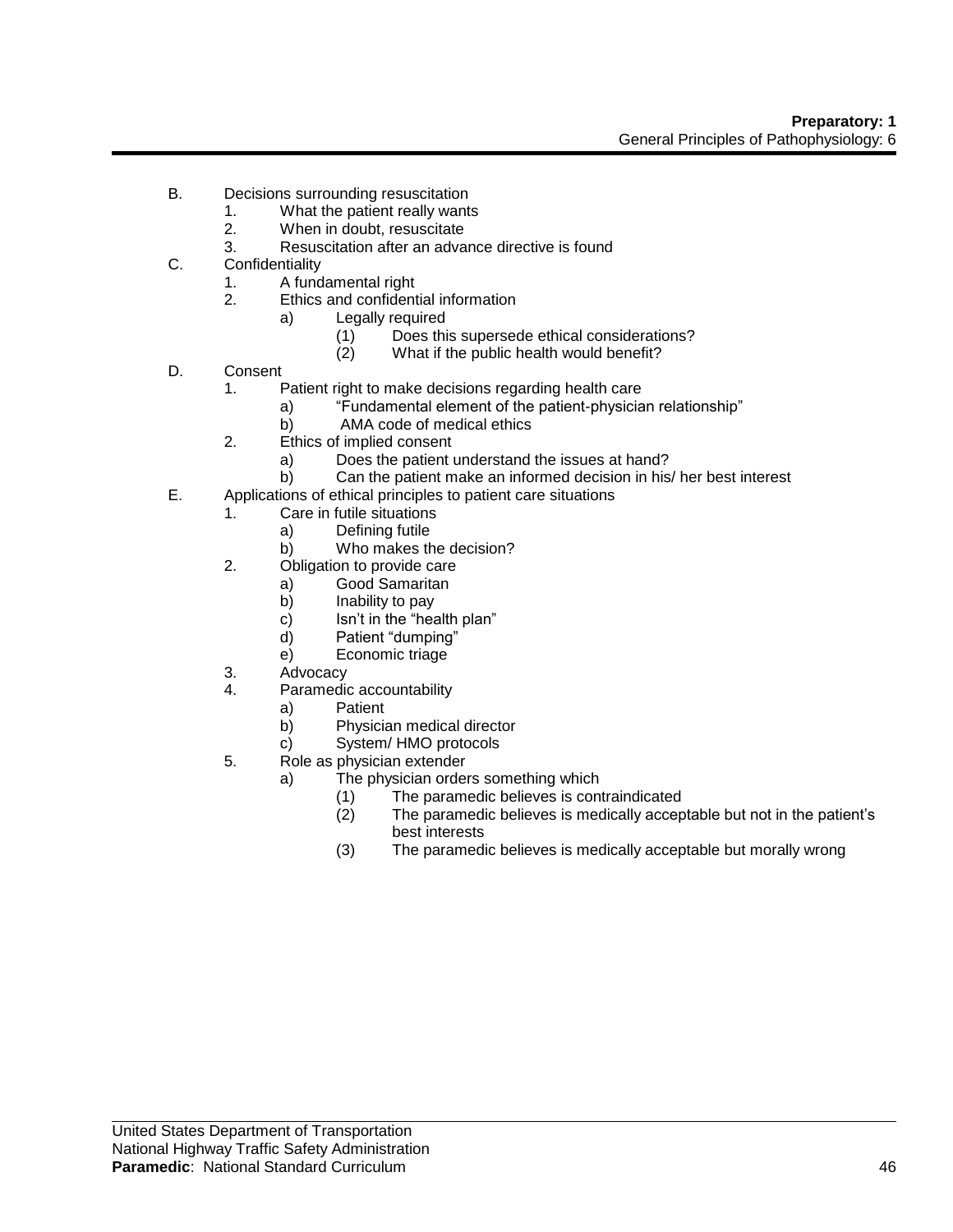B. Decisions surrounding resuscitation
    1. What the patient really wants
    2. When in doubt, resuscitate
    3. Resuscitation after an advance directive is found

C. Confidentiality
    1. A fundamental right
    2. Ethics and confidential information
        a) Legally required
            (1) Does this supersede ethical considerations?
            (2) What if the public health would benefit?

D. Consent
    1. Patient right to make decisions regarding health care
        a) "Fundamental element of the patient-physician relationship"
        b) AMA code of medical ethics
    2. Ethics of implied consent
        a) Does the patient understand the issues at hand?
        b) Can the patient make an informed decision in his/ her best interest

E. Applications of ethical principles to patient care situations
    1. Care in futile situations
        a) Defining futile
        b) Who makes the decision?
    2. Obligation to provide care
        a) Good Samaritan
        b) Inability to pay
        c) Isn't in the "health plan"
        d) Patient "dumping"
        e) Economic triage
    3. Advocacy
    4. Paramedic accountability
        a) Patient
        b) Physician medical director
        c) System/ HMO protocols
    5. Role as physician extender
        a) The physician orders something which
            (1) The paramedic believes is contraindicated
            (2) The paramedic believes is medically acceptable but not in the patient's best interests
            (3) The paramedic believes is medically acceptable but morally wrong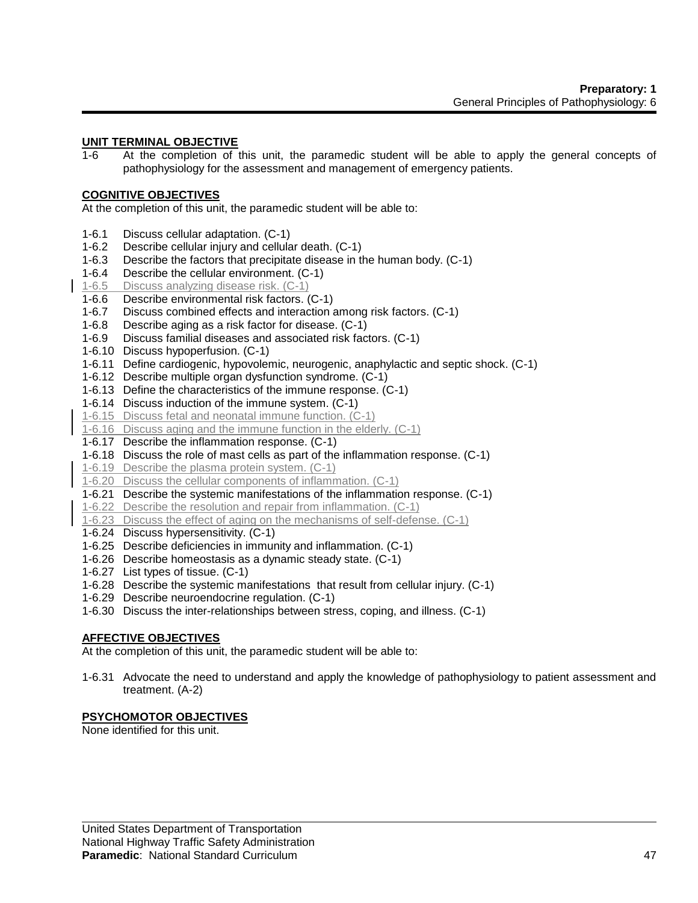**Preparatory: 1**
General Principles of Pathophysiology: 6

**UNIT TERMINAL OBJECTIVE**

1-6 At the completion of this unit, the paramedic student will be able to apply the general concepts of pathophysiology for the assessment and management of emergency patients.

**COGNITIVE OBJECTIVES**

At the completion of this unit, the paramedic student will be able to:

1-6.1 Discuss cellular adaptation. (C-1)
1-6.2 Describe cellular injury and cellular death. (C-1)
1-6.3 Describe the factors that precipitate disease in the human body. (C-1)
1-6.4 Describe the cellular environment. (C-1)
1-6.5 Discuss analyzing disease risk. (C-1)
1-6.6 Describe environmental risk factors. (C-1)
1-6.7 Discuss combined effects and interaction among risk factors. (C-1)
1-6.8 Describe aging as a risk factor for disease. (C-1)
1-6.9 Discuss familial diseases and associated risk factors. (C-1)
1-6.10 Discuss hypoperfusion. (C-1)
1-6.11 Define cardiogenic, hypovolemic, neurogenic, anaphylactic and septic shock. (C-1)
1-6.12 Describe multiple organ dysfunction syndrome. (C-1)
1-6.13 Define the characteristics of the immune response. (C-1)
1-6.14 Discuss induction of the immune system. (C-1)
1-6.15 Discuss fetal and neonatal immune function. (C-1)
1-6.16 Discuss aging and the immune function in the elderly. (C-1)
1-6.17 Describe the inflammation response. (C-1)
1-6.18 Discuss the role of mast cells as part of the inflammation response. (C-1)
1-6.19 Describe the plasma protein system. (C-1)
1-6.20 Discuss the cellular components of inflammation. (C-1)
1-6.21 Describe the systemic manifestations of the inflammation response. (C-1)
1-6.22 Describe the resolution and repair from inflammation. (C-1)
1-6.23 Discuss the effect of aging on the mechanisms of self-defense. (C-1)
1-6.24 Discuss hypersensitivity. (C-1)
1-6.25 Describe deficiencies in immunity and inflammation. (C-1)
1-6.26 Describe homeostasis as a dynamic steady state. (C-1)
1-6.27 List types of tissue. (C-1)
1-6.28 Describe the systemic manifestations that result from cellular injury. (C-1)
1-6.29 Describe neuroendocrine regulation. (C-1)
1-6.30 Discuss the inter-relationships between stress, coping, and illness. (C-1)

**AFFECTIVE OBJECTIVES**

At the completion of this unit, the paramedic student will be able to:

1-6.31 Advocate the need to understand and apply the knowledge of pathophysiology to patient assessment and treatment. (A-2)

**PSYCHOMOTOR OBJECTIVES**

None identified for this unit.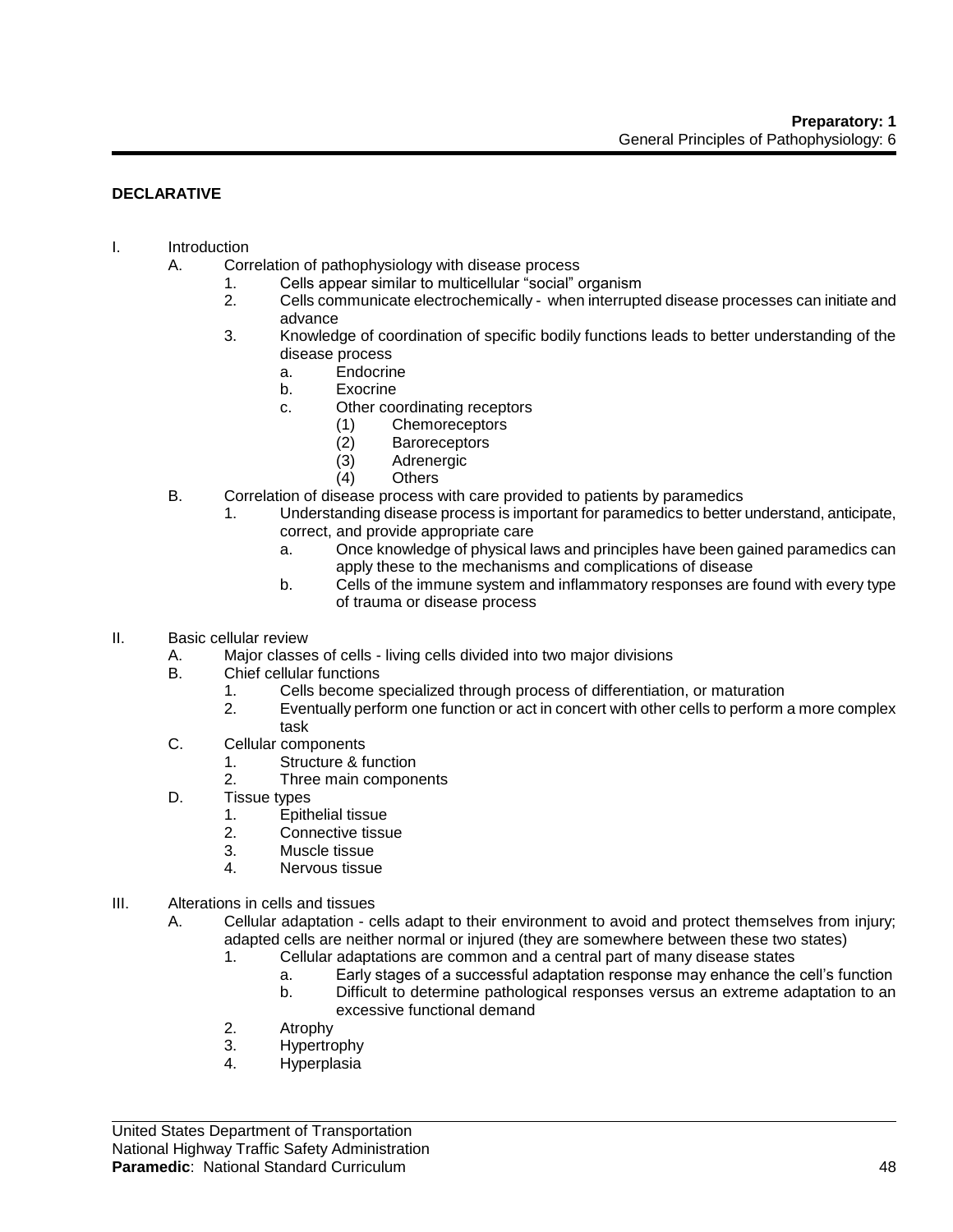**DECLARATIVE**

I. Introduction
   A. Correlation of pathophysiology with disease process
      1. Cells appear similar to multicellular "social" organism
      2. Cells communicate electrochemically - when interrupted disease processes can initiate and advance
      3. Knowledge of coordination of specific bodily functions leads to better understanding of the disease process
         a. Endocrine
         b. Exocrine
         c. Other coordinating receptors
            (1) Chemoreceptors
            (2) Baroreceptors
            (3) Adrenergic
            (4) Others
   B. Correlation of disease process with care provided to patients by paramedics
      1. Understanding disease process is important for paramedics to better understand, anticipate, correct, and provide appropriate care
         a. Once knowledge of physical laws and principles have been gained paramedics can apply these to the mechanisms and complications of disease
         b. Cells of the immune system and inflammatory responses are found with every type of trauma or disease process

II. Basic cellular review
   A. Major classes of cells - living cells divided into two major divisions
   B. Chief cellular functions
      1. Cells become specialized through process of differentiation, or maturation
      2. Eventually perform one function or act in concert with other cells to perform a more complex task
   C. Cellular components
      1. Structure & function
      2. Three main components
   D. Tissue types
      1. Epithelial tissue
      2. Connective tissue
      3. Muscle tissue
      4. Nervous tissue

III. Alterations in cells and tissues
   A. Cellular adaptation - cells adapt to their environment to avoid and protect themselves from injury; adapted cells are neither normal or injured (they are somewhere between these two states)
      1. Cellular adaptations are common and a central part of many disease states
         a. Early stages of a successful adaptation response may enhance the cell's function
         b. Difficult to determine pathological responses versus an extreme adaptation to an excessive functional demand
      2. Atrophy
      3. Hypertrophy
      4. Hyperplasia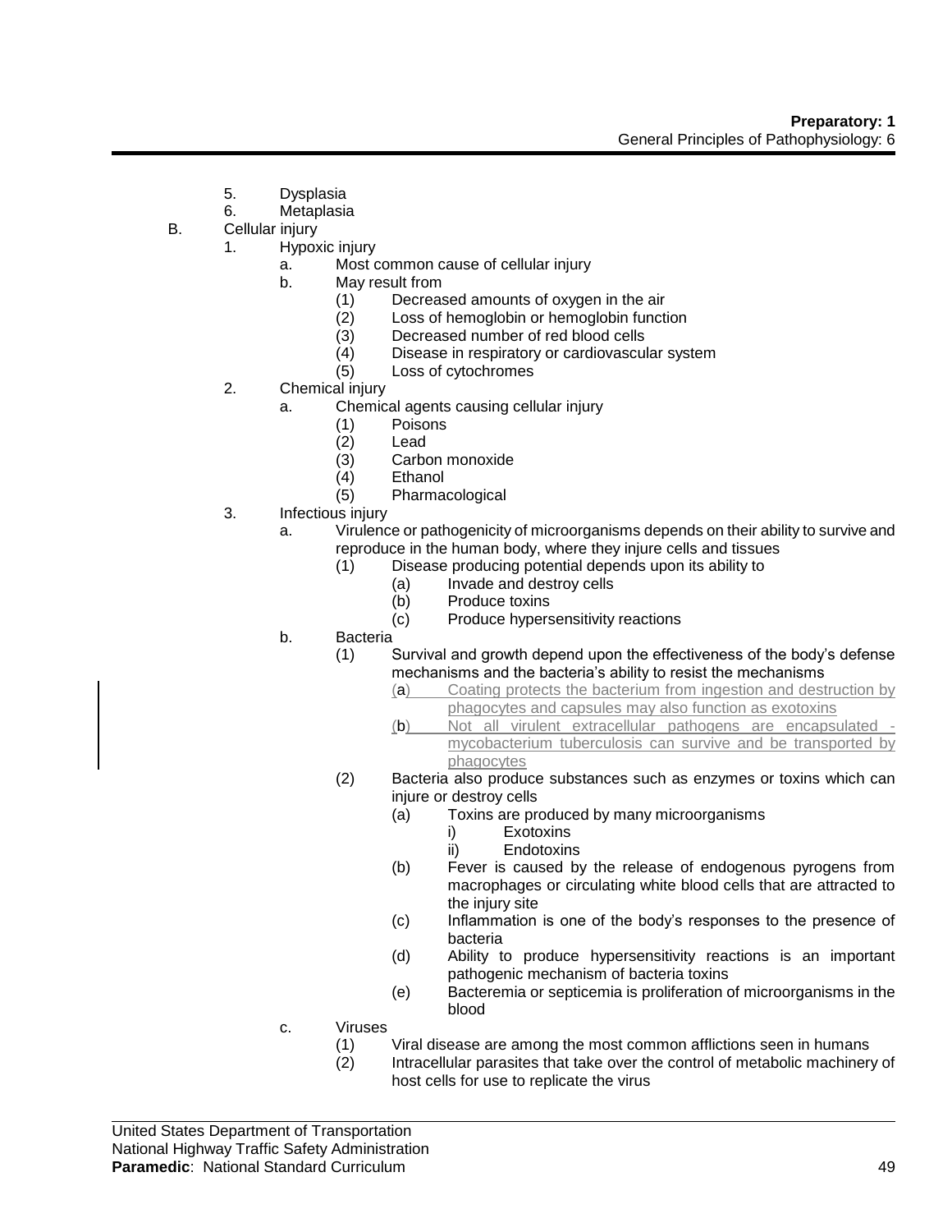5. Dysplasia
6. Metaplasia

B. Cellular injury
   1. Hypoxic injury
      a. Most common cause of cellular injury
      b. May result from
         (1) Decreased amounts of oxygen in the air
         (2) Loss of hemoglobin or hemoglobin function
         (3) Decreased number of red blood cells
         (4) Disease in respiratory or cardiovascular system
         (5) Loss of cytochromes
   2. Chemical injury
      a. Chemical agents causing cellular injury
         (1) Poisons
         (2) Lead
         (3) Carbon monoxide
         (4) Ethanol
         (5) Pharmacological
   3. Infectious injury
      a. Virulence or pathogenicity of microorganisms depends on their ability to survive and reproduce in the human body, where they injure cells and tissues
         (1) Disease producing potential depends upon its ability to
            (a) Invade and destroy cells
            (b) Produce toxins
            (c) Produce hypersensitivity reactions
      b. Bacteria
         (1) Survival and growth depend upon the effectiveness of the body's defense mechanisms and the bacteria's ability to resist the mechanisms
            (a) Coating protects the bacterium from ingestion and destruction by phagocytes and capsules may also function as exotoxins
            (b) Not all virulent extracellular pathogens are encapsulated - mycobacterium tuberculosis can survive and be transported by phagocytes
         (2) Bacteria also produce substances such as enzymes or toxins which can injure or destroy cells
            (a) Toxins are produced by many microorganisms
               i) Exotoxins
               ii) Endotoxins
            (b) Fever is caused by the release of endogenous pyrogens from macrophages or circulating white blood cells that are attracted to the injury site
            (c) Inflammation is one of the body's responses to the presence of bacteria
            (d) Ability to produce hypersensitivity reactions is an important pathogenic mechanism of bacteria toxins
            (e) Bacteremia or septicemia is proliferation of microorganisms in the blood
      c. Viruses
         (1) Viral disease are among the most common afflictions seen in humans
         (2) Intracellular parasites that take over the control of metabolic machinery of host cells for use to replicate the virus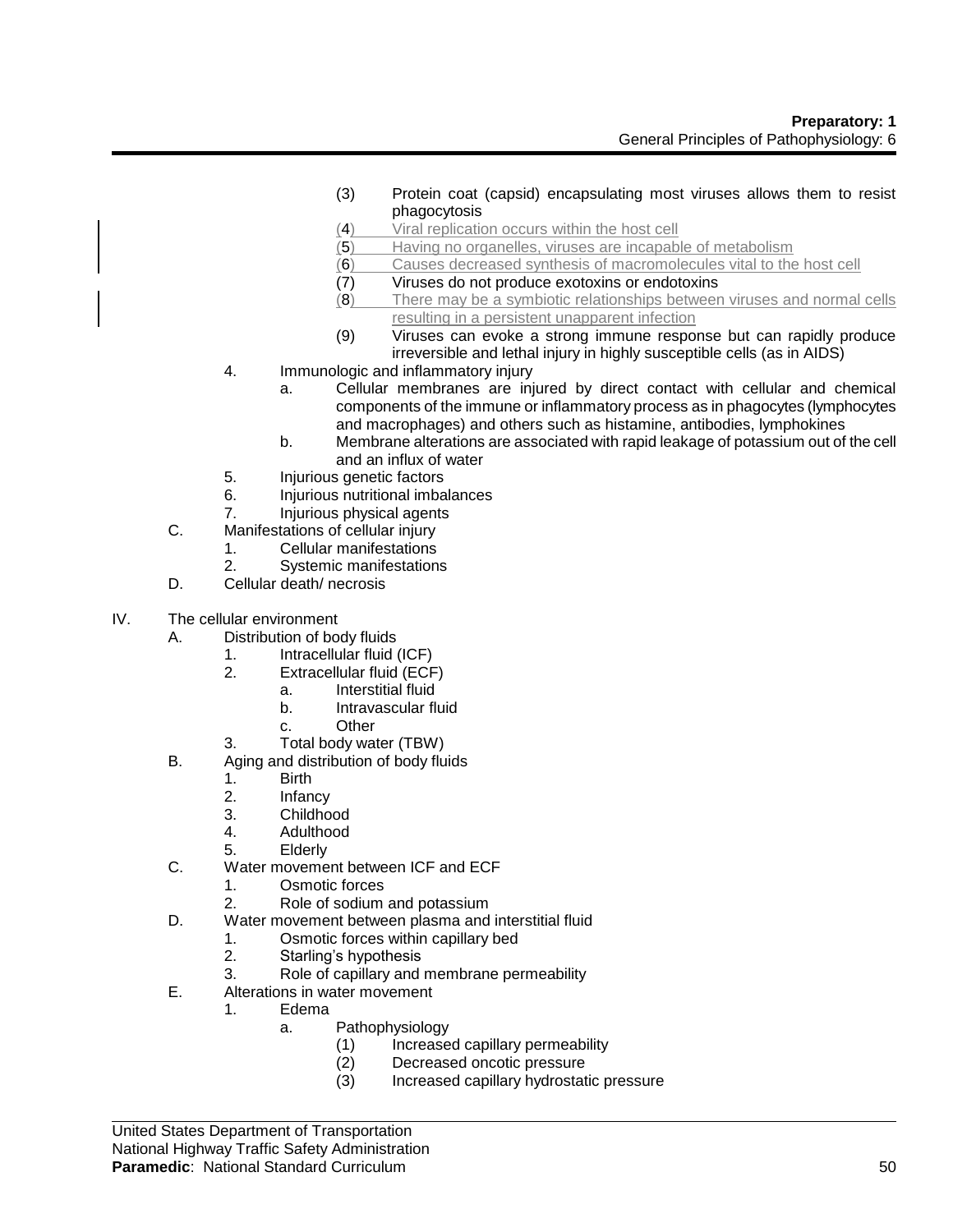(3) Protein coat (capsid) encapsulating most viruses allows them to resist phagocytosis

(4) Viral replication occurs within the host cell

(5) Having no organelles, viruses are incapable of metabolism

(6) Causes decreased synthesis of macromolecules vital to the host cell

(7) Viruses do not produce exotoxins or endotoxins

(8) There may be a symbiotic relationships between viruses and normal cells resulting in a persistent unapparent infection

(9) Viruses can evoke a strong immune response but can rapidly produce irreversible and lethal injury in highly susceptible cells (as in AIDS)

4. Immunologic and inflammatory injury
   - a. Cellular membranes are injured by direct contact with cellular and chemical components of the immune or inflammatory process as in phagocytes (lymphocytes and macrophages) and others such as histamine, antibodies, lymphokines
   - b. Membrane alterations are associated with rapid leakage of potassium out of the cell and an influx of water
5. Injurious genetic factors
6. Injurious nutritional imbalances
7. Injurious physical agents

C. Manifestations of cellular injury
   1. Cellular manifestations
   2. Systemic manifestations

D. Cellular death/ necrosis

IV. The cellular environment

A. Distribution of body fluids
   1. Intracellular fluid (ICF)
   2. Extracellular fluid (ECF)
      - a. Interstitial fluid
      - b. Intravascular fluid
      - c. Other
   3. Total body water (TBW)

B. Aging and distribution of body fluids
   1. Birth
   2. Infancy
   3. Childhood
   4. Adulthood
   5. Elderly

C. Water movement between ICF and ECF
   1. Osmotic forces
   2. Role of sodium and potassium

D. Water movement between plasma and interstitial fluid
   1. Osmotic forces within capillary bed
   2. Starling's hypothesis
   3. Role of capillary and membrane permeability

E. Alterations in water movement
   1. Edema
      - a. Pathophysiology
        - (1) Increased capillary permeability
        - (2) Decreased oncotic pressure
        - (3) Increased capillary hydrostatic pressure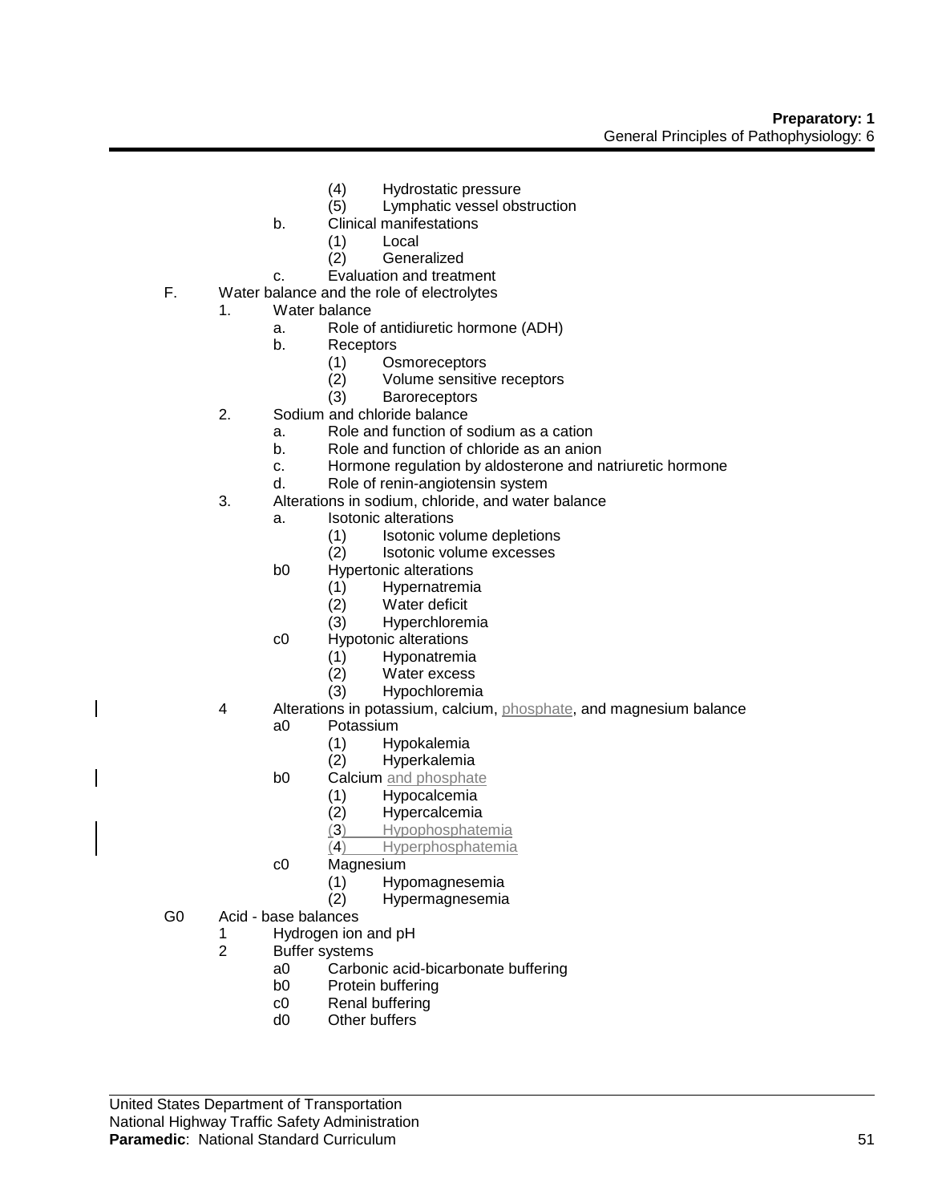(4) Hydrostatic pressure
(5) Lymphatic vessel obstruction
b. Clinical manifestations
(1) Local
(2) Generalized
c. Evaluation and treatment

F. Water balance and the role of electrolytes
1. Water balance
a. Role of antidiuretic hormone (ADH)
b. Receptors
(1) Osmoreceptors
(2) Volume sensitive receptors
(3) Baroreceptors
2. Sodium and chloride balance
a. Role and function of sodium as a cation
b. Role and function of chloride as an anion
c. Hormone regulation by aldosterone and natriuretic hormone
d. Role of renin-angiotensin system
3. Alterations in sodium, chloride, and water balance
a. Isotonic alterations
(1) Isotonic volume depletions
(2) Isotonic volume excesses
b0 Hypertonic alterations
(1) Hypernatremia
(2) Water deficit
(3) Hyperchloremia
c0 Hypotonic alterations
(1) Hyponatremia
(2) Water excess
(3) Hypochloremia
4 Alterations in potassium, calcium, phosphate, and magnesium balance
a0 Potassium
(1) Hypokalemia
(2) Hyperkalemia
b0 Calcium and phosphate
(1) Hypocalcemia
(2) Hypercalcemia
(3) Hypophosphatemia
(4) Hyperphosphatemia
c0 Magnesium
(1) Hypomagnesemia
(2) Hypermagnesemia

G0 Acid - base balances
1 Hydrogen ion and pH
2 Buffer systems
a0 Carbonic acid-bicarbonate buffering
b0 Protein buffering
c0 Renal buffering
d0 Other buffers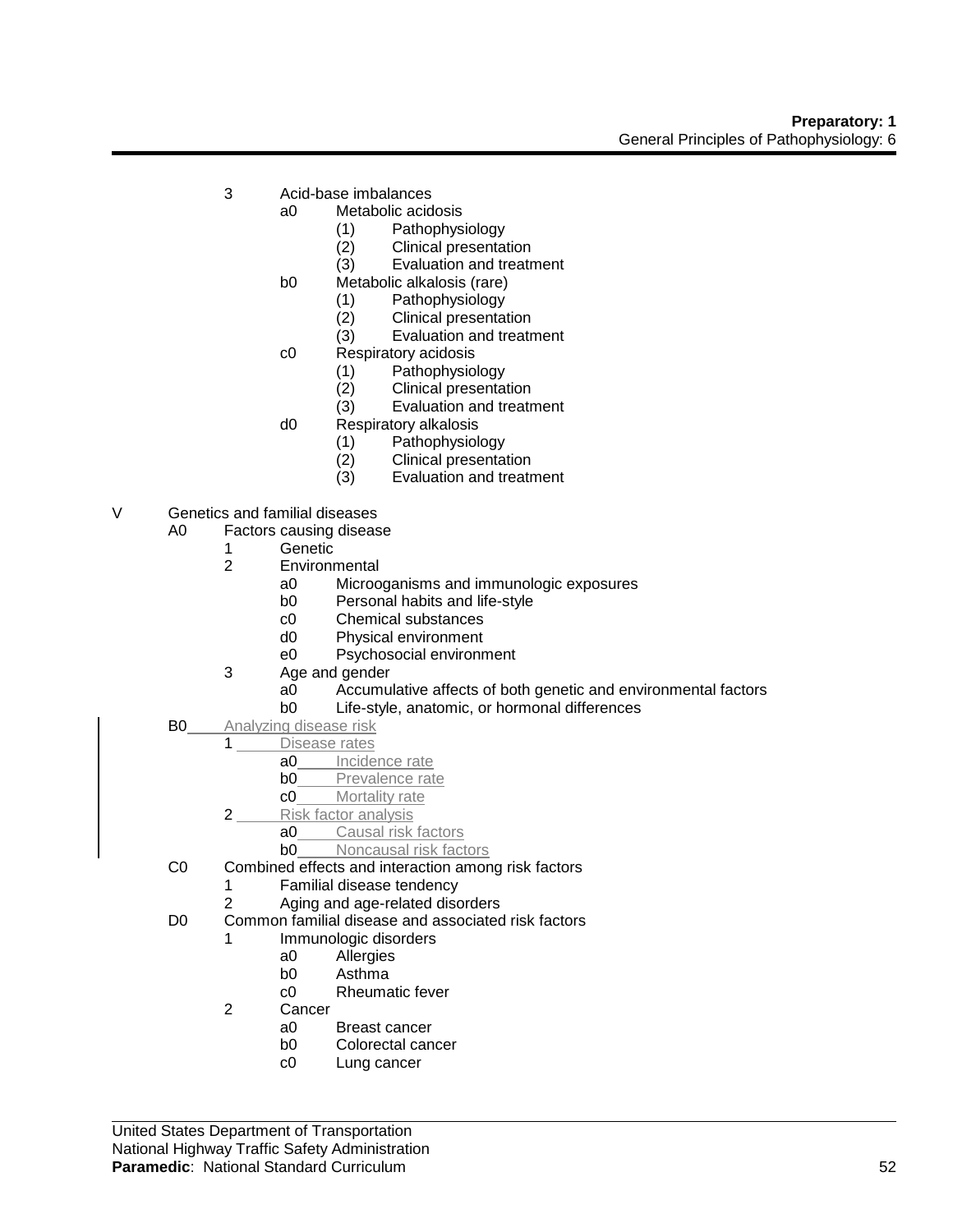3 Acid-base imbalances
   a0 Metabolic acidosis
      (1) Pathophysiology
      (2) Clinical presentation
      (3) Evaluation and treatment
   b0 Metabolic alkalosis (rare)
      (1) Pathophysiology
      (2) Clinical presentation
      (3) Evaluation and treatment
   c0 Respiratory acidosis
      (1) Pathophysiology
      (2) Clinical presentation
      (3) Evaluation and treatment
   d0 Respiratory alkalosis
      (1) Pathophysiology
      (2) Clinical presentation
      (3) Evaluation and treatment

V Genetics and familial diseases
   A0 Factors causing disease
      1 Genetic
      2 Environmental
         a0 Microoganisms and immunologic exposures
         b0 Personal habits and life-style
         c0 Chemical substances
         d0 Physical environment
         e0 Psychosocial environment
      3 Age and gender
         a0 Accumulative affects of both genetic and environmental factors
         b0 Life-style, anatomic, or hormonal differences
   B0 Analyzing disease risk
      1 Disease rates
         a0 Incidence rate
         b0 Prevalence rate
         c0 Mortality rate
      2 Risk factor analysis
         a0 Causal risk factors
         b0 Noncausal risk factors
   C0 Combined effects and interaction among risk factors
      1 Familial disease tendency
      2 Aging and age-related disorders
   D0 Common familial disease and associated risk factors
      1 Immunologic disorders
         a0 Allergies
         b0 Asthma
         c0 Rheumatic fever
      2 Cancer
         a0 Breast cancer
         b0 Colorectal cancer
         c0 Lung cancer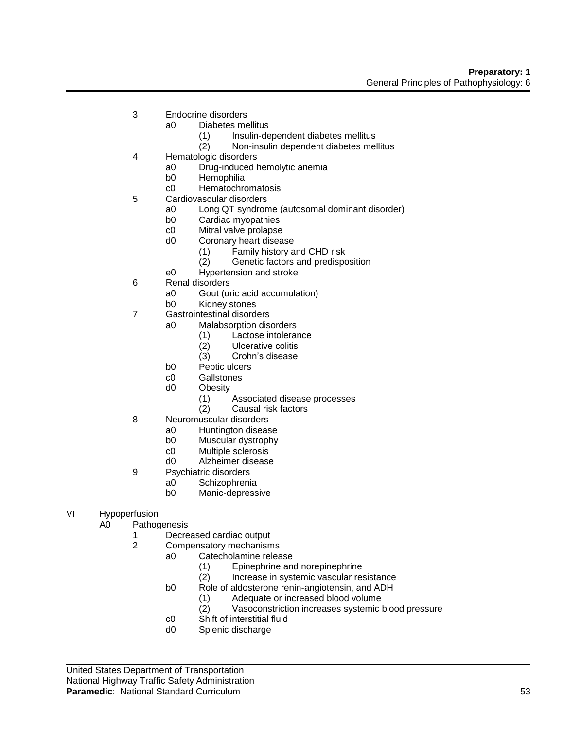3 Endocrine disorders
    - a0 Diabetes mellitus
        - (1) Insulin-dependent diabetes mellitus
        - (2) Non-insulin dependent diabetes mellitus

4 Hematologic disorders
    - a0 Drug-induced hemolytic anemia
    - b0 Hemophilia
    - c0 Hematochromatosis

5 Cardiovascular disorders
    - a0 Long QT syndrome (autosomal dominant disorder)
    - b0 Cardiac myopathies
    - c0 Mitral valve prolapse
    - d0 Coronary heart disease
        - (1) Family history and CHD risk
        - (2) Genetic factors and predisposition
    - e0 Hypertension and stroke

6 Renal disorders
    - a0 Gout (uric acid accumulation)
    - b0 Kidney stones

7 Gastrointestinal disorders
    - a0 Malabsorption disorders
        - (1) Lactose intolerance
        - (2) Ulcerative colitis
        - (3) Crohn's disease
    - b0 Peptic ulcers
    - c0 Gallstones
    - d0 Obesity
        - (1) Associated disease processes
        - (2) Causal risk factors

8 Neuromuscular disorders
    - a0 Huntington disease
    - b0 Muscular dystrophy
    - c0 Multiple sclerosis
    - d0 Alzheimer disease

9 Psychiatric disorders
    - a0 Schizophrenia
    - b0 Manic-depressive

VI Hypoperfusion

A0 Pathogenesis

1 Decreased cardiac output

2 Compensatory mechanisms
    - a0 Catecholamine release
        - (1) Epinephrine and norepinephrine
        - (2) Increase in systemic vascular resistance
    - b0 Role of aldosterone renin-angiotensin, and ADH
        - (1) Adequate or increased blood volume
        - (2) Vasoconstriction increases systemic blood pressure
    - c0 Shift of interstitial fluid
    - d0 Splenic discharge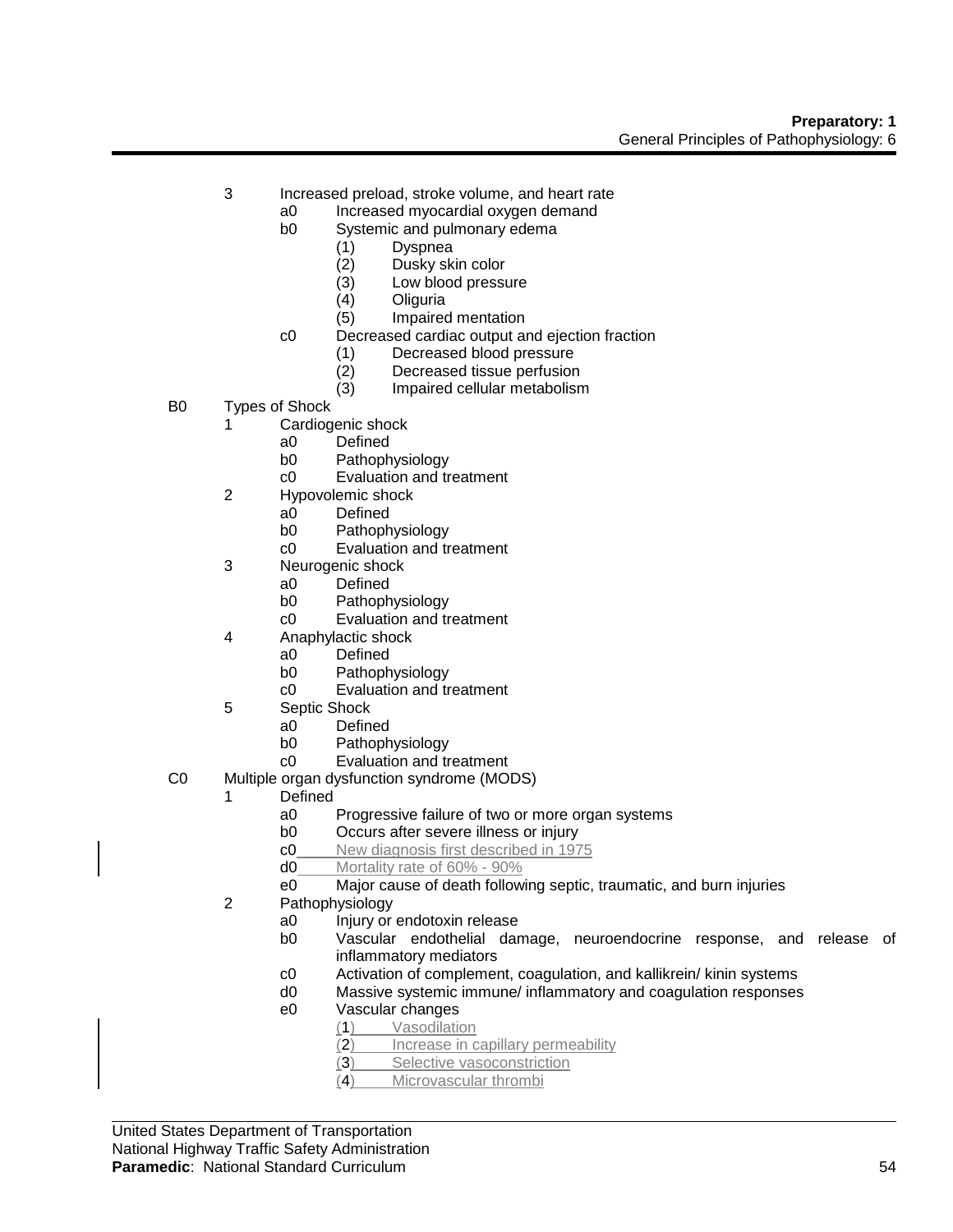3. Increased preload, stroke volume, and heart rate
   - a0 Increased myocardial oxygen demand
   - b0 Systemic and pulmonary edema
     - (1) Dyspnea
     - (2) Dusky skin color
     - (3) Low blood pressure
     - (4) Oliguria
     - (5) Impaired mentation
   - c0 Decreased cardiac output and ejection fraction
     - (1) Decreased blood pressure
     - (2) Decreased tissue perfusion
     - (3) Impaired cellular metabolism

B0 Types of Shock

1. Cardiogenic shock
   - a0 Defined
   - b0 Pathophysiology
   - c0 Evaluation and treatment
2. Hypovolemic shock
   - a0 Defined
   - b0 Pathophysiology
   - c0 Evaluation and treatment
3. Neurogenic shock
   - a0 Defined
   - b0 Pathophysiology
   - c0 Evaluation and treatment
4. Anaphylactic shock
   - a0 Defined
   - b0 Pathophysiology
   - c0 Evaluation and treatment
5. Septic Shock
   - a0 Defined
   - b0 Pathophysiology
   - c0 Evaluation and treatment

C0 Multiple organ dysfunction syndrome (MODS)

1. Defined
   - a0 Progressive failure of two or more organ systems
   - b0 Occurs after severe illness or injury
   - c0 New diagnosis first described in 1975
   - d0 Mortality rate of 60% - 90%
   - e0 Major cause of death following septic, traumatic, and burn injuries
2. Pathophysiology
   - a0 Injury or endotoxin release
   - b0 Vascular endothelial damage, neuroendocrine response, and release of inflammatory mediators
   - c0 Activation of complement, coagulation, and kallikrein/ kinin systems
   - d0 Massive systemic immune/ inflammatory and coagulation responses
   - e0 Vascular changes
     - (1) Vasodilation
     - (2) Increase in capillary permeability
     - (3) Selective vasoconstriction
     - (4) Microvascular thrombi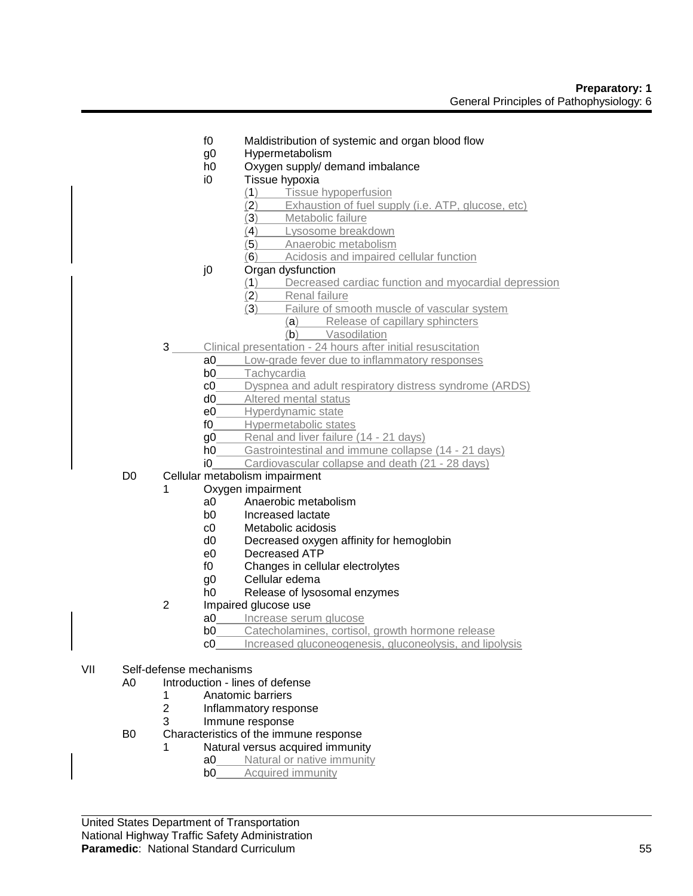f0 Maldistribution of systemic and organ blood flow
g0 Hypermetabolism
h0 Oxygen supply/ demand imbalance
i0 Tissue hypoxia
  - (1) Tissue hypoperfusion
  - (2) Exhaustion of fuel supply (i.e. ATP, glucose, etc)
  - (3) Metabolic failure
  - (4) Lysosome breakdown
  - (5) Anaerobic metabolism
  - (6) Acidosis and impaired cellular function

j0 Organ dysfunction
  - (1) Decreased cardiac function and myocardial depression
  - (2) Renal failure
  - (3) Failure of smooth muscle of vascular system
    - (a) Release of capillary sphincters
    - (b) Vasodilation

3 Clinical presentation - 24 hours after initial resuscitation
  - a0 Low-grade fever due to inflammatory responses
  - b0 Tachycardia
  - c0 Dyspnea and adult respiratory distress syndrome (ARDS)
  - d0 Altered mental status
  - e0 Hyperdynamic state
  - f0 Hypermetabolic states
  - g0 Renal and liver failure (14 - 21 days)
  - h0 Gastrointestinal and immune collapse (14 - 21 days)
  - i0 Cardiovascular collapse and death (21 - 28 days)

D0 Cellular metabolism impairment
  1 Oxygen impairment
  - a0 Anaerobic metabolism
  - b0 Increased lactate
  - c0 Metabolic acidosis
  - d0 Decreased oxygen affinity for hemoglobin
  - e0 Decreased ATP
  - f0 Changes in cellular electrolytes
  - g0 Cellular edema
  - h0 Release of lysosomal enzymes

  2 Impaired glucose use
  - a0 Increase serum glucose
  - b0 Catecholamines, cortisol, growth hormone release
  - c0 Increased gluconeogenesis, gluconeolysis, and lipolysis

VII Self-defense mechanisms

A0 Introduction - lines of defense
  - 1 Anatomic barriers
  - 2 Inflammatory response
  - 3 Immune response

B0 Characteristics of the immune response
  1 Natural versus acquired immunity
  - a0 Natural or native immunity
  - b0 Acquired immunity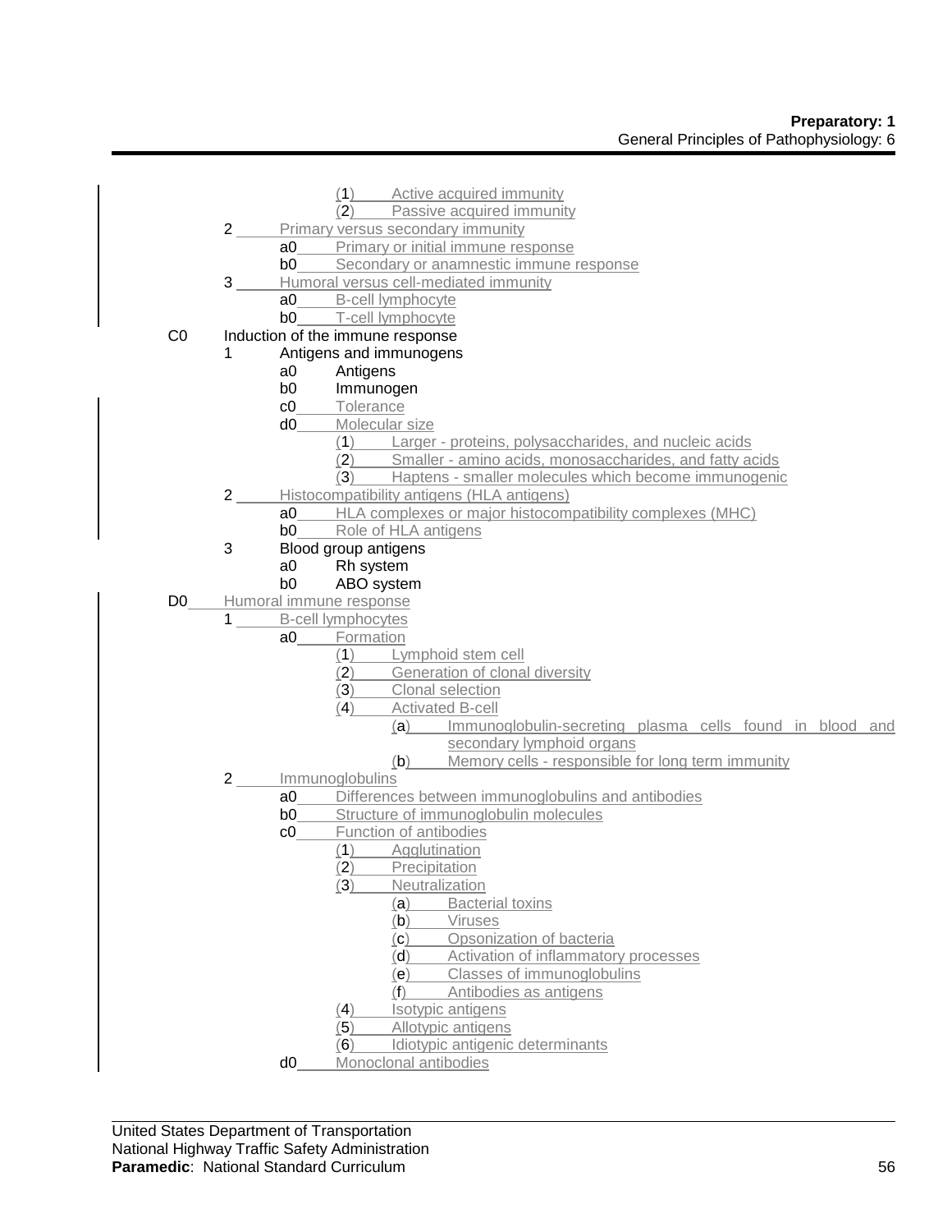- (1) Active acquired immunity
- (2) Passive acquired immunity

2 Primary versus secondary immunity
- a0 Primary or initial immune response
- b0 Secondary or anamnestic immune response

3 Humoral versus cell-mediated immunity
- a0 B-cell lymphocyte
- b0 T-cell lymphocyte

C0 Induction of the immune response

1 Antigens and immunogens
- a0 Antigens
- b0 Immunogen
- c0 Tolerance
- d0 Molecular size
  - (1) Larger - proteins, polysaccharides, and nucleic acids
  - (2) Smaller - amino acids, monosaccharides, and fatty acids
  - (3) Haptens - smaller molecules which become immunogenic

2 Histocompatibility antigens (HLA antigens)
- a0 HLA complexes or major histocompatibility complexes (MHC)
- b0 Role of HLA antigens

3 Blood group antigens
- a0 Rh system
- b0 ABO system

D0 Humoral immune response

1 B-cell lymphocytes
- a0 Formation
  - (1) Lymphoid stem cell
  - (2) Generation of clonal diversity
  - (3) Clonal selection
  - (4) Activated B-cell
    - (a) Immunoglobulin-secreting plasma cells found in blood and secondary lymphoid organs
    - (b) Memory cells - responsible for long term immunity

2 Immunoglobulins
- a0 Differences between immunoglobulins and antibodies
- b0 Structure of immunoglobulin molecules
- c0 Function of antibodies
  - (1) Agglutination
  - (2) Precipitation
  - (3) Neutralization
    - (a) Bacterial toxins
    - (b) Viruses
    - (c) Opsonization of bacteria
    - (d) Activation of inflammatory processes
    - (e) Classes of immunoglobulins
    - (f) Antibodies as antigens
  - (4) Isotypic antigens
  - (5) Allotypic antigens
  - (6) Idiotypic antigenic determinants
- d0 Monoclonal antibodies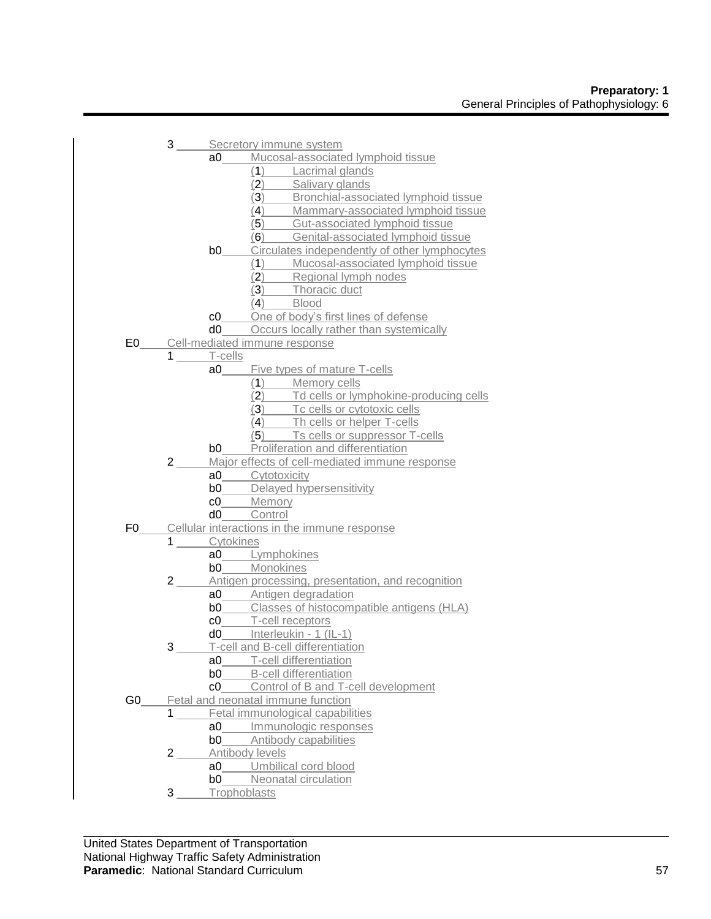3 Secretory immune system
   - a0 Mucosal-associated lymphoid tissue
     - (1) Lacrimal glands
     - (2) Salivary glands
     - (3) Bronchial-associated lymphoid tissue
     - (4) Mammary-associated lymphoid tissue
     - (5) Gut-associated lymphoid tissue
     - (6) Genital-associated lymphoid tissue
   - b0 Circulates independently of other lymphocytes
     - (1) Mucosal-associated lymphoid tissue
     - (2) Regional lymph nodes
     - (3) Thoracic duct
     - (4) Blood
   - c0 One of body's first lines of defense
   - d0 Occurs locally rather than systemically

E0 Cell-mediated immune response

1 T-cells
   - a0 Five types of mature T-cells
     - (1) Memory cells
     - (2) Td cells or lymphokine-producing cells
     - (3) Tc cells or cytotoxic cells
     - (4) Th cells or helper T-cells
     - (5) Ts cells or suppressor T-cells
   - b0 Proliferation and differentiation

2 Major effects of cell-mediated immune response
   - a0 Cytotoxicity
   - b0 Delayed hypersensitivity
   - c0 Memory
   - d0 Control

F0 Cellular interactions in the immune response

1 Cytokines
   - a0 Lymphokines
   - b0 Monokines

2 Antigen processing, presentation, and recognition
   - a0 Antigen degradation
   - b0 Classes of histocompatible antigens (HLA)
   - c0 T-cell receptors
   - d0 Interleukin - 1 (IL-1)

3 T-cell and B-cell differentiation
   - a0 T-cell differentiation
   - b0 B-cell differentiation
   - c0 Control of B and T-cell development

G0 Fetal and neonatal immune function

1 Fetal immunological capabilities
   - a0 Immunologic responses
   - b0 Antibody capabilities

2 Antibody levels
   - a0 Umbilical cord blood
   - b0 Neonatal circulation

3 Trophoblasts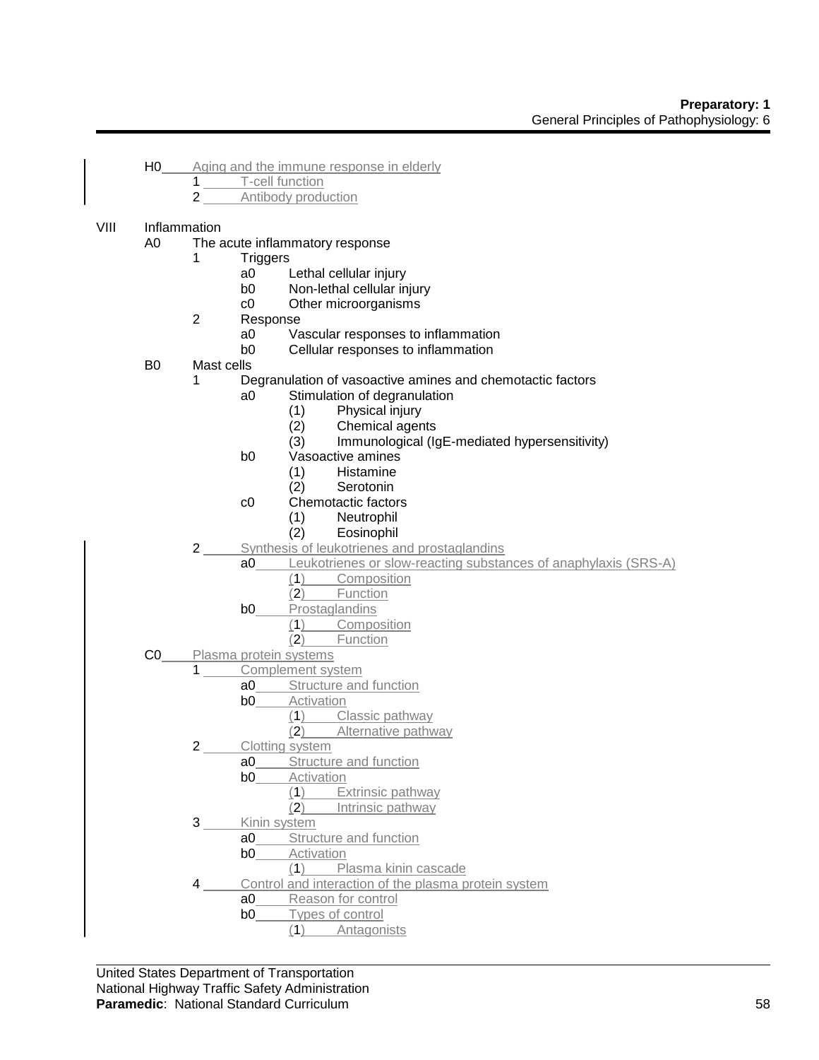- H0 Aging and the immune response in elderly
  - 1 T-cell function
  - 2 Antibody production

VIII Inflammation

- A0 The acute inflammatory response
  - 1 Triggers
    - a0 Lethal cellular injury
    - b0 Non-lethal cellular injury
    - c0 Other microorganisms
  - 2 Response
    - a0 Vascular responses to inflammation
    - b0 Cellular responses to inflammation
- B0 Mast cells
  - 1 Degranulation of vasoactive amines and chemotactic factors
    - a0 Stimulation of degranulation
      - (1) Physical injury
      - (2) Chemical agents
      - (3) Immunological (IgE-mediated hypersensitivity)
    - b0 Vasoactive amines
      - (1) Histamine
      - (2) Serotonin
    - c0 Chemotactic factors
      - (1) Neutrophil
      - (2) Eosinophil
  - 2 Synthesis of leukotrienes and prostaglandins
    - a0 Leukotrienes or slow-reacting substances of anaphylaxis (SRS-A)
      - (1) Composition
      - (2) Function
    - b0 Prostaglandins
      - (1) Composition
      - (2) Function
- C0 Plasma protein systems
  - 1 Complement system
    - a0 Structure and function
    - b0 Activation
      - (1) Classic pathway
      - (2) Alternative pathway
  - 2 Clotting system
    - a0 Structure and function
    - b0 Activation
      - (1) Extrinsic pathway
      - (2) Intrinsic pathway
  - 3 Kinin system
    - a0 Structure and function
    - b0 Activation
      - (1) Plasma kinin cascade
  - 4 Control and interaction of the plasma protein system
    - a0 Reason for control
    - b0 Types of control
      - (1) Antagonists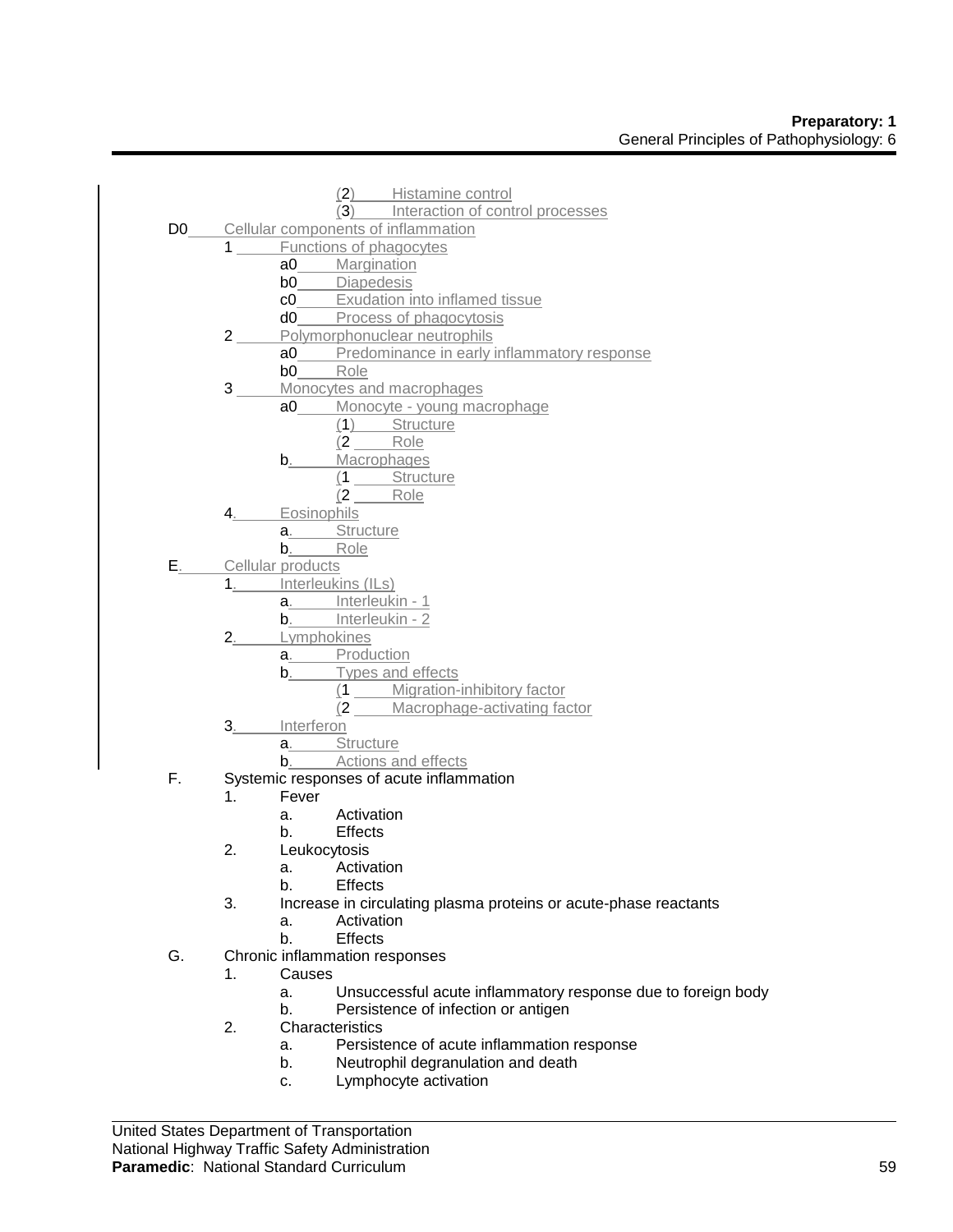(2) Histamine control
(3) Interaction of control processes

D0 Cellular components of inflammation
1 Functions of phagocytes
a0 Margination
b0 Diapedesis
c0 Exudation into inflamed tissue
d0 Process of phagocytosis
2 Polymorphonuclear neutrophils
a0 Predominance in early inflammatory response
b0 Role
3 Monocytes and macrophages
a0 Monocyte - young macrophage
(1) Structure
(2 Role
b. Macrophages
(1 Structure
(2 Role
4. Eosinophils
a. Structure
b. Role

E. Cellular products
1. Interleukins (ILs)
a. Interleukin - 1
b. Interleukin - 2
2. Lymphokines
a. Production
b. Types and effects
(1 Migration-inhibitory factor
(2 Macrophage-activating factor
3. Interferon
a. Structure
b. Actions and effects

F. Systemic responses of acute inflammation
1. Fever
a. Activation
b. Effects
2. Leukocytosis
a. Activation
b. Effects
3. Increase in circulating plasma proteins or acute-phase reactants
a. Activation
b. Effects

G. Chronic inflammation responses
1. Causes
a. Unsuccessful acute inflammatory response due to foreign body
b. Persistence of infection or antigen
2. Characteristics
a. Persistence of acute inflammation response
b. Neutrophil degranulation and death
c. Lymphocyte activation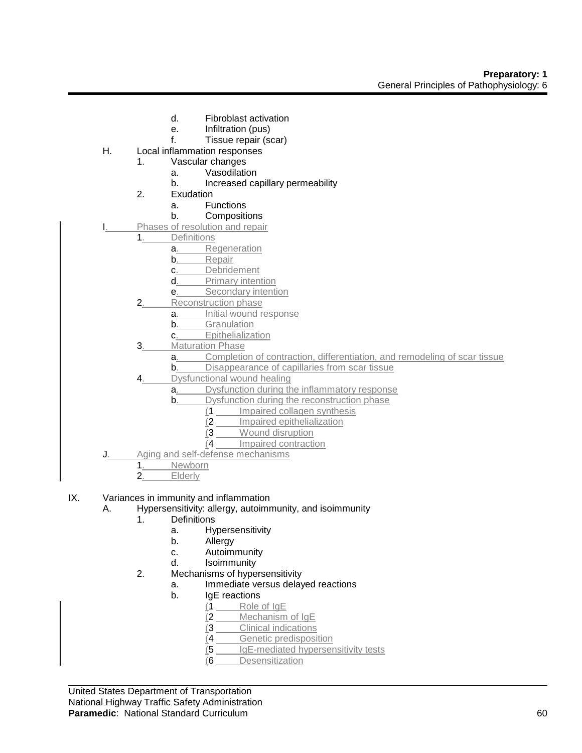- d. Fibroblast activation
- e. Infiltration (pus)
- f. Tissue repair (scar)

H. Local inflammation responses
  1. Vascular changes
     - a. Vasodilation
     - b. Increased capillary permeability
  2. Exudation
     - a. Functions
     - b. Compositions

I. Phases of resolution and repair
  1. Definitions
     - a. Regeneration
     - b. Repair
     - c. Debridement
     - d. Primary intention
     - e. Secondary intention
  2. Reconstruction phase
     - a. Initial wound response
     - b. Granulation
     - c. Epithelialization
  3. Maturation Phase
     - a. Completion of contraction, differentiation, and remodeling of scar tissue
     - b. Disappearance of capillaries from scar tissue
  4. Dysfunctional wound healing
     - a. Dysfunction during the inflammatory response
     - b. Dysfunction during the reconstruction phase
       - (1 Impaired collagen synthesis
       - (2 Impaired epithelialization
       - (3 Wound disruption
       - (4 Impaired contraction

J. Aging and self-defense mechanisms
  1. Newborn
  2. Elderly

IX. Variances in immunity and inflammation

A. Hypersensitivity: allergy, autoimmunity, and isoimmunity
  1. Definitions
     - a. Hypersensitivity
     - b. Allergy
     - c. Autoimmunity
     - d. Isoimmunity
  2. Mechanisms of hypersensitivity
     - a. Immediate versus delayed reactions
     - b. IgE reactions
       - (1 Role of IgE
       - (2 Mechanism of IgE
       - (3 Clinical indications
       - (4 Genetic predisposition
       - (5 IgE-mediated hypersensitivity tests
       - (6 Desensitization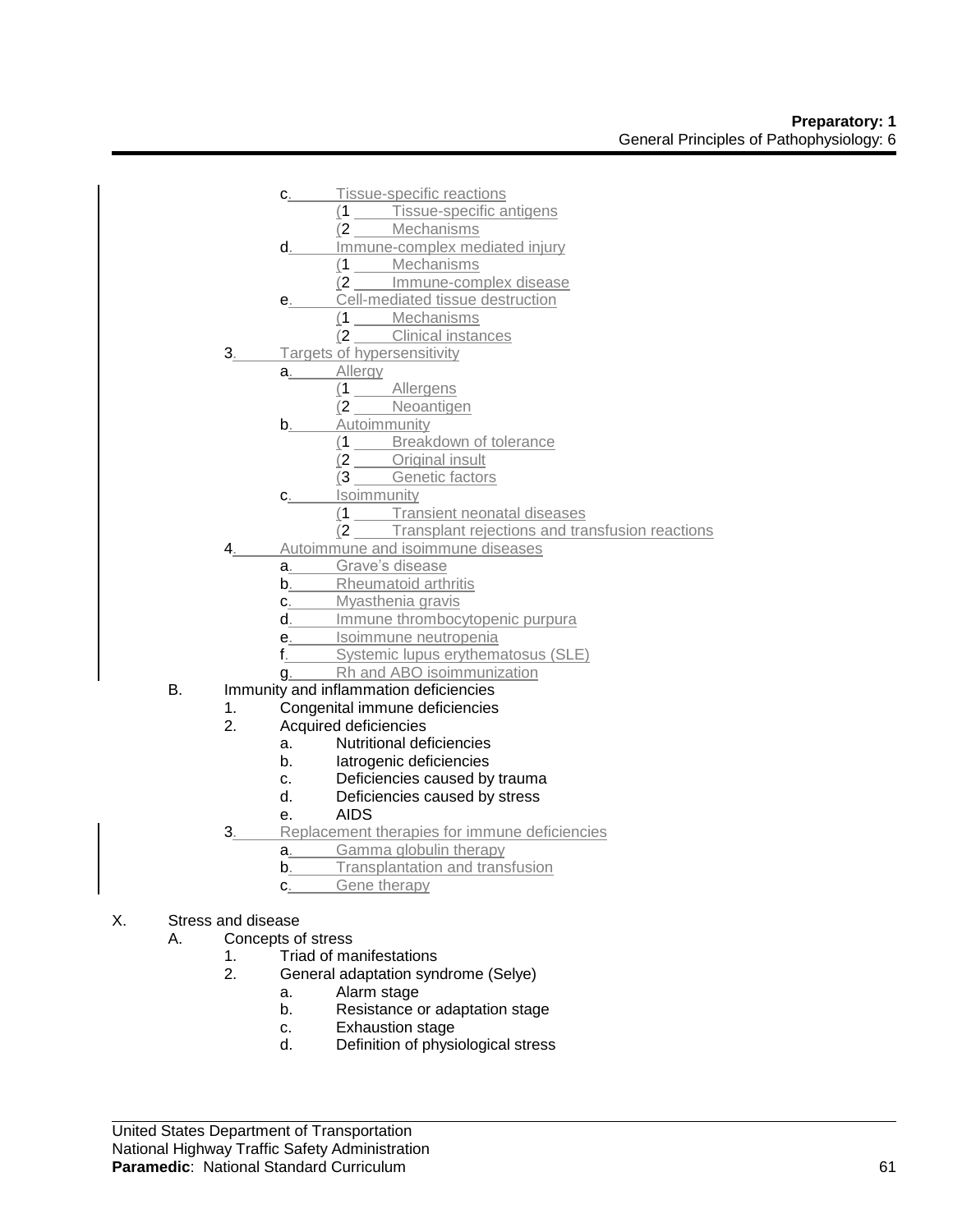c. Tissue-specific reactions
   (1 Tissue-specific antigens
   (2 Mechanisms
d. Immune-complex mediated injury
   (1 Mechanisms
   (2 Immune-complex disease
e. Cell-mediated tissue destruction
   (1 Mechanisms
   (2 Clinical instances

3. Targets of hypersensitivity
   a. Allergy
      (1 Allergens
      (2 Neoantigen
   b. Autoimmunity
      (1 Breakdown of tolerance
      (2 Original insult
      (3 Genetic factors
   c. Isoimmunity
      (1 Transient neonatal diseases
      (2 Transplant rejections and transfusion reactions
4. Autoimmune and isoimmune diseases
   a. Grave's disease
   b. Rheumatoid arthritis
   c. Myasthenia gravis
   d. Immune thrombocytopenic purpura
   e. Isoimmune neutropenia
   f. Systemic lupus erythematosus (SLE)
   g. Rh and ABO isoimmunization

B. Immunity and inflammation deficiencies
   1. Congenital immune deficiencies
   2. Acquired deficiencies
      a. Nutritional deficiencies
      b. Iatrogenic deficiencies
      c. Deficiencies caused by trauma
      d. Deficiencies caused by stress
      e. AIDS
   3. Replacement therapies for immune deficiencies
      a. Gamma globulin therapy
      b. Transplantation and transfusion
      c. Gene therapy

X. Stress and disease
   A. Concepts of stress
      1. Triad of manifestations
      2. General adaptation syndrome (Selye)
         a. Alarm stage
         b. Resistance or adaptation stage
         c. Exhaustion stage
         d. Definition of physiological stress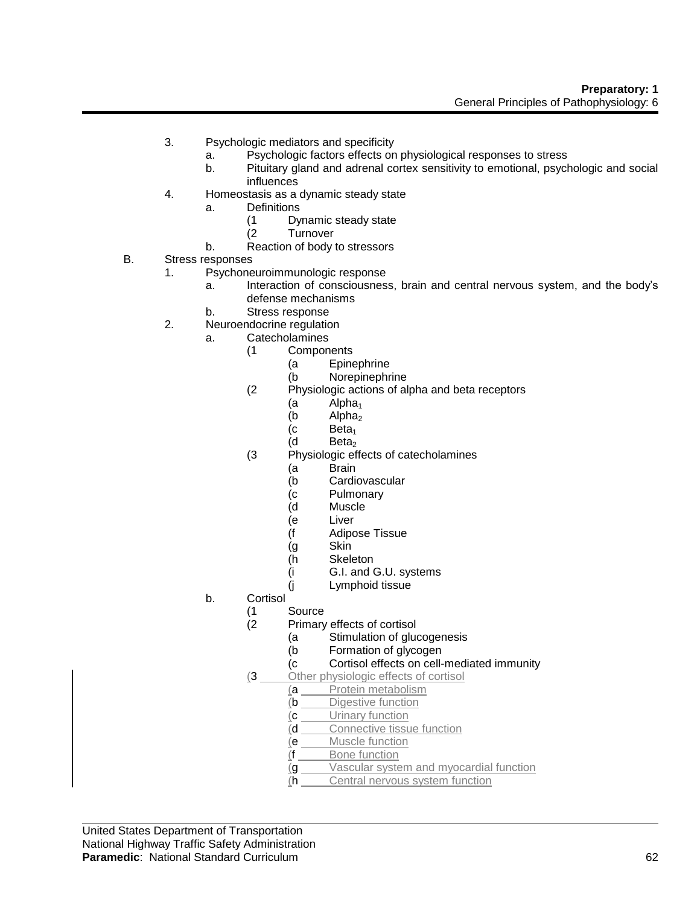3. Psychologic mediators and specificity
    a. Psychologic factors effects on physiological responses to stress
    b. Pituitary gland and adrenal cortex sensitivity to emotional, psychologic and social influences
4. Homeostasis as a dynamic steady state
    a. Definitions
        (1 Dynamic steady state
        (2 Turnover
    b. Reaction of body to stressors

B. Stress responses
1. Psychoneuroimmunologic response
    a. Interaction of consciousness, brain and central nervous system, and the body's defense mechanisms
    b. Stress response
2. Neuroendocrine regulation
    a. Catecholamines
        (1 Components
            (a Epinephrine
            (b Norepinephrine
        (2 Physiologic actions of alpha and beta receptors
            (a $Alpha_1$
            (b $Alpha_2$
            (c $Beta_1$
            (d $Beta_2$
        (3 Physiologic effects of catecholamines
            (a Brain
            (b Cardiovascular
            (c Pulmonary
            (d Muscle
            (e Liver
            (f Adipose Tissue
            (g Skin
            (h Skeleton
            (i G.I. and G.U. systems
            (j Lymphoid tissue
    b. Cortisol
        (1 Source
        (2 Primary effects of cortisol
            (a Stimulation of glucogenesis
            (b Formation of glycogen
            (c Cortisol effects on cell-mediated immunity
        (3 Other physiologic effects of cortisol
            (a Protein metabolism
            (b Digestive function
            (c Urinary function
            (d Connective tissue function
            (e Muscle function
            (f Bone function
            (g Vascular system and myocardial function
            (h Central nervous system function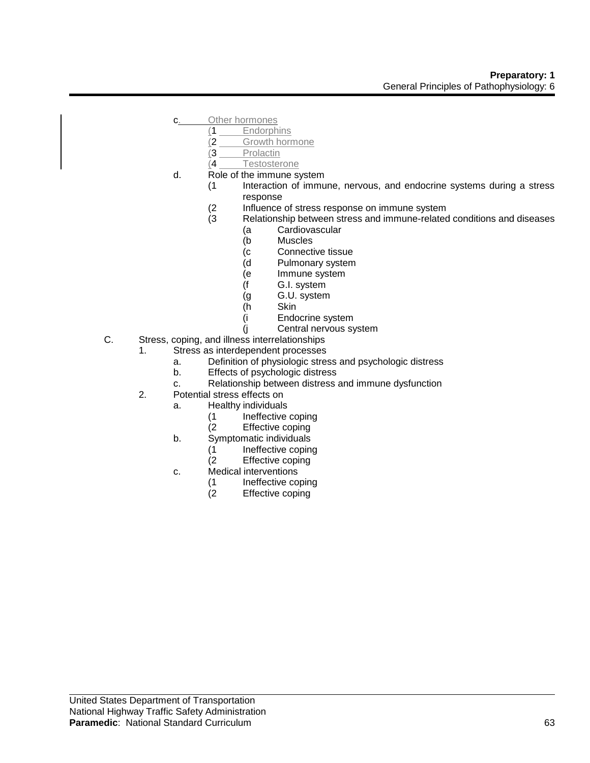c. Other hormones
   (1 Endorphins
   (2 Growth hormone
   (3 Prolactin
   (4 Testosterone

d. Role of the immune system
   (1 Interaction of immune, nervous, and endocrine systems during a stress response
   (2 Influence of stress response on immune system
   (3 Relationship between stress and immune-related conditions and diseases
      (a Cardiovascular
      (b Muscles
      (c Connective tissue
      (d Pulmonary system
      (e Immune system
      (f G.I. system
      (g G.U. system
      (h Skin
      (i Endocrine system
      (j Central nervous system

C. Stress, coping, and illness interrelationships
   1. Stress as interdependent processes
      a. Definition of physiologic stress and psychologic distress
      b. Effects of psychologic distress
      c. Relationship between distress and immune dysfunction
   2. Potential stress effects on
      a. Healthy individuals
         (1 Ineffective coping
         (2 Effective coping
      b. Symptomatic individuals
         (1 Ineffective coping
         (2 Effective coping
      c. Medical interventions
         (1 Ineffective coping
         (2 Effective coping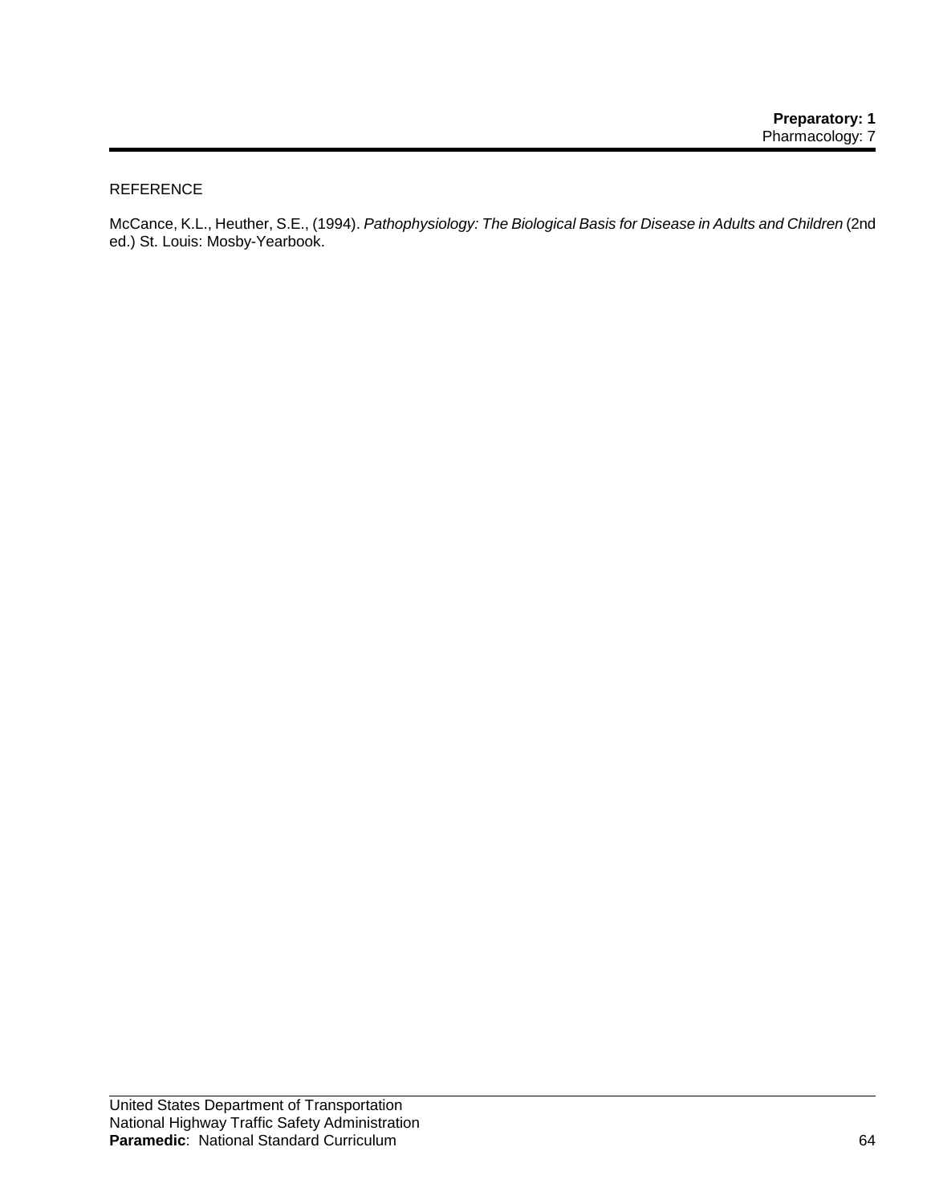REFERENCE

McCance, K.L., Heuther, S.E., (1994). *Pathophysiology: The Biological Basis for Disease in Adults and Children* (2nd ed.) St. Louis: Mosby-Yearbook.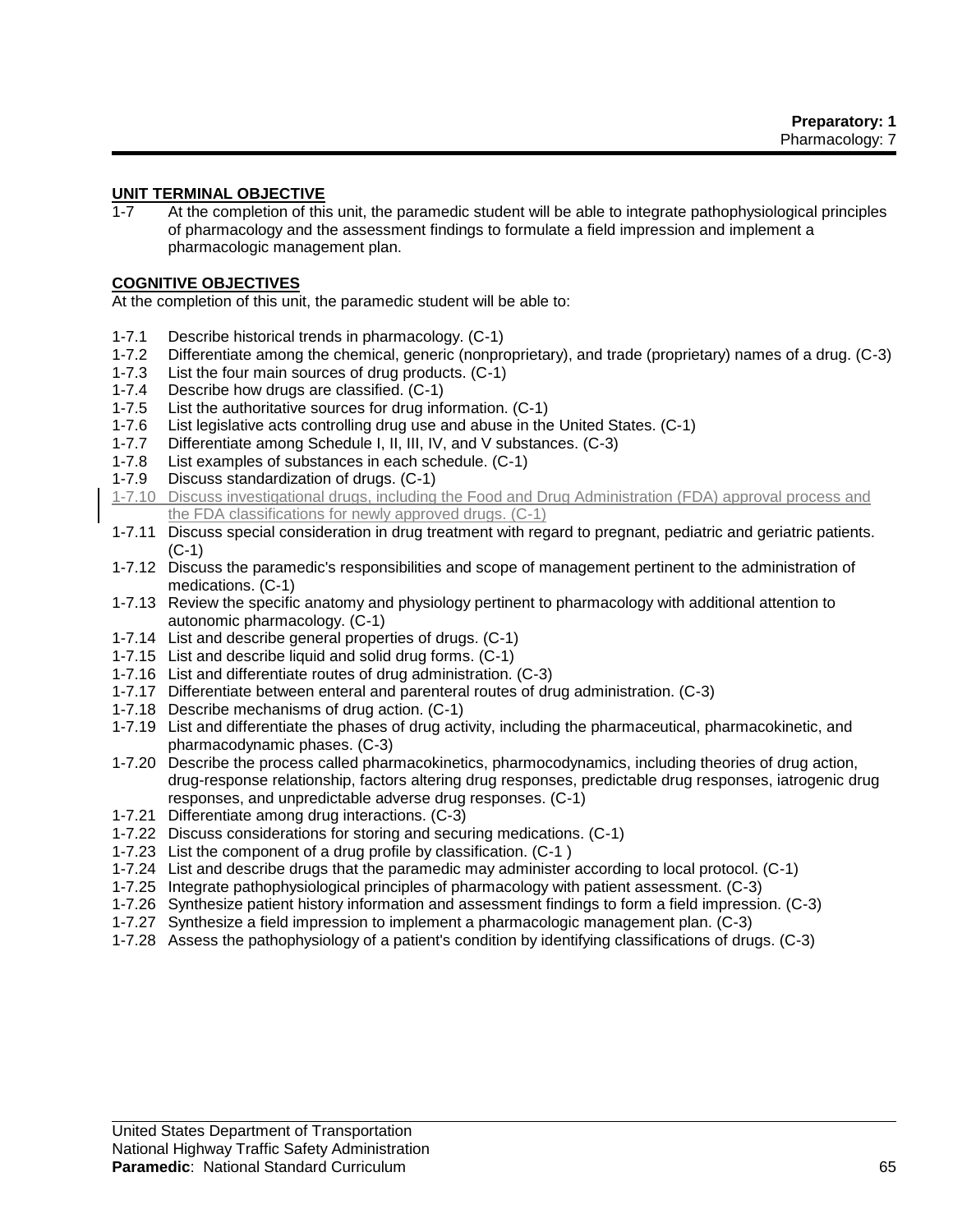## UNIT TERMINAL OBJECTIVE

1-7 At the completion of this unit, the paramedic student will be able to integrate pathophysiological principles of pharmacology and the assessment findings to formulate a field impression and implement a pharmacologic management plan.

## COGNITIVE OBJECTIVES

At the completion of this unit, the paramedic student will be able to:

- 1-7.1 Describe historical trends in pharmacology. (C-1)
- 1-7.2 Differentiate among the chemical, generic (nonproprietary), and trade (proprietary) names of a drug. (C-3)
- 1-7.3 List the four main sources of drug products. (C-1)
- 1-7.4 Describe how drugs are classified. (C-1)
- 1-7.5 List the authoritative sources for drug information. (C-1)
- 1-7.6 List legislative acts controlling drug use and abuse in the United States. (C-1)
- 1-7.7 Differentiate among Schedule I, II, III, IV, and V substances. (C-3)
- 1-7.8 List examples of substances in each schedule. (C-1)
- 1-7.9 Discuss standardization of drugs. (C-1)
- 1-7.10 Discuss investigational drugs, including the Food and Drug Administration (FDA) approval process and the FDA classifications for newly approved drugs. (C-1)
- 1-7.11 Discuss special consideration in drug treatment with regard to pregnant, pediatric and geriatric patients. (C-1)
- 1-7.12 Discuss the paramedic's responsibilities and scope of management pertinent to the administration of medications. (C-1)
- 1-7.13 Review the specific anatomy and physiology pertinent to pharmacology with additional attention to autonomic pharmacology. (C-1)
- 1-7.14 List and describe general properties of drugs. (C-1)
- 1-7.15 List and describe liquid and solid drug forms. (C-1)
- 1-7.16 List and differentiate routes of drug administration. (C-3)
- 1-7.17 Differentiate between enteral and parenteral routes of drug administration. (C-3)
- 1-7.18 Describe mechanisms of drug action. (C-1)
- 1-7.19 List and differentiate the phases of drug activity, including the pharmaceutical, pharmacokinetic, and pharmacodynamic phases. (C-3)
- 1-7.20 Describe the process called pharmacokinetics, pharmocodynamics, including theories of drug action, drug-response relationship, factors altering drug responses, predictable drug responses, iatrogenic drug responses, and unpredictable adverse drug responses. (C-1)
- 1-7.21 Differentiate among drug interactions. (C-3)
- 1-7.22 Discuss considerations for storing and securing medications. (C-1)
- 1-7.23 List the component of a drug profile by classification. (C-1 )
- 1-7.24 List and describe drugs that the paramedic may administer according to local protocol. (C-1)
- 1-7.25 Integrate pathophysiological principles of pharmacology with patient assessment. (C-3)
- 1-7.26 Synthesize patient history information and assessment findings to form a field impression. (C-3)
- 1-7.27 Synthesize a field impression to implement a pharmacologic management plan. (C-3)
- 1-7.28 Assess the pathophysiology of a patient's condition by identifying classifications of drugs. (C-3)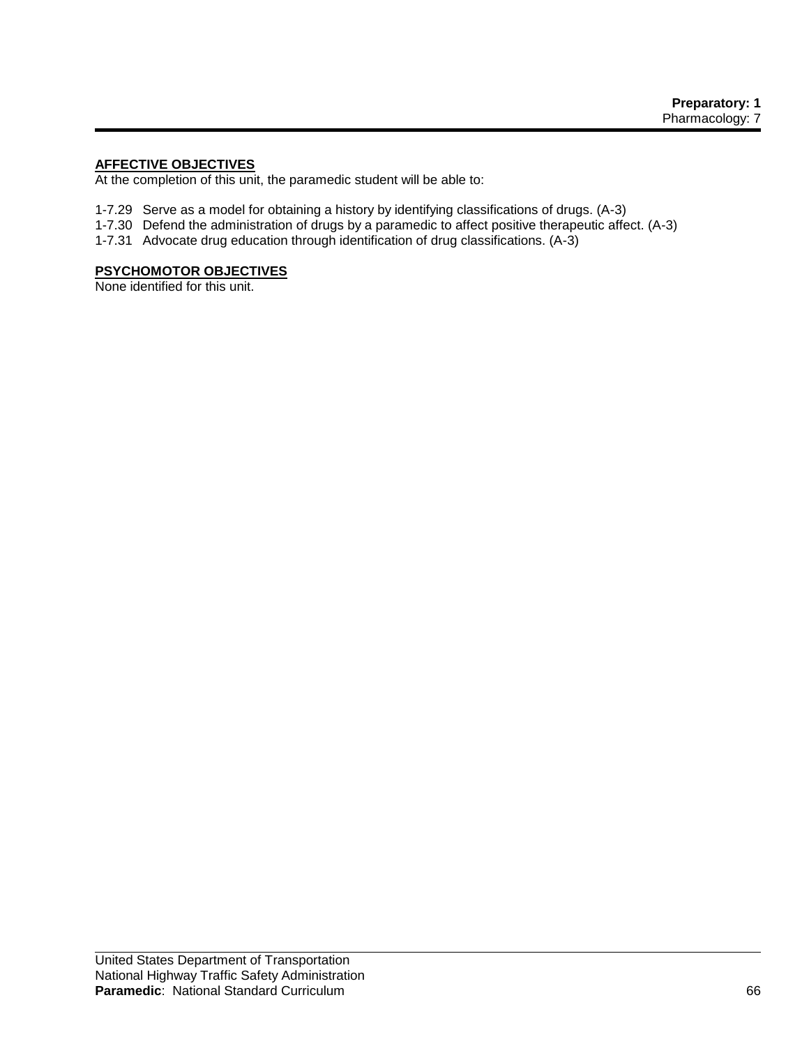**AFFECTIVE OBJECTIVES**

At the completion of this unit, the paramedic student will be able to:

1-7.29 Serve as a model for obtaining a history by identifying classifications of drugs. (A-3)
1-7.30 Defend the administration of drugs by a paramedic to affect positive therapeutic affect. (A-3)
1-7.31 Advocate drug education through identification of drug classifications. (A-3)

**PSYCHOMOTOR OBJECTIVES**

None identified for this unit.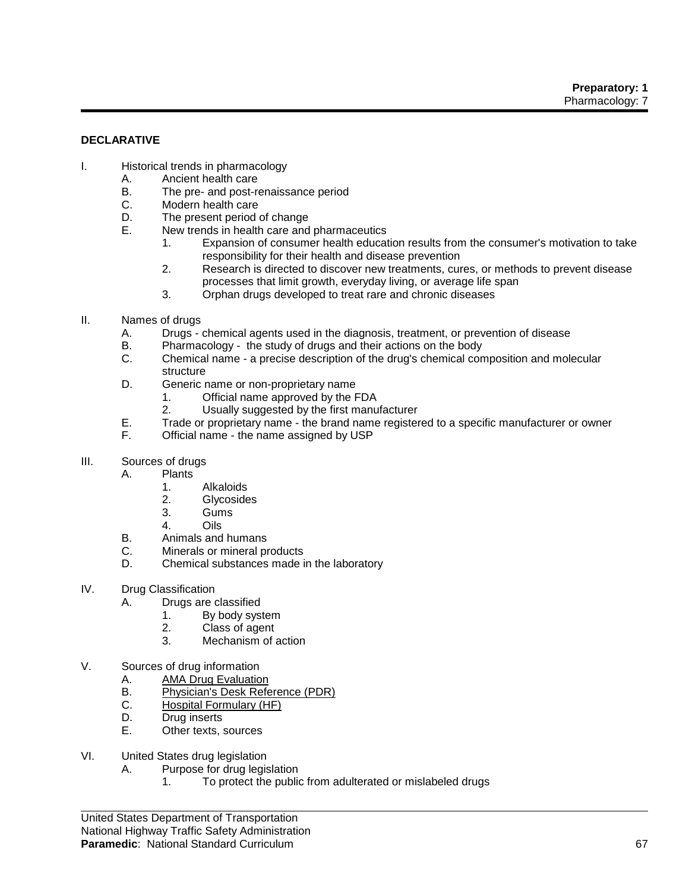## DECLARATIVE

I. Historical trends in pharmacology
   A. Ancient health care
   B. The pre- and post-renaissance period
   C. Modern health care
   D. The present period of change
   E. New trends in health care and pharmaceutics
      1. Expansion of consumer health education results from the consumer's motivation to take responsibility for their health and disease prevention
      2. Research is directed to discover new treatments, cures, or methods to prevent disease processes that limit growth, everyday living, or average life span
      3. Orphan drugs developed to treat rare and chronic diseases

II. Names of drugs
   A. Drugs - chemical agents used in the diagnosis, treatment, or prevention of disease
   B. Pharmacology - the study of drugs and their actions on the body
   C. Chemical name - a precise description of the drug's chemical composition and molecular structure
   D. Generic name or non-proprietary name
      1. Official name approved by the FDA
      2. Usually suggested by the first manufacturer
   E. Trade or proprietary name - the brand name registered to a specific manufacturer or owner
   F. Official name - the name assigned by USP

III. Sources of drugs
   A. Plants
      1. Alkaloids
      2. Glycosides
      3. Gums
      4. Oils
   B. Animals and humans
   C. Minerals or mineral products
   D. Chemical substances made in the laboratory

IV. Drug Classification
   A. Drugs are classified
      1. By body system
      2. Class of agent
      3. Mechanism of action

V. Sources of drug information
   A. AMA Drug Evaluation
   B. Physician's Desk Reference (PDR)
   C. Hospital Formulary (HF)
   D. Drug inserts
   E. Other texts, sources

VI. United States drug legislation
   A. Purpose for drug legislation
      1. To protect the public from adulterated or mislabeled drugs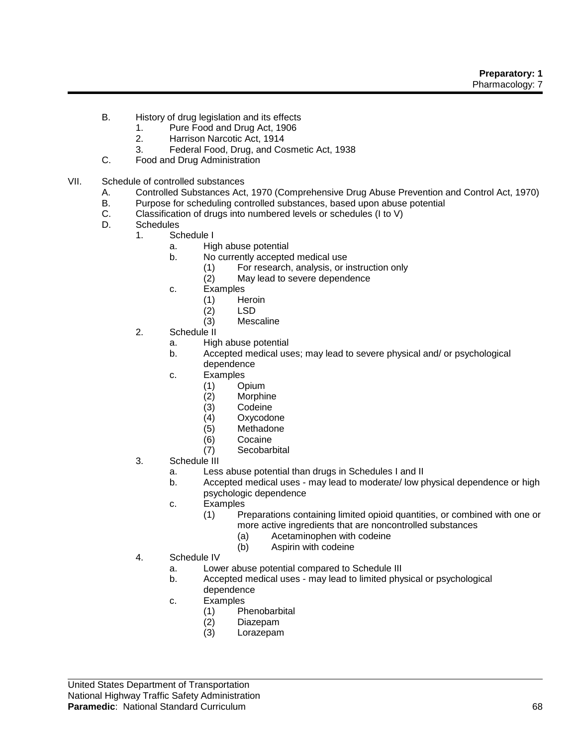B. History of drug legislation and its effects
   1. Pure Food and Drug Act, 1906
   2. Harrison Narcotic Act, 1914
   3. Federal Food, Drug, and Cosmetic Act, 1938

C. Food and Drug Administration

VII. Schedule of controlled substances

A. Controlled Substances Act, 1970 (Comprehensive Drug Abuse Prevention and Control Act, 1970)

B. Purpose for scheduling controlled substances, based upon abuse potential

C. Classification of drugs into numbered levels or schedules (I to V)

D. Schedules
   1. Schedule I
      a. High abuse potential
      b. No currently accepted medical use
         (1) For research, analysis, or instruction only
         (2) May lead to severe dependence
      c. Examples
         (1) Heroin
         (2) LSD
         (3) Mescaline
   2. Schedule II
      a. High abuse potential
      b. Accepted medical uses; may lead to severe physical and/ or psychological dependence
      c. Examples
         (1) Opium
         (2) Morphine
         (3) Codeine
         (4) Oxycodone
         (5) Methadone
         (6) Cocaine
         (7) Secobarbital
   3. Schedule III
      a. Less abuse potential than drugs in Schedules I and II
      b. Accepted medical uses - may lead to moderate/ low physical dependence or high psychologic dependence
      c. Examples
         (1) Preparations containing limited opioid quantities, or combined with one or more active ingredients that are noncontrolled substances
            (a) Acetaminophen with codeine
            (b) Aspirin with codeine
   4. Schedule IV
      a. Lower abuse potential compared to Schedule III
      b. Accepted medical uses - may lead to limited physical or psychological dependence
      c. Examples
         (1) Phenobarbital
         (2) Diazepam
         (3) Lorazepam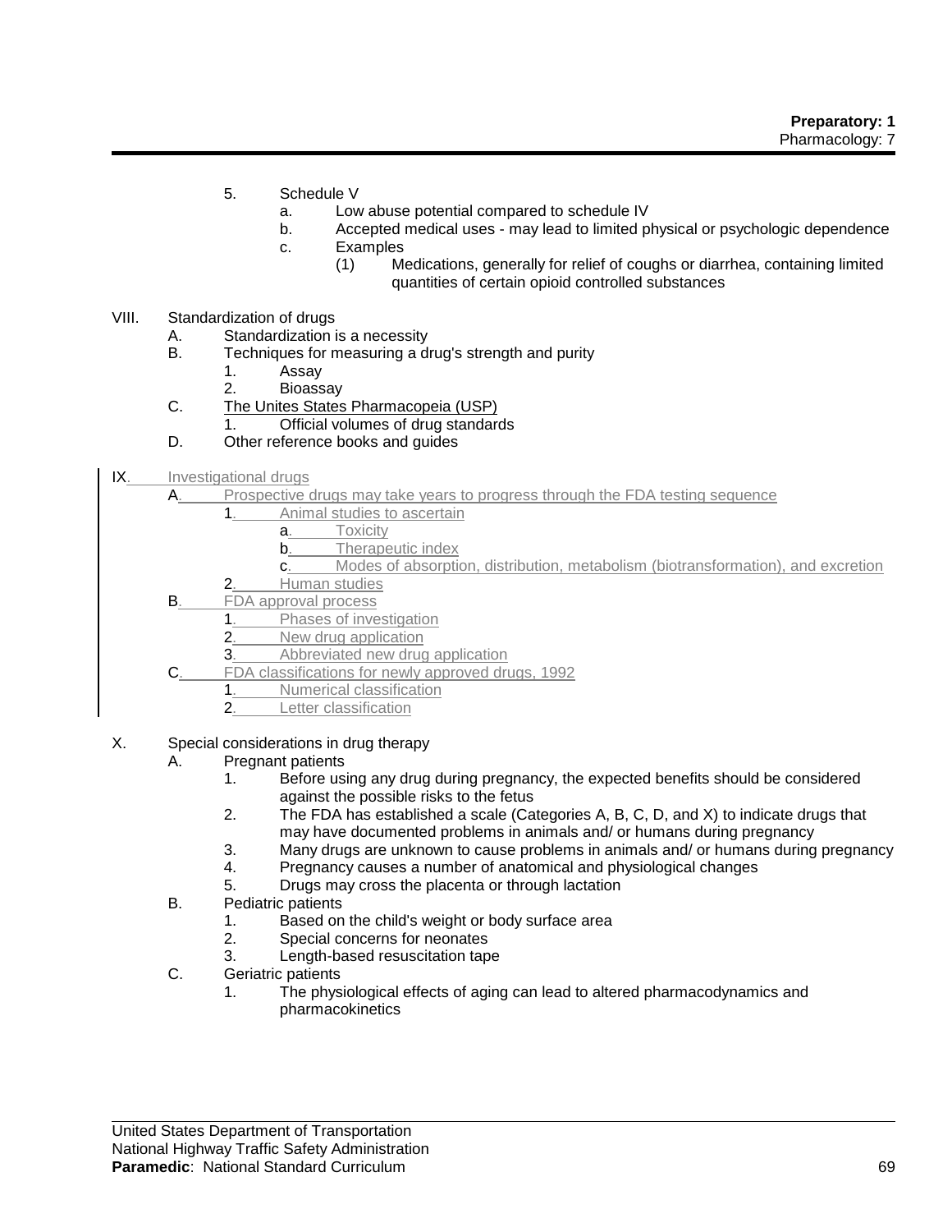5. Schedule V
    a. Low abuse potential compared to schedule IV
    b. Accepted medical uses - may lead to limited physical or psychologic dependence
    c. Examples
        (1) Medications, generally for relief of coughs or diarrhea, containing limited quantities of certain opioid controlled substances

VIII. Standardization of drugs
- A. Standardization is a necessity
- B. Techniques for measuring a drug's strength and purity
    1. Assay
    2. Bioassay
- C. The Unites States Pharmacopeia (USP)
    1. Official volumes of drug standards
- D. Other reference books and guides

IX. Investigational drugs
- A. Prospective drugs may take years to progress through the FDA testing sequence
    1. Animal studies to ascertain
        a. Toxicity
        b. Therapeutic index
        c. Modes of absorption, distribution, metabolism (biotransformation), and excretion
    2. Human studies
- B. FDA approval process
    1. Phases of investigation
    2. New drug application
    3. Abbreviated new drug application
- C. FDA classifications for newly approved drugs, 1992
    1. Numerical classification
    2. Letter classification

X. Special considerations in drug therapy
- A. Pregnant patients
    1. Before using any drug during pregnancy, the expected benefits should be considered against the possible risks to the fetus
    2. The FDA has established a scale (Categories A, B, C, D, and X) to indicate drugs that may have documented problems in animals and/ or humans during pregnancy
    3. Many drugs are unknown to cause problems in animals and/ or humans during pregnancy
    4. Pregnancy causes a number of anatomical and physiological changes
    5. Drugs may cross the placenta or through lactation
- B. Pediatric patients
    1. Based on the child's weight or body surface area
    2. Special concerns for neonates
    3. Length-based resuscitation tape
- C. Geriatric patients
    1. The physiological effects of aging can lead to altered pharmacodynamics and pharmacokinetics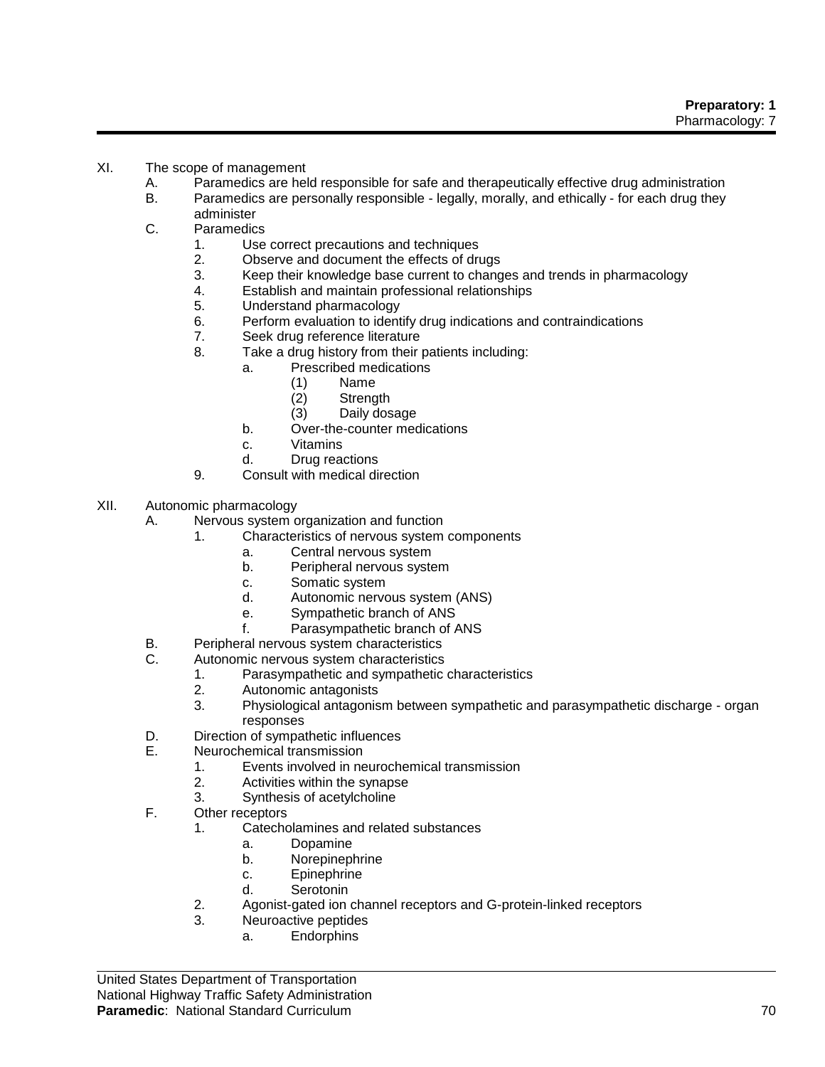XI. The scope of management
   A. Paramedics are held responsible for safe and therapeutically effective drug administration
   B. Paramedics are personally responsible - legally, morally, and ethically - for each drug they administer
   C. Paramedics
      1. Use correct precautions and techniques
      2. Observe and document the effects of drugs
      3. Keep their knowledge base current to changes and trends in pharmacology
      4. Establish and maintain professional relationships
      5. Understand pharmacology
      6. Perform evaluation to identify drug indications and contraindications
      7. Seek drug reference literature
      8. Take a drug history from their patients including:
         a. Prescribed medications
            (1) Name
            (2) Strength
            (3) Daily dosage
         b. Over-the-counter medications
         c. Vitamins
         d. Drug reactions
      9. Consult with medical direction

XII. Autonomic pharmacology
   A. Nervous system organization and function
      1. Characteristics of nervous system components
         a. Central nervous system
         b. Peripheral nervous system
         c. Somatic system
         d. Autonomic nervous system (ANS)
         e. Sympathetic branch of ANS
         f. Parasympathetic branch of ANS
   B. Peripheral nervous system characteristics
   C. Autonomic nervous system characteristics
      1. Parasympathetic and sympathetic characteristics
      2. Autonomic antagonists
      3. Physiological antagonism between sympathetic and parasympathetic discharge - organ responses
   D. Direction of sympathetic influences
   E. Neurochemical transmission
      1. Events involved in neurochemical transmission
      2. Activities within the synapse
      3. Synthesis of acetylcholine
   F. Other receptors
      1. Catecholamines and related substances
         a. Dopamine
         b. Norepinephrine
         c. Epinephrine
         d. Serotonin
      2. Agonist-gated ion channel receptors and G-protein-linked receptors
      3. Neuroactive peptides
         a. Endorphins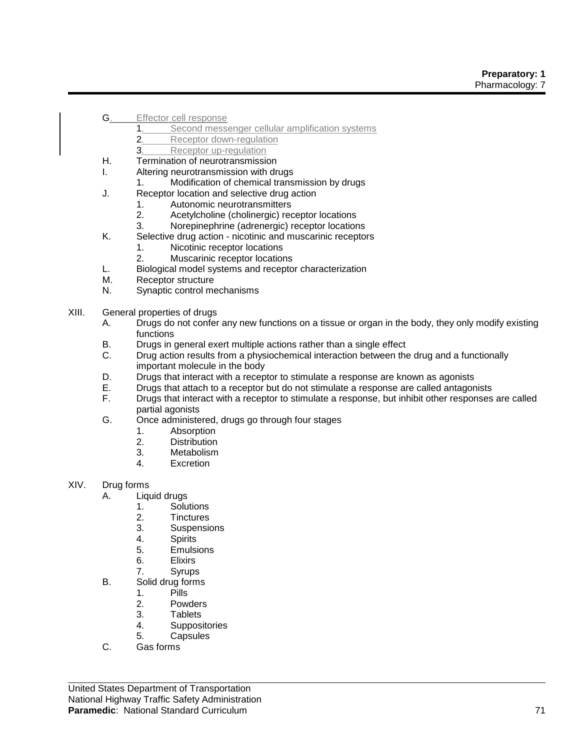G. Effector cell response
   1. Second messenger cellular amplification systems
   2. Receptor down-regulation
   3. Receptor up-regulation

H. Termination of neurotransmission

I. Altering neurotransmission with drugs
   1. Modification of chemical transmission by drugs

J. Receptor location and selective drug action
   1. Autonomic neurotransmitters
   2. Acetylcholine (cholinergic) receptor locations
   3. Norepinephrine (adrenergic) receptor locations

K. Selective drug action - nicotinic and muscarinic receptors
   1. Nicotinic receptor locations
   2. Muscarinic receptor locations

L. Biological model systems and receptor characterization

M. Receptor structure

N. Synaptic control mechanisms

XIII. General properties of drugs

A. Drugs do not confer any new functions on a tissue or organ in the body, they only modify existing functions

B. Drugs in general exert multiple actions rather than a single effect

C. Drug action results from a physiochemical interaction between the drug and a functionally important molecule in the body

D. Drugs that interact with a receptor to stimulate a response are known as agonists

E. Drugs that attach to a receptor but do not stimulate a response are called antagonists

F. Drugs that interact with a receptor to stimulate a response, but inhibit other responses are called partial agonists

G. Once administered, drugs go through four stages
   1. Absorption
   2. Distribution
   3. Metabolism
   4. Excretion

XIV. Drug forms

A. Liquid drugs
   1. Solutions
   2. Tinctures
   3. Suspensions
   4. Spirits
   5. Emulsions
   6. Elixirs
   7. Syrups

B. Solid drug forms
   1. Pills
   2. Powders
   3. Tablets
   4. Suppositories
   5. Capsules

C. Gas forms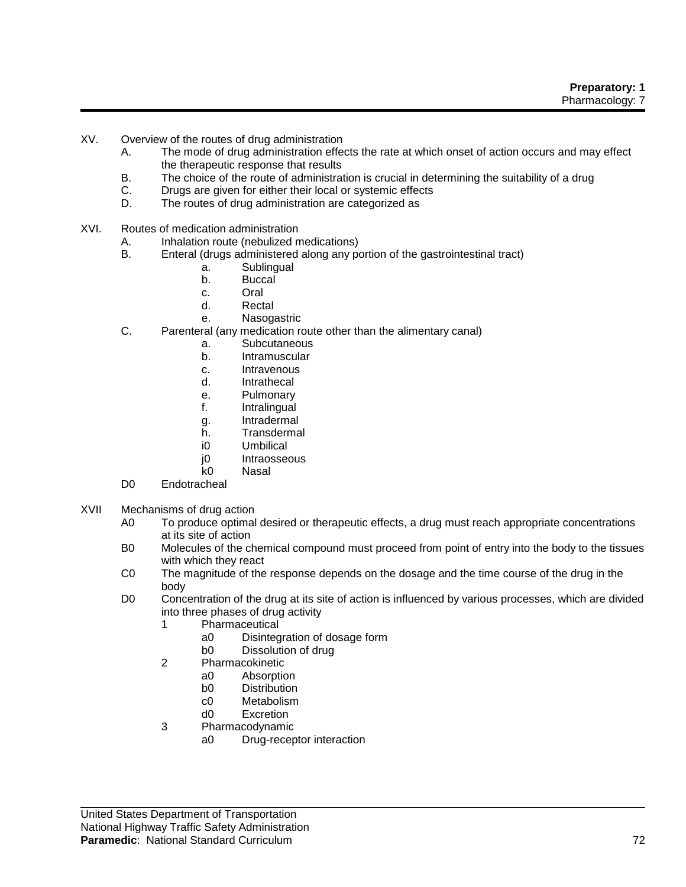XV. Overview of the routes of drug administration

- A. The mode of drug administration effects the rate at which onset of action occurs and may effect the therapeutic response that results
- B. The choice of the route of administration is crucial in determining the suitability of a drug
- C. Drugs are given for either their local or systemic effects
- D. The routes of drug administration are categorized as

XVI. Routes of medication administration

- A. Inhalation route (nebulized medications)
- B. Enteral (drugs administered along any portion of the gastrointestinal tract)
    - a. Sublingual
    - b. Buccal
    - c. Oral
    - d. Rectal
    - e. Nasogastric
- C. Parenteral (any medication route other than the alimentary canal)
    - a. Subcutaneous
    - b. Intramuscular
    - c. Intravenous
    - d. Intrathecal
    - e. Pulmonary
    - f. Intralingual
    - g. Intradermal
    - h. Transdermal
    - i0 Umbilical
    - j0 Intraosseous
    - k0 Nasal
- D0 Endotracheal

XVII Mechanisms of drug action

- A0 To produce optimal desired or therapeutic effects, a drug must reach appropriate concentrations at its site of action
- B0 Molecules of the chemical compound must proceed from point of entry into the body to the tissues with which they react
- C0 The magnitude of the response depends on the dosage and the time course of the drug in the body
- D0 Concentration of the drug at its site of action is influenced by various processes, which are divided into three phases of drug activity
    - 1 Pharmaceutical
        - a0 Disintegration of dosage form
        - b0 Dissolution of drug
    - 2 Pharmacokinetic
        - a0 Absorption
        - b0 Distribution
        - c0 Metabolism
        - d0 Excretion
    - 3 Pharmacodynamic
        - a0 Drug-receptor interaction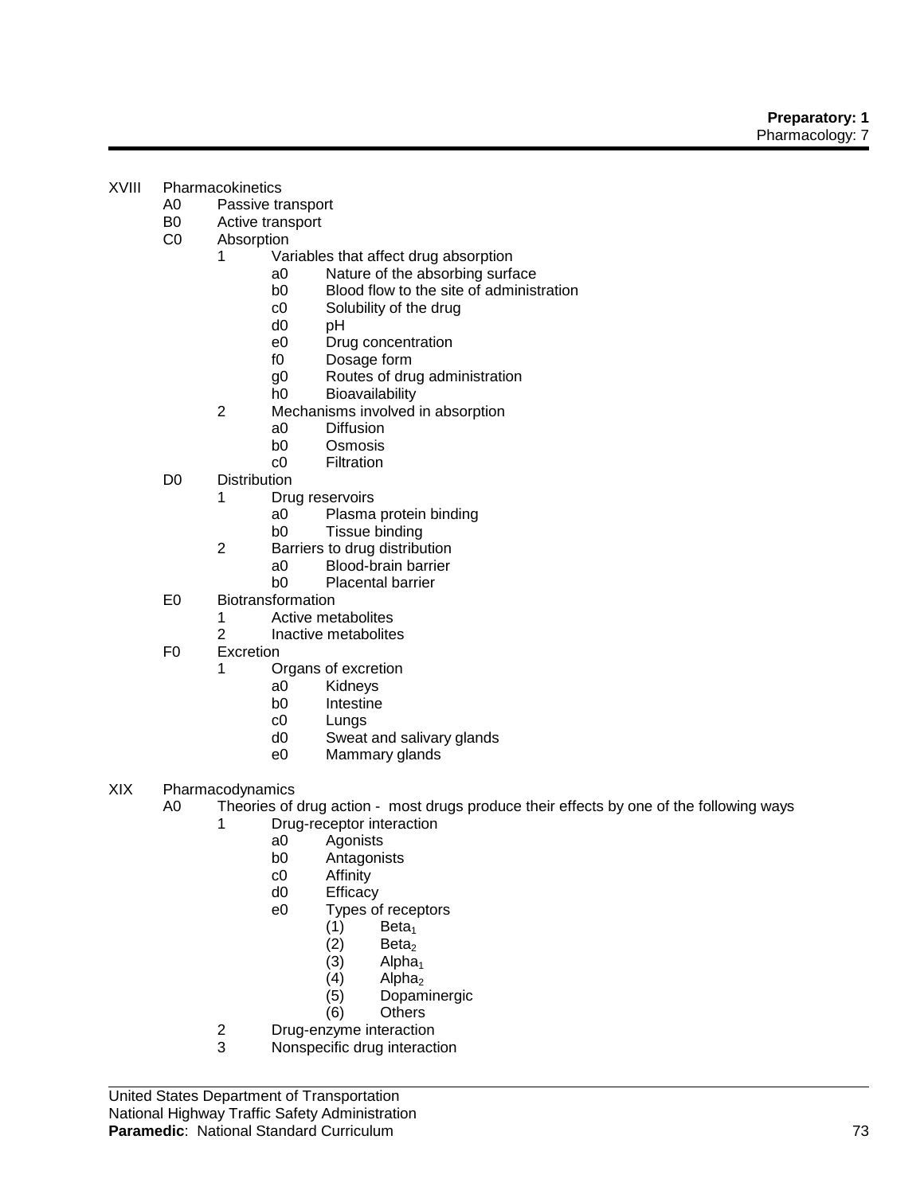XVIII Pharmacokinetics

- A0 Passive transport
- B0 Active transport
- C0 Absorption
  - 1 Variables that affect drug absorption
    - a0 Nature of the absorbing surface
    - b0 Blood flow to the site of administration
    - c0 Solubility of the drug
    - d0 pH
    - e0 Drug concentration
    - f0 Dosage form
    - g0 Routes of drug administration
    - h0 Bioavailability
  - 2 Mechanisms involved in absorption
    - a0 Diffusion
    - b0 Osmosis
    - c0 Filtration
- D0 Distribution
  - 1 Drug reservoirs
    - a0 Plasma protein binding
    - b0 Tissue binding
  - 2 Barriers to drug distribution
    - a0 Blood-brain barrier
    - b0 Placental barrier
- E0 Biotransformation
  - 1 Active metabolites
  - 2 Inactive metabolites
- F0 Excretion
  - 1 Organs of excretion
    - a0 Kidneys
    - b0 Intestine
    - c0 Lungs
    - d0 Sweat and salivary glands
    - e0 Mammary glands

XIX Pharmacodynamics

- A0 Theories of drug action - most drugs produce their effects by one of the following ways
  - 1 Drug-receptor interaction
    - a0 Agonists
    - b0 Antagonists
    - c0 Affinity
    - d0 Efficacy
    - e0 Types of receptors
      - (1) $\text{Beta}_1$
      - (2) $\text{Beta}_2$
      - (3) $\text{Alpha}_1$
      - (4) $\text{Alpha}_2$
      - (5) Dopaminergic
      - (6) Others
  - 2 Drug-enzyme interaction
  - 3 Nonspecific drug interaction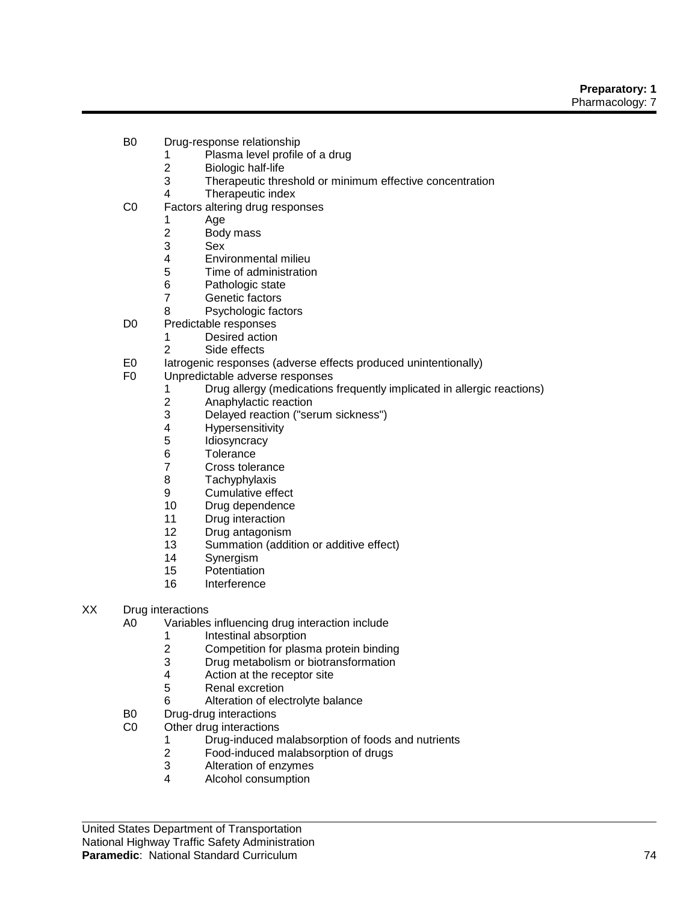- B0 Drug-response relationship
    1. Plasma level profile of a drug
    2. Biologic half-life
    3. Therapeutic threshold or minimum effective concentration
    4. Therapeutic index
- C0 Factors altering drug responses
    1. Age
    2. Body mass
    3. Sex
    4. Environmental milieu
    5. Time of administration
    6. Pathologic state
    7. Genetic factors
    8. Psychologic factors
- D0 Predictable responses
    1. Desired action
    2. Side effects
- E0 Iatrogenic responses (adverse effects produced unintentionally)
- F0 Unpredictable adverse responses
    1. Drug allergy (medications frequently implicated in allergic reactions)
    2. Anaphylactic reaction
    3. Delayed reaction ("serum sickness")
    4. Hypersensitivity
    5. Idiosyncracy
    6. Tolerance
    7. Cross tolerance
    8. Tachyphylaxis
    9. Cumulative effect
    10. Drug dependence
    11. Drug interaction
    12. Drug antagonism
    13. Summation (addition or additive effect)
    14. Synergism
    15. Potentiation
    16. Interference

XX Drug interactions

- A0 Variables influencing drug interaction include
    1. Intestinal absorption
    2. Competition for plasma protein binding
    3. Drug metabolism or biotransformation
    4. Action at the receptor site
    5. Renal excretion
    6. Alteration of electrolyte balance
- B0 Drug-drug interactions
- C0 Other drug interactions
    1. Drug-induced malabsorption of foods and nutrients
    2. Food-induced malabsorption of drugs
    3. Alteration of enzymes
    4. Alcohol consumption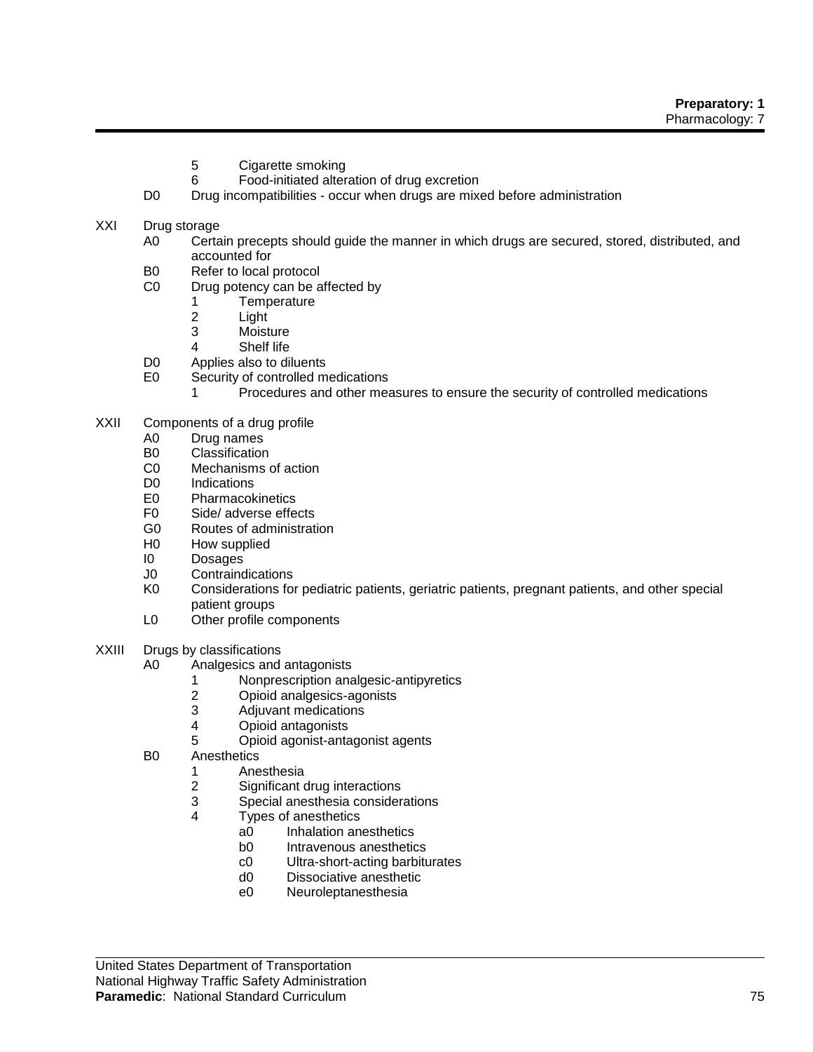5 Cigarette smoking
6 Food-initiated alteration of drug excretion

D0 Drug incompatibilities - occur when drugs are mixed before administration

XXI Drug storage

- A0 Certain precepts should guide the manner in which drugs are secured, stored, distributed, and accounted for
- B0 Refer to local protocol
- C0 Drug potency can be affected by
  - 1 Temperature
  - 2 Light
  - 3 Moisture
  - 4 Shelf life
- D0 Applies also to diluents
- E0 Security of controlled medications
  - 1 Procedures and other measures to ensure the security of controlled medications

XXII Components of a drug profile

- A0 Drug names
- B0 Classification
- C0 Mechanisms of action
- D0 Indications
- E0 Pharmacokinetics
- F0 Side/ adverse effects
- G0 Routes of administration
- H0 How supplied
- I0 Dosages
- J0 Contraindications
- K0 Considerations for pediatric patients, geriatric patients, pregnant patients, and other special patient groups
- L0 Other profile components

XXIII Drugs by classifications

- A0 Analgesics and antagonists
  - 1 Nonprescription analgesic-antipyretics
  - 2 Opioid analgesics-agonists
  - 3 Adjuvant medications
  - 4 Opioid antagonists
  - 5 Opioid agonist-antagonist agents
- B0 Anesthetics
  - 1 Anesthesia
  - 2 Significant drug interactions
  - 3 Special anesthesia considerations
  - 4 Types of anesthetics
    - a0 Inhalation anesthetics
    - b0 Intravenous anesthetics
    - c0 Ultra-short-acting barbiturates
    - d0 Dissociative anesthetic
    - e0 Neuroleptanesthesia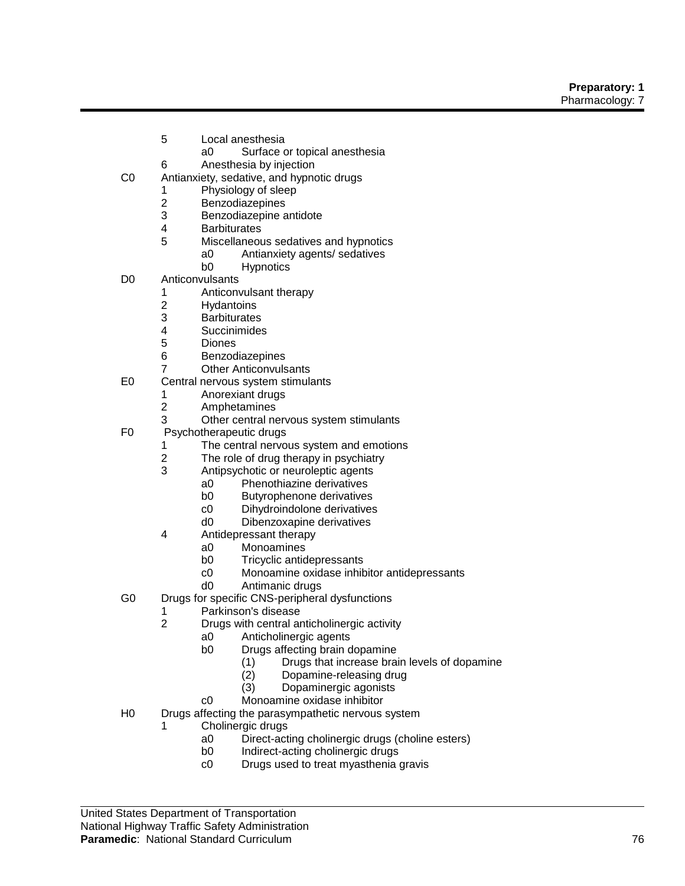- 5 Local anesthesia
  - a0 Surface or topical anesthesia
- 6 Anesthesia by injection

C0 Antianxiety, sedative, and hypnotic drugs

- 1 Physiology of sleep
- 2 Benzodiazepines
- 3 Benzodiazepine antidote
- 4 Barbiturates
- 5 Miscellaneous sedatives and hypnotics
  - a0 Antianxiety agents/ sedatives
  - b0 Hypnotics

D0 Anticonvulsants

- 1 Anticonvulsant therapy
- 2 Hydantoins
- 3 Barbiturates
- 4 Succinimides
- 5 Diones
- 6 Benzodiazepines
- 7 Other Anticonvulsants

E0 Central nervous system stimulants

- 1 Anorexiant drugs
- 2 Amphetamines
- 3 Other central nervous system stimulants

F0 Psychotherapeutic drugs

- 1 The central nervous system and emotions
- 2 The role of drug therapy in psychiatry
- 3 Antipsychotic or neuroleptic agents
  - a0 Phenothiazine derivatives
  - b0 Butyrophenone derivatives
  - c0 Dihydroindolone derivatives
  - d0 Dibenzoxapine derivatives
- 4 Antidepressant therapy
  - a0 Monoamines
  - b0 Tricyclic antidepressants
  - c0 Monoamine oxidase inhibitor antidepressants
  - d0 Antimanic drugs

G0 Drugs for specific CNS-peripheral dysfunctions

- 1 Parkinson's disease
- 2 Drugs with central anticholinergic activity
  - a0 Anticholinergic agents
  - b0 Drugs affecting brain dopamine
    - (1) Drugs that increase brain levels of dopamine
    - (2) Dopamine-releasing drug
    - (3) Dopaminergic agonists
  - c0 Monoamine oxidase inhibitor

H0 Drugs affecting the parasympathetic nervous system

- 1 Cholinergic drugs
  - a0 Direct-acting cholinergic drugs (choline esters)
  - b0 Indirect-acting cholinergic drugs
  - c0 Drugs used to treat myasthenia gravis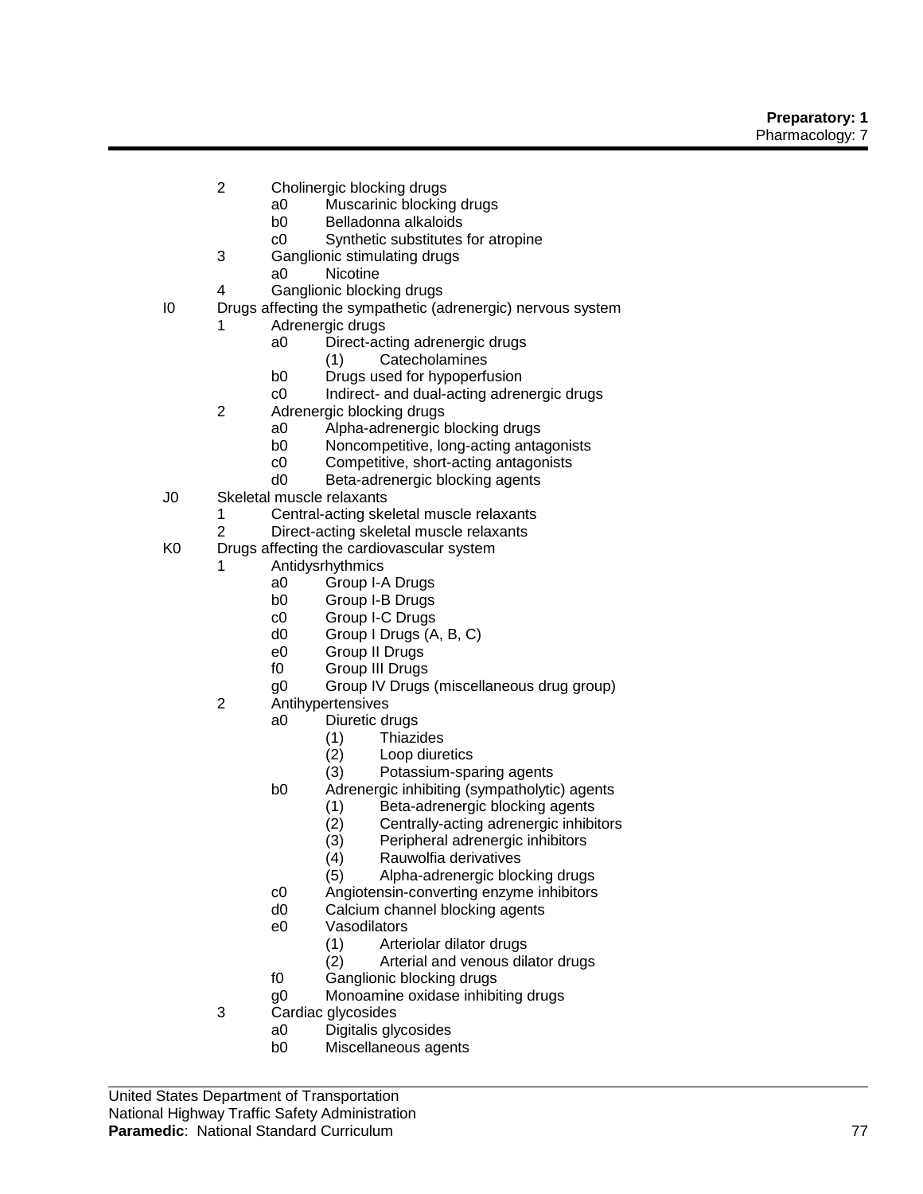- 2 Cholinergic blocking drugs
    - a0 Muscarinic blocking drugs
    - b0 Belladonna alkaloids
    - c0 Synthetic substitutes for atropine
- 3 Ganglionic stimulating drugs
    - a0 Nicotine
- 4 Ganglionic blocking drugs

I0 Drugs affecting the sympathetic (adrenergic) nervous system

- 1 Adrenergic drugs
    - a0 Direct-acting adrenergic drugs
        - (1) Catecholamines
    - b0 Drugs used for hypoperfusion
    - c0 Indirect- and dual-acting adrenergic drugs
- 2 Adrenergic blocking drugs
    - a0 Alpha-adrenergic blocking drugs
    - b0 Noncompetitive, long-acting antagonists
    - c0 Competitive, short-acting antagonists
    - d0 Beta-adrenergic blocking agents

J0 Skeletal muscle relaxants

- 1 Central-acting skeletal muscle relaxants
- 2 Direct-acting skeletal muscle relaxants

K0 Drugs affecting the cardiovascular system

- 1 Antidysrhythmics
    - a0 Group I-A Drugs
    - b0 Group I-B Drugs
    - c0 Group I-C Drugs
    - d0 Group I Drugs (A, B, C)
    - e0 Group II Drugs
    - f0 Group III Drugs
    - g0 Group IV Drugs (miscellaneous drug group)
- 2 Antihypertensives
    - a0 Diuretic drugs
        - (1) Thiazides
        - (2) Loop diuretics
        - (3) Potassium-sparing agents
    - b0 Adrenergic inhibiting (sympatholytic) agents
        - (1) Beta-adrenergic blocking agents
        - (2) Centrally-acting adrenergic inhibitors
        - (3) Peripheral adrenergic inhibitors
        - (4) Rauwolfia derivatives
        - (5) Alpha-adrenergic blocking drugs
    - c0 Angiotensin-converting enzyme inhibitors
    - d0 Calcium channel blocking agents
    - e0 Vasodilators
        - (1) Arteriolar dilator drugs
        - (2) Arterial and venous dilator drugs
    - f0 Ganglionic blocking drugs
    - g0 Monoamine oxidase inhibiting drugs
- 3 Cardiac glycosides
    - a0 Digitalis glycosides
    - b0 Miscellaneous agents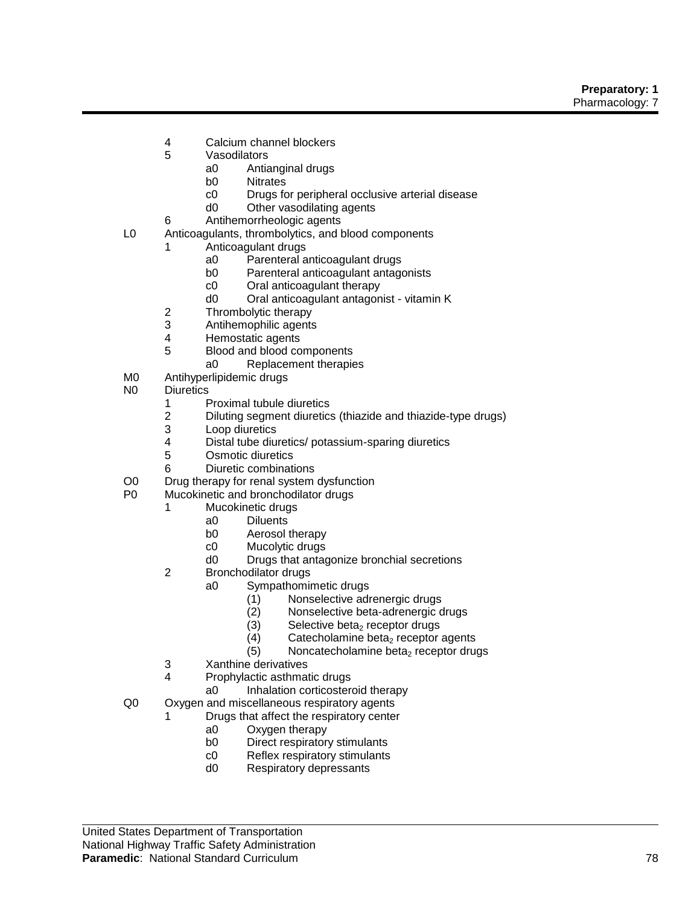4 Calcium channel blockers
5 Vasodilators
    a0 Antianginal drugs
    b0 Nitrates
    c0 Drugs for peripheral occlusive arterial disease
    d0 Other vasodilating agents
6 Antihemorrheologic agents

L0 Anticoagulants, thrombolytics, and blood components
1 Anticoagulant drugs
    a0 Parenteral anticoagulant drugs
    b0 Parenteral anticoagulant antagonists
    c0 Oral anticoagulant therapy
    d0 Oral anticoagulant antagonist - vitamin K
2 Thrombolytic therapy
3 Antihemophilic agents
4 Hemostatic agents
5 Blood and blood components
    a0 Replacement therapies

M0 Antihyperlipidemic drugs

N0 Diuretics
1 Proximal tubule diuretics
2 Diluting segment diuretics (thiazide and thiazide-type drugs)
3 Loop diuretics
4 Distal tube diuretics/ potassium-sparing diuretics
5 Osmotic diuretics
6 Diuretic combinations

O0 Drug therapy for renal system dysfunction

P0 Mucokinetic and bronchodilator drugs
1 Mucokinetic drugs
    a0 Diluents
    b0 Aerosol therapy
    c0 Mucolytic drugs
    d0 Drugs that antagonize bronchial secretions
2 Bronchodilator drugs
    a0 Sympathomimetic drugs
        (1) Nonselective adrenergic drugs
        (2) Nonselective beta-adrenergic drugs
        (3) Selective $beta_2$ receptor drugs
        (4) Catecholamine $beta_2$ receptor agents
        (5) Noncatecholamine $beta_2$ receptor drugs
3 Xanthine derivatives
4 Prophylactic asthmatic drugs
    a0 Inhalation corticosteroid therapy

Q0 Oxygen and miscellaneous respiratory agents
1 Drugs that affect the respiratory center
    a0 Oxygen therapy
    b0 Direct respiratory stimulants
    c0 Reflex respiratory stimulants
    d0 Respiratory depressants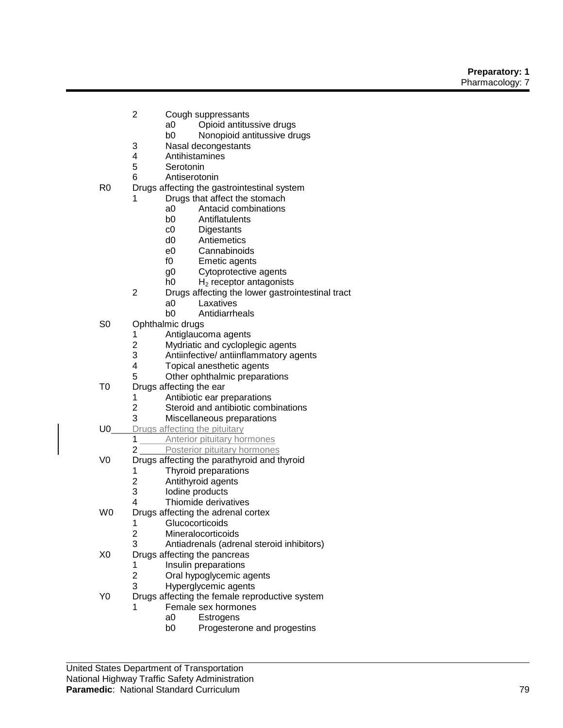- 2 Cough suppressants
  - a0 Opioid antitussive drugs
  - b0 Nonopioid antitussive drugs
- 3 Nasal decongestants
- 4 Antihistamines
- 5 Serotonin
- 6 Antiserotonin

R0 Drugs affecting the gastrointestinal system

- 1 Drugs that affect the stomach
  - a0 Antacid combinations
  - b0 Antiflatulents
  - c0 Digestants
  - d0 Antiemetics
  - e0 Cannabinoids
  - f0 Emetic agents
  - g0 Cytoprotective agents
  - h0 $H_2$ receptor antagonists
- 2 Drugs affecting the lower gastrointestinal tract
  - a0 Laxatives
  - b0 Antidiarrheals

S0 Ophthalmic drugs

- 1 Antiglaucoma agents
- 2 Mydriatic and cycloplegic agents
- 3 Antiinfective/ antiinflammatory agents
- 4 Topical anesthetic agents
- 5 Other ophthalmic preparations

T0 Drugs affecting the ear

- 1 Antibiotic ear preparations
- 2 Steroid and antibiotic combinations
- 3 Miscellaneous preparations

U0 Drugs affecting the pituitary

- 1 Anterior pituitary hormones
- 2 Posterior pituitary hormones

V0 Drugs affecting the parathyroid and thyroid

- 1 Thyroid preparations
- 2 Antithyroid agents
- 3 Iodine products
- 4 Thiomide derivatives

W0 Drugs affecting the adrenal cortex

- 1 Glucocorticoids
- 2 Mineralocorticoids
- 3 Antiadrenals (adrenal steroid inhibitors)

X0 Drugs affecting the pancreas

- 1 Insulin preparations
- 2 Oral hypoglycemic agents
- 3 Hyperglycemic agents

Y0 Drugs affecting the female reproductive system

- 1 Female sex hormones
  - a0 Estrogens
  - b0 Progesterone and progestins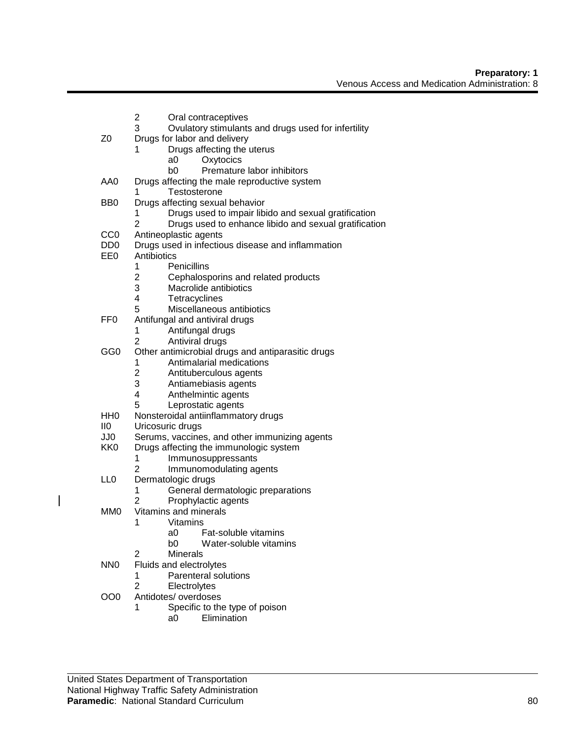2   Oral contraceptives
        3   Ovulatory stimulants and drugs used for infertility

Z0   Drugs for labor and delivery
        1   Drugs affecting the uterus
            a0   Oxytocics
            b0   Premature labor inhibitors

AA0   Drugs affecting the male reproductive system
        1   Testosterone

BB0   Drugs affecting sexual behavior
        1   Drugs used to impair libido and sexual gratification
        2   Drugs used to enhance libido and sexual gratification

CC0   Antineoplastic agents

DD0   Drugs used in infectious disease and inflammation

EE0   Antibiotics
        1   Penicillins
        2   Cephalosporins and related products
        3   Macrolide antibiotics
        4   Tetracyclines
        5   Miscellaneous antibiotics

FF0   Antifungal and antiviral drugs
        1   Antifungal drugs
        2   Antiviral drugs

GG0   Other antimicrobial drugs and antiparasitic drugs
        1   Antimalarial medications
        2   Antituberculous agents
        3   Antiamebiasis agents
        4   Anthelmintic agents
        5   Leprostatic agents

HH0   Nonsteroidal antiinflammatory drugs

II0   Uricosuric drugs

JJ0   Serums, vaccines, and other immunizing agents

KK0   Drugs affecting the immunologic system
        1   Immunosuppressants
        2   Immunomodulating agents

LL0   Dermatologic drugs
        1   General dermatologic preparations
        2   Prophylactic agents

MM0   Vitamins and minerals
        1   Vitamins
            a0   Fat-soluble vitamins
            b0   Water-soluble vitamins
        2   Minerals

NN0   Fluids and electrolytes
        1   Parenteral solutions
        2   Electrolytes

OO0   Antidotes/ overdoses
        1   Specific to the type of poison
            a0   Elimination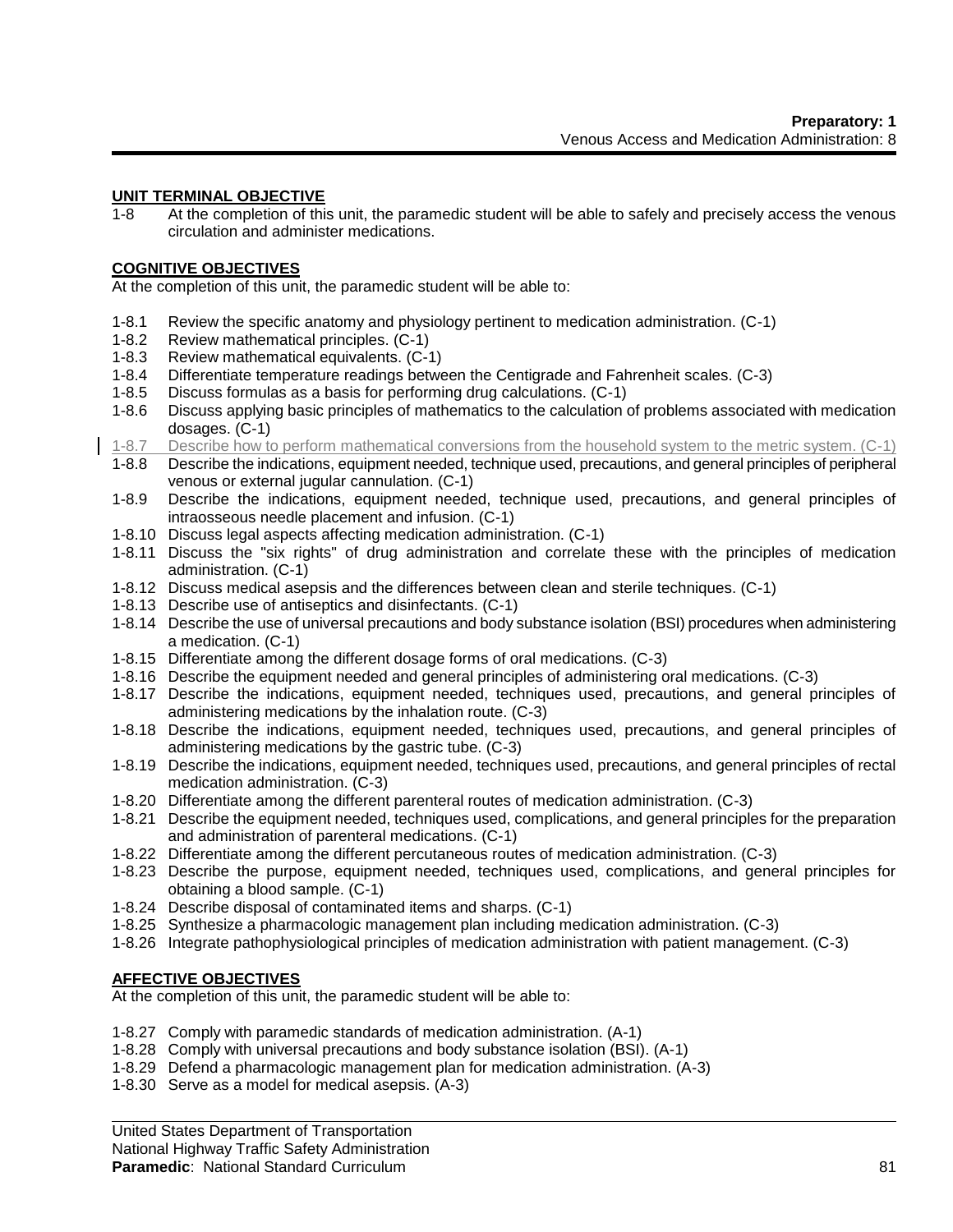## UNIT TERMINAL OBJECTIVE

1-8 At the completion of this unit, the paramedic student will be able to safely and precisely access the venous circulation and administer medications.

## COGNITIVE OBJECTIVES

At the completion of this unit, the paramedic student will be able to:

- 1-8.1 Review the specific anatomy and physiology pertinent to medication administration. (C-1)
- 1-8.2 Review mathematical principles. (C-1)
- 1-8.3 Review mathematical equivalents. (C-1)
- 1-8.4 Differentiate temperature readings between the Centigrade and Fahrenheit scales. (C-3)
- 1-8.5 Discuss formulas as a basis for performing drug calculations. (C-1)
- 1-8.6 Discuss applying basic principles of mathematics to the calculation of problems associated with medication dosages. (C-1)
- 1-8.7 Describe how to perform mathematical conversions from the household system to the metric system. (C-1)
- 1-8.8 Describe the indications, equipment needed, technique used, precautions, and general principles of peripheral venous or external jugular cannulation. (C-1)
- 1-8.9 Describe the indications, equipment needed, technique used, precautions, and general principles of intraosseous needle placement and infusion. (C-1)
- 1-8.10 Discuss legal aspects affecting medication administration. (C-1)
- 1-8.11 Discuss the "six rights" of drug administration and correlate these with the principles of medication administration. (C-1)
- 1-8.12 Discuss medical asepsis and the differences between clean and sterile techniques. (C-1)
- 1-8.13 Describe use of antiseptics and disinfectants. (C-1)
- 1-8.14 Describe the use of universal precautions and body substance isolation (BSI) procedures when administering a medication. (C-1)
- 1-8.15 Differentiate among the different dosage forms of oral medications. (C-3)
- 1-8.16 Describe the equipment needed and general principles of administering oral medications. (C-3)
- 1-8.17 Describe the indications, equipment needed, techniques used, precautions, and general principles of administering medications by the inhalation route. (C-3)
- 1-8.18 Describe the indications, equipment needed, techniques used, precautions, and general principles of administering medications by the gastric tube. (C-3)
- 1-8.19 Describe the indications, equipment needed, techniques used, precautions, and general principles of rectal medication administration. (C-3)
- 1-8.20 Differentiate among the different parenteral routes of medication administration. (C-3)
- 1-8.21 Describe the equipment needed, techniques used, complications, and general principles for the preparation and administration of parenteral medications. (C-1)
- 1-8.22 Differentiate among the different percutaneous routes of medication administration. (C-3)
- 1-8.23 Describe the purpose, equipment needed, techniques used, complications, and general principles for obtaining a blood sample. (C-1)
- 1-8.24 Describe disposal of contaminated items and sharps. (C-1)
- 1-8.25 Synthesize a pharmacologic management plan including medication administration. (C-3)
- 1-8.26 Integrate pathophysiological principles of medication administration with patient management. (C-3)

## AFFECTIVE OBJECTIVES

At the completion of this unit, the paramedic student will be able to:

- 1-8.27 Comply with paramedic standards of medication administration. (A-1)
- 1-8.28 Comply with universal precautions and body substance isolation (BSI). (A-1)
- 1-8.29 Defend a pharmacologic management plan for medication administration. (A-3)
- 1-8.30 Serve as a model for medical asepsis. (A-3)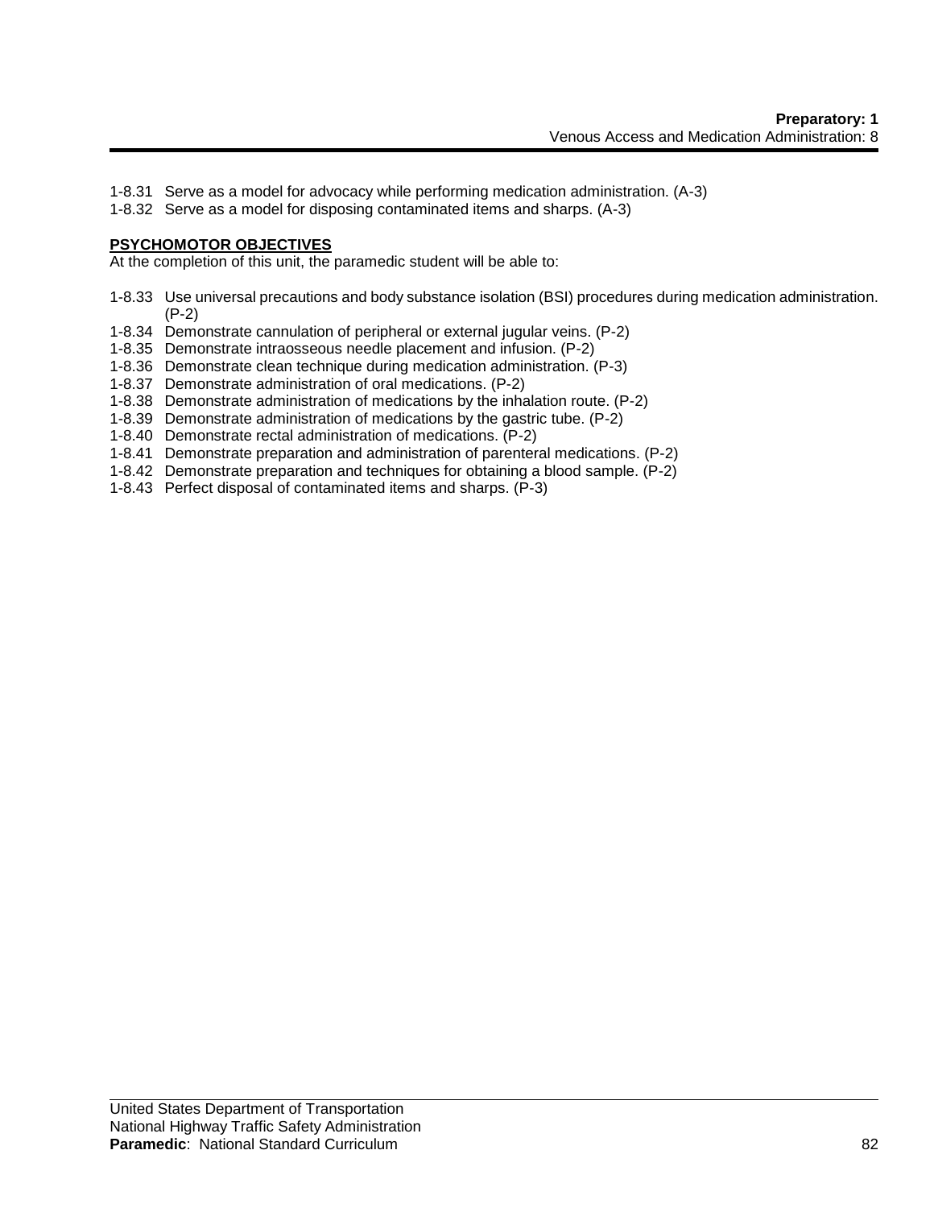1-8.31 Serve as a model for advocacy while performing medication administration. (A-3)
1-8.32 Serve as a model for disposing contaminated items and sharps. (A-3)

**PSYCHOMOTOR OBJECTIVES**

At the completion of this unit, the paramedic student will be able to:

1-8.33 Use universal precautions and body substance isolation (BSI) procedures during medication administration. (P-2)
1-8.34 Demonstrate cannulation of peripheral or external jugular veins. (P-2)
1-8.35 Demonstrate intraosseous needle placement and infusion. (P-2)
1-8.36 Demonstrate clean technique during medication administration. (P-3)
1-8.37 Demonstrate administration of oral medications. (P-2)
1-8.38 Demonstrate administration of medications by the inhalation route. (P-2)
1-8.39 Demonstrate administration of medications by the gastric tube. (P-2)
1-8.40 Demonstrate rectal administration of medications. (P-2)
1-8.41 Demonstrate preparation and administration of parenteral medications. (P-2)
1-8.42 Demonstrate preparation and techniques for obtaining a blood sample. (P-2)
1-8.43 Perfect disposal of contaminated items and sharps. (P-3)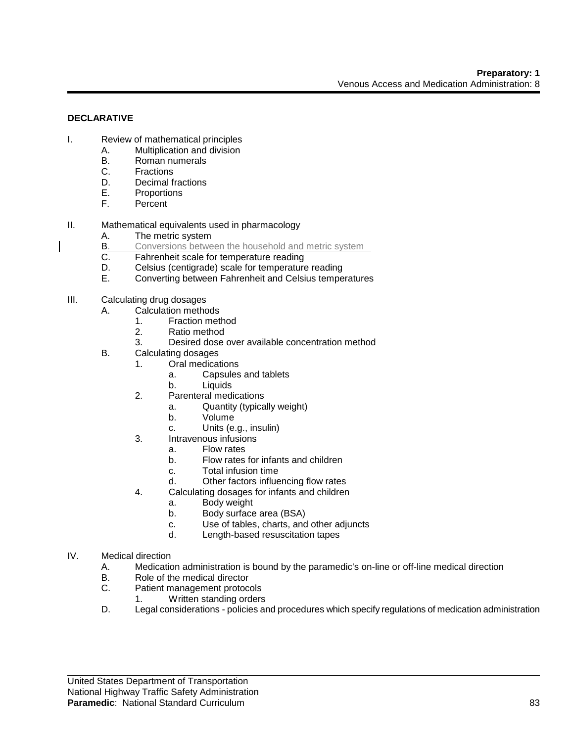**DECLARATIVE**

I. Review of mathematical principles
  A. Multiplication and division
  B. Roman numerals
  C. Fractions
  D. Decimal fractions
  E. Proportions
  F. Percent

II. Mathematical equivalents used in pharmacology
  A. The metric system
  B. Conversions between the household and metric system
  C. Fahrenheit scale for temperature reading
  D. Celsius (centigrade) scale for temperature reading
  E. Converting between Fahrenheit and Celsius temperatures

III. Calculating drug dosages
  A. Calculation methods
    1. Fraction method
    2. Ratio method
    3. Desired dose over available concentration method
  B. Calculating dosages
    1. Oral medications
      a. Capsules and tablets
      b. Liquids
    2. Parenteral medications
      a. Quantity (typically weight)
      b. Volume
      c. Units (e.g., insulin)
    3. Intravenous infusions
      a. Flow rates
      b. Flow rates for infants and children
      c. Total infusion time
      d. Other factors influencing flow rates
    4. Calculating dosages for infants and children
      a. Body weight
      b. Body surface area (BSA)
      c. Use of tables, charts, and other adjuncts
      d. Length-based resuscitation tapes

IV. Medical direction
  A. Medication administration is bound by the paramedic's on-line or off-line medical direction
  B. Role of the medical director
  C. Patient management protocols
    1. Written standing orders
  D. Legal considerations - policies and procedures which specify regulations of medication administration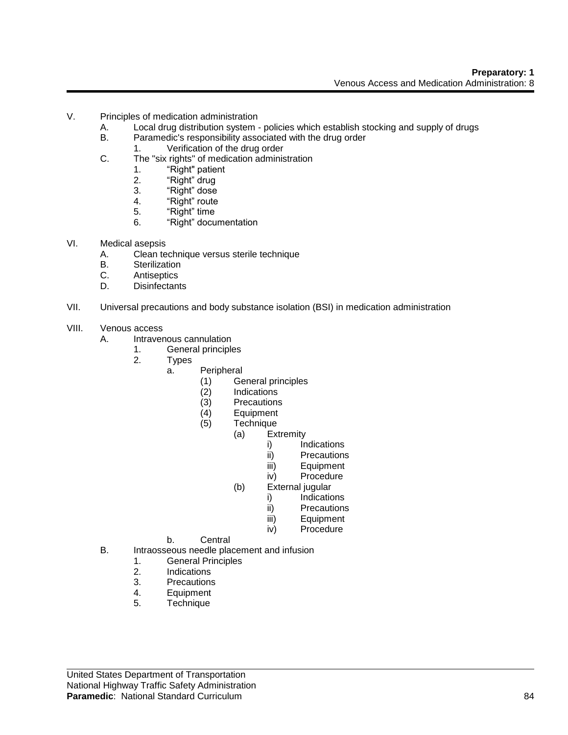V. Principles of medication administration
    A. Local drug distribution system - policies which establish stocking and supply of drugs
    B. Paramedic's responsibility associated with the drug order
        1. Verification of the drug order
    C. The "six rights" of medication administration
        1. "Right" patient
        2. "Right" drug
        3. "Right" dose
        4. "Right" route
        5. "Right" time
        6. "Right" documentation

VI. Medical asepsis
    A. Clean technique versus sterile technique
    B. Sterilization
    C. Antiseptics
    D. Disinfectants

VII. Universal precautions and body substance isolation (BSI) in medication administration

VIII. Venous access
    A. Intravenous cannulation
        1. General principles
        2. Types
            a. Peripheral
                (1) General principles
                (2) Indications
                (3) Precautions
                (4) Equipment
                (5) Technique
                    (a) Extremity
                        i) Indications
                        ii) Precautions
                        iii) Equipment
                        iv) Procedure
                    (b) External jugular
                        i) Indications
                        ii) Precautions
                        iii) Equipment
                        iv) Procedure
            b. Central
    B. Intraosseous needle placement and infusion
        1. General Principles
        2. Indications
        3. Precautions
        4. Equipment
        5. Technique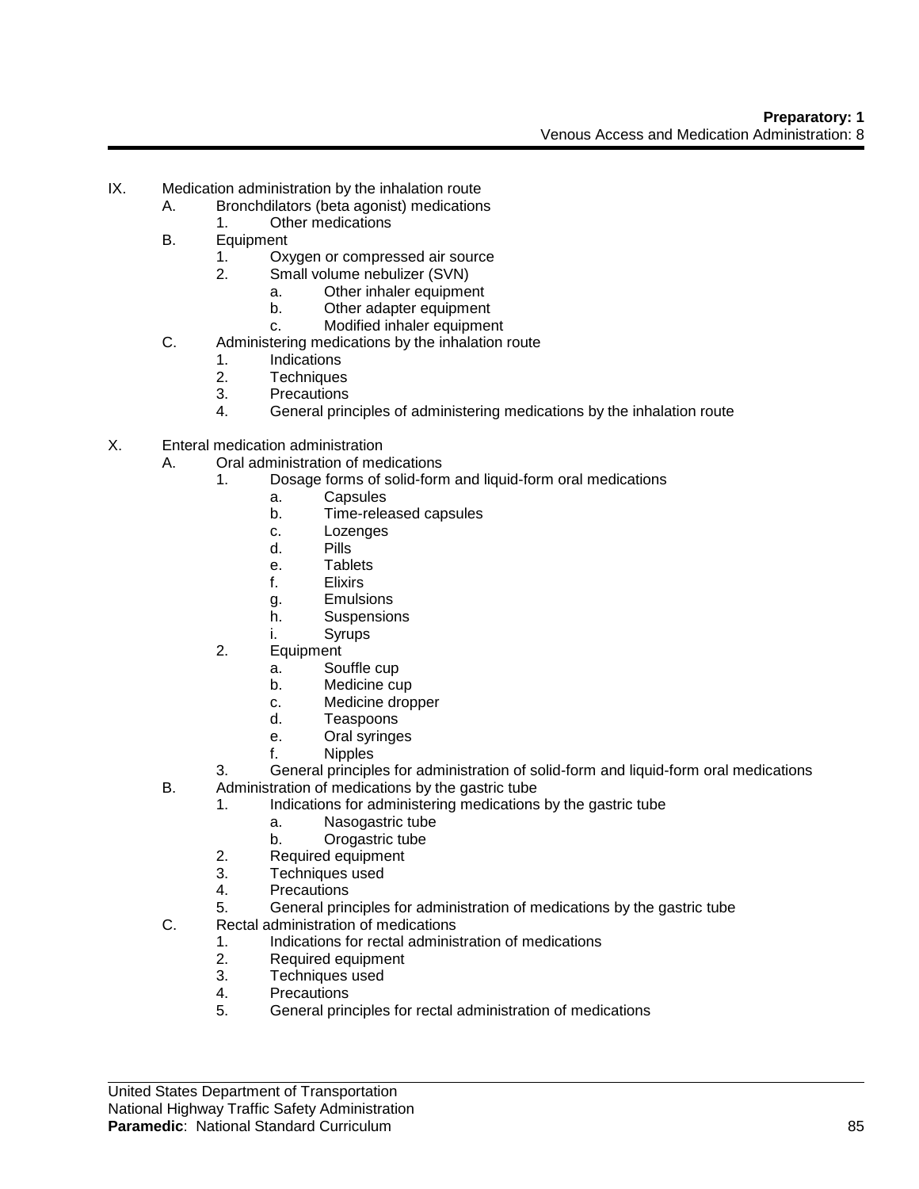IX. Medication administration by the inhalation route
    A. Bronchdilators (beta agonist) medications
        1. Other medications
    B. Equipment
        1. Oxygen or compressed air source
        2. Small volume nebulizer (SVN)
            a. Other inhaler equipment
            b. Other adapter equipment
            c. Modified inhaler equipment
    C. Administering medications by the inhalation route
        1. Indications
        2. Techniques
        3. Precautions
        4. General principles of administering medications by the inhalation route

X. Enteral medication administration
    A. Oral administration of medications
        1. Dosage forms of solid-form and liquid-form oral medications
            a. Capsules
            b. Time-released capsules
            c. Lozenges
            d. Pills
            e. Tablets
            f. Elixirs
            g. Emulsions
            h. Suspensions
            i. Syrups
        2. Equipment
            a. Souffle cup
            b. Medicine cup
            c. Medicine dropper
            d. Teaspoons
            e. Oral syringes
            f. Nipples
        3. General principles for administration of solid-form and liquid-form oral medications
    B. Administration of medications by the gastric tube
        1. Indications for administering medications by the gastric tube
            a. Nasogastric tube
            b. Orogastric tube
        2. Required equipment
        3. Techniques used
        4. Precautions
        5. General principles for administration of medications by the gastric tube
    C. Rectal administration of medications
        1. Indications for rectal administration of medications
        2. Required equipment
        3. Techniques used
        4. Precautions
        5. General principles for rectal administration of medications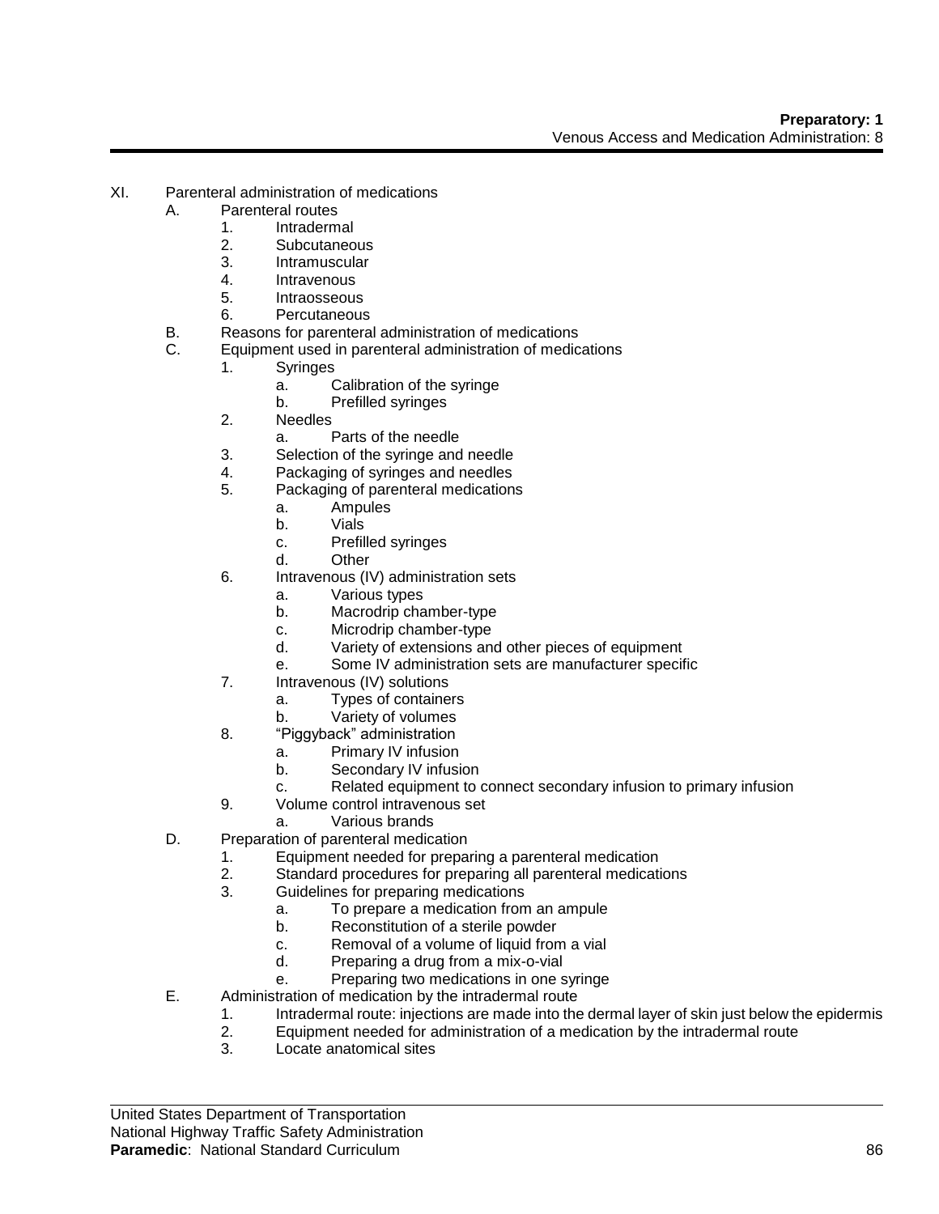XI. Parenteral administration of medications
    A. Parenteral routes
        1. Intradermal
        2. Subcutaneous
        3. Intramuscular
        4. Intravenous
        5. Intraosseous
        6. Percutaneous
    B. Reasons for parenteral administration of medications
    C. Equipment used in parenteral administration of medications
        1. Syringes
            a. Calibration of the syringe
            b. Prefilled syringes
        2. Needles
            a. Parts of the needle
        3. Selection of the syringe and needle
        4. Packaging of syringes and needles
        5. Packaging of parenteral medications
            a. Ampules
            b. Vials
            c. Prefilled syringes
            d. Other
        6. Intravenous (IV) administration sets
            a. Various types
            b. Macrodrip chamber-type
            c. Microdrip chamber-type
            d. Variety of extensions and other pieces of equipment
            e. Some IV administration sets are manufacturer specific
        7. Intravenous (IV) solutions
            a. Types of containers
            b. Variety of volumes
        8. "Piggyback" administration
            a. Primary IV infusion
            b. Secondary IV infusion
            c. Related equipment to connect secondary infusion to primary infusion
        9. Volume control intravenous set
            a. Various brands
    D. Preparation of parenteral medication
        1. Equipment needed for preparing a parenteral medication
        2. Standard procedures for preparing all parenteral medications
        3. Guidelines for preparing medications
            a. To prepare a medication from an ampule
            b. Reconstitution of a sterile powder
            c. Removal of a volume of liquid from a vial
            d. Preparing a drug from a mix-o-vial
            e. Preparing two medications in one syringe
    E. Administration of medication by the intradermal route
        1. Intradermal route: injections are made into the dermal layer of skin just below the epidermis
        2. Equipment needed for administration of a medication by the intradermal route
        3. Locate anatomical sites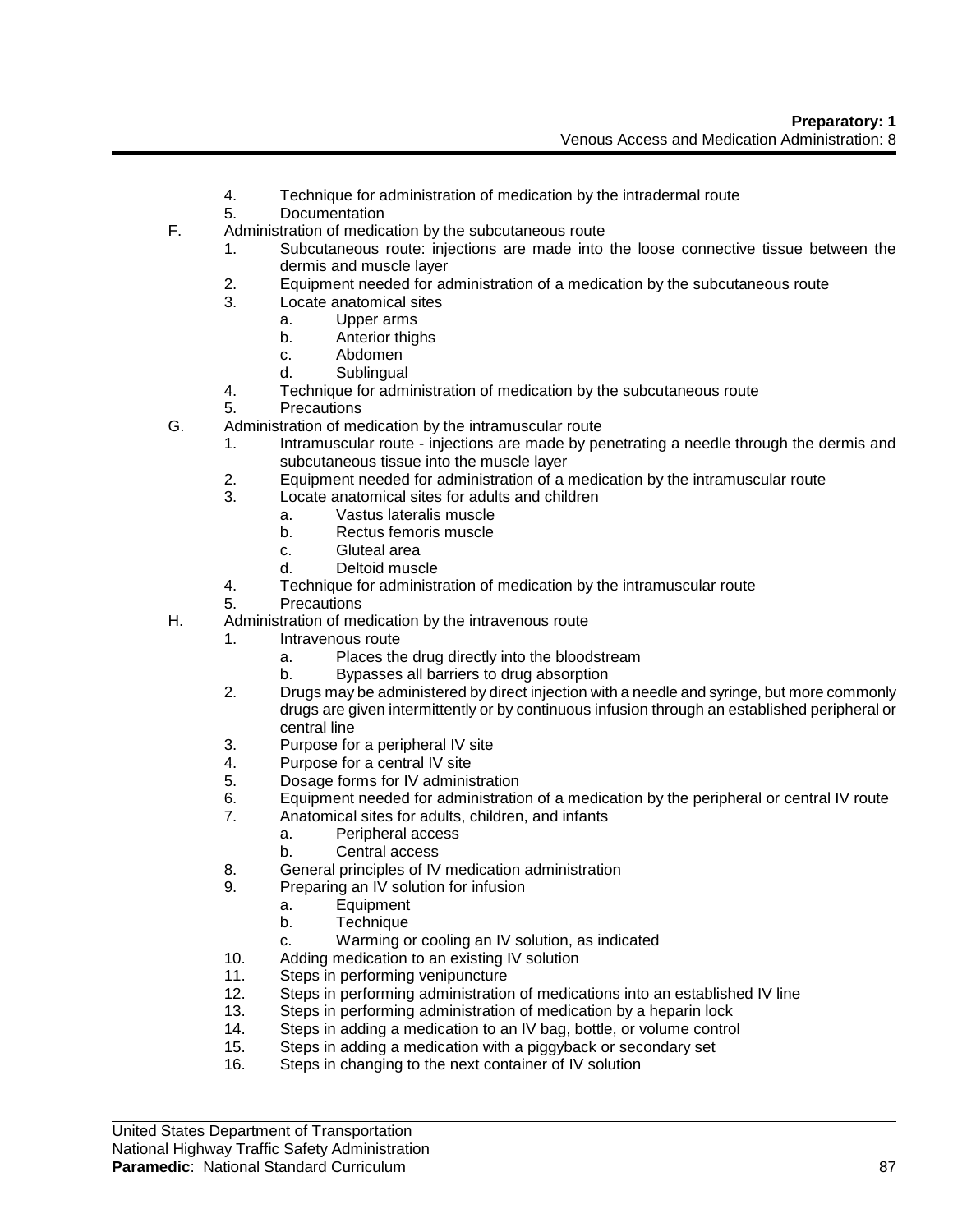4. Technique for administration of medication by the intradermal route
5. Documentation

F. Administration of medication by the subcutaneous route
   1. Subcutaneous route: injections are made into the loose connective tissue between the dermis and muscle layer
   2. Equipment needed for administration of a medication by the subcutaneous route
   3. Locate anatomical sites
      a. Upper arms
      b. Anterior thighs
      c. Abdomen
      d. Sublingual
   4. Technique for administration of medication by the subcutaneous route
   5. Precautions

G. Administration of medication by the intramuscular route
   1. Intramuscular route - injections are made by penetrating a needle through the dermis and subcutaneous tissue into the muscle layer
   2. Equipment needed for administration of a medication by the intramuscular route
   3. Locate anatomical sites for adults and children
      a. Vastus lateralis muscle
      b. Rectus femoris muscle
      c. Gluteal area
      d. Deltoid muscle
   4. Technique for administration of medication by the intramuscular route
   5. Precautions

H. Administration of medication by the intravenous route
   1. Intravenous route
      a. Places the drug directly into the bloodstream
      b. Bypasses all barriers to drug absorption
   2. Drugs may be administered by direct injection with a needle and syringe, but more commonly drugs are given intermittently or by continuous infusion through an established peripheral or central line
   3. Purpose for a peripheral IV site
   4. Purpose for a central IV site
   5. Dosage forms for IV administration
   6. Equipment needed for administration of a medication by the peripheral or central IV route
   7. Anatomical sites for adults, children, and infants
      a. Peripheral access
      b. Central access
   8. General principles of IV medication administration
   9. Preparing an IV solution for infusion
      a. Equipment
      b. Technique
      c. Warming or cooling an IV solution, as indicated
   10. Adding medication to an existing IV solution
   11. Steps in performing venipuncture
   12. Steps in performing administration of medications into an established IV line
   13. Steps in performing administration of medication by a heparin lock
   14. Steps in adding a medication to an IV bag, bottle, or volume control
   15. Steps in adding a medication with a piggyback or secondary set
   16. Steps in changing to the next container of IV solution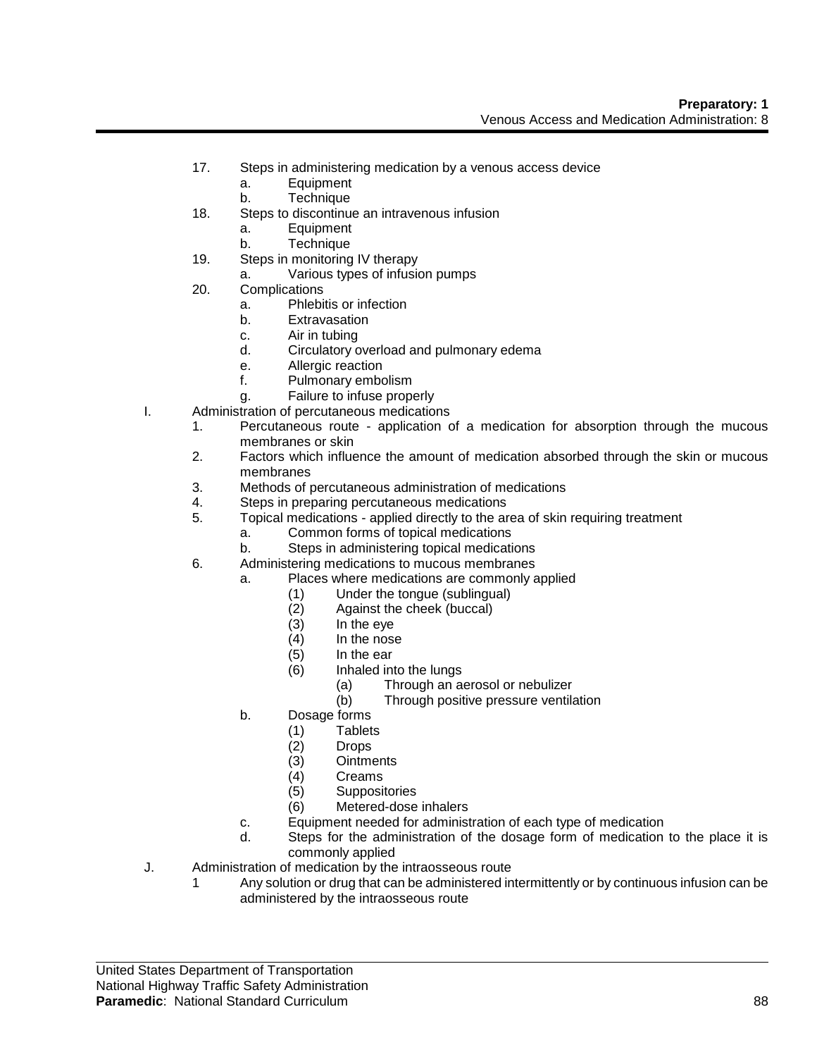17. Steps in administering medication by a venous access device
    a. Equipment
    b. Technique
18. Steps to discontinue an intravenous infusion
    a. Equipment
    b. Technique
19. Steps in monitoring IV therapy
    a. Various types of infusion pumps
20. Complications
    a. Phlebitis or infection
    b. Extravasation
    c. Air in tubing
    d. Circulatory overload and pulmonary edema
    e. Allergic reaction
    f. Pulmonary embolism
    g. Failure to infuse properly

I. Administration of percutaneous medications
1. Percutaneous route - application of a medication for absorption through the mucous membranes or skin
2. Factors which influence the amount of medication absorbed through the skin or mucous membranes
3. Methods of percutaneous administration of medications
4. Steps in preparing percutaneous medications
5. Topical medications - applied directly to the area of skin requiring treatment
    a. Common forms of topical medications
    b. Steps in administering topical medications
6. Administering medications to mucous membranes
    a. Places where medications are commonly applied
        (1) Under the tongue (sublingual)
        (2) Against the cheek (buccal)
        (3) In the eye
        (4) In the nose
        (5) In the ear
        (6) Inhaled into the lungs
            (a) Through an aerosol or nebulizer
            (b) Through positive pressure ventilation
    b. Dosage forms
        (1) Tablets
        (2) Drops
        (3) Ointments
        (4) Creams
        (5) Suppositories
        (6) Metered-dose inhalers
    c. Equipment needed for administration of each type of medication
    d. Steps for the administration of the dosage form of medication to the place it is commonly applied

J. Administration of medication by the intraosseous route
1 Any solution or drug that can be administered intermittently or by continuous infusion can be administered by the intraosseous route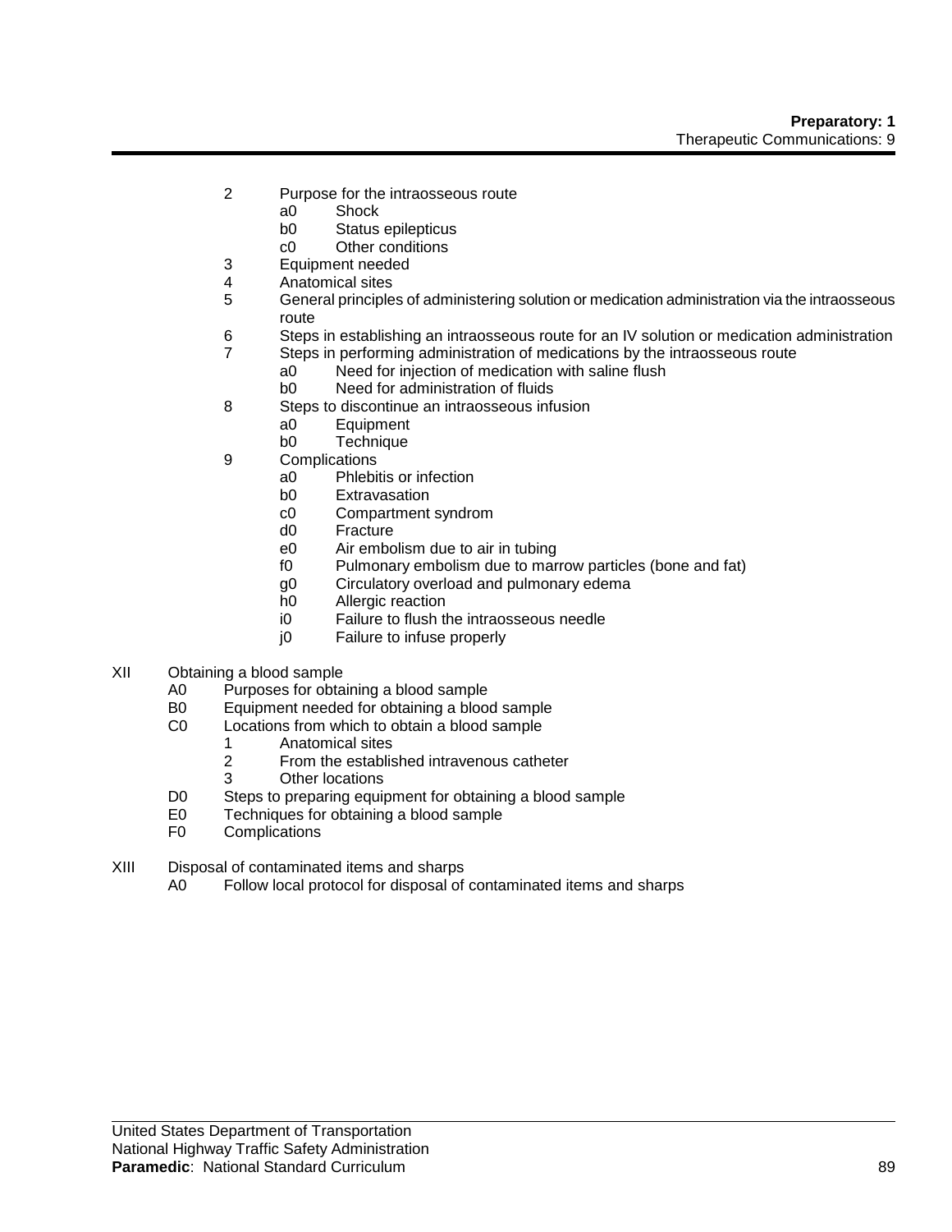2. Purpose for the intraosseous route
    - a0 Shock
    - b0 Status epilepticus
    - c0 Other conditions
3. Equipment needed
4. Anatomical sites
5. General principles of administering solution or medication administration via the intraosseous route
6. Steps in establishing an intraosseous route for an IV solution or medication administration
7. Steps in performing administration of medications by the intraosseous route
    - a0 Need for injection of medication with saline flush
    - b0 Need for administration of fluids
8. Steps to discontinue an intraosseous infusion
    - a0 Equipment
    - b0 Technique
9. Complications
    - a0 Phlebitis or infection
    - b0 Extravasation
    - c0 Compartment syndrom
    - d0 Fracture
    - e0 Air embolism due to air in tubing
    - f0 Pulmonary embolism due to marrow particles (bone and fat)
    - g0 Circulatory overload and pulmonary edema
    - h0 Allergic reaction
    - i0 Failure to flush the intraosseous needle
    - j0 Failure to infuse properly

XII Obtaining a blood sample
- A0 Purposes for obtaining a blood sample
- B0 Equipment needed for obtaining a blood sample
- C0 Locations from which to obtain a blood sample
    1. Anatomical sites
    2. From the established intravenous catheter
    3. Other locations
- D0 Steps to preparing equipment for obtaining a blood sample
- E0 Techniques for obtaining a blood sample
- F0 Complications

XIII Disposal of contaminated items and sharps
- A0 Follow local protocol for disposal of contaminated items and sharps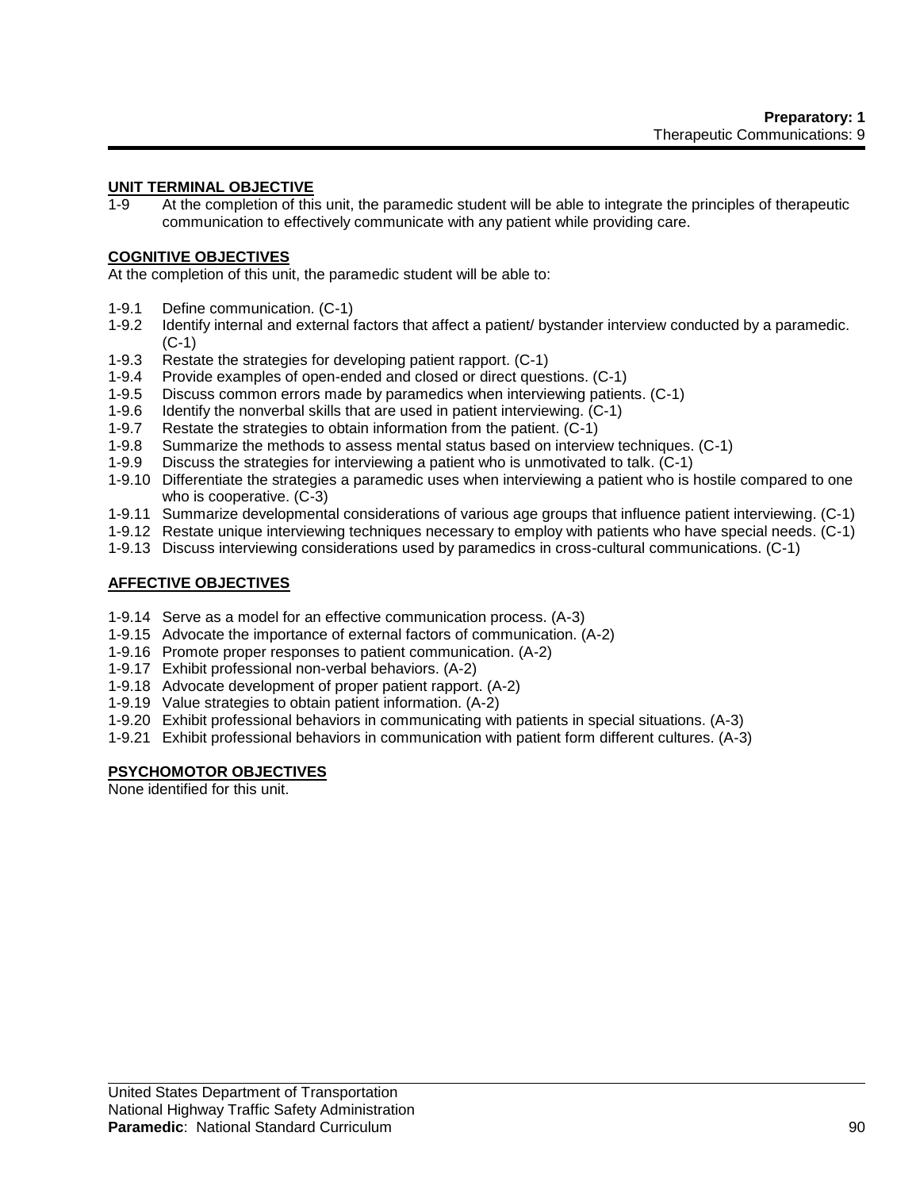## UNIT TERMINAL OBJECTIVE

1-9 At the completion of this unit, the paramedic student will be able to integrate the principles of therapeutic communication to effectively communicate with any patient while providing care.

## COGNITIVE OBJECTIVES

At the completion of this unit, the paramedic student will be able to:

1-9.1 Define communication. (C-1)
1-9.2 Identify internal and external factors that affect a patient/ bystander interview conducted by a paramedic. (C-1)
1-9.3 Restate the strategies for developing patient rapport. (C-1)
1-9.4 Provide examples of open-ended and closed or direct questions. (C-1)
1-9.5 Discuss common errors made by paramedics when interviewing patients. (C-1)
1-9.6 Identify the nonverbal skills that are used in patient interviewing. (C-1)
1-9.7 Restate the strategies to obtain information from the patient. (C-1)
1-9.8 Summarize the methods to assess mental status based on interview techniques. (C-1)
1-9.9 Discuss the strategies for interviewing a patient who is unmotivated to talk. (C-1)
1-9.10 Differentiate the strategies a paramedic uses when interviewing a patient who is hostile compared to one who is cooperative. (C-3)
1-9.11 Summarize developmental considerations of various age groups that influence patient interviewing. (C-1)
1-9.12 Restate unique interviewing techniques necessary to employ with patients who have special needs. (C-1)
1-9.13 Discuss interviewing considerations used by paramedics in cross-cultural communications. (C-1)

## AFFECTIVE OBJECTIVES

1-9.14 Serve as a model for an effective communication process. (A-3)
1-9.15 Advocate the importance of external factors of communication. (A-2)
1-9.16 Promote proper responses to patient communication. (A-2)
1-9.17 Exhibit professional non-verbal behaviors. (A-2)
1-9.18 Advocate development of proper patient rapport. (A-2)
1-9.19 Value strategies to obtain patient information. (A-2)
1-9.20 Exhibit professional behaviors in communicating with patients in special situations. (A-3)
1-9.21 Exhibit professional behaviors in communication with patient form different cultures. (A-3)

## PSYCHOMOTOR OBJECTIVES

None identified for this unit.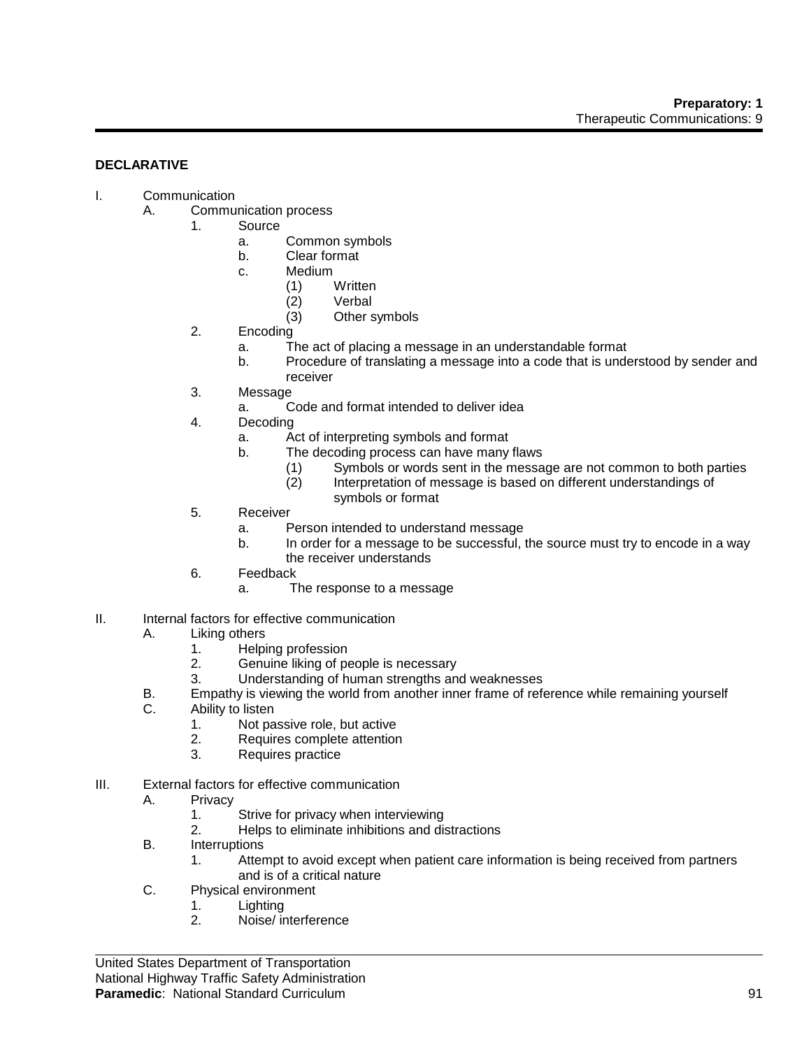**DECLARATIVE**

I. Communication
   A. Communication process
      1. Source
         a. Common symbols
         b. Clear format
         c. Medium
            (1) Written
            (2) Verbal
            (3) Other symbols
      2. Encoding
         a. The act of placing a message in an understandable format
         b. Procedure of translating a message into a code that is understood by sender and receiver
      3. Message
         a. Code and format intended to deliver idea
      4. Decoding
         a. Act of interpreting symbols and format
         b. The decoding process can have many flaws
            (1) Symbols or words sent in the message are not common to both parties
            (2) Interpretation of message is based on different understandings of symbols or format
      5. Receiver
         a. Person intended to understand message
         b. In order for a message to be successful, the source must try to encode in a way the receiver understands
      6. Feedback
         a. The response to a message

II. Internal factors for effective communication
   A. Liking others
      1. Helping profession
      2. Genuine liking of people is necessary
      3. Understanding of human strengths and weaknesses
   B. Empathy is viewing the world from another inner frame of reference while remaining yourself
   C. Ability to listen
      1. Not passive role, but active
      2. Requires complete attention
      3. Requires practice

III. External factors for effective communication
   A. Privacy
      1. Strive for privacy when interviewing
      2. Helps to eliminate inhibitions and distractions
   B. Interruptions
      1. Attempt to avoid except when patient care information is being received from partners and is of a critical nature
   C. Physical environment
      1. Lighting
      2. Noise/ interference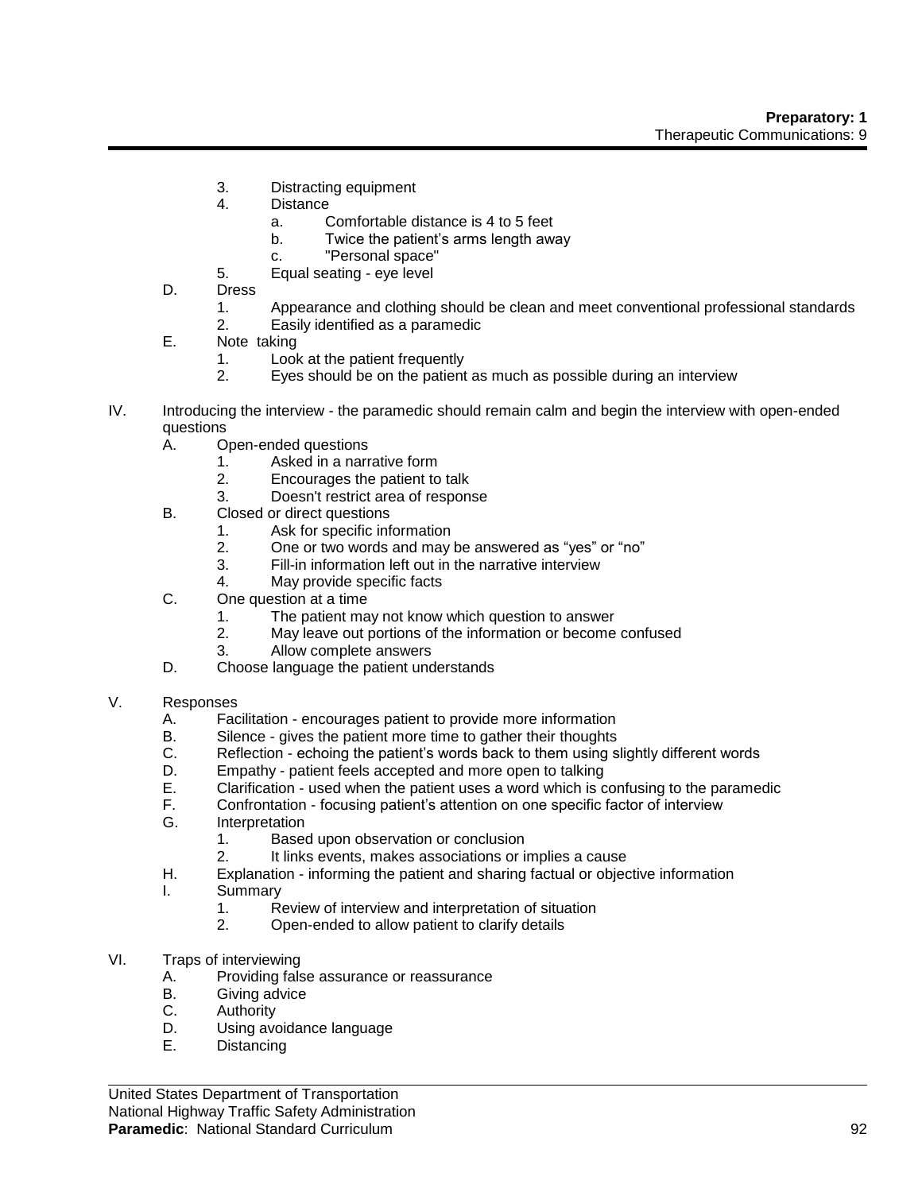3. Distracting equipment
4. Distance
   a. Comfortable distance is 4 to 5 feet
   b. Twice the patient's arms length away
   c. "Personal space"
5. Equal seating - eye level

D. Dress
   1. Appearance and clothing should be clean and meet conventional professional standards
   2. Easily identified as a paramedic

E. Note taking
   1. Look at the patient frequently
   2. Eyes should be on the patient as much as possible during an interview

IV. Introducing the interview - the paramedic should remain calm and begin the interview with open-ended questions
   A. Open-ended questions
      1. Asked in a narrative form
      2. Encourages the patient to talk
      3. Doesn't restrict area of response
   B. Closed or direct questions
      1. Ask for specific information
      2. One or two words and may be answered as "yes" or "no"
      3. Fill-in information left out in the narrative interview
      4. May provide specific facts
   C. One question at a time
      1. The patient may not know which question to answer
      2. May leave out portions of the information or become confused
      3. Allow complete answers
   D. Choose language the patient understands

V. Responses
   A. Facilitation - encourages patient to provide more information
   B. Silence - gives the patient more time to gather their thoughts
   C. Reflection - echoing the patient's words back to them using slightly different words
   D. Empathy - patient feels accepted and more open to talking
   E. Clarification - used when the patient uses a word which is confusing to the paramedic
   F. Confrontation - focusing patient's attention on one specific factor of interview
   G. Interpretation
      1. Based upon observation or conclusion
      2. It links events, makes associations or implies a cause
   H. Explanation - informing the patient and sharing factual or objective information
   I. Summary
      1. Review of interview and interpretation of situation
      2. Open-ended to allow patient to clarify details

VI. Traps of interviewing
   A. Providing false assurance or reassurance
   B. Giving advice
   C. Authority
   D. Using avoidance language
   E. Distancing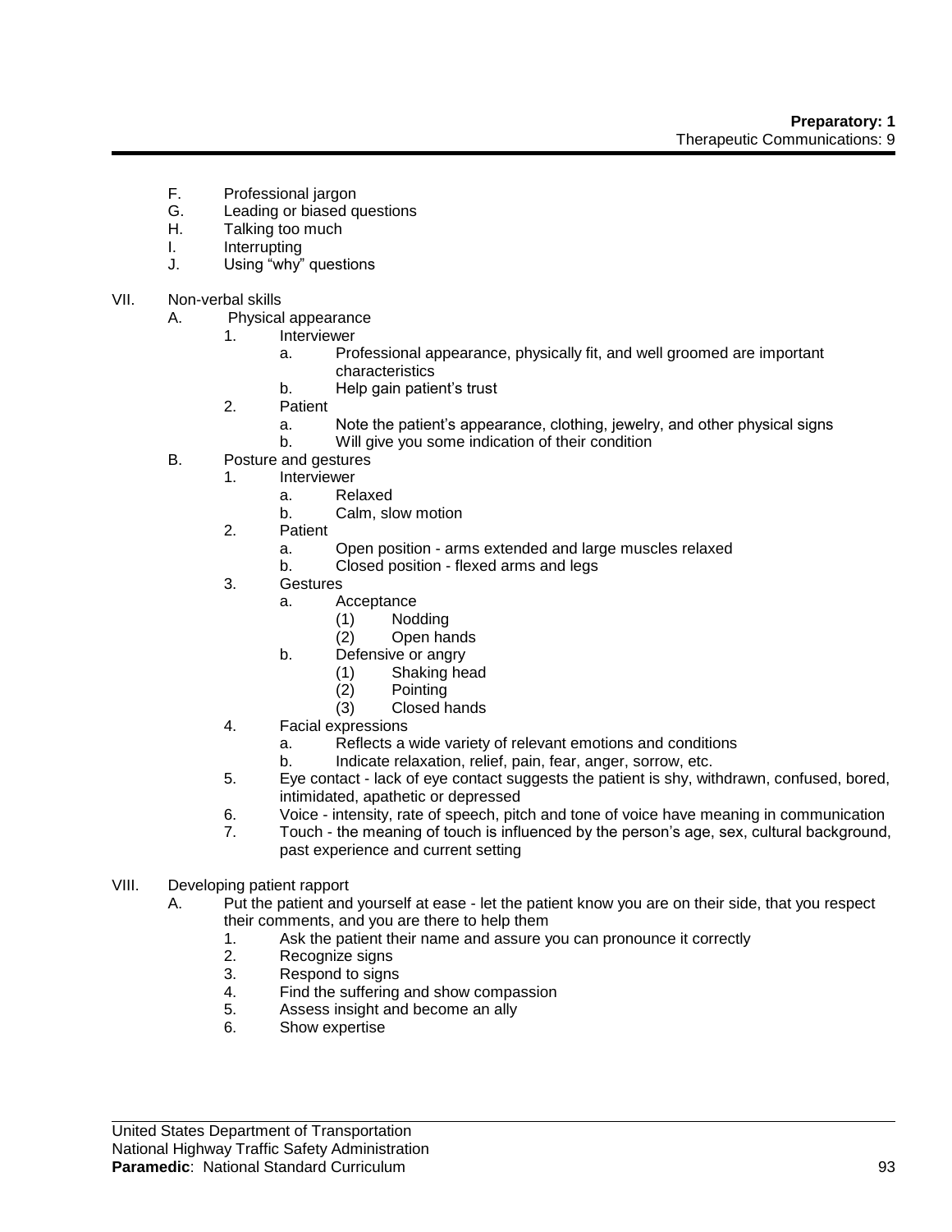F. Professional jargon
G. Leading or biased questions
H. Talking too much
I. Interrupting
J. Using "why" questions

VII. Non-verbal skills
  A. Physical appearance
    1. Interviewer
      a. Professional appearance, physically fit, and well groomed are important characteristics
      b. Help gain patient's trust
    2. Patient
      a. Note the patient's appearance, clothing, jewelry, and other physical signs
      b. Will give you some indication of their condition
  B. Posture and gestures
    1. Interviewer
      a. Relaxed
      b. Calm, slow motion
    2. Patient
      a. Open position - arms extended and large muscles relaxed
      b. Closed position - flexed arms and legs
    3. Gestures
      a. Acceptance
        (1) Nodding
        (2) Open hands
      b. Defensive or angry
        (1) Shaking head
        (2) Pointing
        (3) Closed hands
    4. Facial expressions
      a. Reflects a wide variety of relevant emotions and conditions
      b. Indicate relaxation, relief, pain, fear, anger, sorrow, etc.
    5. Eye contact - lack of eye contact suggests the patient is shy, withdrawn, confused, bored, intimidated, apathetic or depressed
    6. Voice - intensity, rate of speech, pitch and tone of voice have meaning in communication
    7. Touch - the meaning of touch is influenced by the person's age, sex, cultural background, past experience and current setting

VIII. Developing patient rapport
  A. Put the patient and yourself at ease - let the patient know you are on their side, that you respect their comments, and you are there to help them
    1. Ask the patient their name and assure you can pronounce it correctly
    2. Recognize signs
    3. Respond to signs
    4. Find the suffering and show compassion
    5. Assess insight and become an ally
    6. Show expertise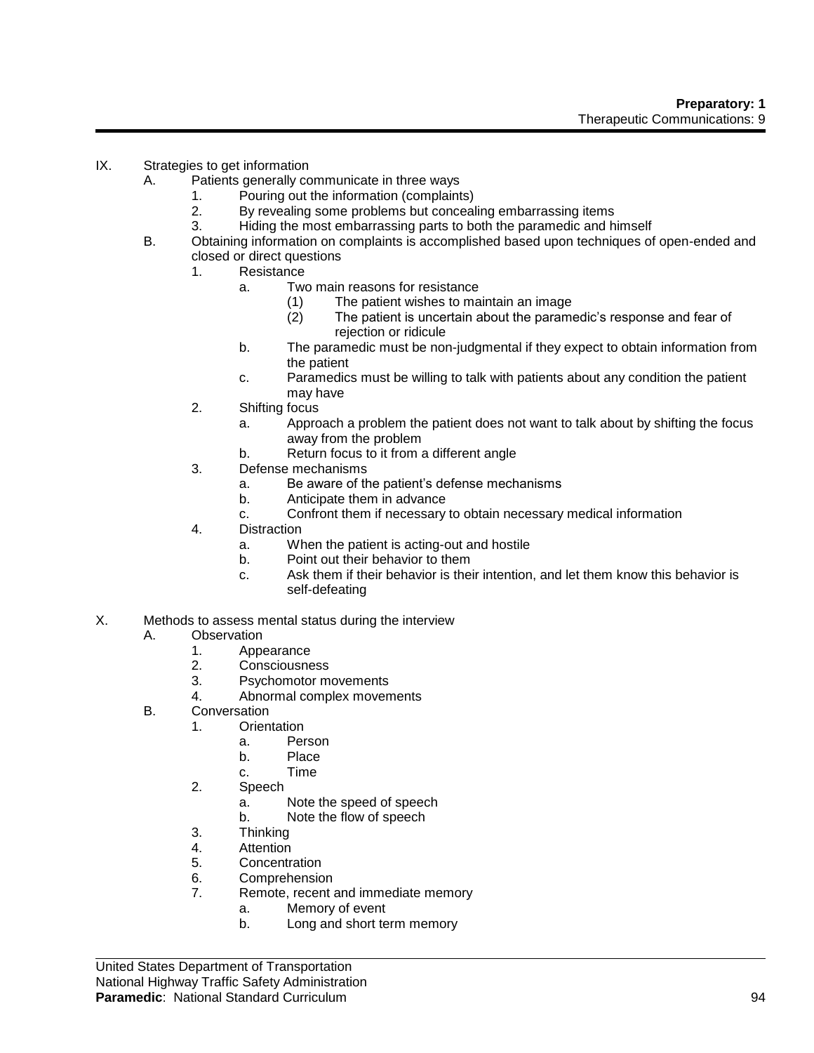IX. Strategies to get information
   A. Patients generally communicate in three ways
      1. Pouring out the information (complaints)
      2. By revealing some problems but concealing embarrassing items
      3. Hiding the most embarrassing parts to both the paramedic and himself
   B. Obtaining information on complaints is accomplished based upon techniques of open-ended and closed or direct questions
      1. Resistance
         a. Two main reasons for resistance
            (1) The patient wishes to maintain an image
            (2) The patient is uncertain about the paramedic's response and fear of rejection or ridicule
         b. The paramedic must be non-judgmental if they expect to obtain information from the patient
         c. Paramedics must be willing to talk with patients about any condition the patient may have
      2. Shifting focus
         a. Approach a problem the patient does not want to talk about by shifting the focus away from the problem
         b. Return focus to it from a different angle
      3. Defense mechanisms
         a. Be aware of the patient's defense mechanisms
         b. Anticipate them in advance
         c. Confront them if necessary to obtain necessary medical information
      4. Distraction
         a. When the patient is acting-out and hostile
         b. Point out their behavior to them
         c. Ask them if their behavior is their intention, and let them know this behavior is self-defeating

X. Methods to assess mental status during the interview
   A. Observation
      1. Appearance
      2. Consciousness
      3. Psychomotor movements
      4. Abnormal complex movements
   B. Conversation
      1. Orientation
         a. Person
         b. Place
         c. Time
      2. Speech
         a. Note the speed of speech
         b. Note the flow of speech
      3. Thinking
      4. Attention
      5. Concentration
      6. Comprehension
      7. Remote, recent and immediate memory
         a. Memory of event
         b. Long and short term memory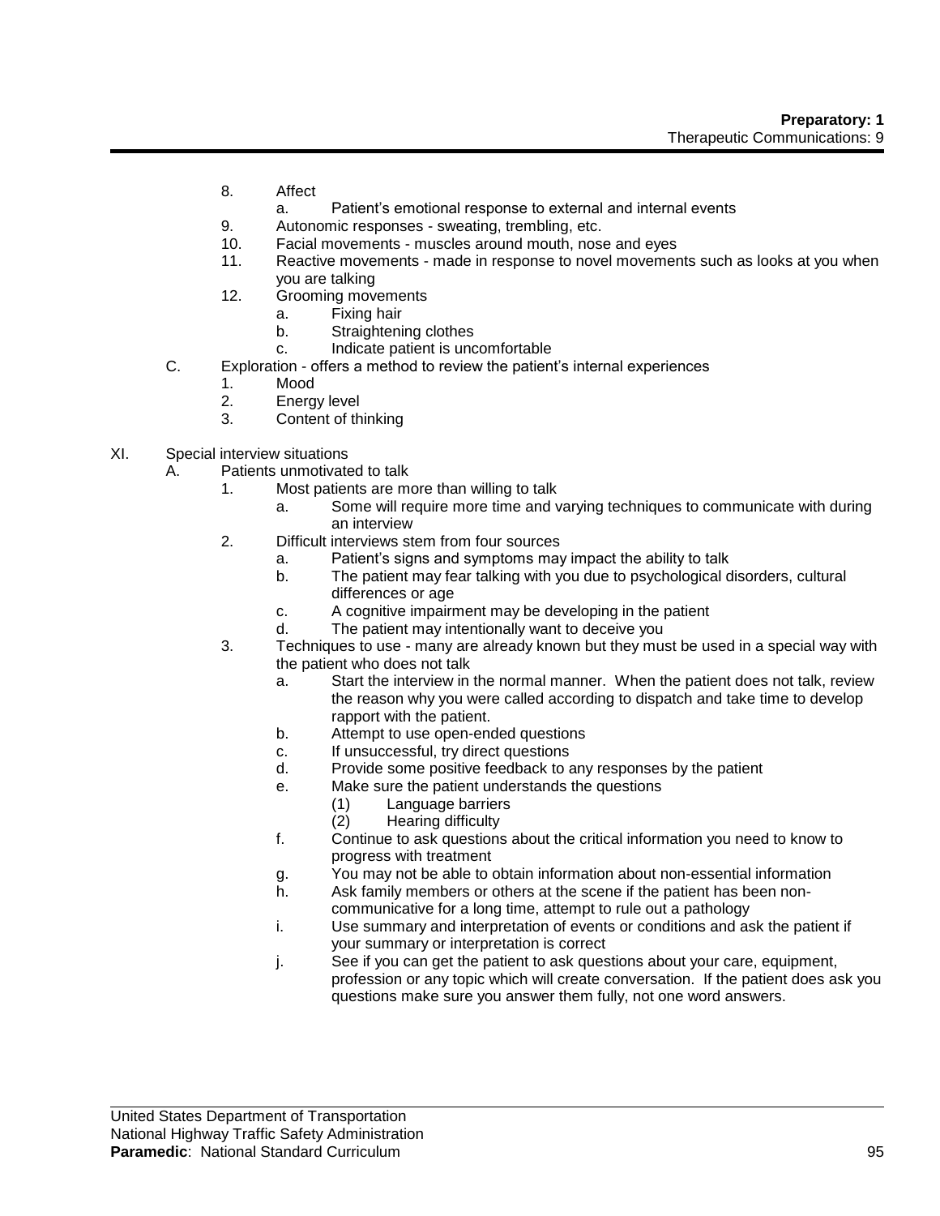8. Affect
    a. Patient's emotional response to external and internal events
9. Autonomic responses - sweating, trembling, etc.
10. Facial movements - muscles around mouth, nose and eyes
11. Reactive movements - made in response to novel movements such as looks at you when you are talking
12. Grooming movements
    a. Fixing hair
    b. Straightening clothes
    c. Indicate patient is uncomfortable

C. Exploration - offers a method to review the patient's internal experiences
    1. Mood
    2. Energy level
    3. Content of thinking

XI. Special interview situations

A. Patients unmotivated to talk
    1. Most patients are more than willing to talk
        a. Some will require more time and varying techniques to communicate with during an interview
    2. Difficult interviews stem from four sources
        a. Patient's signs and symptoms may impact the ability to talk
        b. The patient may fear talking with you due to psychological disorders, cultural differences or age
        c. A cognitive impairment may be developing in the patient
        d. The patient may intentionally want to deceive you
    3. Techniques to use - many are already known but they must be used in a special way with the patient who does not talk
        a. Start the interview in the normal manner. When the patient does not talk, review the reason why you were called according to dispatch and take time to develop rapport with the patient.
        b. Attempt to use open-ended questions
        c. If unsuccessful, try direct questions
        d. Provide some positive feedback to any responses by the patient
        e. Make sure the patient understands the questions
            (1) Language barriers
            (2) Hearing difficulty
        f. Continue to ask questions about the critical information you need to know to progress with treatment
        g. You may not be able to obtain information about non-essential information
        h. Ask family members or others at the scene if the patient has been non-communicative for a long time, attempt to rule out a pathology
        i. Use summary and interpretation of events or conditions and ask the patient if your summary or interpretation is correct
        j. See if you can get the patient to ask questions about your care, equipment, profession or any topic which will create conversation. If the patient does ask you questions make sure you answer them fully, not one word answers.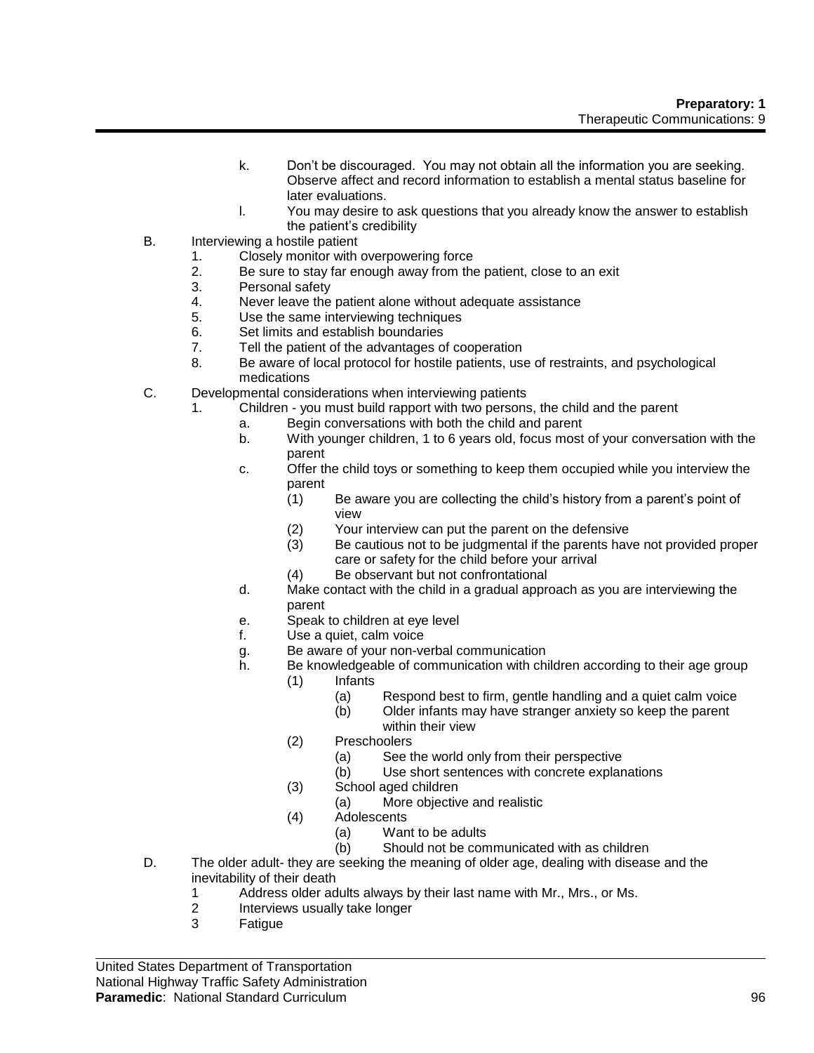k. Don't be discouraged. You may not obtain all the information you are seeking. Observe affect and record information to establish a mental status baseline for later evaluations.

l. You may desire to ask questions that you already know the answer to establish the patient's credibility

B. Interviewing a hostile patient
   1. Closely monitor with overpowering force
   2. Be sure to stay far enough away from the patient, close to an exit
   3. Personal safety
   4. Never leave the patient alone without adequate assistance
   5. Use the same interviewing techniques
   6. Set limits and establish boundaries
   7. Tell the patient of the advantages of cooperation
   8. Be aware of local protocol for hostile patients, use of restraints, and psychological medications

C. Developmental considerations when interviewing patients
   1. Children - you must build rapport with two persons, the child and the parent
      a. Begin conversations with both the child and parent
      b. With younger children, 1 to 6 years old, focus most of your conversation with the parent
      c. Offer the child toys or something to keep them occupied while you interview the parent
         (1) Be aware you are collecting the child's history from a parent's point of view
         (2) Your interview can put the parent on the defensive
         (3) Be cautious not to be judgmental if the parents have not provided proper care or safety for the child before your arrival
         (4) Be observant but not confrontational
      d. Make contact with the child in a gradual approach as you are interviewing the parent
      e. Speak to children at eye level
      f. Use a quiet, calm voice
      g. Be aware of your non-verbal communication
      h. Be knowledgeable of communication with children according to their age group
         (1) Infants
            (a) Respond best to firm, gentle handling and a quiet calm voice
            (b) Older infants may have stranger anxiety so keep the parent within their view
         (2) Preschoolers
            (a) See the world only from their perspective
            (b) Use short sentences with concrete explanations
         (3) School aged children
            (a) More objective and realistic
         (4) Adolescents
            (a) Want to be adults
            (b) Should not be communicated with as children

D. The older adult- they are seeking the meaning of older age, dealing with disease and the inevitability of their death
   1 Address older adults always by their last name with Mr., Mrs., or Ms.
   2 Interviews usually take longer
   3 Fatigue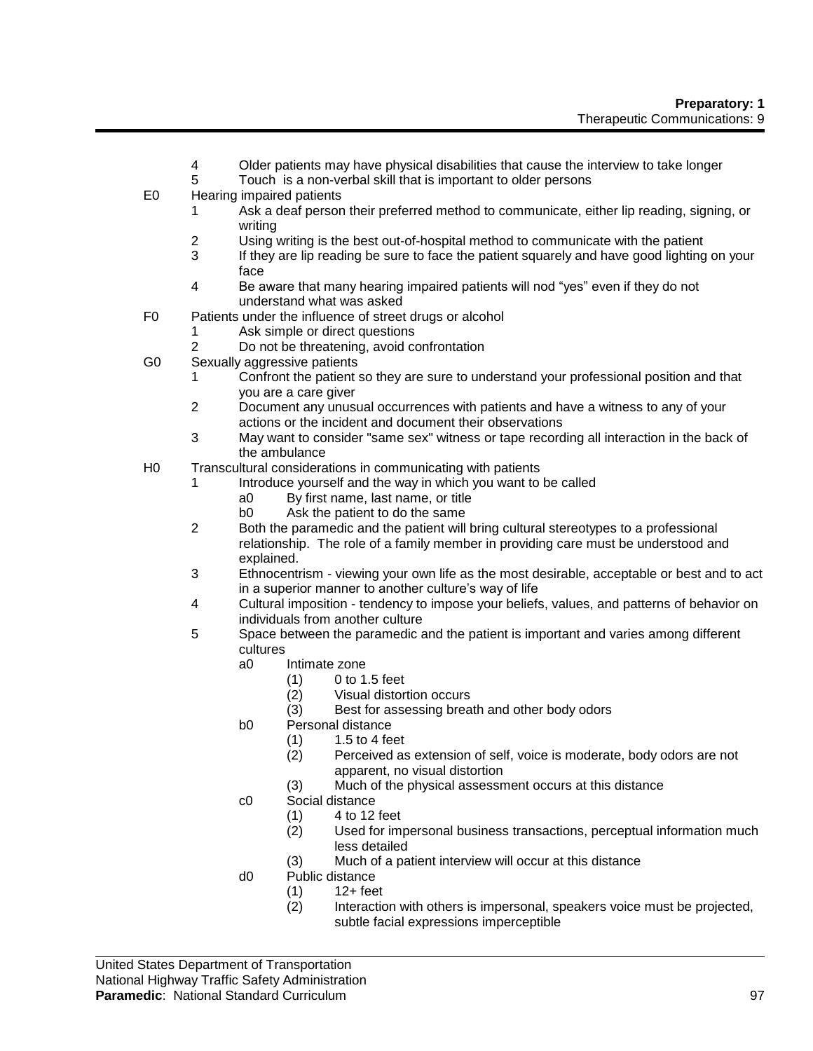4. Older patients may have physical disabilities that cause the interview to take longer
5. Touch is a non-verbal skill that is important to older persons

E0 Hearing impaired patients
1. Ask a deaf person their preferred method to communicate, either lip reading, signing, or writing
2. Using writing is the best out-of-hospital method to communicate with the patient
3. If they are lip reading be sure to face the patient squarely and have good lighting on your face
4. Be aware that many hearing impaired patients will nod "yes" even if they do not understand what was asked

F0 Patients under the influence of street drugs or alcohol
1. Ask simple or direct questions
2. Do not be threatening, avoid confrontation

G0 Sexually aggressive patients
1. Confront the patient so they are sure to understand your professional position and that you are a care giver
2. Document any unusual occurrences with patients and have a witness to any of your actions or the incident and document their observations
3. May want to consider "same sex" witness or tape recording all interaction in the back of the ambulance

H0 Transcultural considerations in communicating with patients
1. Introduce yourself and the way in which you want to be called
    - a0 By first name, last name, or title
    - b0 Ask the patient to do the same
2. Both the paramedic and the patient will bring cultural stereotypes to a professional relationship. The role of a family member in providing care must be understood and explained.
3. Ethnocentrism - viewing your own life as the most desirable, acceptable or best and to act in a superior manner to another culture's way of life
4. Cultural imposition - tendency to impose your beliefs, values, and patterns of behavior on individuals from another culture
5. Space between the paramedic and the patient is important and varies among different cultures
    - a0 Intimate zone
        - (1) 0 to 1.5 feet
        - (2) Visual distortion occurs
        - (3) Best for assessing breath and other body odors
    - b0 Personal distance
        - (1) 1.5 to 4 feet
        - (2) Perceived as extension of self, voice is moderate, body odors are not apparent, no visual distortion
        - (3) Much of the physical assessment occurs at this distance
    - c0 Social distance
        - (1) 4 to 12 feet
        - (2) Used for impersonal business transactions, perceptual information much less detailed
        - (3) Much of a patient interview will occur at this distance
    - d0 Public distance
        - (1) 12+ feet
        - (2) Interaction with others is impersonal, speakers voice must be projected, subtle facial expressions imperceptible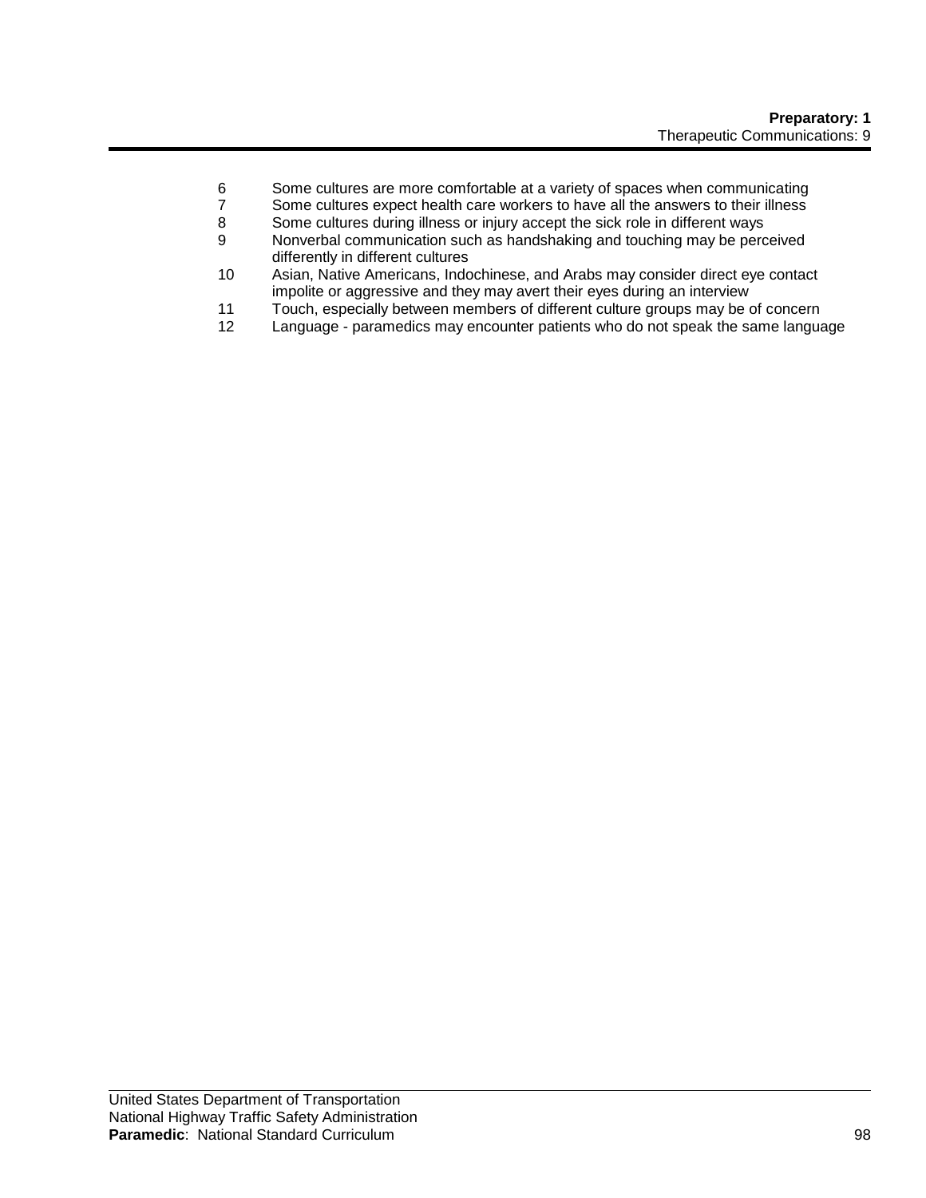6 Some cultures are more comfortable at a variety of spaces when communicating
7 Some cultures expect health care workers to have all the answers to their illness
8 Some cultures during illness or injury accept the sick role in different ways
9 Nonverbal communication such as handshaking and touching may be perceived differently in different cultures
10 Asian, Native Americans, Indochinese, and Arabs may consider direct eye contact impolite or aggressive and they may avert their eyes during an interview
11 Touch, especially between members of different culture groups may be of concern
12 Language - paramedics may encounter patients who do not speak the same language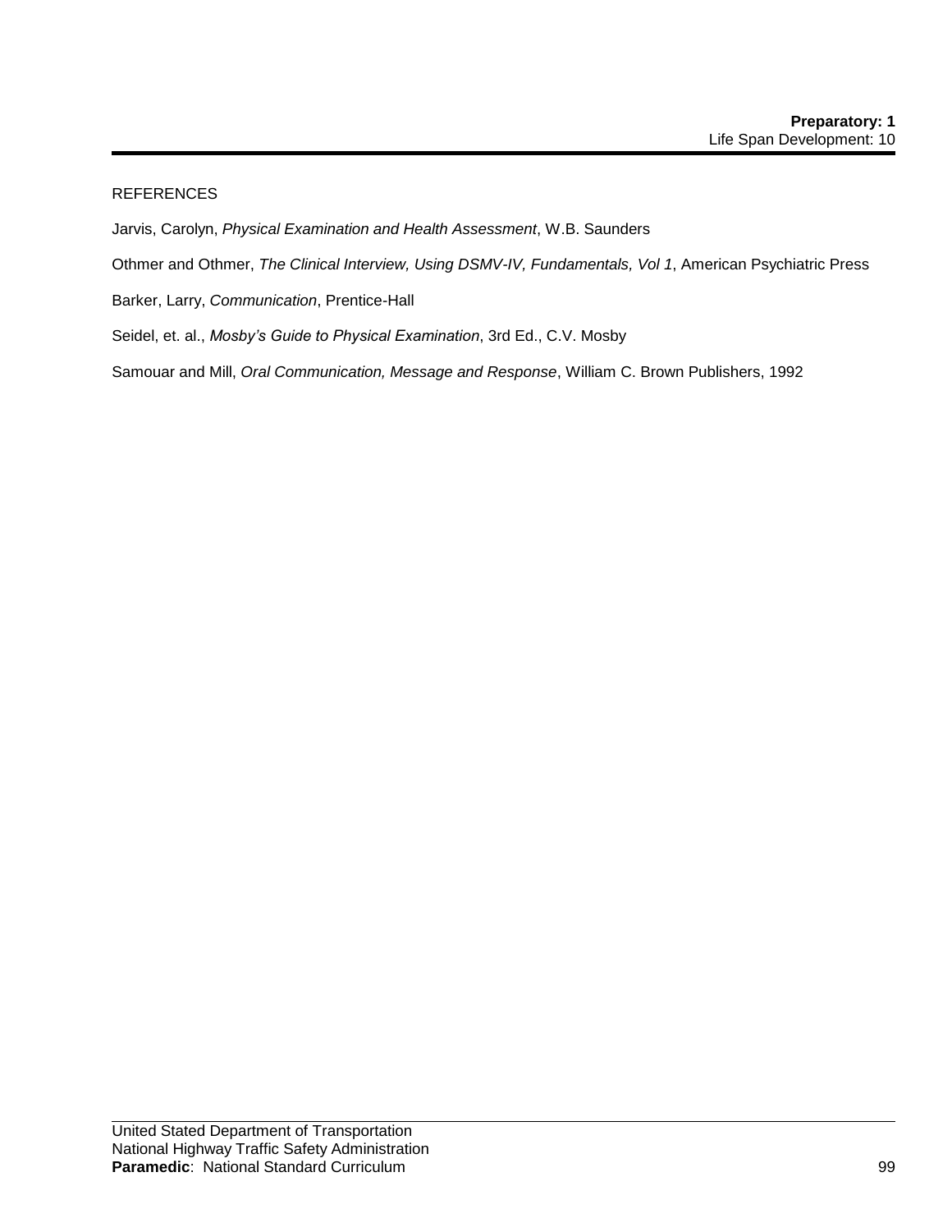REFERENCES

Jarvis, Carolyn, *Physical Examination and Health Assessment*, W.B. Saunders

Othmer and Othmer, *The Clinical Interview, Using DSMV-IV, Fundamentals, Vol 1*, American Psychiatric Press

Barker, Larry, *Communication*, Prentice-Hall

Seidel, et. al., *Mosby's Guide to Physical Examination*, 3rd Ed., C.V. Mosby

Samouar and Mill, *Oral Communication, Message and Response*, William C. Brown Publishers, 1992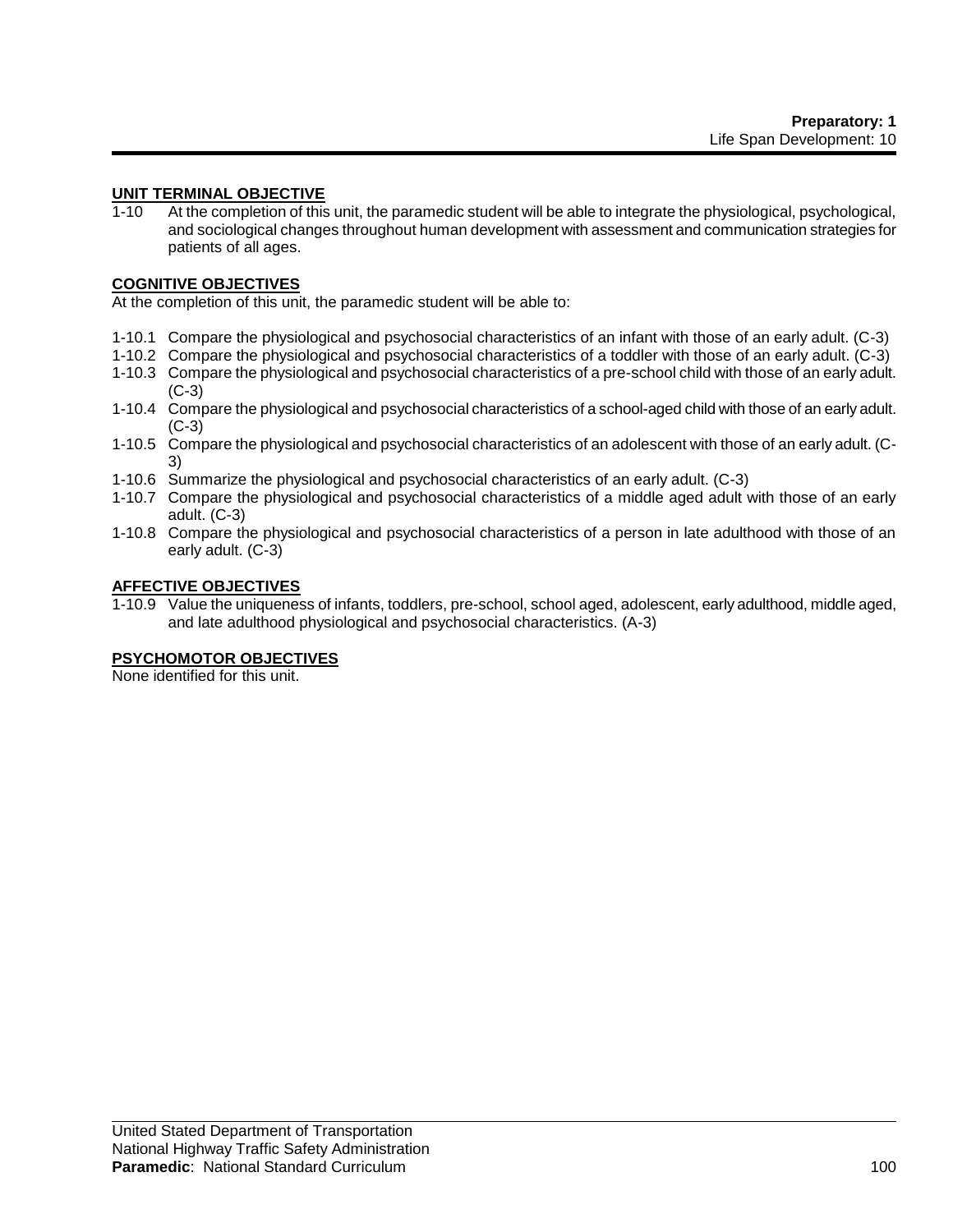## UNIT TERMINAL OBJECTIVE

1-10 At the completion of this unit, the paramedic student will be able to integrate the physiological, psychological, and sociological changes throughout human development with assessment and communication strategies for patients of all ages.

## COGNITIVE OBJECTIVES

At the completion of this unit, the paramedic student will be able to:

1-10.1 Compare the physiological and psychosocial characteristics of an infant with those of an early adult. (C-3)
1-10.2 Compare the physiological and psychosocial characteristics of a toddler with those of an early adult. (C-3)
1-10.3 Compare the physiological and psychosocial characteristics of a pre-school child with those of an early adult. (C-3)
1-10.4 Compare the physiological and psychosocial characteristics of a school-aged child with those of an early adult. (C-3)
1-10.5 Compare the physiological and psychosocial characteristics of an adolescent with those of an early adult. (C-3)
1-10.6 Summarize the physiological and psychosocial characteristics of an early adult. (C-3)
1-10.7 Compare the physiological and psychosocial characteristics of a middle aged adult with those of an early adult. (C-3)
1-10.8 Compare the physiological and psychosocial characteristics of a person in late adulthood with those of an early adult. (C-3)

## AFFECTIVE OBJECTIVES

1-10.9 Value the uniqueness of infants, toddlers, pre-school, school aged, adolescent, early adulthood, middle aged, and late adulthood physiological and psychosocial characteristics. (A-3)

## PSYCHOMOTOR OBJECTIVES

None identified for this unit.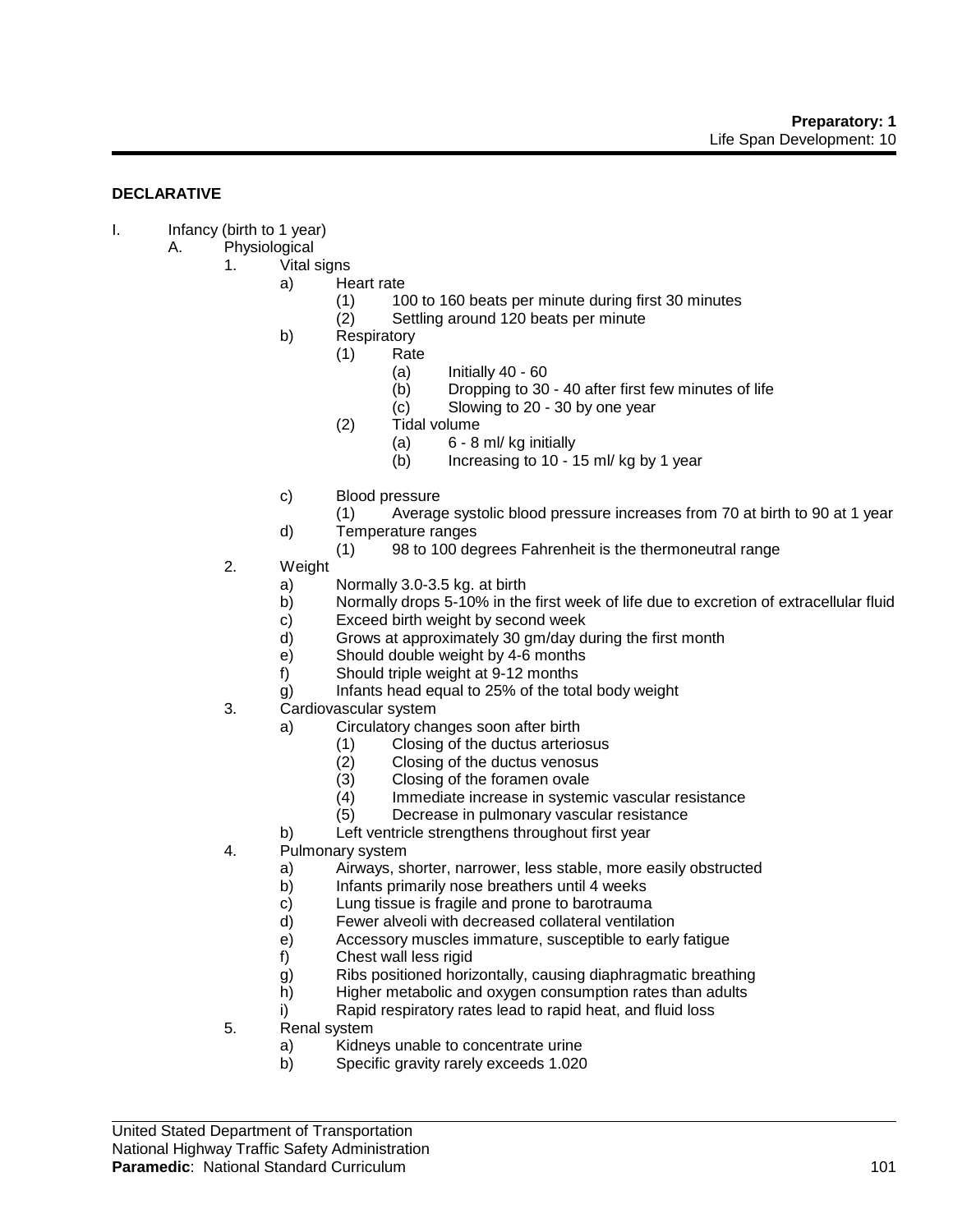**DECLARATIVE**

I. Infancy (birth to 1 year)
  A. Physiological
    1. Vital signs
      a) Heart rate
        (1) 100 to 160 beats per minute during first 30 minutes
        (2) Settling around 120 beats per minute
      b) Respiratory
        (1) Rate
          (a) Initially 40 - 60
          (b) Dropping to 30 - 40 after first few minutes of life
          (c) Slowing to 20 - 30 by one year
        (2) Tidal volume
          (a) 6 - 8 ml/ kg initially
          (b) Increasing to 10 - 15 ml/ kg by 1 year
      c) Blood pressure
        (1) Average systolic blood pressure increases from 70 at birth to 90 at 1 year
      d) Temperature ranges
        (1) 98 to 100 degrees Fahrenheit is the thermoneutral range
    2. Weight
      a) Normally 3.0-3.5 kg. at birth
      b) Normally drops 5-10% in the first week of life due to excretion of extracellular fluid
      c) Exceed birth weight by second week
      d) Grows at approximately 30 gm/day during the first month
      e) Should double weight by 4-6 months
      f) Should triple weight at 9-12 months
      g) Infants head equal to 25% of the total body weight
    3. Cardiovascular system
      a) Circulatory changes soon after birth
        (1) Closing of the ductus arteriosus
        (2) Closing of the ductus venosus
        (3) Closing of the foramen ovale
        (4) Immediate increase in systemic vascular resistance
        (5) Decrease in pulmonary vascular resistance
      b) Left ventricle strengthens throughout first year
    4. Pulmonary system
      a) Airways, shorter, narrower, less stable, more easily obstructed
      b) Infants primarily nose breathers until 4 weeks
      c) Lung tissue is fragile and prone to barotrauma
      d) Fewer alveoli with decreased collateral ventilation
      e) Accessory muscles immature, susceptible to early fatigue
      f) Chest wall less rigid
      g) Ribs positioned horizontally, causing diaphragmatic breathing
      h) Higher metabolic and oxygen consumption rates than adults
      i) Rapid respiratory rates lead to rapid heat, and fluid loss
    5. Renal system
      a) Kidneys unable to concentrate urine
      b) Specific gravity rarely exceeds 1.020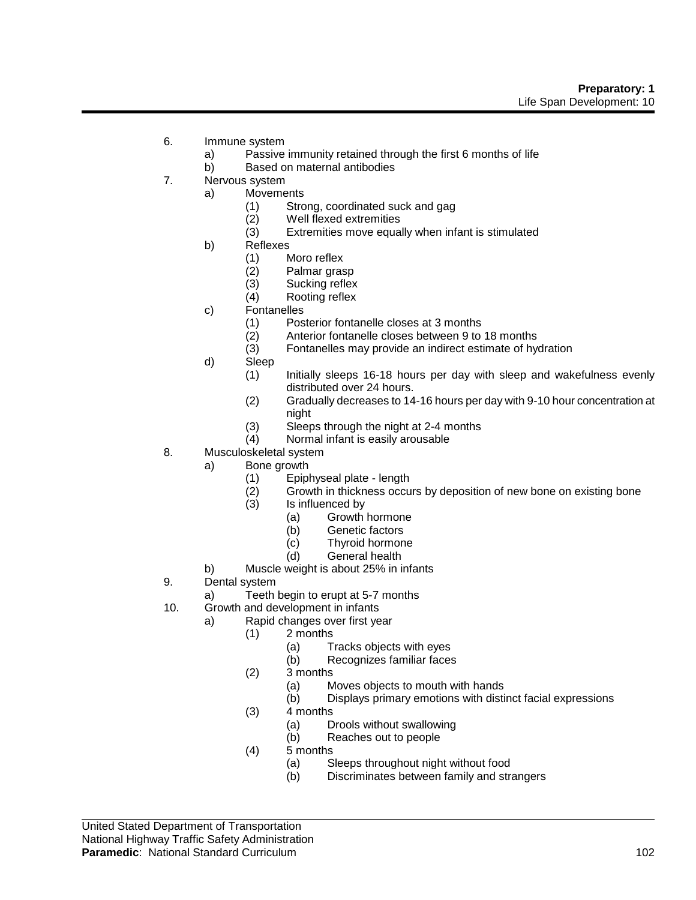6. Immune system
    a) Passive immunity retained through the first 6 months of life
    b) Based on maternal antibodies
7. Nervous system
    a) Movements
        (1) Strong, coordinated suck and gag
        (2) Well flexed extremities
        (3) Extremities move equally when infant is stimulated
    b) Reflexes
        (1) Moro reflex
        (2) Palmar grasp
        (3) Sucking reflex
        (4) Rooting reflex
    c) Fontanelles
        (1) Posterior fontanelle closes at 3 months
        (2) Anterior fontanelle closes between 9 to 18 months
        (3) Fontanelles may provide an indirect estimate of hydration
    d) Sleep
        (1) Initially sleeps 16-18 hours per day with sleep and wakefulness evenly distributed over 24 hours.
        (2) Gradually decreases to 14-16 hours per day with 9-10 hour concentration at night
        (3) Sleeps through the night at 2-4 months
        (4) Normal infant is easily arousable
8. Musculoskeletal system
    a) Bone growth
        (1) Epiphyseal plate - length
        (2) Growth in thickness occurs by deposition of new bone on existing bone
        (3) Is influenced by
            (a) Growth hormone
            (b) Genetic factors
            (c) Thyroid hormone
            (d) General health
    b) Muscle weight is about 25% in infants
9. Dental system
    a) Teeth begin to erupt at 5-7 months
10. Growth and development in infants
    a) Rapid changes over first year
        (1) 2 months
            (a) Tracks objects with eyes
            (b) Recognizes familiar faces
        (2) 3 months
            (a) Moves objects to mouth with hands
            (b) Displays primary emotions with distinct facial expressions
        (3) 4 months
            (a) Drools without swallowing
            (b) Reaches out to people
        (4) 5 months
            (a) Sleeps throughout night without food
            (b) Discriminates between family and strangers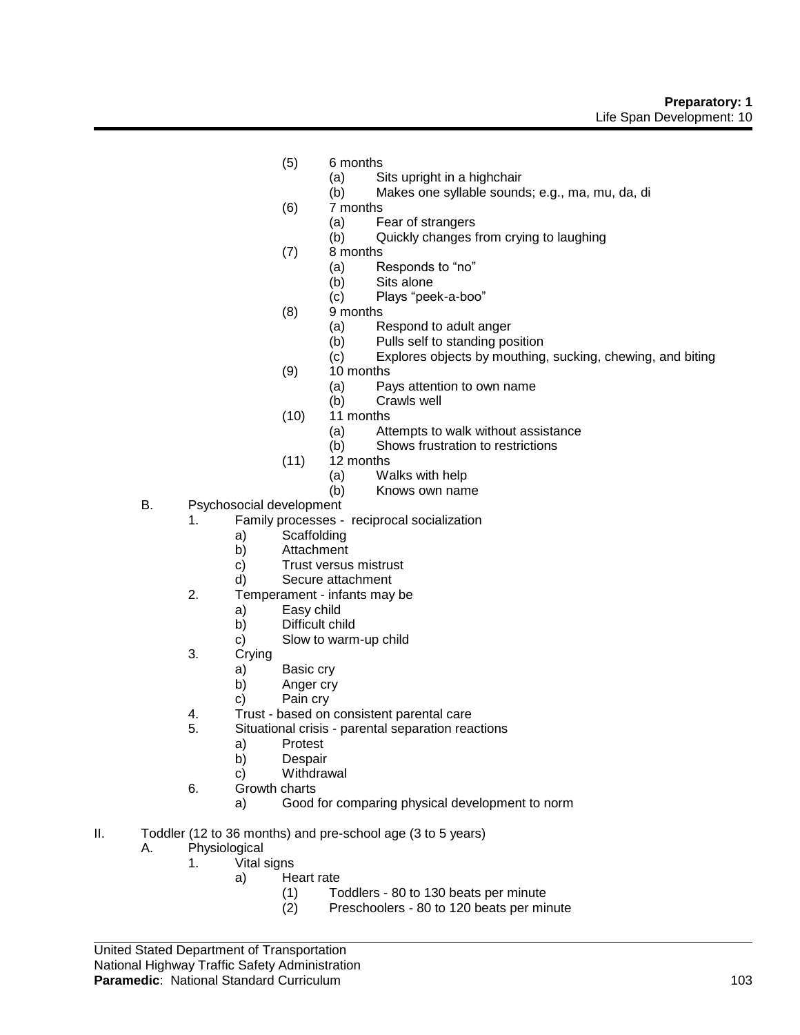- (5) 6 months
  - (a) Sits upright in a highchair
  - (b) Makes one syllable sounds; e.g., ma, mu, da, di
- (6) 7 months
  - (a) Fear of strangers
  - (b) Quickly changes from crying to laughing
- (7) 8 months
  - (a) Responds to "no"
  - (b) Sits alone
  - (c) Plays "peek-a-boo"
- (8) 9 months
  - (a) Respond to adult anger
  - (b) Pulls self to standing position
  - (c) Explores objects by mouthing, sucking, chewing, and biting
- (9) 10 months
  - (a) Pays attention to own name
  - (b) Crawls well
- (10) 11 months
  - (a) Attempts to walk without assistance
  - (b) Shows frustration to restrictions
- (11) 12 months
  - (a) Walks with help
  - (b) Knows own name

B. Psychosocial development
   1. Family processes - reciprocal socialization
      - a) Scaffolding
      - b) Attachment
      - c) Trust versus mistrust
      - d) Secure attachment
   2. Temperament - infants may be
      - a) Easy child
      - b) Difficult child
      - c) Slow to warm-up child
   3. Crying
      - a) Basic cry
      - b) Anger cry
      - c) Pain cry
   4. Trust - based on consistent parental care
   5. Situational crisis - parental separation reactions
      - a) Protest
      - b) Despair
      - c) Withdrawal
   6. Growth charts
      - a) Good for comparing physical development to norm

II. Toddler (12 to 36 months) and pre-school age (3 to 5 years)
   A. Physiological
      1. Vital signs
         - a) Heart rate
           - (1) Toddlers - 80 to 130 beats per minute
           - (2) Preschoolers - 80 to 120 beats per minute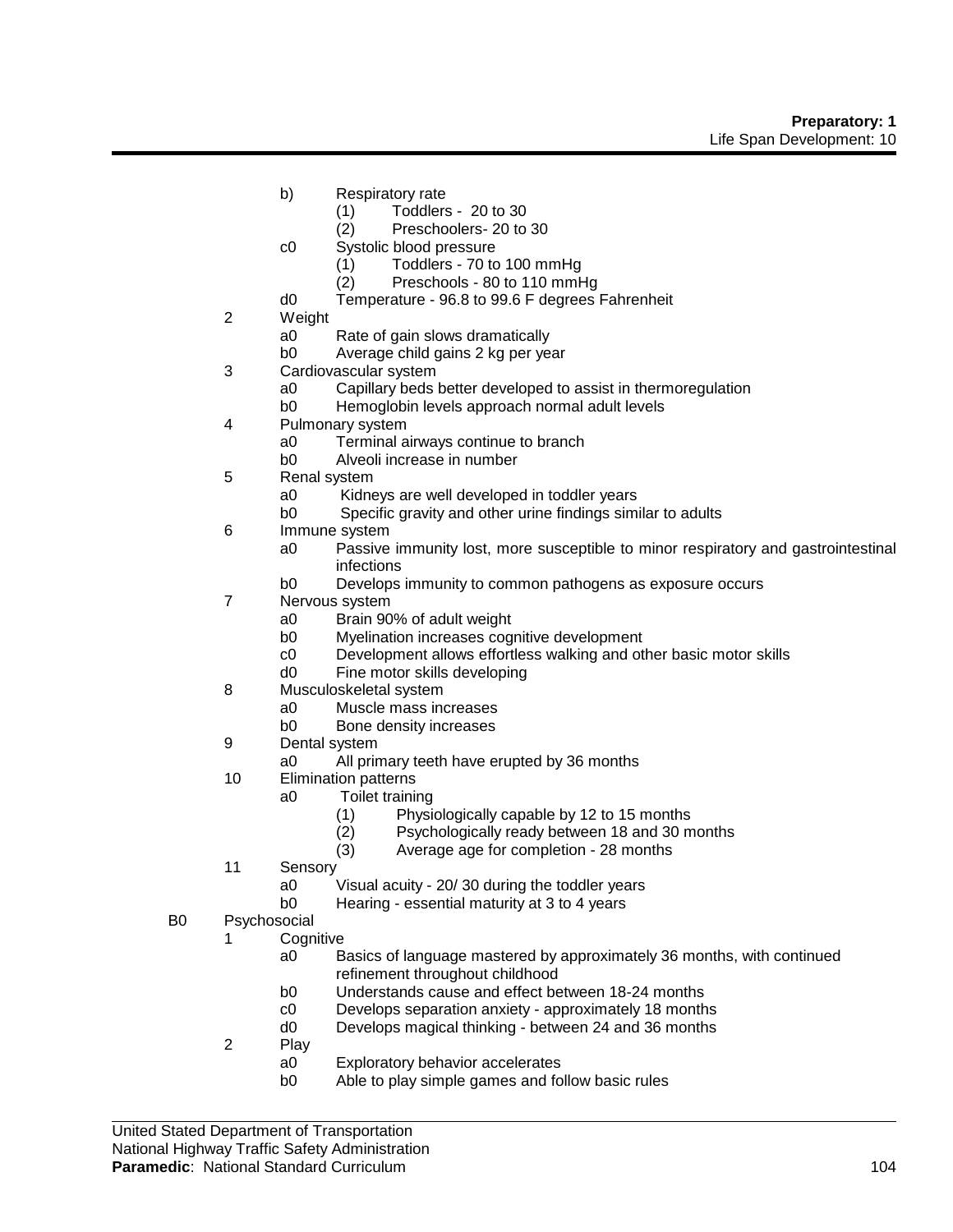- b) Respiratory rate
  - (1) Toddlers - 20 to 30
  - (2) Preschoolers- 20 to 30
- c0 Systolic blood pressure
  - (1) Toddlers - 70 to 100 mmHg
  - (2) Preschools - 80 to 110 mmHg
- d0 Temperature - 96.8 to 99.6 F degrees Fahrenheit

2 Weight
- a0 Rate of gain slows dramatically
- b0 Average child gains 2 kg per year

3 Cardiovascular system
- a0 Capillary beds better developed to assist in thermoregulation
- b0 Hemoglobin levels approach normal adult levels

4 Pulmonary system
- a0 Terminal airways continue to branch
- b0 Alveoli increase in number

5 Renal system
- a0 Kidneys are well developed in toddler years
- b0 Specific gravity and other urine findings similar to adults

6 Immune system
- a0 Passive immunity lost, more susceptible to minor respiratory and gastrointestinal infections
- b0 Develops immunity to common pathogens as exposure occurs

7 Nervous system
- a0 Brain 90% of adult weight
- b0 Myelination increases cognitive development
- c0 Development allows effortless walking and other basic motor skills
- d0 Fine motor skills developing

8 Musculoskeletal system
- a0 Muscle mass increases
- b0 Bone density increases

9 Dental system
- a0 All primary teeth have erupted by 36 months

10 Elimination patterns
- a0 Toilet training
  - (1) Physiologically capable by 12 to 15 months
  - (2) Psychologically ready between 18 and 30 months
  - (3) Average age for completion - 28 months

11 Sensory
- a0 Visual acuity - 20/ 30 during the toddler years
- b0 Hearing - essential maturity at 3 to 4 years

B0 Psychosocial

1 Cognitive
- a0 Basics of language mastered by approximately 36 months, with continued refinement throughout childhood
- b0 Understands cause and effect between 18-24 months
- c0 Develops separation anxiety - approximately 18 months
- d0 Develops magical thinking - between 24 and 36 months

2 Play
- a0 Exploratory behavior accelerates
- b0 Able to play simple games and follow basic rules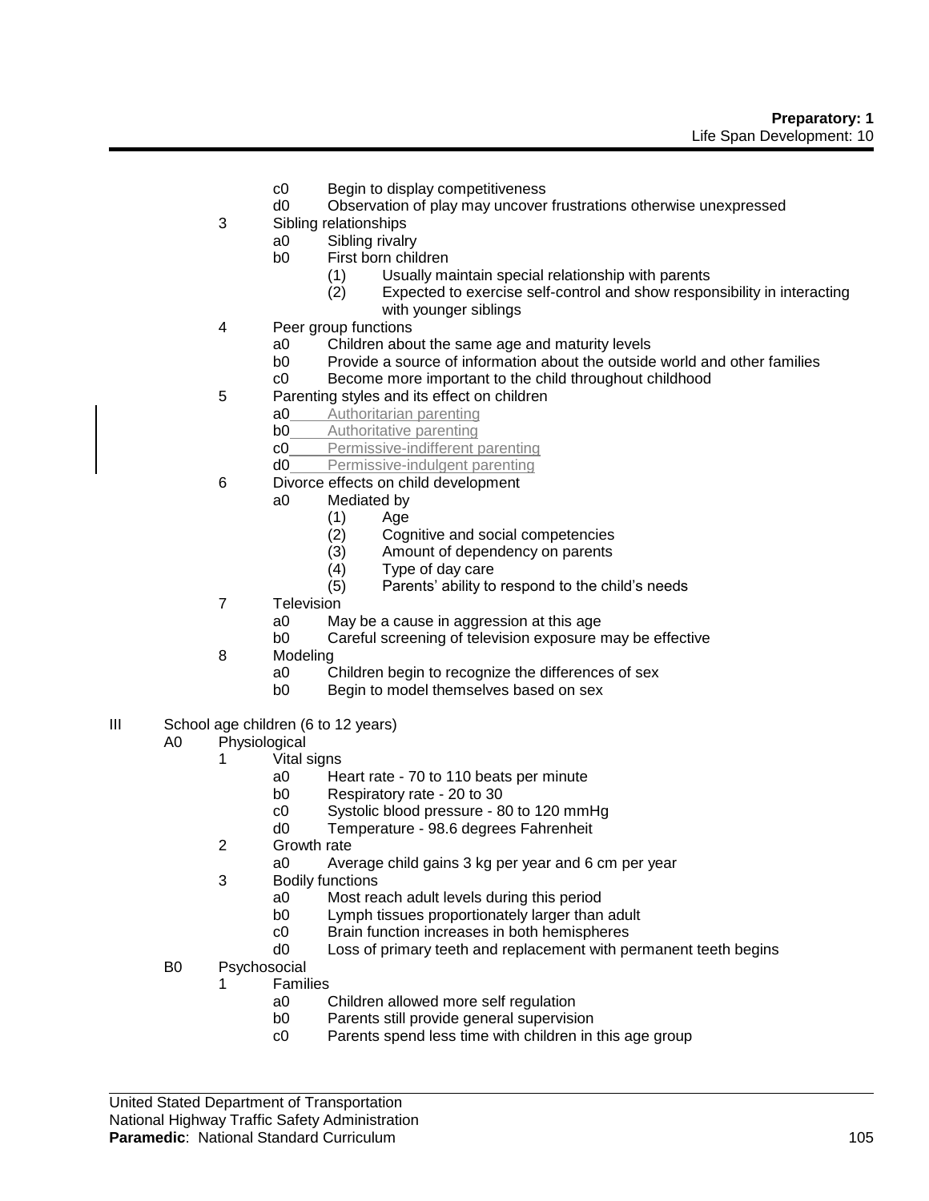c0 Begin to display competitiveness

d0 Observation of play may uncover frustrations otherwise unexpressed

3 Sibling relationships

a0 Sibling rivalry

b0 First born children

(1) Usually maintain special relationship with parents

(2) Expected to exercise self-control and show responsibility in interacting with younger siblings

4 Peer group functions

a0 Children about the same age and maturity levels

b0 Provide a source of information about the outside world and other families

c0 Become more important to the child throughout childhood

5 Parenting styles and its effect on children

a0 Authoritarian parenting

b0 Authoritative parenting

c0 Permissive-indifferent parenting

d0 Permissive-indulgent parenting

6 Divorce effects on child development

a0 Mediated by

(1) Age

(2) Cognitive and social competencies

(3) Amount of dependency on parents

(4) Type of day care

(5) Parents' ability to respond to the child's needs

7 Television

a0 May be a cause in aggression at this age

b0 Careful screening of television exposure may be effective

8 Modeling

a0 Children begin to recognize the differences of sex

b0 Begin to model themselves based on sex

III School age children (6 to 12 years)

A0 Physiological

1 Vital signs

a0 Heart rate - 70 to 110 beats per minute

b0 Respiratory rate - 20 to 30

c0 Systolic blood pressure - 80 to 120 mmHg

d0 Temperature - 98.6 degrees Fahrenheit

2 Growth rate

a0 Average child gains 3 kg per year and 6 cm per year

3 Bodily functions

a0 Most reach adult levels during this period

b0 Lymph tissues proportionately larger than adult

c0 Brain function increases in both hemispheres

d0 Loss of primary teeth and replacement with permanent teeth begins

B0 Psychosocial

1 Families

a0 Children allowed more self regulation

b0 Parents still provide general supervision

c0 Parents spend less time with children in this age group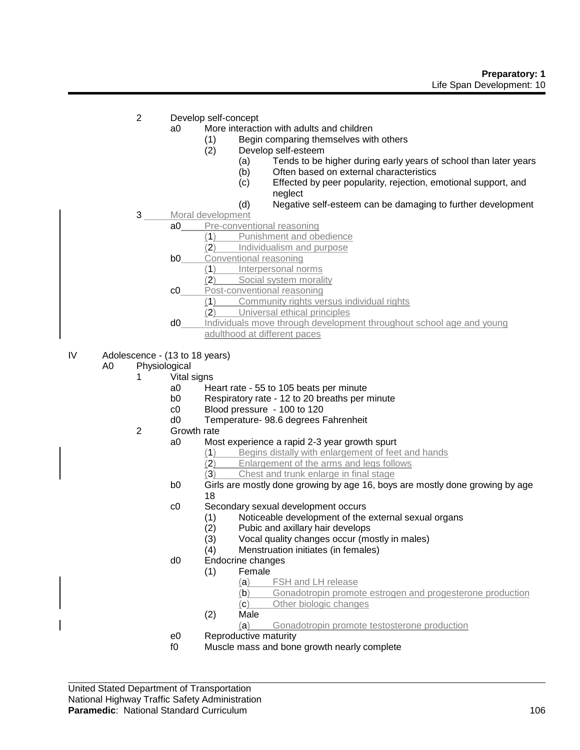2 Develop self-concept
   a0 More interaction with adults and children
      (1) Begin comparing themselves with others
      (2) Develop self-esteem
         (a) Tends to be higher during early years of school than later years
         (b) Often based on external characteristics
         (c) Effected by peer popularity, rejection, emotional support, and neglect
         (d) Negative self-esteem can be damaging to further development

3 Moral development
   a0 Pre-conventional reasoning
      (1) Punishment and obedience
      (2) Individualism and purpose
   b0 Conventional reasoning
      (1) Interpersonal norms
      (2) Social system morality
   c0 Post-conventional reasoning
      (1) Community rights versus individual rights
      (2) Universal ethical principles
   d0 Individuals move through development throughout school age and young adulthood at different paces

IV Adolescence - (13 to 18 years)
A0 Physiological
1 Vital signs
   a0 Heart rate - 55 to 105 beats per minute
   b0 Respiratory rate - 12 to 20 breaths per minute
   c0 Blood pressure - 100 to 120
   d0 Temperature- 98.6 degrees Fahrenheit
2 Growth rate
   a0 Most experience a rapid 2-3 year growth spurt
      (1) Begins distally with enlargement of feet and hands
      (2) Enlargement of the arms and legs follows
      (3) Chest and trunk enlarge in final stage
   b0 Girls are mostly done growing by age 16, boys are mostly done growing by age 18
   c0 Secondary sexual development occurs
      (1) Noticeable development of the external sexual organs
      (2) Pubic and axillary hair develops
      (3) Vocal quality changes occur (mostly in males)
      (4) Menstruation initiates (in females)
   d0 Endocrine changes
      (1) Female
         (a) FSH and LH release
         (b) Gonadotropin promote estrogen and progesterone production
         (c) Other biologic changes
      (2) Male
         (a) Gonadotropin promote testosterone production
   e0 Reproductive maturity
   f0 Muscle mass and bone growth nearly complete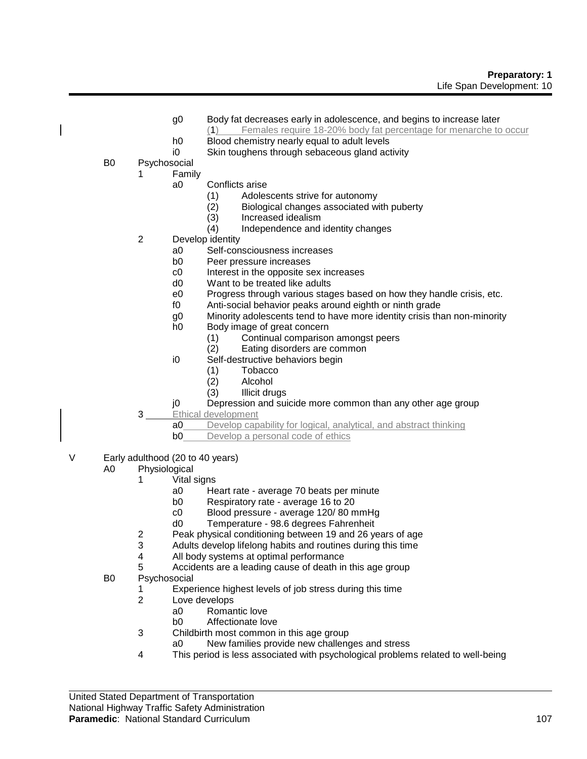- g0 Body fat decreases early in adolescence, and begins to increase later
    - (1) Females require 18-20% body fat percentage for menarche to occur
- h0 Blood chemistry nearly equal to adult levels
- i0 Skin toughens through sebaceous gland activity

B0 Psychosocial

1 Family
- a0 Conflicts arise
    - (1) Adolescents strive for autonomy
    - (2) Biological changes associated with puberty
    - (3) Increased idealism
    - (4) Independence and identity changes

2 Develop identity
- a0 Self-consciousness increases
- b0 Peer pressure increases
- c0 Interest in the opposite sex increases
- d0 Want to be treated like adults
- e0 Progress through various stages based on how they handle crisis, etc.
- f0 Anti-social behavior peaks around eighth or ninth grade
- g0 Minority adolescents tend to have more identity crisis than non-minority
- h0 Body image of great concern
    - (1) Continual comparison amongst peers
    - (2) Eating disorders are common
- i0 Self-destructive behaviors begin
    - (1) Tobacco
    - (2) Alcohol
    - (3) Illicit drugs
- j0 Depression and suicide more common than any other age group

3 Ethical development
- a0 Develop capability for logical, analytical, and abstract thinking
- b0 Develop a personal code of ethics

V Early adulthood (20 to 40 years)

A0 Physiological

1 Vital signs
- a0 Heart rate - average 70 beats per minute
- b0 Respiratory rate - average 16 to 20
- c0 Blood pressure - average 120/ 80 mmHg
- d0 Temperature - 98.6 degrees Fahrenheit

2 Peak physical conditioning between 19 and 26 years of age

3 Adults develop lifelong habits and routines during this time

4 All body systems at optimal performance

5 Accidents are a leading cause of death in this age group

B0 Psychosocial

1 Experience highest levels of job stress during this time

2 Love develops
- a0 Romantic love
- b0 Affectionate love

3 Childbirth most common in this age group
- a0 New families provide new challenges and stress

4 This period is less associated with psychological problems related to well-being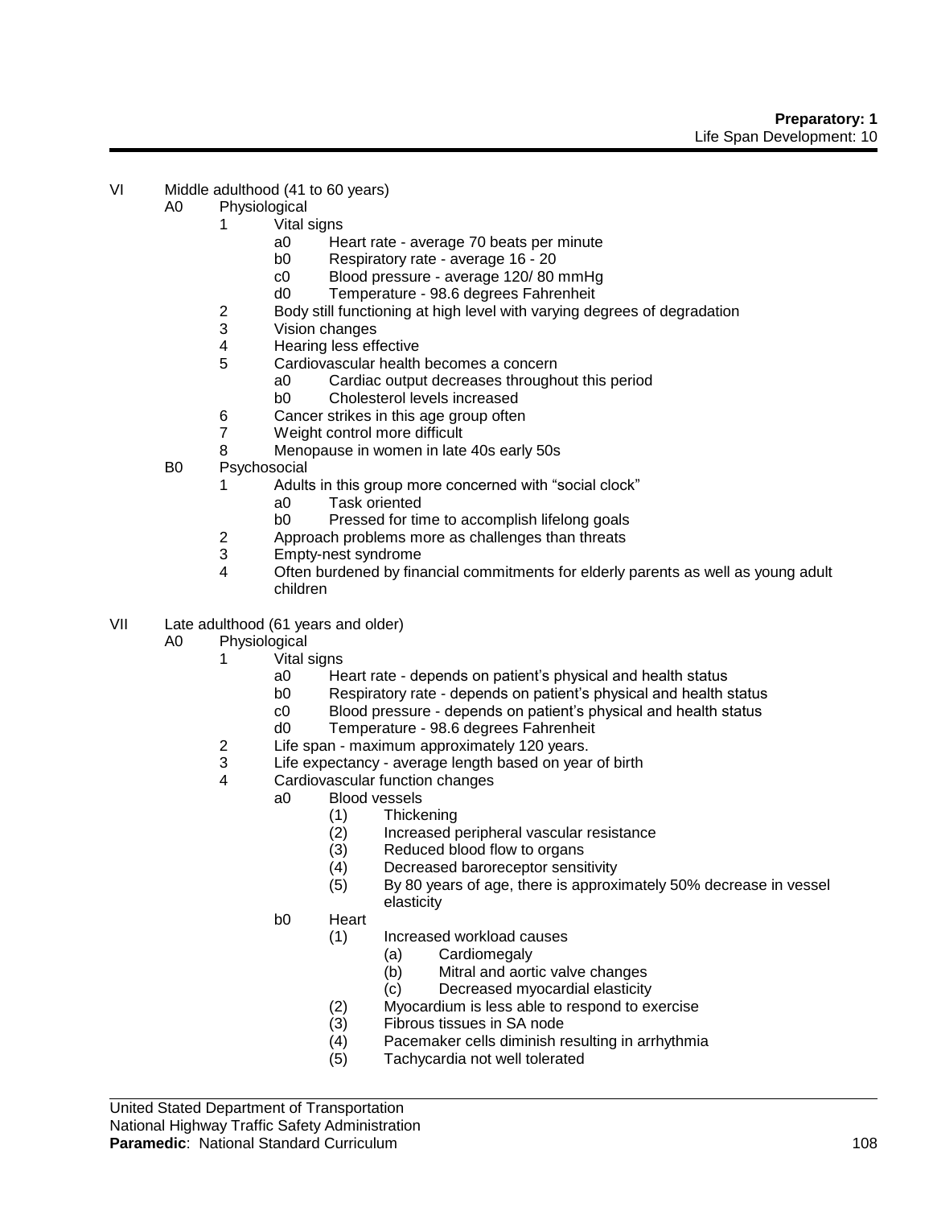VI Middle adulthood (41 to 60 years)

- A0 Physiological
  - 1 Vital signs
    - a0 Heart rate - average 70 beats per minute
    - b0 Respiratory rate - average 16 - 20
    - c0 Blood pressure - average 120/ 80 mmHg
    - d0 Temperature - 98.6 degrees Fahrenheit
  - 2 Body still functioning at high level with varying degrees of degradation
  - 3 Vision changes
  - 4 Hearing less effective
  - 5 Cardiovascular health becomes a concern
    - a0 Cardiac output decreases throughout this period
    - b0 Cholesterol levels increased
  - 6 Cancer strikes in this age group often
  - 7 Weight control more difficult
  - 8 Menopause in women in late 40s early 50s
- B0 Psychosocial
  - 1 Adults in this group more concerned with "social clock"
    - a0 Task oriented
    - b0 Pressed for time to accomplish lifelong goals
  - 2 Approach problems more as challenges than threats
  - 3 Empty-nest syndrome
  - 4 Often burdened by financial commitments for elderly parents as well as young adult children

VII Late adulthood (61 years and older)

- A0 Physiological
  - 1 Vital signs
    - a0 Heart rate - depends on patient's physical and health status
    - b0 Respiratory rate - depends on patient's physical and health status
    - c0 Blood pressure - depends on patient's physical and health status
    - d0 Temperature - 98.6 degrees Fahrenheit
  - 2 Life span - maximum approximately 120 years.
  - 3 Life expectancy - average length based on year of birth
  - 4 Cardiovascular function changes
    - a0 Blood vessels
      - (1) Thickening
      - (2) Increased peripheral vascular resistance
      - (3) Reduced blood flow to organs
      - (4) Decreased baroreceptor sensitivity
      - (5) By 80 years of age, there is approximately 50% decrease in vessel elasticity
    - b0 Heart
      - (1) Increased workload causes
        - (a) Cardiomegaly
        - (b) Mitral and aortic valve changes
        - (c) Decreased myocardial elasticity
      - (2) Myocardium is less able to respond to exercise
      - (3) Fibrous tissues in SA node
      - (4) Pacemaker cells diminish resulting in arrhythmia
      - (5) Tachycardia not well tolerated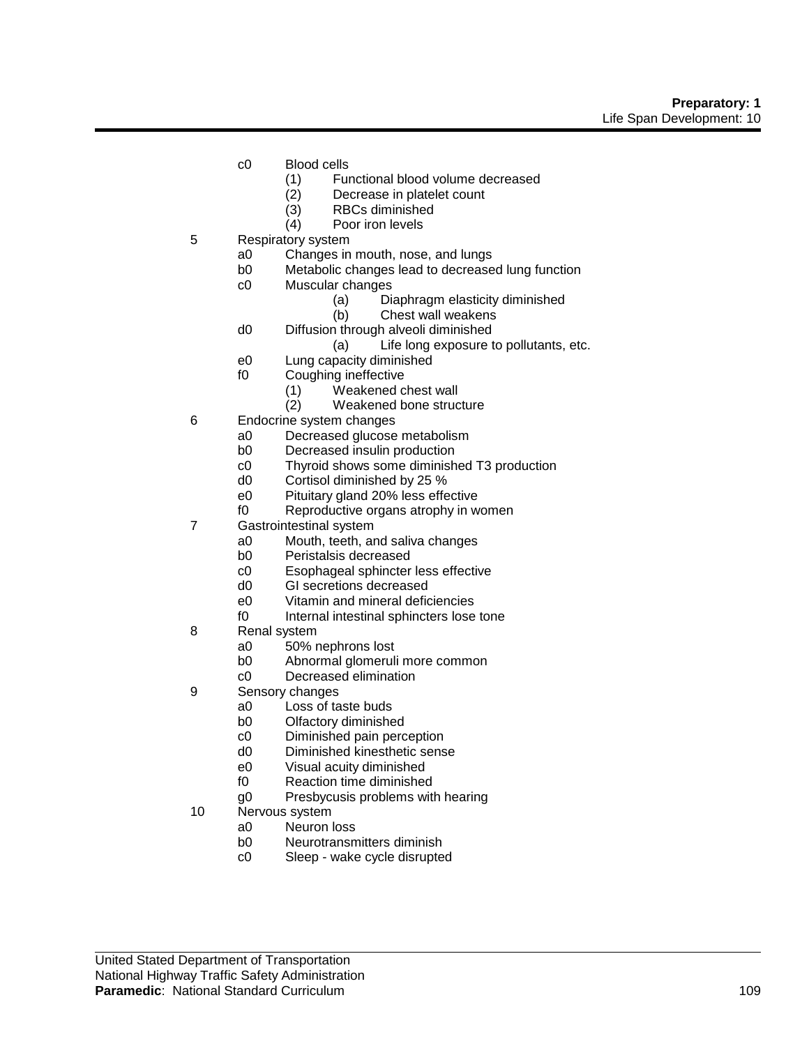c0 Blood cells
   (1) Functional blood volume decreased
   (2) Decrease in platelet count
   (3) RBCs diminished
   (4) Poor iron levels

5 Respiratory system
   a0 Changes in mouth, nose, and lungs
   b0 Metabolic changes lead to decreased lung function
   c0 Muscular changes
      (a) Diaphragm elasticity diminished
      (b) Chest wall weakens
   d0 Diffusion through alveoli diminished
      (a) Life long exposure to pollutants, etc.
   e0 Lung capacity diminished
   f0 Coughing ineffective
      (1) Weakened chest wall
      (2) Weakened bone structure

6 Endocrine system changes
   a0 Decreased glucose metabolism
   b0 Decreased insulin production
   c0 Thyroid shows some diminished T3 production
   d0 Cortisol diminished by 25 %
   e0 Pituitary gland 20% less effective
   f0 Reproductive organs atrophy in women

7 Gastrointestinal system
   a0 Mouth, teeth, and saliva changes
   b0 Peristalsis decreased
   c0 Esophageal sphincter less effective
   d0 GI secretions decreased
   e0 Vitamin and mineral deficiencies
   f0 Internal intestinal sphincters lose tone

8 Renal system
   a0 50% nephrons lost
   b0 Abnormal glomeruli more common
   c0 Decreased elimination

9 Sensory changes
   a0 Loss of taste buds
   b0 Olfactory diminished
   c0 Diminished pain perception
   d0 Diminished kinesthetic sense
   e0 Visual acuity diminished
   f0 Reaction time diminished
   g0 Presbycusis problems with hearing

10 Nervous system
   a0 Neuron loss
   b0 Neurotransmitters diminish
   c0 Sleep - wake cycle disrupted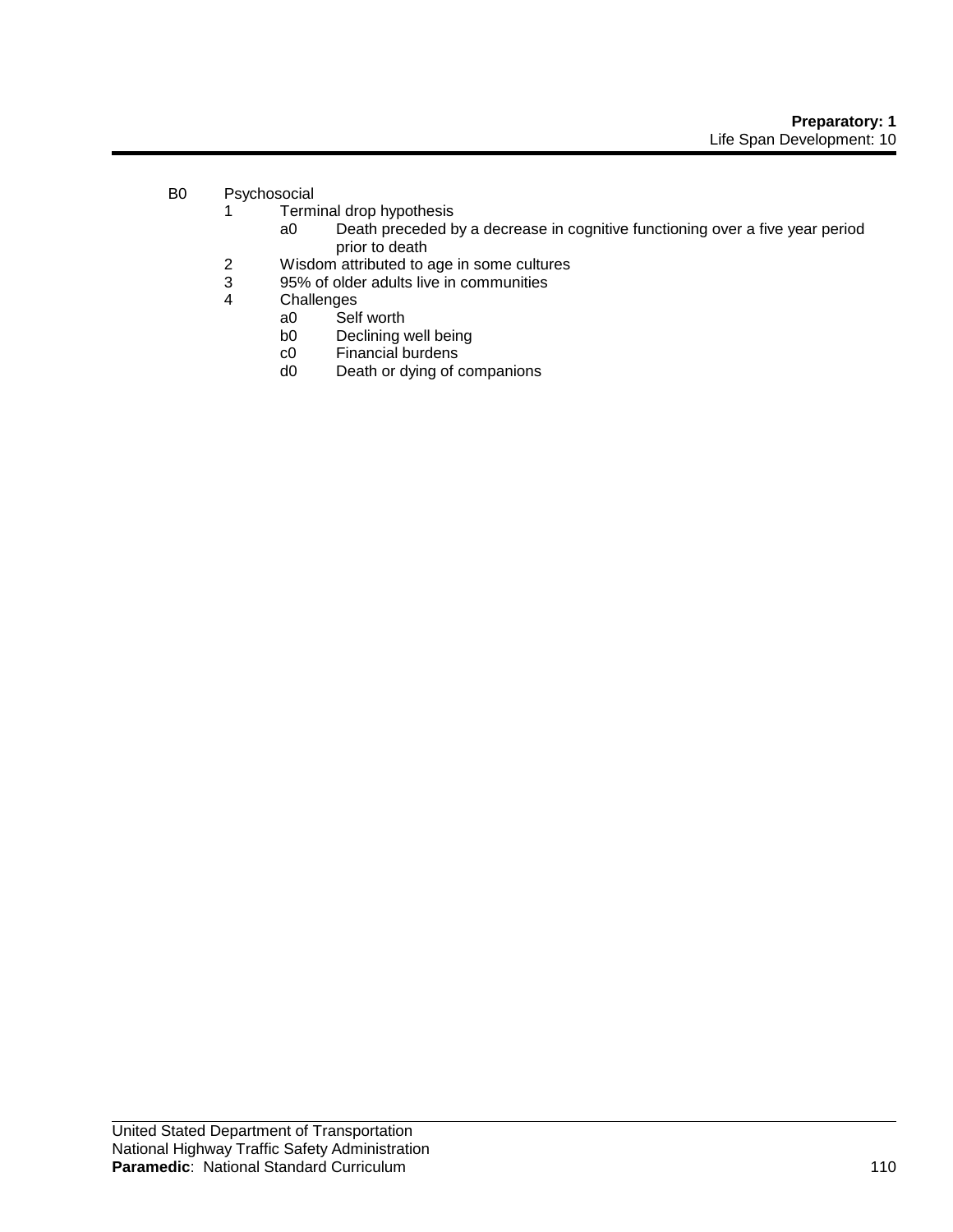B0 Psychosocial
   1 Terminal drop hypothesis
      a0 Death preceded by a decrease in cognitive functioning over a five year period prior to death
   2 Wisdom attributed to age in some cultures
   3 95% of older adults live in communities
   4 Challenges
      a0 Self worth
      b0 Declining well being
      c0 Financial burdens
      d0 Death or dying of companions